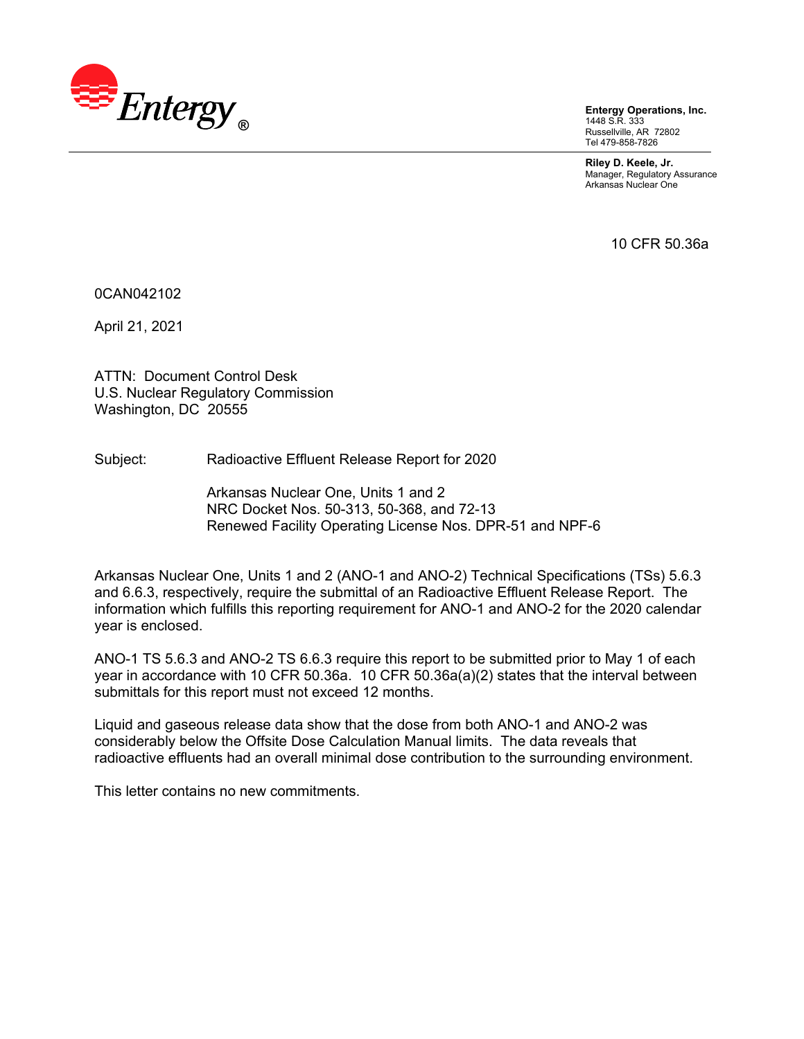Entergy®

**Entergy Operations, Inc.**
1448 S.R. 333
Russellville, AR 72802
Tel 479-858-7826

**Riley D. Keele, Jr.**
Manager, Regulatory Assurance
Arkansas Nuclear One

10 CFR 50.36a

0CAN042102

April 21, 2021

ATTN: Document Control Desk
U.S. Nuclear Regulatory Commission
Washington, DC 20555

Subject: Radioactive Effluent Release Report for 2020

Arkansas Nuclear One, Units 1 and 2
NRC Docket Nos. 50-313, 50-368, and 72-13
Renewed Facility Operating License Nos. DPR-51 and NPF-6

Arkansas Nuclear One, Units 1 and 2 (ANO-1 and ANO-2) Technical Specifications (TSs) 5.6.3 and 6.6.3, respectively, require the submittal of an Radioactive Effluent Release Report. The information which fulfills this reporting requirement for ANO-1 and ANO-2 for the 2020 calendar year is enclosed.

ANO-1 TS 5.6.3 and ANO-2 TS 6.6.3 require this report to be submitted prior to May 1 of each year in accordance with 10 CFR 50.36a. 10 CFR 50.36a(a)(2) states that the interval between submittals for this report must not exceed 12 months.

Liquid and gaseous release data show that the dose from both ANO-1 and ANO-2 was considerably below the Offsite Dose Calculation Manual limits. The data reveals that radioactive effluents had an overall minimal dose contribution to the surrounding environment.

This letter contains no new commitments.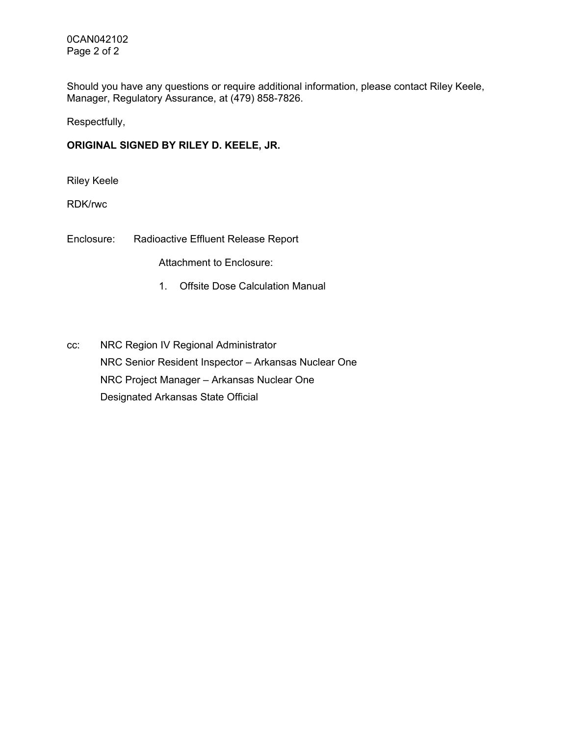Should you have any questions or require additional information, please contact Riley Keele, Manager, Regulatory Assurance, at (479) 858-7826.

Respectfully,

**ORIGINAL SIGNED BY RILEY D. KEELE, JR.**

Riley Keele

RDK/rwc

Enclosure: Radioactive Effluent Release Report

Attachment to Enclosure:

1. Offsite Dose Calculation Manual

cc: NRC Region IV Regional Administrator

NRC Senior Resident Inspector – Arkansas Nuclear One

NRC Project Manager – Arkansas Nuclear One

Designated Arkansas State Official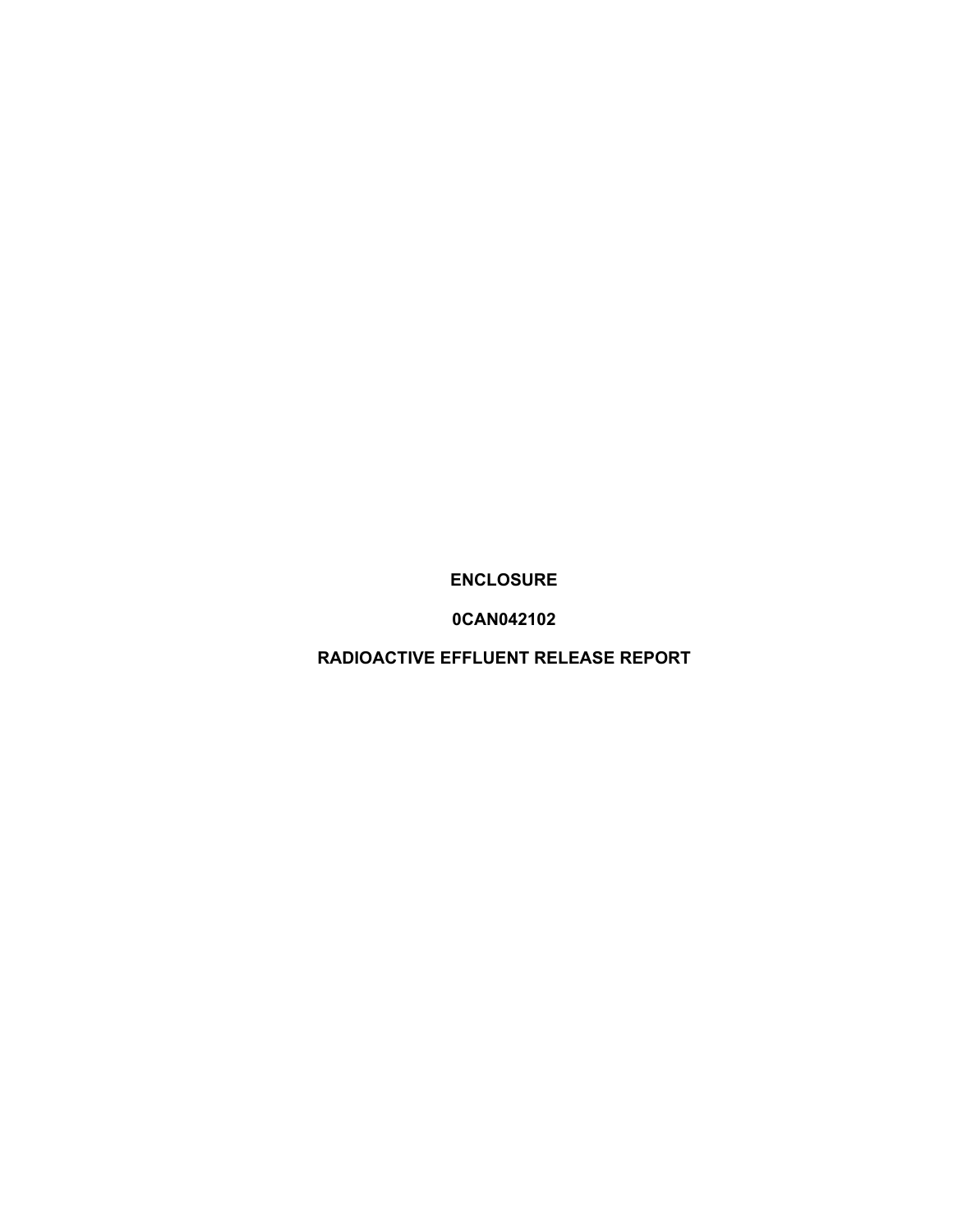**ENCLOSURE**

**0CAN042102**

**RADIOACTIVE EFFLUENT RELEASE REPORT**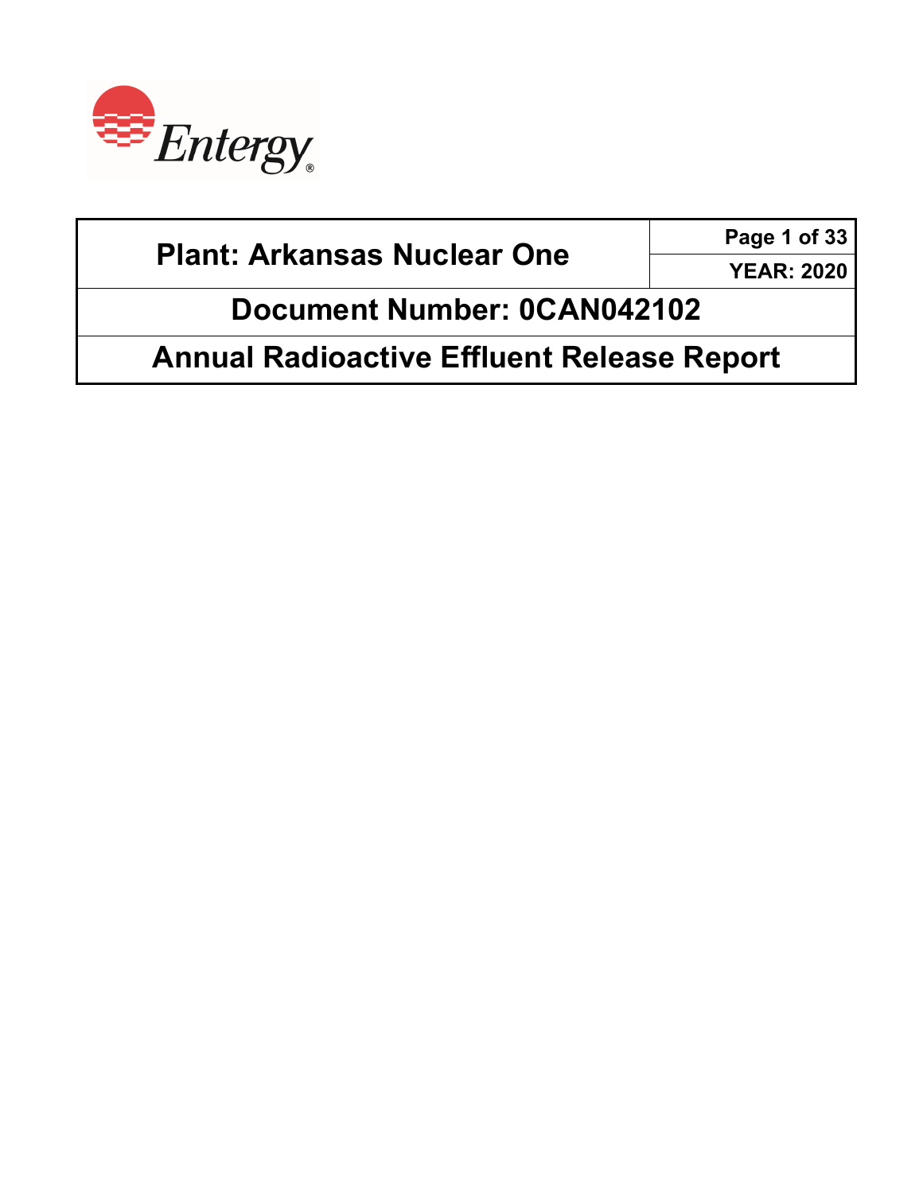Entergy

| Plant: Arkansas Nuclear One | Page 1 of 33 |
| --- | --- |
| | YEAR: 2020 |
| Document Number: 0CAN042102 | |
| Annual Radioactive Effluent Release Report | |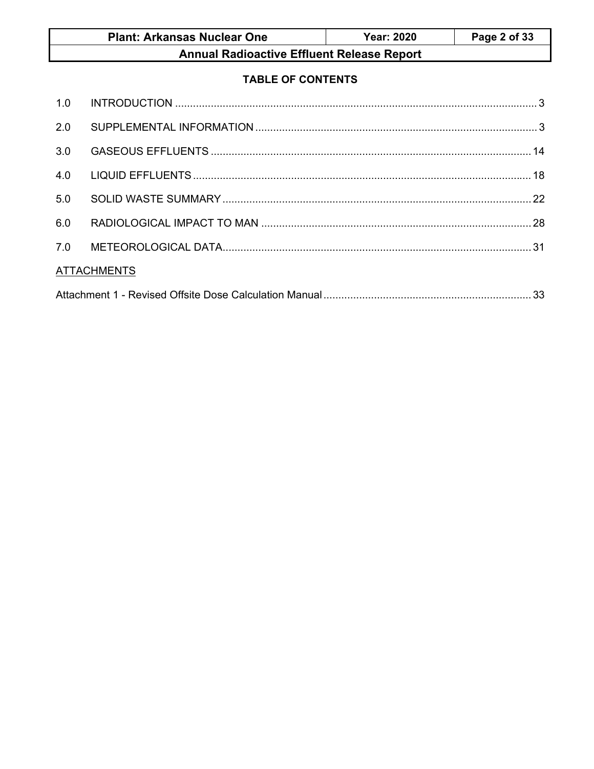## TABLE OF CONTENTS

| | | |
|---|---|---|
| 1.0 | INTRODUCTION | 3 |
| 2.0 | SUPPLEMENTAL INFORMATION | 3 |
| 3.0 | GASEOUS EFFLUENTS | 14 |
| 4.0 | LIQUID EFFLUENTS | 18 |
| 5.0 | SOLID WASTE SUMMARY | 22 |
| 6.0 | RADIOLOGICAL IMPACT TO MAN | 28 |
| 7.0 | METEOROLOGICAL DATA | 31 |

ATTACHMENTS

Attachment 1 - Revised Offsite Dose Calculation Manual ..... 33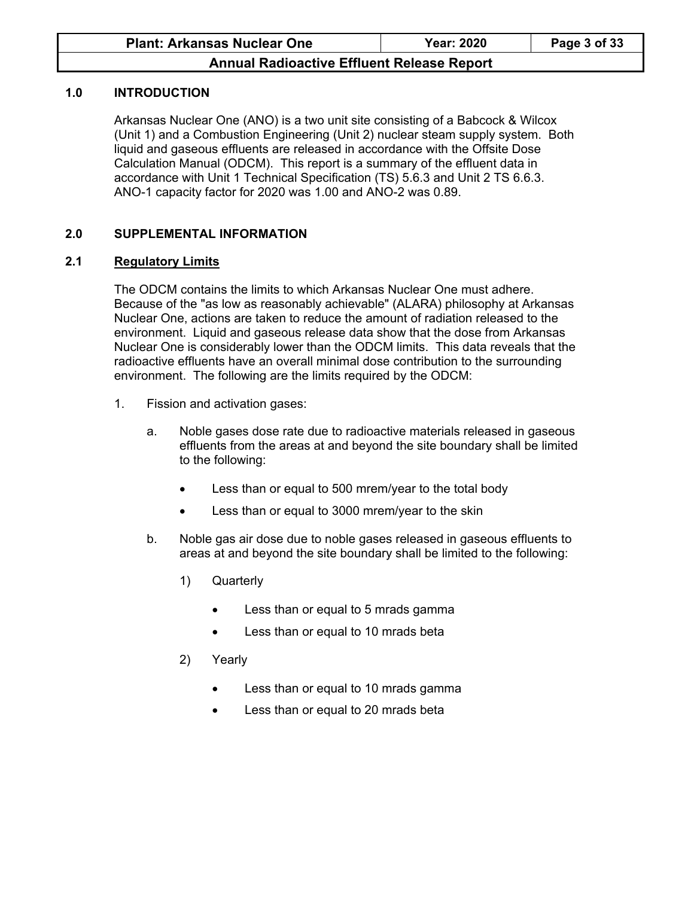## 1.0 INTRODUCTION

Arkansas Nuclear One (ANO) is a two unit site consisting of a Babcock & Wilcox (Unit 1) and a Combustion Engineering (Unit 2) nuclear steam supply system. Both liquid and gaseous effluents are released in accordance with the Offsite Dose Calculation Manual (ODCM). This report is a summary of the effluent data in accordance with Unit 1 Technical Specification (TS) 5.6.3 and Unit 2 TS 6.6.3. ANO-1 capacity factor for 2020 was 1.00 and ANO-2 was 0.89.

## 2.0 SUPPLEMENTAL INFORMATION

### 2.1 Regulatory Limits

The ODCM contains the limits to which Arkansas Nuclear One must adhere. Because of the "as low as reasonably achievable" (ALARA) philosophy at Arkansas Nuclear One, actions are taken to reduce the amount of radiation released to the environment. Liquid and gaseous release data show that the dose from Arkansas Nuclear One is considerably lower than the ODCM limits. This data reveals that the radioactive effluents have an overall minimal dose contribution to the surrounding environment. The following are the limits required by the ODCM:

1. Fission and activation gases:

   a. Noble gases dose rate due to radioactive materials released in gaseous effluents from the areas at and beyond the site boundary shall be limited to the following:

      - Less than or equal to 500 mrem/year to the total body
      - Less than or equal to 3000 mrem/year to the skin

   b. Noble gas air dose due to noble gases released in gaseous effluents to areas at and beyond the site boundary shall be limited to the following:

      1) Quarterly

         - Less than or equal to 5 mrads gamma
         - Less than or equal to 10 mrads beta

      2) Yearly

         - Less than or equal to 10 mrads gamma
         - Less than or equal to 20 mrads beta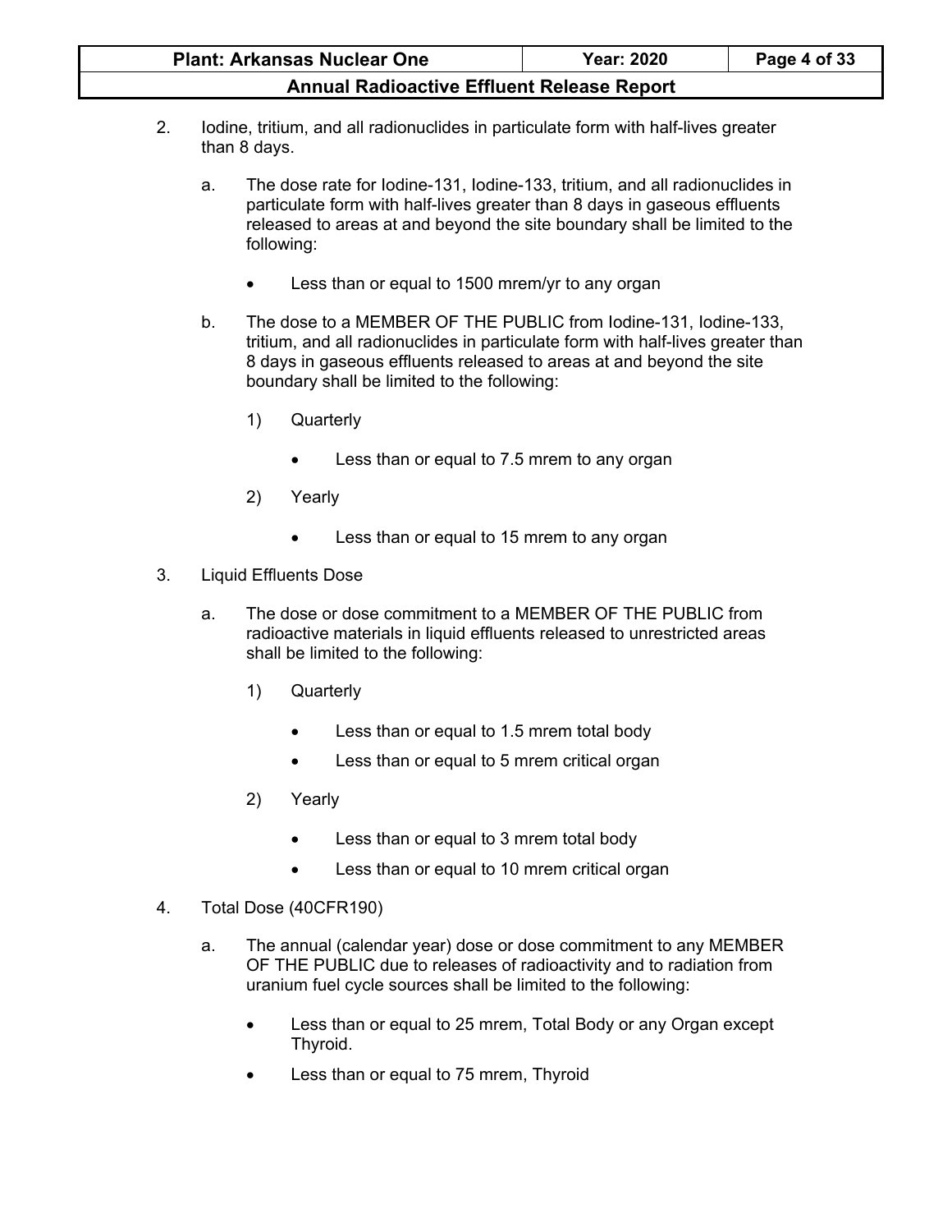2. Iodine, tritium, and all radionuclides in particulate form with half-lives greater than 8 days.

   a. The dose rate for Iodine-131, Iodine-133, tritium, and all radionuclides in particulate form with half-lives greater than 8 days in gaseous effluents released to areas at and beyond the site boundary shall be limited to the following:

      - Less than or equal to 1500 mrem/yr to any organ

   b. The dose to a MEMBER OF THE PUBLIC from Iodine-131, Iodine-133, tritium, and all radionuclides in particulate form with half-lives greater than 8 days in gaseous effluents released to areas at and beyond the site boundary shall be limited to the following:

      1) Quarterly

         - Less than or equal to 7.5 mrem to any organ

      2) Yearly

         - Less than or equal to 15 mrem to any organ

3. Liquid Effluents Dose

   a. The dose or dose commitment to a MEMBER OF THE PUBLIC from radioactive materials in liquid effluents released to unrestricted areas shall be limited to the following:

      1) Quarterly

         - Less than or equal to 1.5 mrem total body
         - Less than or equal to 5 mrem critical organ

      2) Yearly

         - Less than or equal to 3 mrem total body
         - Less than or equal to 10 mrem critical organ

4. Total Dose (40CFR190)

   a. The annual (calendar year) dose or dose commitment to any MEMBER OF THE PUBLIC due to releases of radioactivity and to radiation from uranium fuel cycle sources shall be limited to the following:

      - Less than or equal to 25 mrem, Total Body or any Organ except Thyroid.
      - Less than or equal to 75 mrem, Thyroid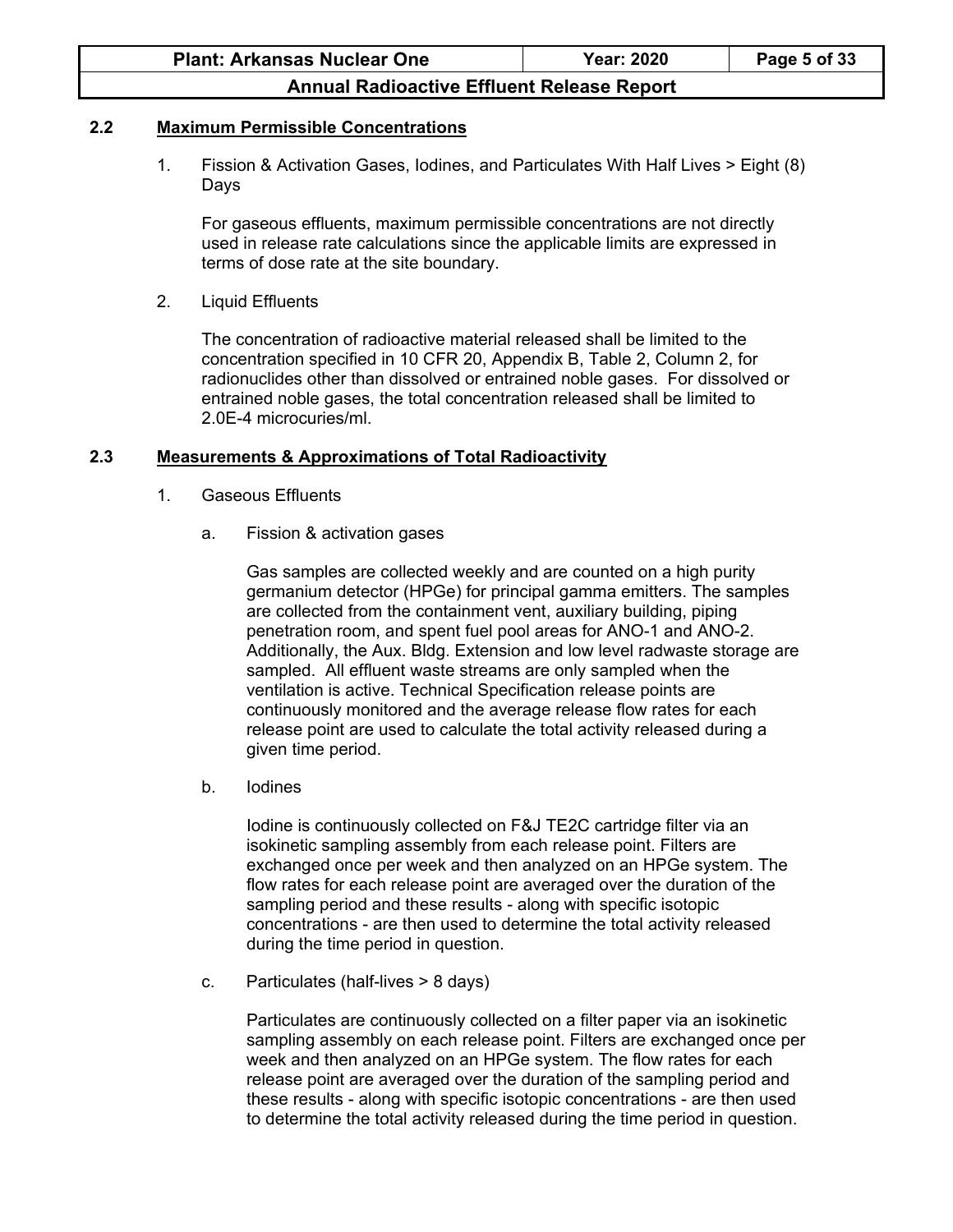## 2.2 Maximum Permissible Concentrations

1. Fission & Activation Gases, Iodines, and Particulates With Half Lives > Eight (8) Days

   For gaseous effluents, maximum permissible concentrations are not directly used in release rate calculations since the applicable limits are expressed in terms of dose rate at the site boundary.

2. Liquid Effluents

   The concentration of radioactive material released shall be limited to the concentration specified in 10 CFR 20, Appendix B, Table 2, Column 2, for radionuclides other than dissolved or entrained noble gases. For dissolved or entrained noble gases, the total concentration released shall be limited to 2.0E-4 microcuries/ml.

## 2.3 Measurements & Approximations of Total Radioactivity

1. Gaseous Effluents

   a. Fission & activation gases

      Gas samples are collected weekly and are counted on a high purity germanium detector (HPGe) for principal gamma emitters. The samples are collected from the containment vent, auxiliary building, piping penetration room, and spent fuel pool areas for ANO-1 and ANO-2. Additionally, the Aux. Bldg. Extension and low level radwaste storage are sampled. All effluent waste streams are only sampled when the ventilation is active. Technical Specification release points are continuously monitored and the average release flow rates for each release point are used to calculate the total activity released during a given time period.

   b. Iodines

      Iodine is continuously collected on F&J TE2C cartridge filter via an isokinetic sampling assembly from each release point. Filters are exchanged once per week and then analyzed on an HPGe system. The flow rates for each release point are averaged over the duration of the sampling period and these results - along with specific isotopic concentrations - are then used to determine the total activity released during the time period in question.

   c. Particulates (half-lives > 8 days)

      Particulates are continuously collected on a filter paper via an isokinetic sampling assembly on each release point. Filters are exchanged once per week and then analyzed on an HPGe system. The flow rates for each release point are averaged over the duration of the sampling period and these results - along with specific isotopic concentrations - are then used to determine the total activity released during the time period in question.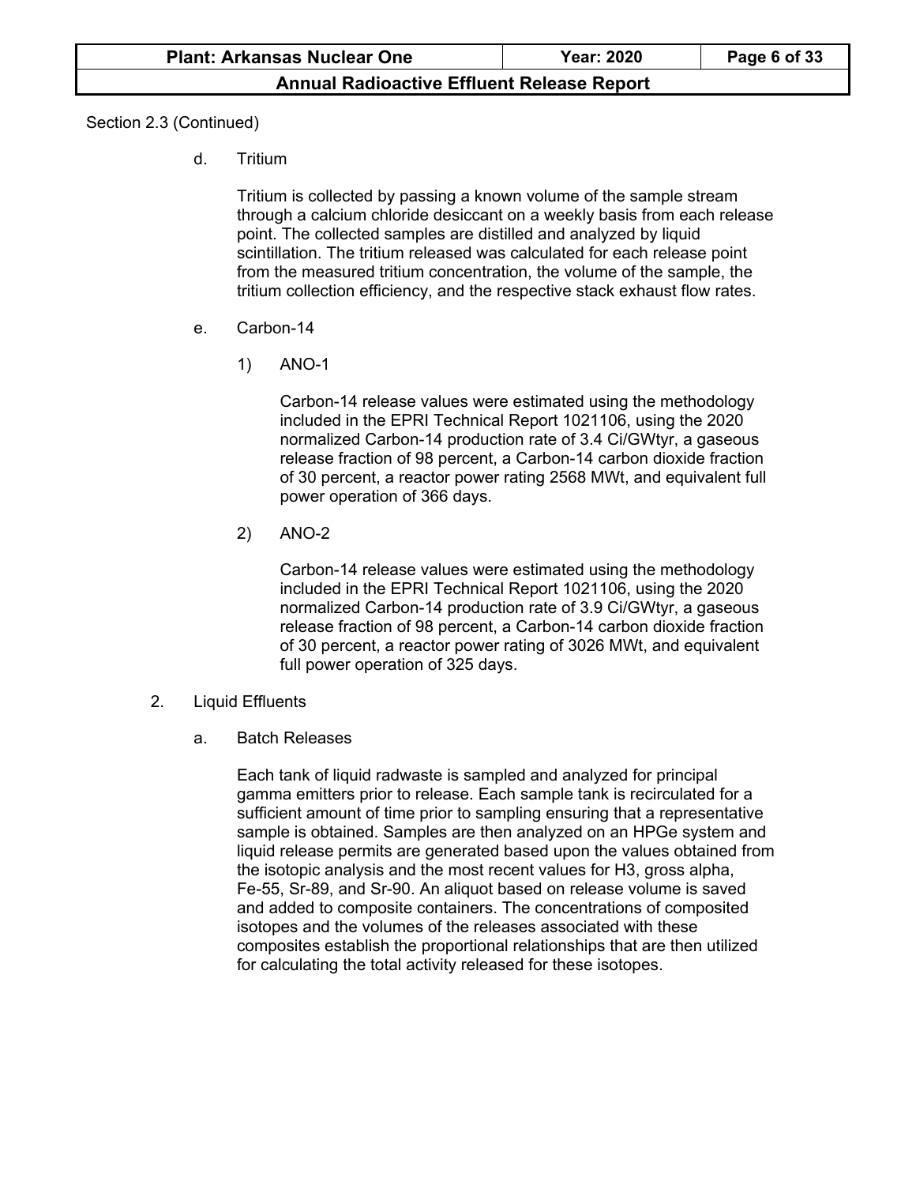Section 2.3 (Continued)

d. Tritium

Tritium is collected by passing a known volume of the sample stream through a calcium chloride desiccant on a weekly basis from each release point. The collected samples are distilled and analyzed by liquid scintillation. The tritium released was calculated for each release point from the measured tritium concentration, the volume of the sample, the tritium collection efficiency, and the respective stack exhaust flow rates.

e. Carbon-14

1) ANO-1

Carbon-14 release values were estimated using the methodology included in the EPRI Technical Report 1021106, using the 2020 normalized Carbon-14 production rate of 3.4 Ci/GWtyr, a gaseous release fraction of 98 percent, a Carbon-14 carbon dioxide fraction of 30 percent, a reactor power rating 2568 MWt, and equivalent full power operation of 366 days.

2) ANO-2

Carbon-14 release values were estimated using the methodology included in the EPRI Technical Report 1021106, using the 2020 normalized Carbon-14 production rate of 3.9 Ci/GWtyr, a gaseous release fraction of 98 percent, a Carbon-14 carbon dioxide fraction of 30 percent, a reactor power rating of 3026 MWt, and equivalent full power operation of 325 days.

2. Liquid Effluents

a. Batch Releases

Each tank of liquid radwaste is sampled and analyzed for principal gamma emitters prior to release. Each sample tank is recirculated for a sufficient amount of time prior to sampling ensuring that a representative sample is obtained. Samples are then analyzed on an HPGe system and liquid release permits are generated based upon the values obtained from the isotopic analysis and the most recent values for H3, gross alpha, Fe-55, Sr-89, and Sr-90. An aliquot based on release volume is saved and added to composite containers. The concentrations of composited isotopes and the volumes of the releases associated with these composites establish the proportional relationships that are then utilized for calculating the total activity released for these isotopes.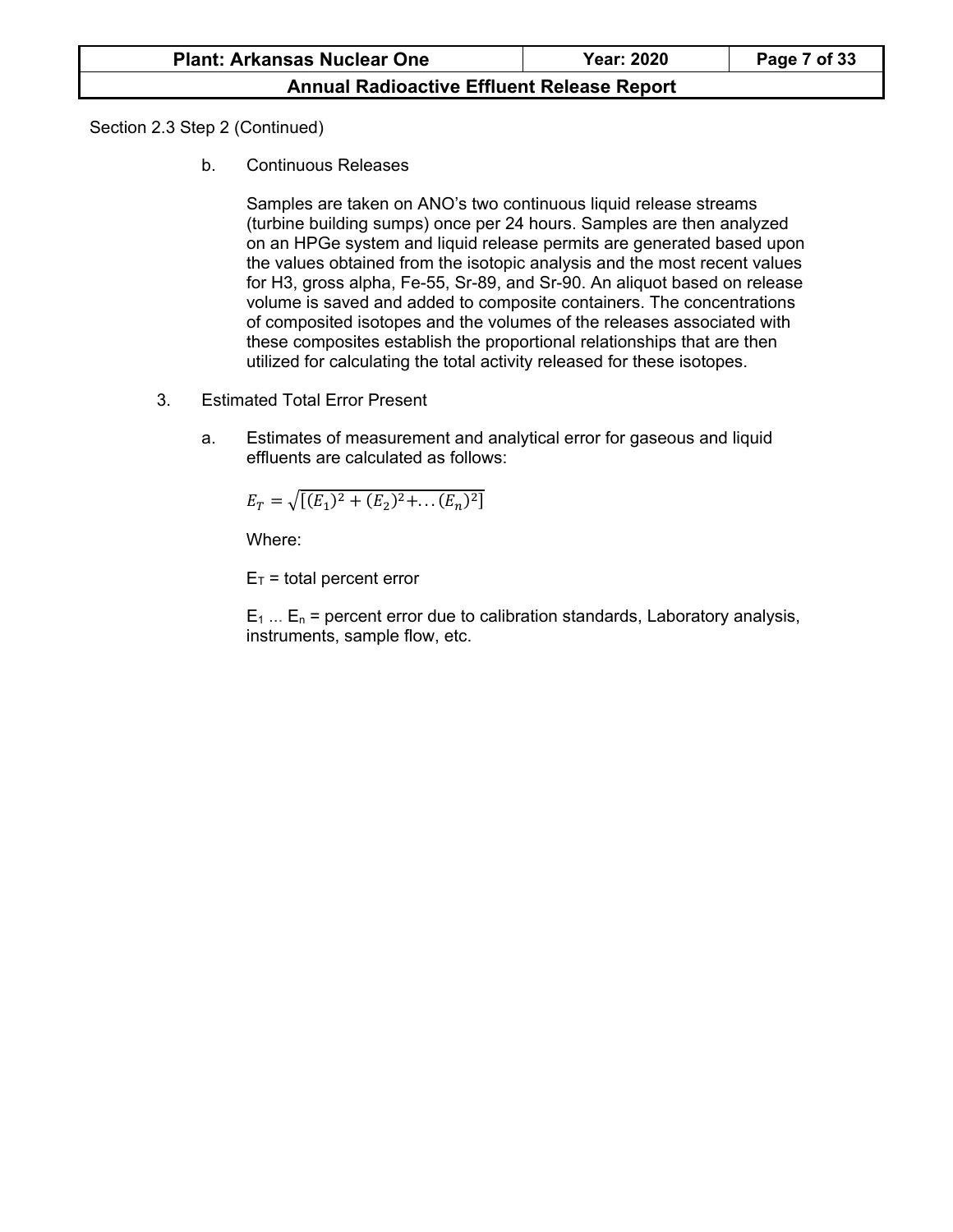Section 2.3 Step 2 (Continued)

b. Continuous Releases

Samples are taken on ANO's two continuous liquid release streams (turbine building sumps) once per 24 hours. Samples are then analyzed on an HPGe system and liquid release permits are generated based upon the values obtained from the isotopic analysis and the most recent values for H3, gross alpha, Fe-55, Sr-89, and Sr-90. An aliquot based on release volume is saved and added to composite containers. The concentrations of composited isotopes and the volumes of the releases associated with these composites establish the proportional relationships that are then utilized for calculating the total activity released for these isotopes.

3. Estimated Total Error Present

a. Estimates of measurement and analytical error for gaseous and liquid effluents are calculated as follows:

$$E_T = \sqrt{[(E_1)^2 + (E_2)^2 + \ldots (E_n)^2]}$$

Where:

$E_T$ = total percent error

$E_1 \ldots E_n$ = percent error due to calibration standards, Laboratory analysis, instruments, sample flow, etc.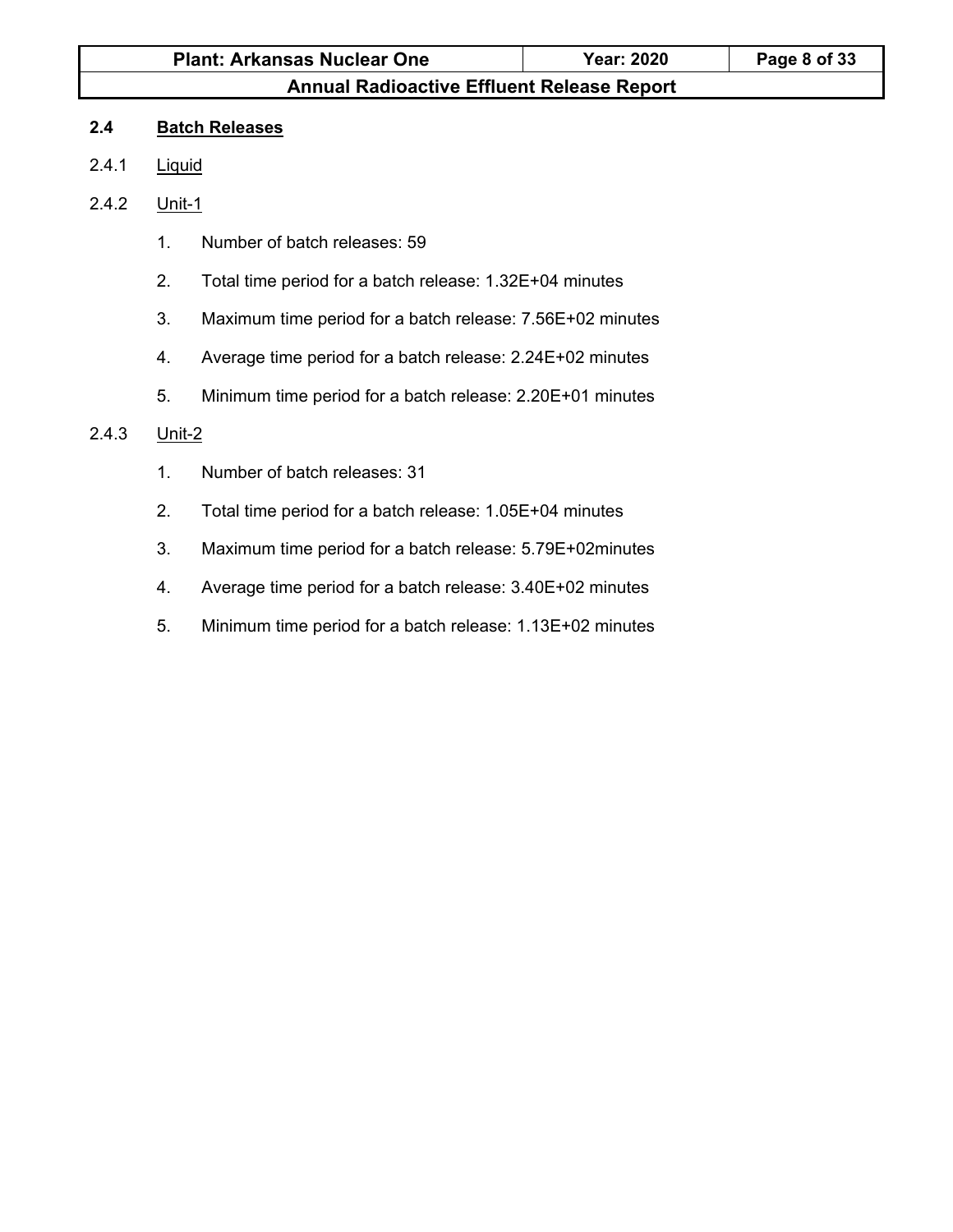## 2.4 Batch Releases

### 2.4.1 Liquid

### 2.4.2 Unit-1

1. Number of batch releases: 59
2. Total time period for a batch release: 1.32E+04 minutes
3. Maximum time period for a batch release: 7.56E+02 minutes
4. Average time period for a batch release: 2.24E+02 minutes
5. Minimum time period for a batch release: 2.20E+01 minutes

### 2.4.3 Unit-2

1. Number of batch releases: 31
2. Total time period for a batch release: 1.05E+04 minutes
3. Maximum time period for a batch release: 5.79E+02minutes
4. Average time period for a batch release: 3.40E+02 minutes
5. Minimum time period for a batch release: 1.13E+02 minutes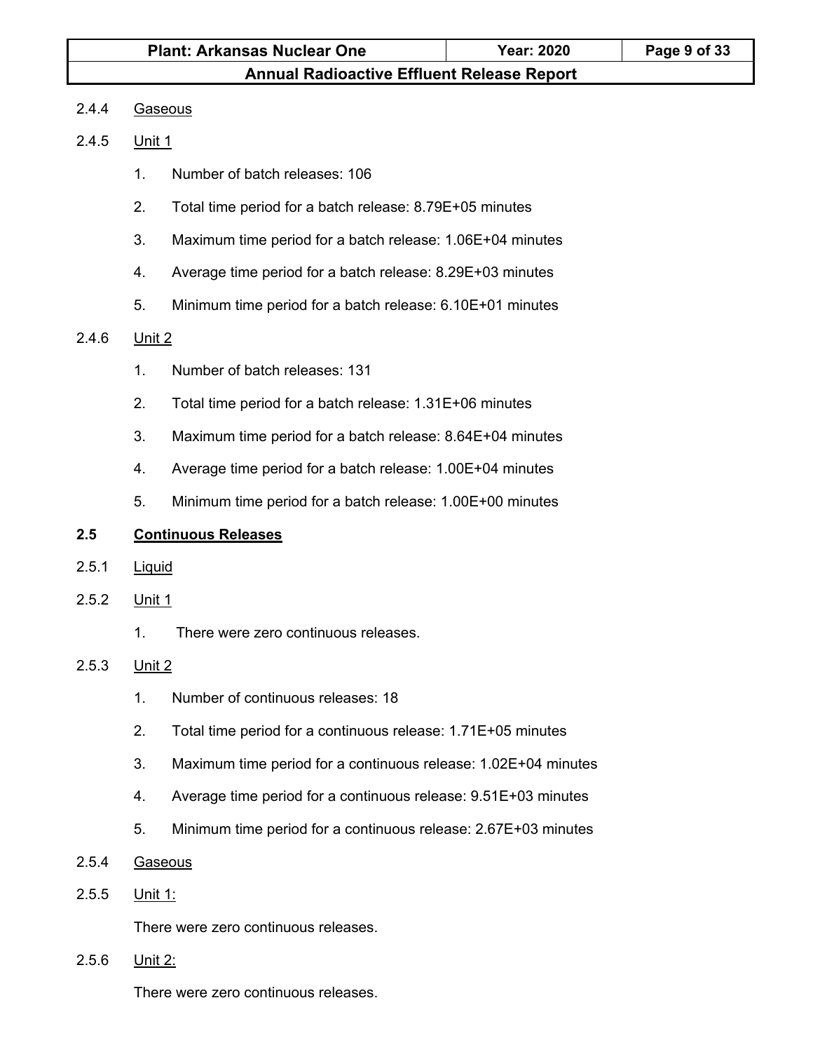2.4.4 Gaseous

2.4.5 Unit 1

1. Number of batch releases: 106
2. Total time period for a batch release: 8.79E+05 minutes
3. Maximum time period for a batch release: 1.06E+04 minutes
4. Average time period for a batch release: 8.29E+03 minutes
5. Minimum time period for a batch release: 6.10E+01 minutes

2.4.6 Unit 2

1. Number of batch releases: 131
2. Total time period for a batch release: 1.31E+06 minutes
3. Maximum time period for a batch release: 8.64E+04 minutes
4. Average time period for a batch release: 1.00E+04 minutes
5. Minimum time period for a batch release: 1.00E+00 minutes

## 2.5 Continuous Releases

2.5.1 Liquid

2.5.2 Unit 1

1. There were zero continuous releases.

2.5.3 Unit 2

1. Number of continuous releases: 18
2. Total time period for a continuous release: 1.71E+05 minutes
3. Maximum time period for a continuous release: 1.02E+04 minutes
4. Average time period for a continuous release: 9.51E+03 minutes
5. Minimum time period for a continuous release: 2.67E+03 minutes

2.5.4 Gaseous

2.5.5 Unit 1:

There were zero continuous releases.

2.5.6 Unit 2:

There were zero continuous releases.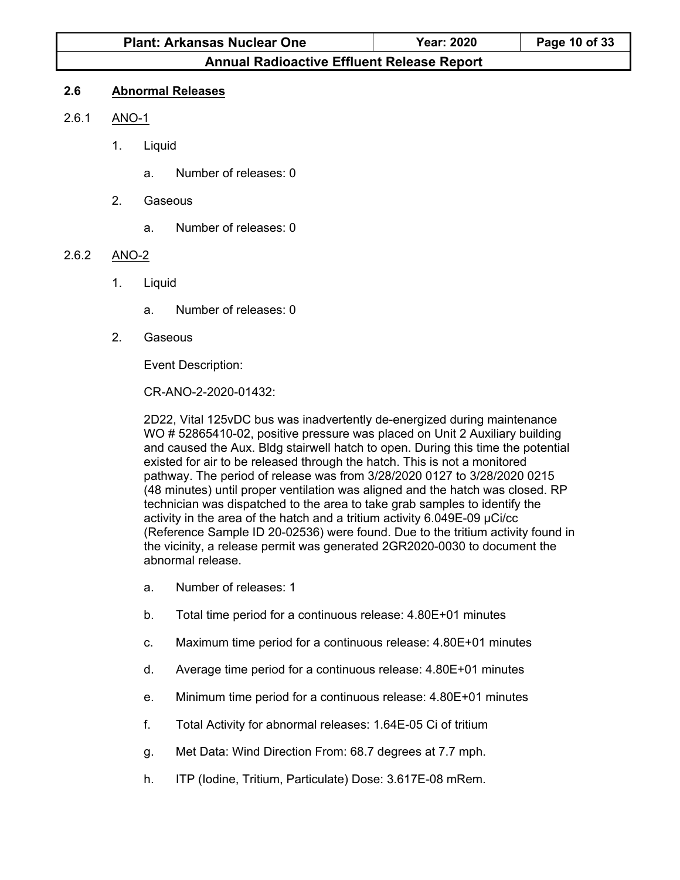## 2.6 Abnormal Releases

### 2.6.1 ANO-1

1. Liquid

   a. Number of releases: 0

2. Gaseous

   a. Number of releases: 0

### 2.6.2 ANO-2

1. Liquid

   a. Number of releases: 0

2. Gaseous

   Event Description:

   CR-ANO-2-2020-01432:

   2D22, Vital 125vDC bus was inadvertently de-energized during maintenance WO # 52865410-02, positive pressure was placed on Unit 2 Auxiliary building and caused the Aux. Bldg stairwell hatch to open. During this time the potential existed for air to be released through the hatch. This is not a monitored pathway. The period of release was from 3/28/2020 0127 to 3/28/2020 0215 (48 minutes) until proper ventilation was aligned and the hatch was closed. RP technician was dispatched to the area to take grab samples to identify the activity in the area of the hatch and a tritium activity 6.049E-09 μCi/cc (Reference Sample ID 20-02536) were found. Due to the tritium activity found in the vicinity, a release permit was generated 2GR2020-0030 to document the abnormal release.

   a. Number of releases: 1

   b. Total time period for a continuous release: 4.80E+01 minutes

   c. Maximum time period for a continuous release: 4.80E+01 minutes

   d. Average time period for a continuous release: 4.80E+01 minutes

   e. Minimum time period for a continuous release: 4.80E+01 minutes

   f. Total Activity for abnormal releases: 1.64E-05 Ci of tritium

   g. Met Data: Wind Direction From: 68.7 degrees at 7.7 mph.

   h. ITP (Iodine, Tritium, Particulate) Dose: 3.617E-08 mRem.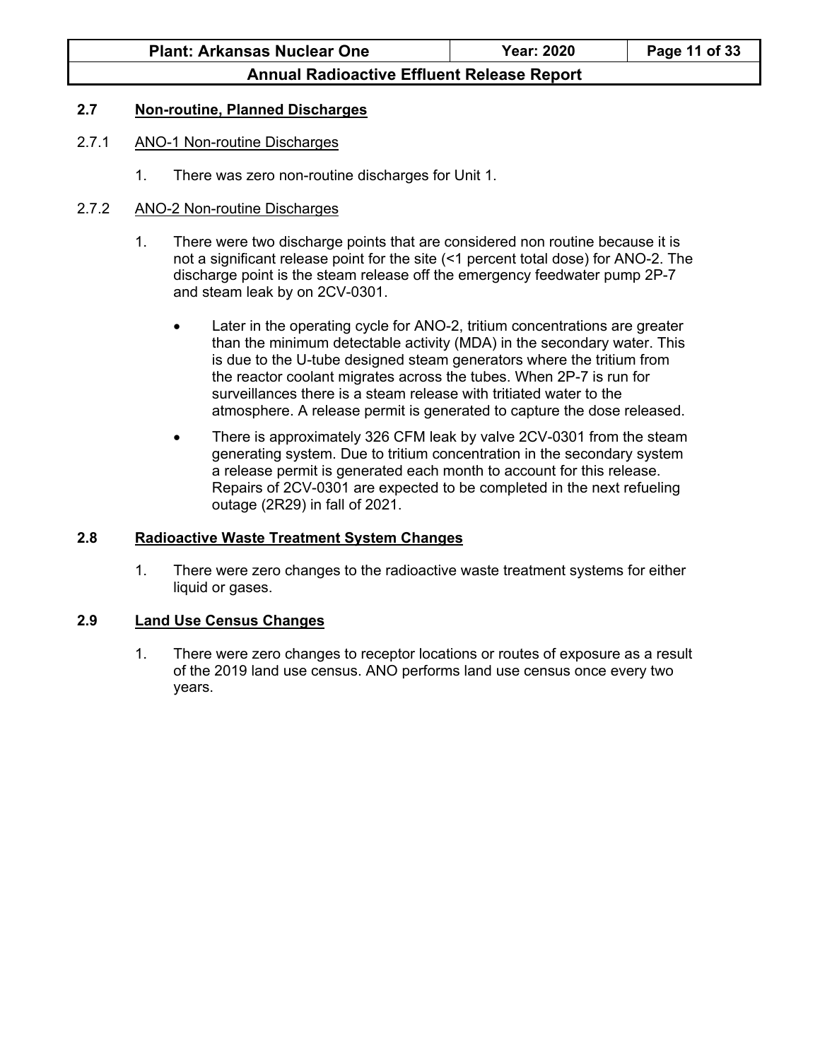## 2.7 Non-routine, Planned Discharges

### 2.7.1 ANO-1 Non-routine Discharges

1. There was zero non-routine discharges for Unit 1.

### 2.7.2 ANO-2 Non-routine Discharges

1. There were two discharge points that are considered non routine because it is not a significant release point for the site (<1 percent total dose) for ANO-2. The discharge point is the steam release off the emergency feedwater pump 2P-7 and steam leak by on 2CV-0301.

   - Later in the operating cycle for ANO-2, tritium concentrations are greater than the minimum detectable activity (MDA) in the secondary water. This is due to the U-tube designed steam generators where the tritium from the reactor coolant migrates across the tubes. When 2P-7 is run for surveillances there is a steam release with tritiated water to the atmosphere. A release permit is generated to capture the dose released.
   - There is approximately 326 CFM leak by valve 2CV-0301 from the steam generating system. Due to tritium concentration in the secondary system a release permit is generated each month to account for this release. Repairs of 2CV-0301 are expected to be completed in the next refueling outage (2R29) in fall of 2021.

## 2.8 Radioactive Waste Treatment System Changes

1. There were zero changes to the radioactive waste treatment systems for either liquid or gases.

## 2.9 Land Use Census Changes

1. There were zero changes to receptor locations or routes of exposure as a result of the 2019 land use census. ANO performs land use census once every two years.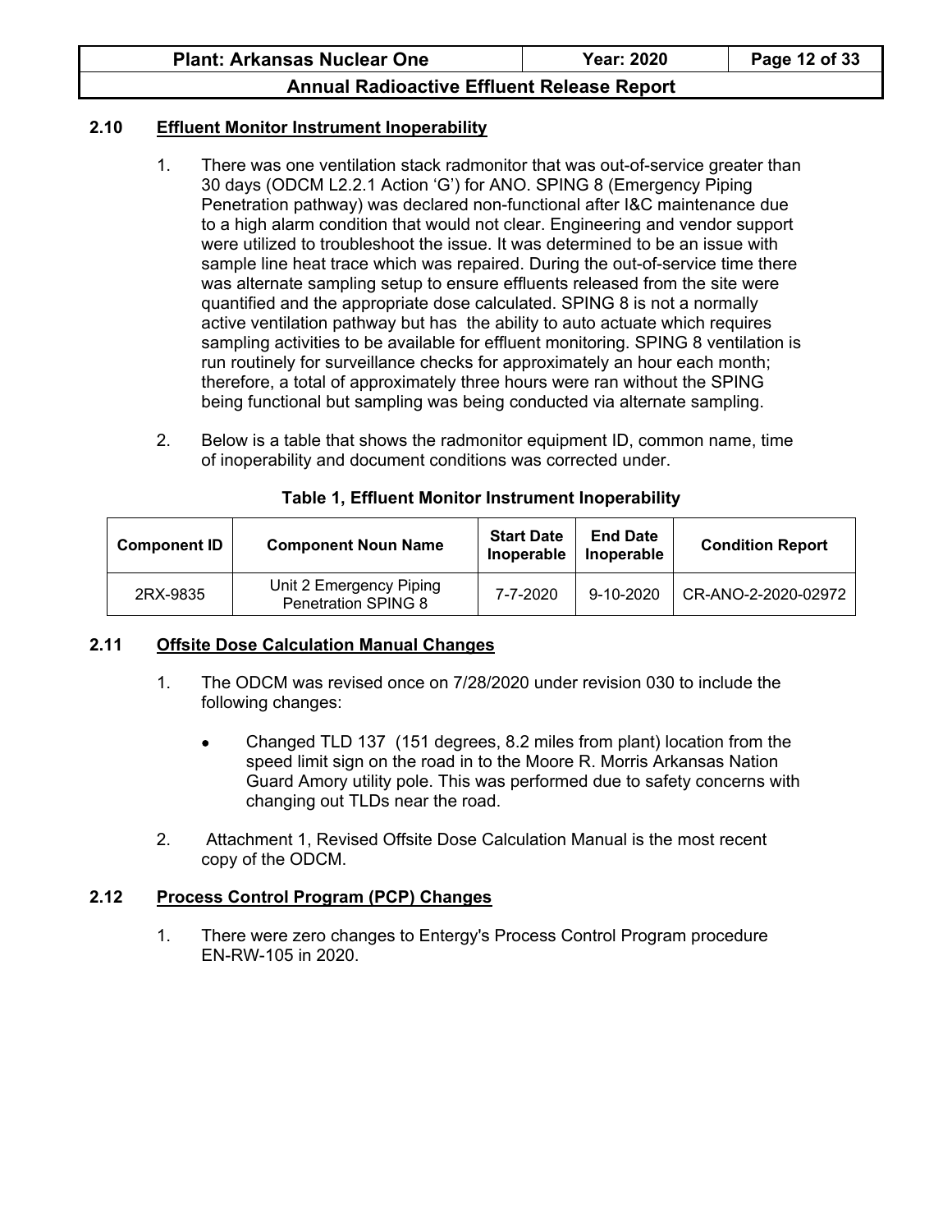### 2.10 Effluent Monitor Instrument Inoperability

1. There was one ventilation stack radmonitor that was out-of-service greater than 30 days (ODCM L2.2.1 Action 'G') for ANO. SPING 8 (Emergency Piping Penetration pathway) was declared non-functional after I&C maintenance due to a high alarm condition that would not clear. Engineering and vendor support were utilized to troubleshoot the issue. It was determined to be an issue with sample line heat trace which was repaired. During the out-of-service time there was alternate sampling setup to ensure effluents released from the site were quantified and the appropriate dose calculated. SPING 8 is not a normally active ventilation pathway but has the ability to auto actuate which requires sampling activities to be available for effluent monitoring. SPING 8 ventilation is run routinely for surveillance checks for approximately an hour each month; therefore, a total of approximately three hours were ran without the SPING being functional but sampling was being conducted via alternate sampling.

2. Below is a table that shows the radmonitor equipment ID, common name, time of inoperability and document conditions was corrected under.

**Table 1, Effluent Monitor Instrument Inoperability**

| Component ID | Component Noun Name | Start Date Inoperable | End Date Inoperable | Condition Report |
|---|---|---|---|---|
| 2RX-9835 | Unit 2 Emergency Piping Penetration SPING 8 | 7-7-2020 | 9-10-2020 | CR-ANO-2-2020-02972 |

### 2.11 Offsite Dose Calculation Manual Changes

1. The ODCM was revised once on 7/28/2020 under revision 030 to include the following changes:
   - Changed TLD 137 (151 degrees, 8.2 miles from plant) location from the speed limit sign on the road in to the Moore R. Morris Arkansas Nation Guard Amory utility pole. This was performed due to safety concerns with changing out TLDs near the road.

2. Attachment 1, Revised Offsite Dose Calculation Manual is the most recent copy of the ODCM.

### 2.12 Process Control Program (PCP) Changes

1. There were zero changes to Entergy's Process Control Program procedure EN-RW-105 in 2020.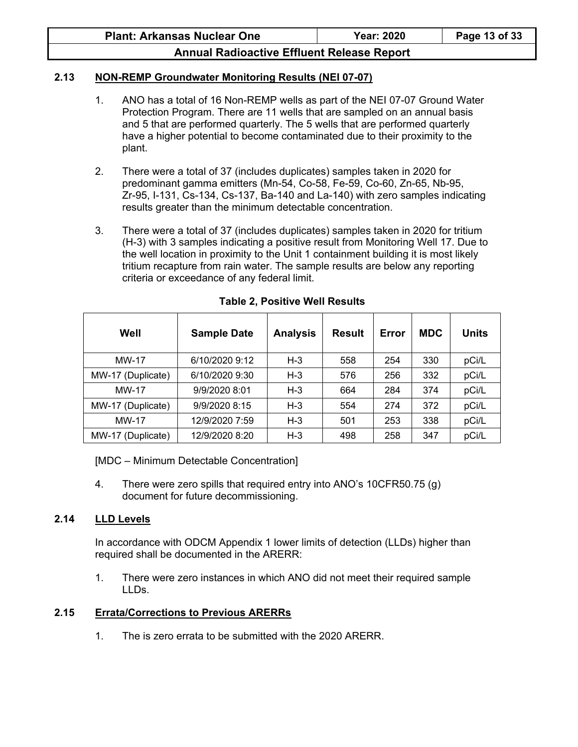## 2.13 NON-REMP Groundwater Monitoring Results (NEI 07-07)

1. ANO has a total of 16 Non-REMP wells as part of the NEI 07-07 Ground Water Protection Program. There are 11 wells that are sampled on an annual basis and 5 that are performed quarterly. The 5 wells that are performed quarterly have a higher potential to become contaminated due to their proximity to the plant.

2. There were a total of 37 (includes duplicates) samples taken in 2020 for predominant gamma emitters (Mn-54, Co-58, Fe-59, Co-60, Zn-65, Nb-95, Zr-95, I-131, Cs-134, Cs-137, Ba-140 and La-140) with zero samples indicating results greater than the minimum detectable concentration.

3. There were a total of 37 (includes duplicates) samples taken in 2020 for tritium (H-3) with 3 samples indicating a positive result from Monitoring Well 17. Due to the well location in proximity to the Unit 1 containment building it is most likely tritium recapture from rain water. The sample results are below any reporting criteria or exceedance of any federal limit.

**Table 2, Positive Well Results**

| Well | Sample Date | Analysis | Result | Error | MDC | Units |
|---|---|---|---|---|---|---|
| MW-17 | 6/10/2020 9:12 | H-3 | 558 | 254 | 330 | pCi/L |
| MW-17 (Duplicate) | 6/10/2020 9:30 | H-3 | 576 | 256 | 332 | pCi/L |
| MW-17 | 9/9/2020 8:01 | H-3 | 664 | 284 | 374 | pCi/L |
| MW-17 (Duplicate) | 9/9/2020 8:15 | H-3 | 554 | 274 | 372 | pCi/L |
| MW-17 | 12/9/2020 7:59 | H-3 | 501 | 253 | 338 | pCi/L |
| MW-17 (Duplicate) | 12/9/2020 8:20 | H-3 | 498 | 258 | 347 | pCi/L |

[MDC – Minimum Detectable Concentration]

4. There were zero spills that required entry into ANO's 10CFR50.75 (g) document for future decommissioning.

## 2.14 LLD Levels

In accordance with ODCM Appendix 1 lower limits of detection (LLDs) higher than required shall be documented in the ARERR:

1. There were zero instances in which ANO did not meet their required sample LLDs.

## 2.15 Errata/Corrections to Previous ARERRs

1. The is zero errata to be submitted with the 2020 ARERR.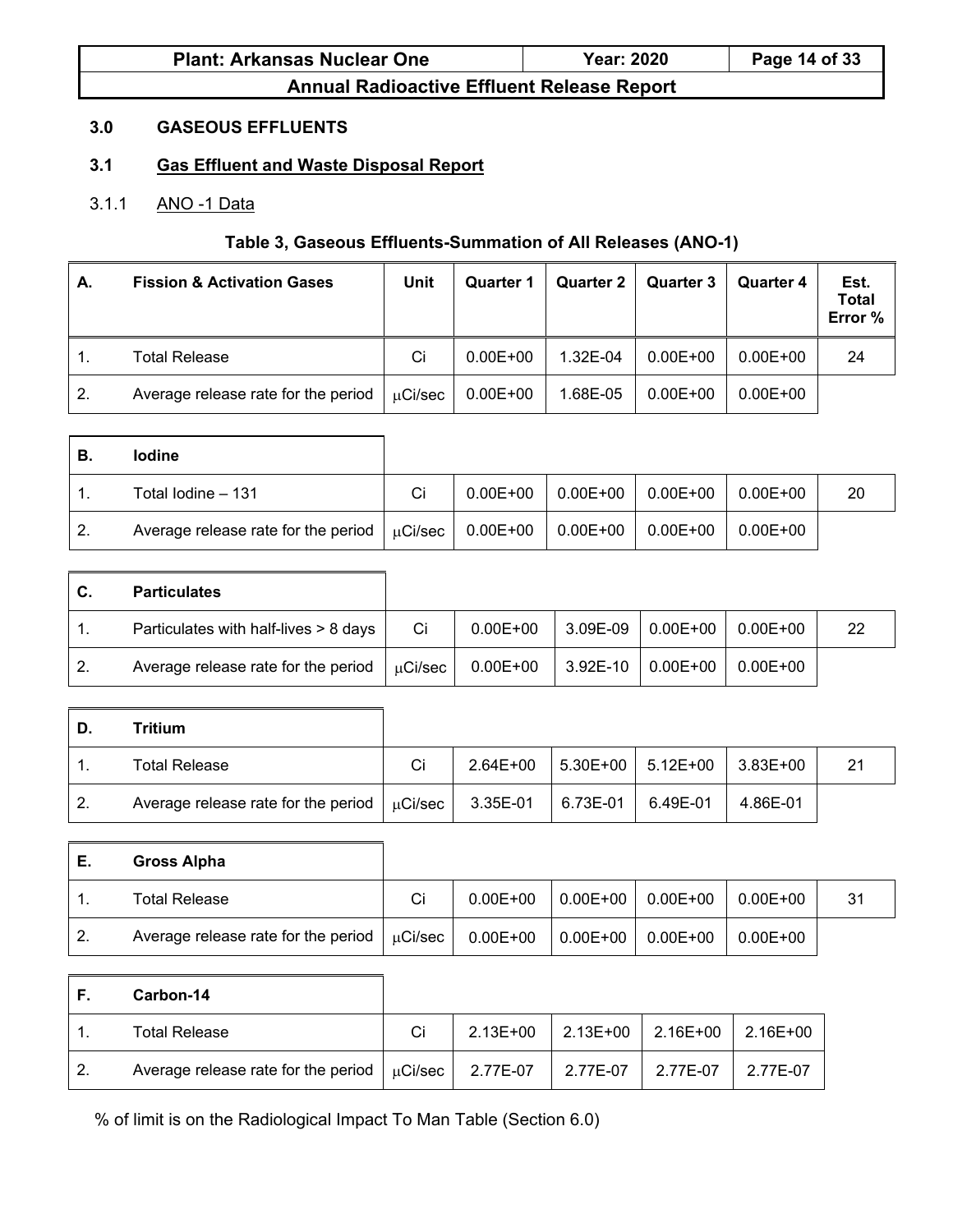## 3.0 GASEOUS EFFLUENTS

### 3.1 Gas Effluent and Waste Disposal Report

#### 3.1.1 ANO -1 Data

**Table 3, Gaseous Effluents-Summation of All Releases (ANO-1)**

| A. | Fission & Activation Gases | Unit | Quarter 1 | Quarter 2 | Quarter 3 | Quarter 4 | Est. Total Error % |
|---|---|---|---|---|---|---|---|
| 1. | Total Release | Ci | 0.00E+00 | 1.32E-04 | 0.00E+00 | 0.00E+00 | 24 |
| 2. | Average release rate for the period | μCi/sec | 0.00E+00 | 1.68E-05 | 0.00E+00 | 0.00E+00 | |
| **B.** | **Iodine** | | | | | | |
| 1. | Total Iodine – 131 | Ci | 0.00E+00 | 0.00E+00 | 0.00E+00 | 0.00E+00 | 20 |
| 2. | Average release rate for the period | μCi/sec | 0.00E+00 | 0.00E+00 | 0.00E+00 | 0.00E+00 | |
| **C.** | **Particulates** | | | | | | |
| 1. | Particulates with half-lives > 8 days | Ci | 0.00E+00 | 3.09E-09 | 0.00E+00 | 0.00E+00 | 22 |
| 2. | Average release rate for the period | μCi/sec | 0.00E+00 | 3.92E-10 | 0.00E+00 | 0.00E+00 | |
| **D.** | **Tritium** | | | | | | |
| 1. | Total Release | Ci | 2.64E+00 | 5.30E+00 | 5.12E+00 | 3.83E+00 | 21 |
| 2. | Average release rate for the period | μCi/sec | 3.35E-01 | 6.73E-01 | 6.49E-01 | 4.86E-01 | |
| **E.** | **Gross Alpha** | | | | | | |
| 1. | Total Release | Ci | 0.00E+00 | 0.00E+00 | 0.00E+00 | 0.00E+00 | 31 |
| 2. | Average release rate for the period | μCi/sec | 0.00E+00 | 0.00E+00 | 0.00E+00 | 0.00E+00 | |
| **F.** | **Carbon-14** | | | | | | |
| 1. | Total Release | Ci | 2.13E+00 | 2.13E+00 | 2.16E+00 | 2.16E+00 | |
| 2. | Average release rate for the period | μCi/sec | 2.77E-07 | 2.77E-07 | 2.77E-07 | 2.77E-07 | |

% of limit is on the Radiological Impact To Man Table (Section 6.0)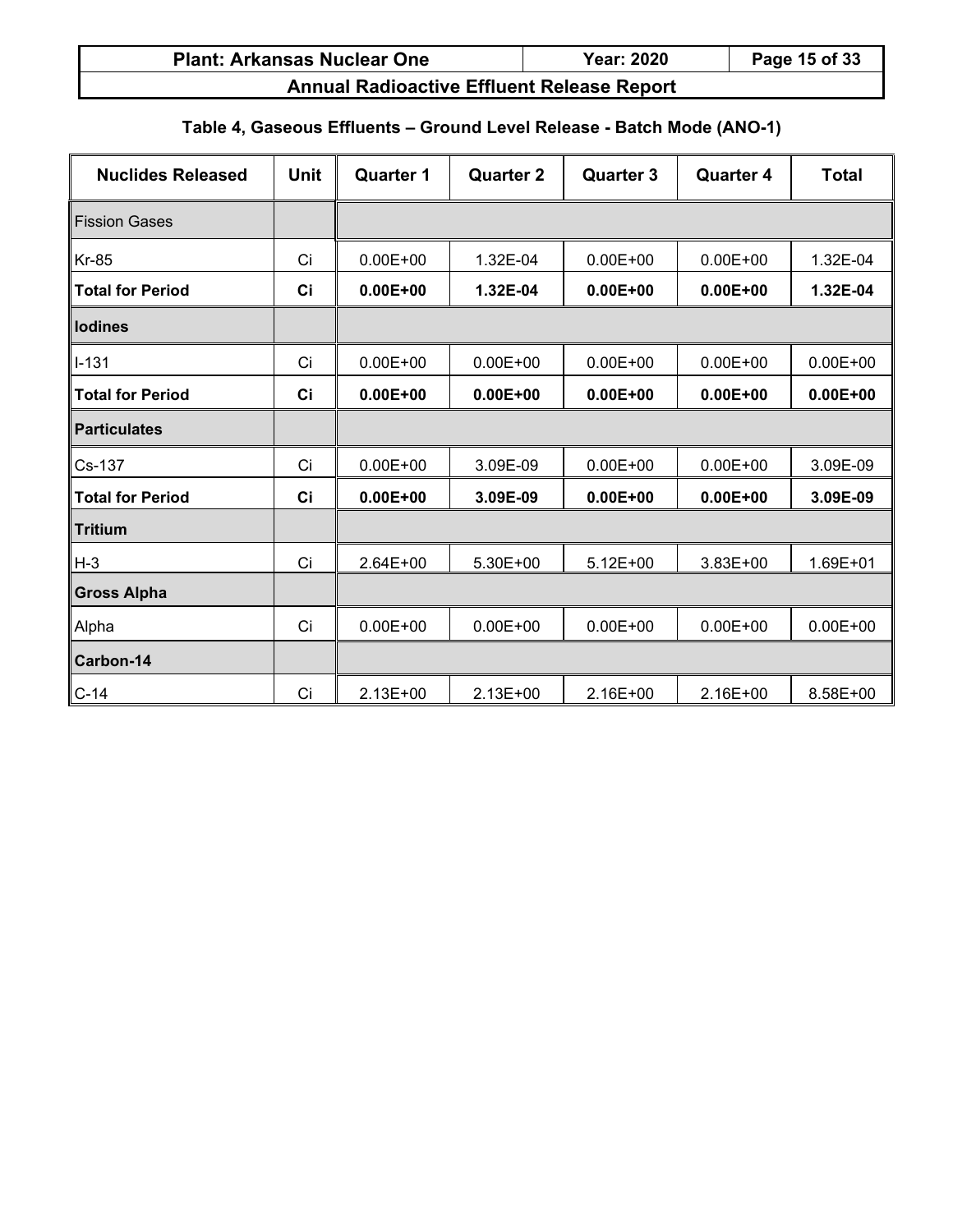### Table 4, Gaseous Effluents – Ground Level Release - Batch Mode (ANO-1)

| Nuclides Released | Unit | Quarter 1 | Quarter 2 | Quarter 3 | Quarter 4 | Total |
|---|---|---|---|---|---|---|
| Fission Gases | | | | | | |
| Kr-85 | Ci | 0.00E+00 | 1.32E-04 | 0.00E+00 | 0.00E+00 | 1.32E-04 |
| **Total for Period** | **Ci** | **0.00E+00** | **1.32E-04** | **0.00E+00** | **0.00E+00** | **1.32E-04** |
| **Iodines** | | | | | | |
| I-131 | Ci | 0.00E+00 | 0.00E+00 | 0.00E+00 | 0.00E+00 | 0.00E+00 |
| **Total for Period** | **Ci** | **0.00E+00** | **0.00E+00** | **0.00E+00** | **0.00E+00** | **0.00E+00** |
| **Particulates** | | | | | | |
| Cs-137 | Ci | 0.00E+00 | 3.09E-09 | 0.00E+00 | 0.00E+00 | 3.09E-09 |
| **Total for Period** | **Ci** | **0.00E+00** | **3.09E-09** | **0.00E+00** | **0.00E+00** | **3.09E-09** |
| **Tritium** | | | | | | |
| H-3 | Ci | 2.64E+00 | 5.30E+00 | 5.12E+00 | 3.83E+00 | 1.69E+01 |
| **Gross Alpha** | | | | | | |
| Alpha | Ci | 0.00E+00 | 0.00E+00 | 0.00E+00 | 0.00E+00 | 0.00E+00 |
| **Carbon-14** | | | | | | |
| C-14 | Ci | 2.13E+00 | 2.13E+00 | 2.16E+00 | 2.16E+00 | 8.58E+00 |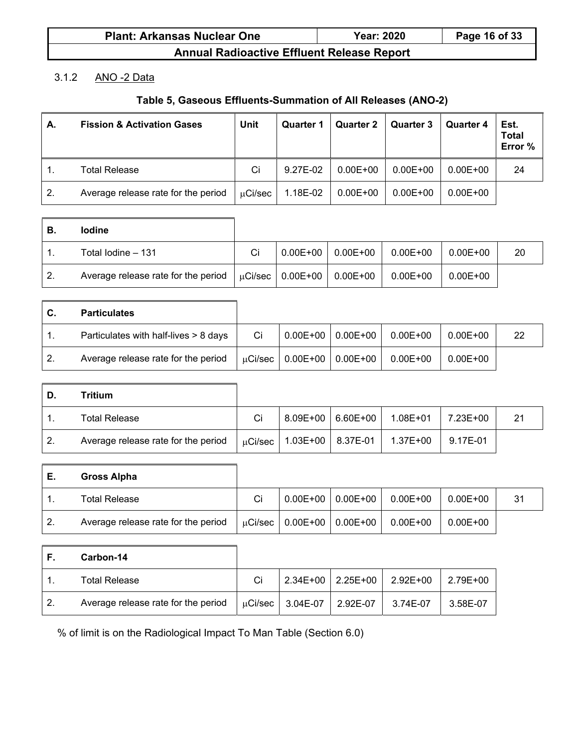### 3.1.2 ANO -2 Data

**Table 5, Gaseous Effluents-Summation of All Releases (ANO-2)**

| **A.** | **Fission & Activation Gases** | **Unit** | **Quarter 1** | **Quarter 2** | **Quarter 3** | **Quarter 4** | **Est. Total Error %** |
|---|---|---|---|---|---|---|---|
| 1. | Total Release | Ci | 9.27E-02 | 0.00E+00 | 0.00E+00 | 0.00E+00 | 24 |
| 2. | Average release rate for the period | μCi/sec | 1.18E-02 | 0.00E+00 | 0.00E+00 | 0.00E+00 | |
| **B.** | **Iodine** | | | | | | |
| 1. | Total Iodine – 131 | Ci | 0.00E+00 | 0.00E+00 | 0.00E+00 | 0.00E+00 | 20 |
| 2. | Average release rate for the period | μCi/sec | 0.00E+00 | 0.00E+00 | 0.00E+00 | 0.00E+00 | |
| **C.** | **Particulates** | | | | | | |
| 1. | Particulates with half-lives > 8 days | Ci | 0.00E+00 | 0.00E+00 | 0.00E+00 | 0.00E+00 | 22 |
| 2. | Average release rate for the period | μCi/sec | 0.00E+00 | 0.00E+00 | 0.00E+00 | 0.00E+00 | |
| **D.** | **Tritium** | | | | | | |
| 1. | Total Release | Ci | 8.09E+00 | 6.60E+00 | 1.08E+01 | 7.23E+00 | 21 |
| 2. | Average release rate for the period | μCi/sec | 1.03E+00 | 8.37E-01 | 1.37E+00 | 9.17E-01 | |
| **E.** | **Gross Alpha** | | | | | | |
| 1. | Total Release | Ci | 0.00E+00 | 0.00E+00 | 0.00E+00 | 0.00E+00 | 31 |
| 2. | Average release rate for the period | μCi/sec | 0.00E+00 | 0.00E+00 | 0.00E+00 | 0.00E+00 | |
| **F.** | **Carbon-14** | | | | | | |
| 1. | Total Release | Ci | 2.34E+00 | 2.25E+00 | 2.92E+00 | 2.79E+00 | |
| 2. | Average release rate for the period | μCi/sec | 3.04E-07 | 2.92E-07 | 3.74E-07 | 3.58E-07 | |

% of limit is on the Radiological Impact To Man Table (Section 6.0)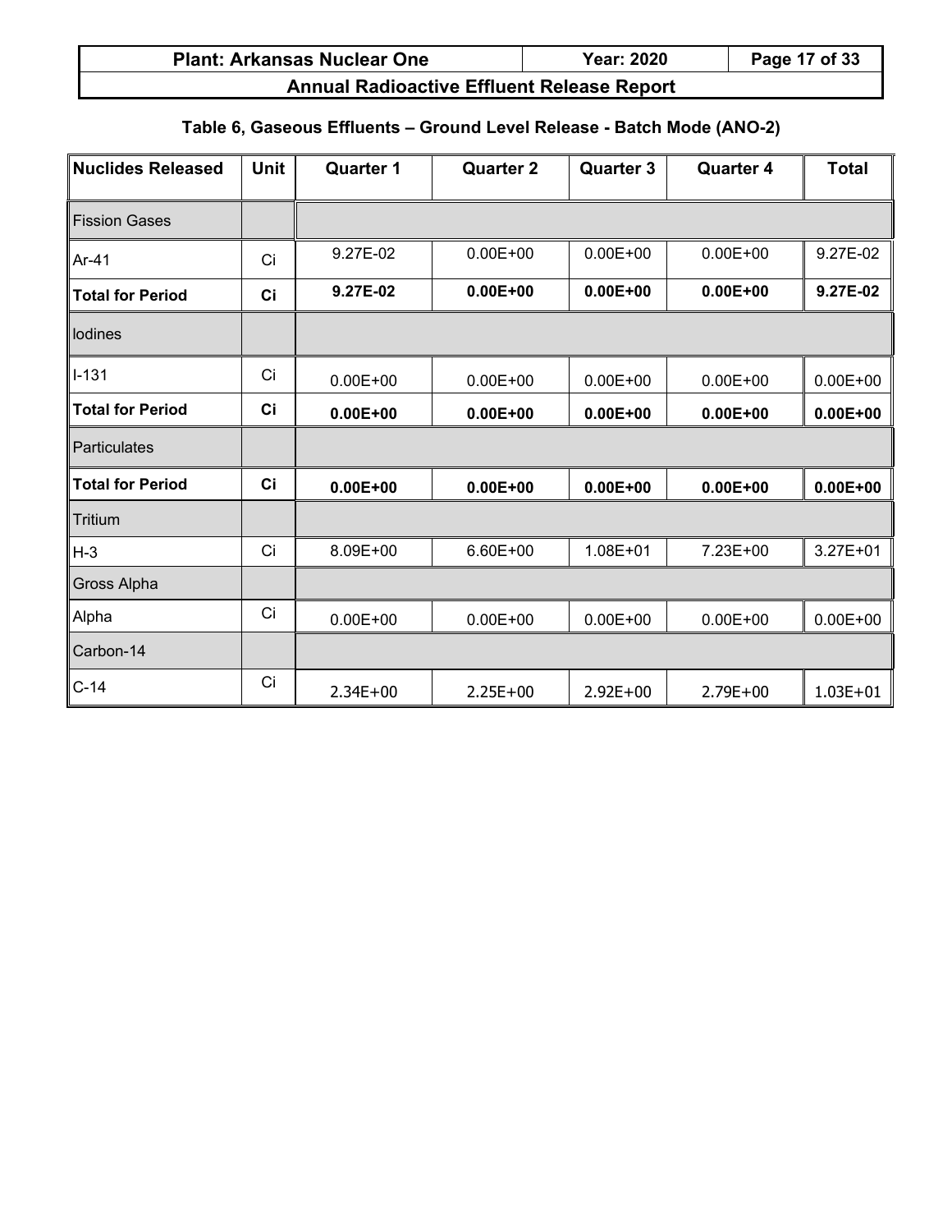### Table 6, Gaseous Effluents – Ground Level Release - Batch Mode (ANO-2)

| Nuclides Released | Unit | Quarter 1 | Quarter 2 | Quarter 3 | Quarter 4 | Total |
|---|---|---|---|---|---|---|
| Fission Gases | | | | | | |
| Ar-41 | Ci | 9.27E-02 | 0.00E+00 | 0.00E+00 | 0.00E+00 | 9.27E-02 |
| **Total for Period** | **Ci** | **9.27E-02** | **0.00E+00** | **0.00E+00** | **0.00E+00** | **9.27E-02** |
| Iodines | | | | | | |
| I-131 | Ci | 0.00E+00 | 0.00E+00 | 0.00E+00 | 0.00E+00 | 0.00E+00 |
| **Total for Period** | **Ci** | **0.00E+00** | **0.00E+00** | **0.00E+00** | **0.00E+00** | **0.00E+00** |
| Particulates | | | | | | |
| **Total for Period** | **Ci** | **0.00E+00** | **0.00E+00** | **0.00E+00** | **0.00E+00** | **0.00E+00** |
| Tritium | | | | | | |
| H-3 | Ci | 8.09E+00 | 6.60E+00 | 1.08E+01 | 7.23E+00 | 3.27E+01 |
| Gross Alpha | | | | | | |
| Alpha | Ci | 0.00E+00 | 0.00E+00 | 0.00E+00 | 0.00E+00 | 0.00E+00 |
| Carbon-14 | | | | | | |
| C-14 | Ci | 2.34E+00 | 2.25E+00 | 2.92E+00 | 2.79E+00 | 1.03E+01 |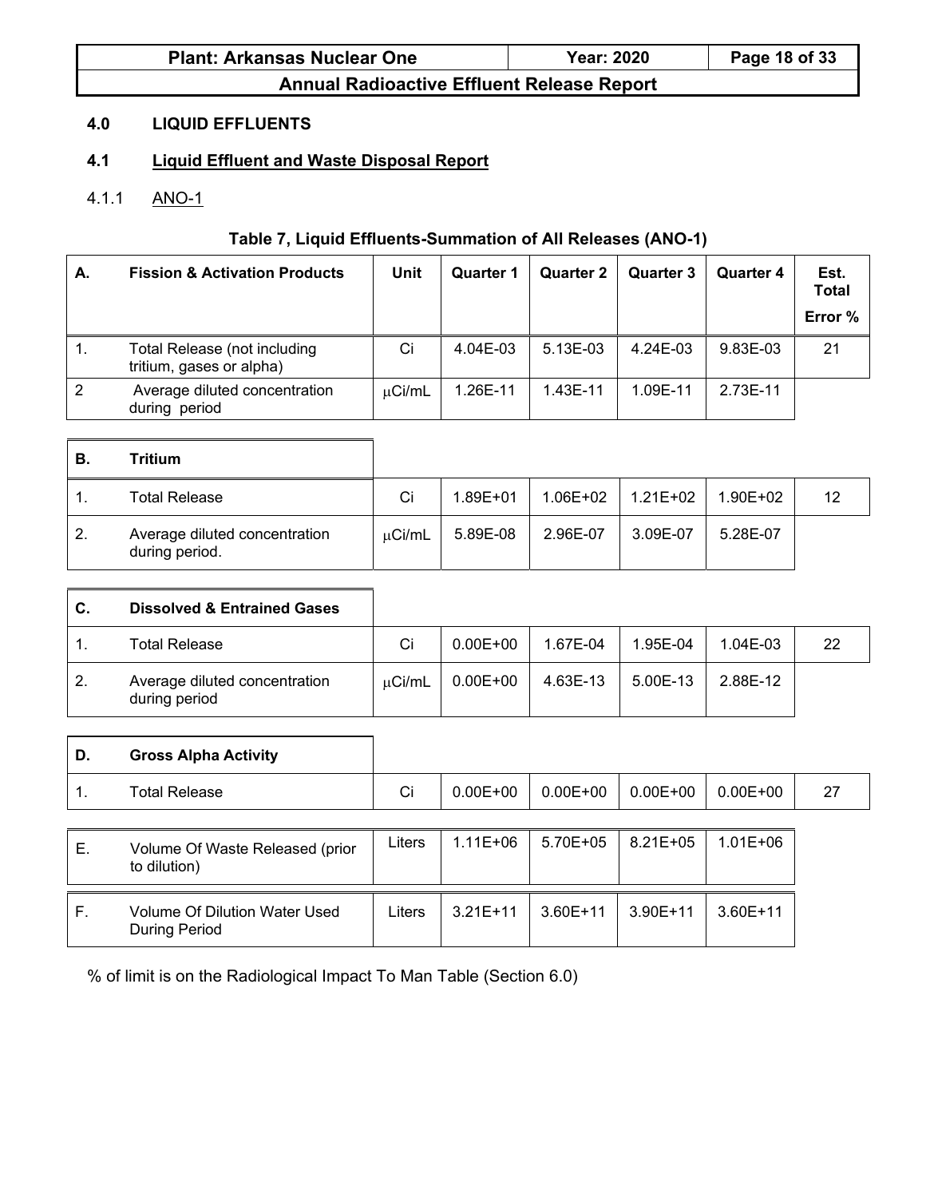## 4.0 LIQUID EFFLUENTS

### 4.1 Liquid Effluent and Waste Disposal Report

#### 4.1.1 ANO-1

**Table 7, Liquid Effluents-Summation of All Releases (ANO-1)**

| | | Unit | Quarter 1 | Quarter 2 | Quarter 3 | Quarter 4 | Est. Total Error % |
|---|---|---|---|---|---|---|---|
| **A.** | **Fission & Activation Products** | | | | | | |
| 1. | Total Release (not including tritium, gases or alpha) | Ci | 4.04E-03 | 5.13E-03 | 4.24E-03 | 9.83E-03 | 21 |
| 2 | Average diluted concentration during period | μCi/mL | 1.26E-11 | 1.43E-11 | 1.09E-11 | 2.73E-11 | |
| **B.** | **Tritium** | | | | | | |
| 1. | Total Release | Ci | 1.89E+01 | 1.06E+02 | 1.21E+02 | 1.90E+02 | 12 |
| 2. | Average diluted concentration during period. | μCi/mL | 5.89E-08 | 2.96E-07 | 3.09E-07 | 5.28E-07 | |
| **C.** | **Dissolved & Entrained Gases** | | | | | | |
| 1. | Total Release | Ci | 0.00E+00 | 1.67E-04 | 1.95E-04 | 1.04E-03 | 22 |
| 2. | Average diluted concentration during period | μCi/mL | 0.00E+00 | 4.63E-13 | 5.00E-13 | 2.88E-12 | |
| **D.** | **Gross Alpha Activity** | | | | | | |
| 1. | Total Release | Ci | 0.00E+00 | 0.00E+00 | 0.00E+00 | 0.00E+00 | 27 |
| E. | Volume Of Waste Released (prior to dilution) | Liters | 1.11E+06 | 5.70E+05 | 8.21E+05 | 1.01E+06 | |
| F. | Volume Of Dilution Water Used During Period | Liters | 3.21E+11 | 3.60E+11 | 3.90E+11 | 3.60E+11 | |

% of limit is on the Radiological Impact To Man Table (Section 6.0)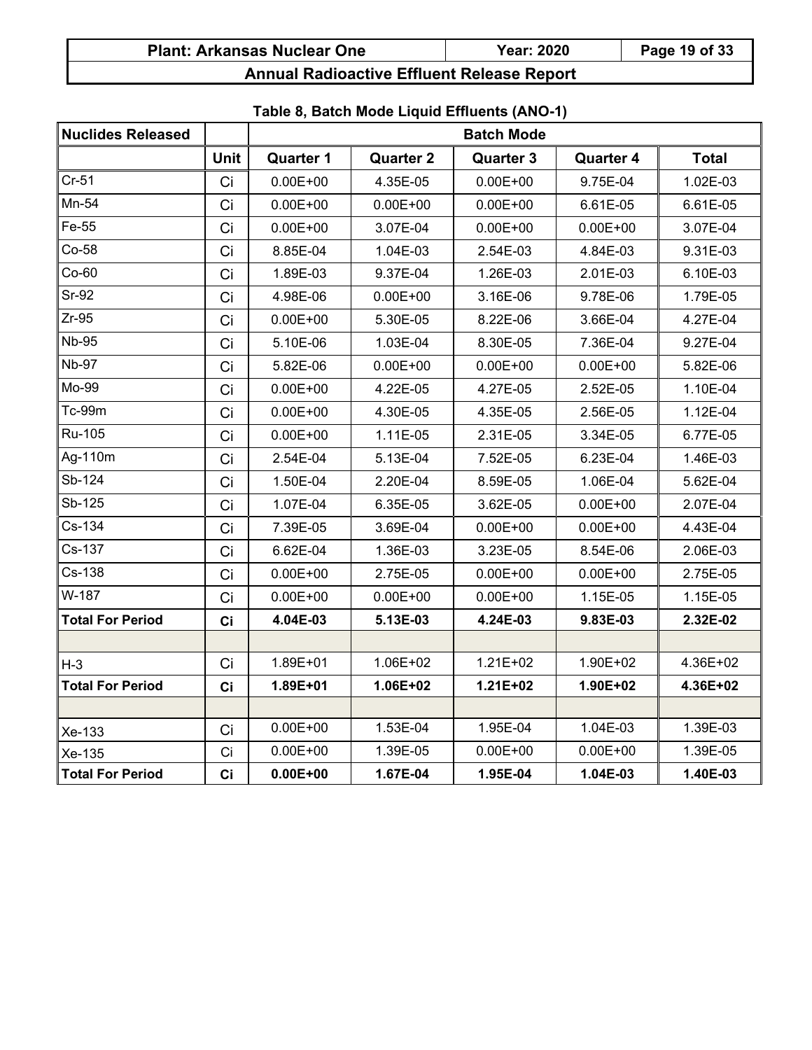### Table 8, Batch Mode Liquid Effluents (ANO-1)

| Nuclides Released | | Batch Mode | | | | |
|---|---|---|---|---|---|---|
| | Unit | Quarter 1 | Quarter 2 | Quarter 3 | Quarter 4 | Total |
| Cr-51 | Ci | 0.00E+00 | 4.35E-05 | 0.00E+00 | 9.75E-04 | 1.02E-03 |
| Mn-54 | Ci | 0.00E+00 | 0.00E+00 | 0.00E+00 | 6.61E-05 | 6.61E-05 |
| Fe-55 | Ci | 0.00E+00 | 3.07E-04 | 0.00E+00 | 0.00E+00 | 3.07E-04 |
| Co-58 | Ci | 8.85E-04 | 1.04E-03 | 2.54E-03 | 4.84E-03 | 9.31E-03 |
| Co-60 | Ci | 1.89E-03 | 9.37E-04 | 1.26E-03 | 2.01E-03 | 6.10E-03 |
| Sr-92 | Ci | 4.98E-06 | 0.00E+00 | 3.16E-06 | 9.78E-06 | 1.79E-05 |
| Zr-95 | Ci | 0.00E+00 | 5.30E-05 | 8.22E-06 | 3.66E-04 | 4.27E-04 |
| Nb-95 | Ci | 5.10E-06 | 1.03E-04 | 8.30E-05 | 7.36E-04 | 9.27E-04 |
| Nb-97 | Ci | 5.82E-06 | 0.00E+00 | 0.00E+00 | 0.00E+00 | 5.82E-06 |
| Mo-99 | Ci | 0.00E+00 | 4.22E-05 | 4.27E-05 | 2.52E-05 | 1.10E-04 |
| Tc-99m | Ci | 0.00E+00 | 4.30E-05 | 4.35E-05 | 2.56E-05 | 1.12E-04 |
| Ru-105 | Ci | 0.00E+00 | 1.11E-05 | 2.31E-05 | 3.34E-05 | 6.77E-05 |
| Ag-110m | Ci | 2.54E-04 | 5.13E-04 | 7.52E-05 | 6.23E-04 | 1.46E-03 |
| Sb-124 | Ci | 1.50E-04 | 2.20E-04 | 8.59E-05 | 1.06E-04 | 5.62E-04 |
| Sb-125 | Ci | 1.07E-04 | 6.35E-05 | 3.62E-05 | 0.00E+00 | 2.07E-04 |
| Cs-134 | Ci | 7.39E-05 | 3.69E-04 | 0.00E+00 | 0.00E+00 | 4.43E-04 |
| Cs-137 | Ci | 6.62E-04 | 1.36E-03 | 3.23E-05 | 8.54E-06 | 2.06E-03 |
| Cs-138 | Ci | 0.00E+00 | 2.75E-05 | 0.00E+00 | 0.00E+00 | 2.75E-05 |
| W-187 | Ci | 0.00E+00 | 0.00E+00 | 0.00E+00 | 1.15E-05 | 1.15E-05 |
| **Total For Period** | **Ci** | **4.04E-03** | **5.13E-03** | **4.24E-03** | **9.83E-03** | **2.32E-02** |
| | | | | | | |
| H-3 | Ci | 1.89E+01 | 1.06E+02 | 1.21E+02 | 1.90E+02 | 4.36E+02 |
| **Total For Period** | **Ci** | **1.89E+01** | **1.06E+02** | **1.21E+02** | **1.90E+02** | **4.36E+02** |
| | | | | | | |
| Xe-133 | Ci | 0.00E+00 | 1.53E-04 | 1.95E-04 | 1.04E-03 | 1.39E-03 |
| Xe-135 | Ci | 0.00E+00 | 1.39E-05 | 0.00E+00 | 0.00E+00 | 1.39E-05 |
| **Total For Period** | **Ci** | **0.00E+00** | **1.67E-04** | **1.95E-04** | **1.04E-03** | **1.40E-03** |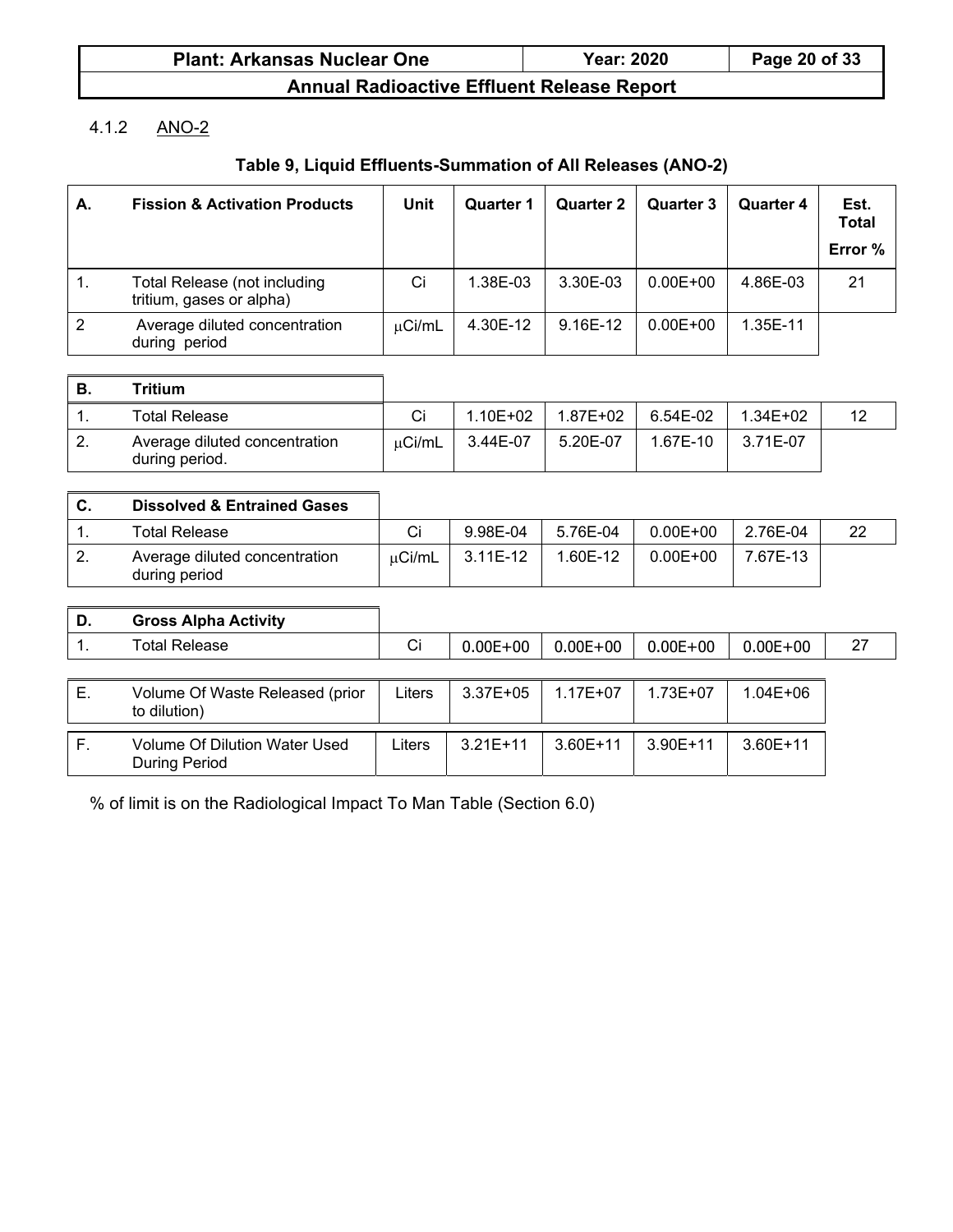### 4.1.2 ANO-2

**Table 9, Liquid Effluents-Summation of All Releases (ANO-2)**

| A. | Fission & Activation Products | Unit | Quarter 1 | Quarter 2 | Quarter 3 | Quarter 4 | Est. Total Error % |
|---|---|---|---|---|---|---|---|
| 1. | Total Release (not including tritium, gases or alpha) | Ci | 1.38E-03 | 3.30E-03 | 0.00E+00 | 4.86E-03 | 21 |
| 2 | Average diluted concentration during period | μCi/mL | 4.30E-12 | 9.16E-12 | 0.00E+00 | 1.35E-11 | |
| **B.** | **Tritium** | | | | | | |
| 1. | Total Release | Ci | 1.10E+02 | 1.87E+02 | 6.54E-02 | 1.34E+02 | 12 |
| 2. | Average diluted concentration during period. | μCi/mL | 3.44E-07 | 5.20E-07 | 1.67E-10 | 3.71E-07 | |
| **C.** | **Dissolved & Entrained Gases** | | | | | | |
| 1. | Total Release | Ci | 9.98E-04 | 5.76E-04 | 0.00E+00 | 2.76E-04 | 22 |
| 2. | Average diluted concentration during period | μCi/mL | 3.11E-12 | 1.60E-12 | 0.00E+00 | 7.67E-13 | |
| **D.** | **Gross Alpha Activity** | | | | | | |
| 1. | Total Release | Ci | 0.00E+00 | 0.00E+00 | 0.00E+00 | 0.00E+00 | 27 |
| E. | Volume Of Waste Released (prior to dilution) | Liters | 3.37E+05 | 1.17E+07 | 1.73E+07 | 1.04E+06 | |
| F. | Volume Of Dilution Water Used During Period | Liters | 3.21E+11 | 3.60E+11 | 3.90E+11 | 3.60E+11 | |

% of limit is on the Radiological Impact To Man Table (Section 6.0)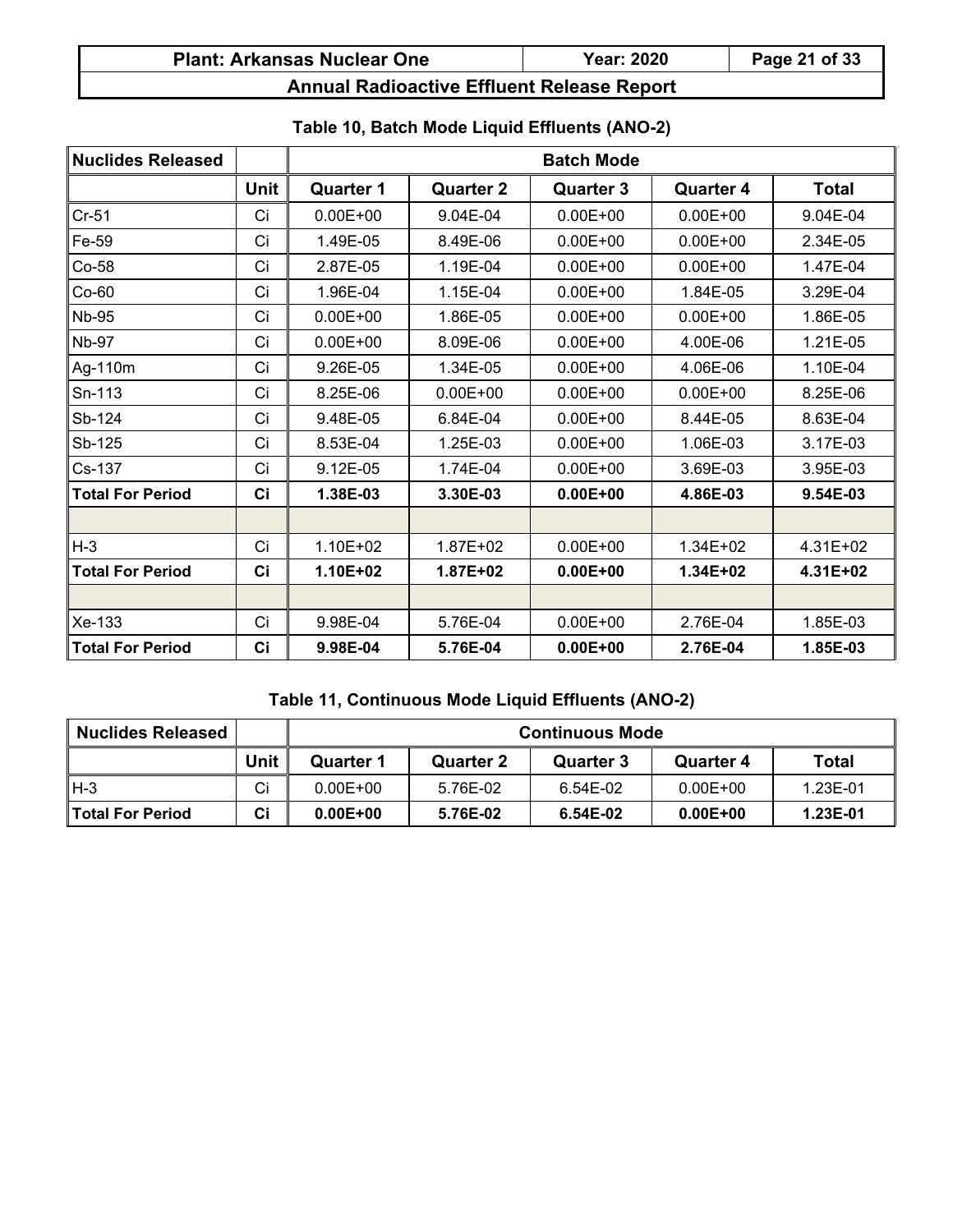### Table 10, Batch Mode Liquid Effluents (ANO-2)

| Nuclides Released | | Batch Mode | | | | |
|---|---|---|---|---|---|---|
| | Unit | Quarter 1 | Quarter 2 | Quarter 3 | Quarter 4 | Total |
| Cr-51 | Ci | 0.00E+00 | 9.04E-04 | 0.00E+00 | 0.00E+00 | 9.04E-04 |
| Fe-59 | Ci | 1.49E-05 | 8.49E-06 | 0.00E+00 | 0.00E+00 | 2.34E-05 |
| Co-58 | Ci | 2.87E-05 | 1.19E-04 | 0.00E+00 | 0.00E+00 | 1.47E-04 |
| Co-60 | Ci | 1.96E-04 | 1.15E-04 | 0.00E+00 | 1.84E-05 | 3.29E-04 |
| Nb-95 | Ci | 0.00E+00 | 1.86E-05 | 0.00E+00 | 0.00E+00 | 1.86E-05 |
| Nb-97 | Ci | 0.00E+00 | 8.09E-06 | 0.00E+00 | 4.00E-06 | 1.21E-05 |
| Ag-110m | Ci | 9.26E-05 | 1.34E-05 | 0.00E+00 | 4.06E-06 | 1.10E-04 |
| Sn-113 | Ci | 8.25E-06 | 0.00E+00 | 0.00E+00 | 0.00E+00 | 8.25E-06 |
| Sb-124 | Ci | 9.48E-05 | 6.84E-04 | 0.00E+00 | 8.44E-05 | 8.63E-04 |
| Sb-125 | Ci | 8.53E-04 | 1.25E-03 | 0.00E+00 | 1.06E-03 | 3.17E-03 |
| Cs-137 | Ci | 9.12E-05 | 1.74E-04 | 0.00E+00 | 3.69E-03 | 3.95E-03 |
| **Total For Period** | **Ci** | **1.38E-03** | **3.30E-03** | **0.00E+00** | **4.86E-03** | **9.54E-03** |
| | | | | | | |
| H-3 | Ci | 1.10E+02 | 1.87E+02 | 0.00E+00 | 1.34E+02 | 4.31E+02 |
| **Total For Period** | **Ci** | **1.10E+02** | **1.87E+02** | **0.00E+00** | **1.34E+02** | **4.31E+02** |
| | | | | | | |
| Xe-133 | Ci | 9.98E-04 | 5.76E-04 | 0.00E+00 | 2.76E-04 | 1.85E-03 |
| **Total For Period** | **Ci** | **9.98E-04** | **5.76E-04** | **0.00E+00** | **2.76E-04** | **1.85E-03** |

### Table 11, Continuous Mode Liquid Effluents (ANO-2)

| Nuclides Released | | Continuous Mode | | | | |
|---|---|---|---|---|---|---|
| | Unit | Quarter 1 | Quarter 2 | Quarter 3 | Quarter 4 | Total |
| H-3 | Ci | 0.00E+00 | 5.76E-02 | 6.54E-02 | 0.00E+00 | 1.23E-01 |
| **Total For Period** | **Ci** | **0.00E+00** | **5.76E-02** | **6.54E-02** | **0.00E+00** | **1.23E-01** |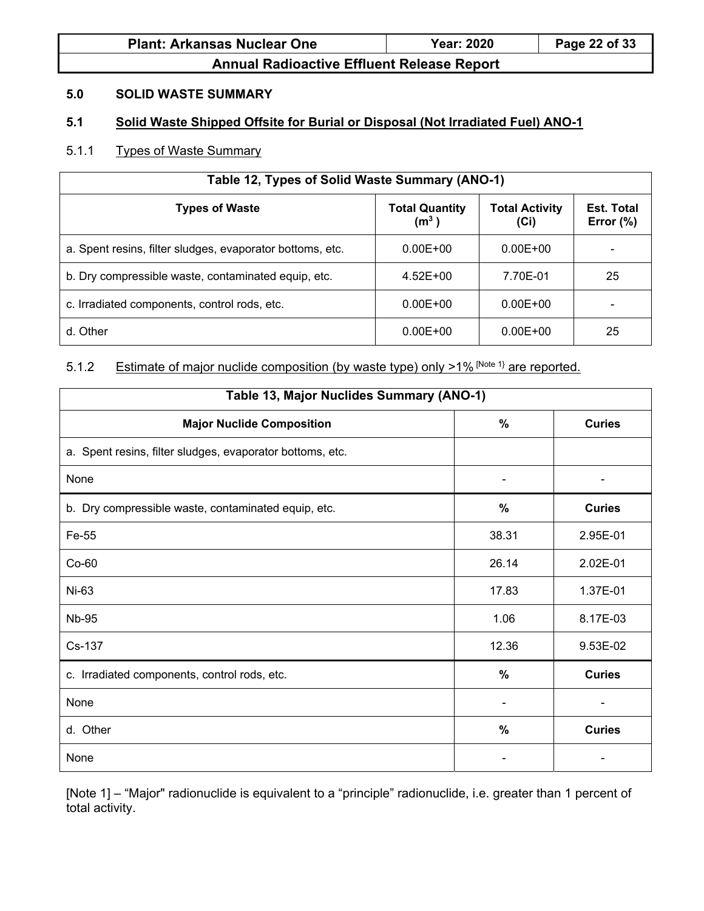## 5.0 SOLID WASTE SUMMARY

### 5.1 Solid Waste Shipped Offsite for Burial or Disposal (Not Irradiated Fuel) ANO-1

#### 5.1.1 Types of Waste Summary

| Table 12, Types of Solid Waste Summary (ANO-1) | | | |
|---|---|---|---|
| **Types of Waste** | **Total Quantity ($m^3$)** | **Total Activity (Ci)** | **Est. Total Error (%)** |
| a. Spent resins, filter sludges, evaporator bottoms, etc. | 0.00E+00 | 0.00E+00 | - |
| b. Dry compressible waste, contaminated equip, etc. | 4.52E+00 | 7.70E-01 | 25 |
| c. Irradiated components, control rods, etc. | 0.00E+00 | 0.00E+00 | - |
| d. Other | 0.00E+00 | 0.00E+00 | 25 |

#### 5.1.2 Estimate of major nuclide composition (by waste type) only >1% [Note 1} are reported.

| Table 13, Major Nuclides Summary (ANO-1) | | |
|---|---|---|
| **Major Nuclide Composition** | **%** | **Curies** |
| a. Spent resins, filter sludges, evaporator bottoms, etc. | | |
| None | - | - |
| b. Dry compressible waste, contaminated equip, etc. | **%** | **Curies** |
| Fe-55 | 38.31 | 2.95E-01 |
| Co-60 | 26.14 | 2.02E-01 |
| Ni-63 | 17.83 | 1.37E-01 |
| Nb-95 | 1.06 | 8.17E-03 |
| Cs-137 | 12.36 | 9.53E-02 |
| c. Irradiated components, control rods, etc. | **%** | **Curies** |
| None | - | - |
| d. Other | **%** | **Curies** |
| None | - | - |

[Note 1] – “Major" radionuclide is equivalent to a “principle” radionuclide, i.e. greater than 1 percent of total activity.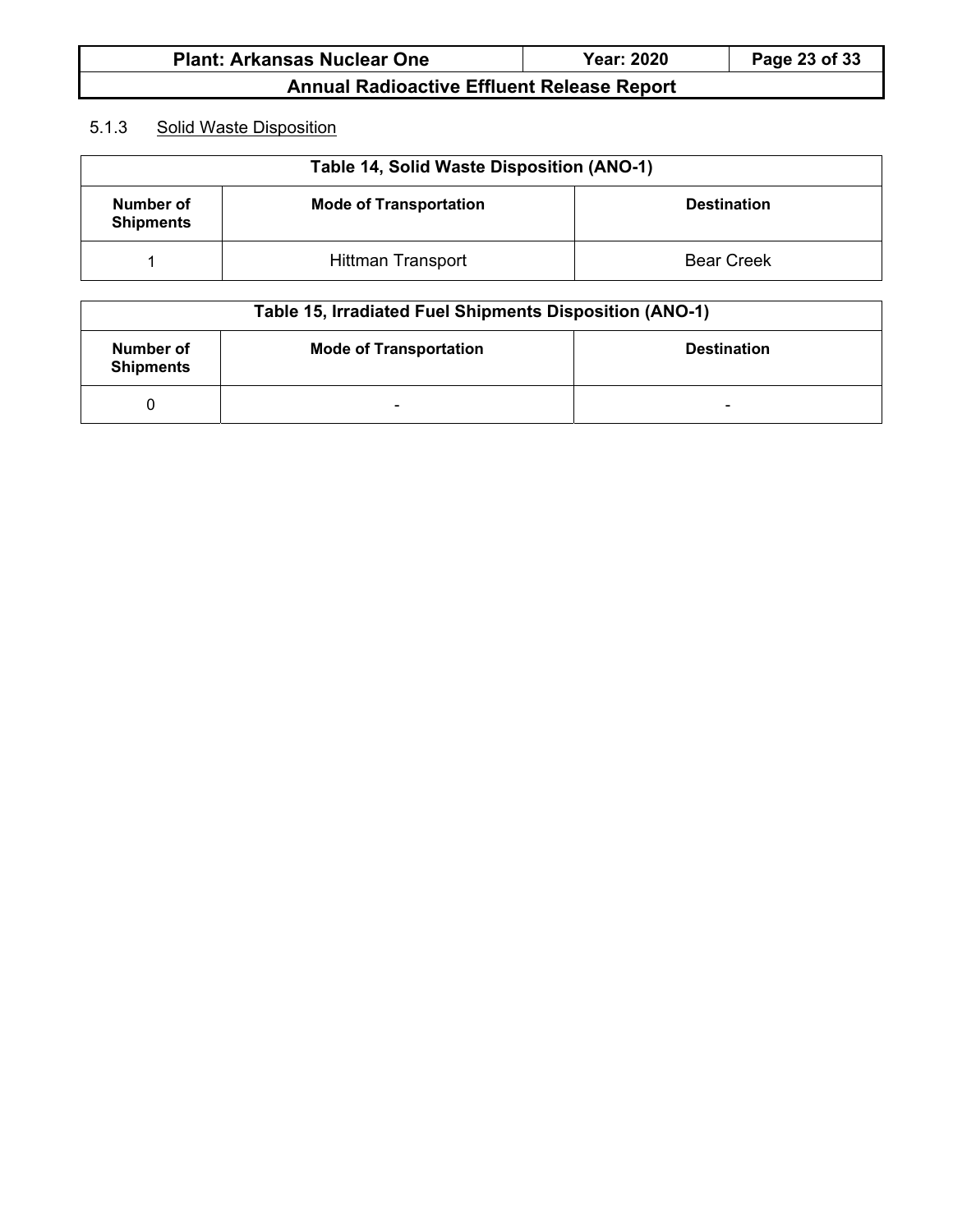### 5.1.3 Solid Waste Disposition

| Table 14, Solid Waste Disposition (ANO-1) | | |
|---|---|---|
| **Number of Shipments** | **Mode of Transportation** | **Destination** |
| 1 | Hittman Transport | Bear Creek |

| Table 15, Irradiated Fuel Shipments Disposition (ANO-1) | | |
|---|---|---|
| **Number of Shipments** | **Mode of Transportation** | **Destination** |
| 0 | - | - |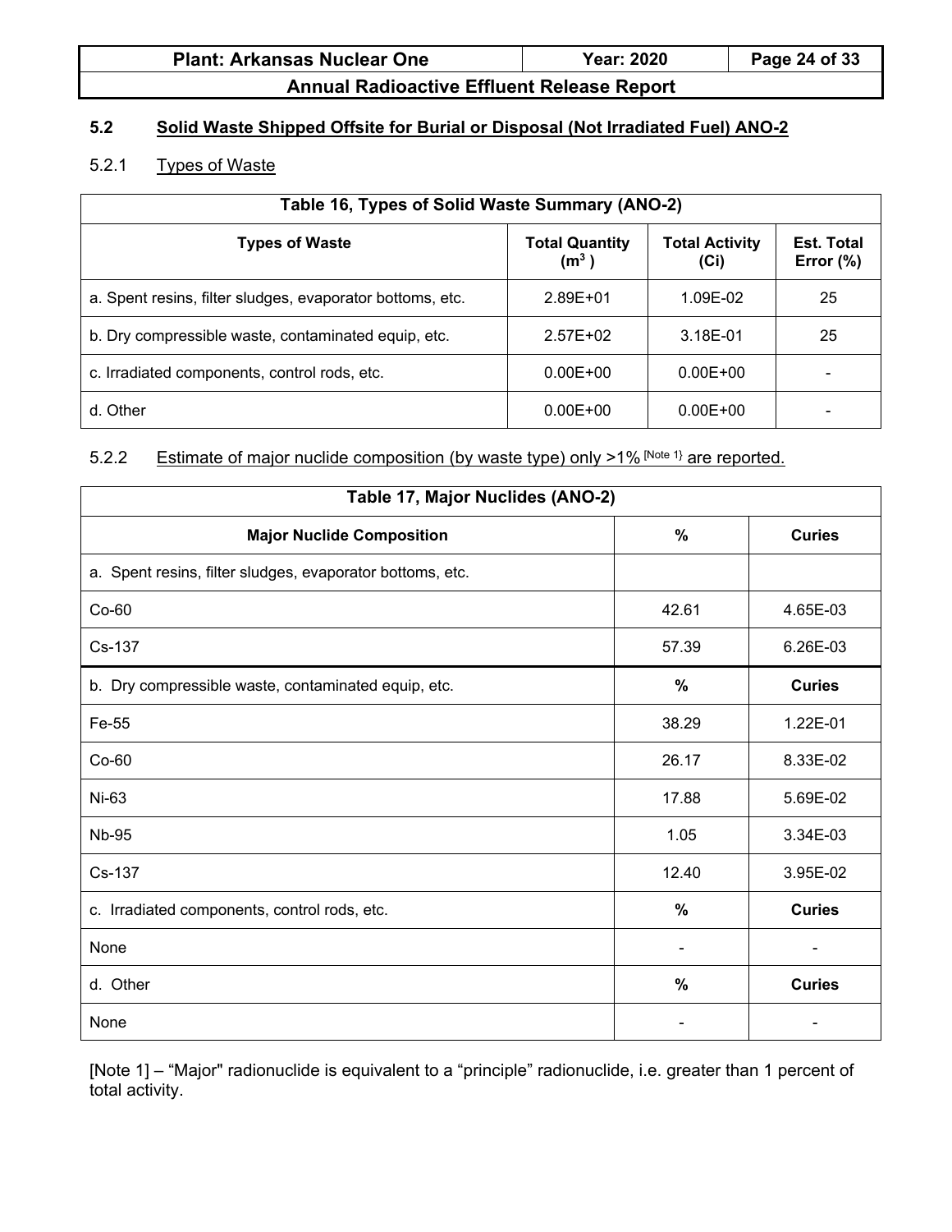## 5.2 Solid Waste Shipped Offsite for Burial or Disposal (Not Irradiated Fuel) ANO-2

### 5.2.1 Types of Waste

| Table 16, Types of Solid Waste Summary (ANO-2) | | | |
|---|---|---|---|
| **Types of Waste** | **Total Quantity ($m^3$)** | **Total Activity (Ci)** | **Est. Total Error (%)** |
| a. Spent resins, filter sludges, evaporator bottoms, etc. | 2.89E+01 | 1.09E-02 | 25 |
| b. Dry compressible waste, contaminated equip, etc. | 2.57E+02 | 3.18E-01 | 25 |
| c. Irradiated components, control rods, etc. | 0.00E+00 | 0.00E+00 | - |
| d. Other | 0.00E+00 | 0.00E+00 | - |

### 5.2.2 Estimate of major nuclide composition (by waste type) only >1% [Note 1] are reported.

| Table 17, Major Nuclides (ANO-2) | | |
|---|---|---|
| **Major Nuclide Composition** | **%** | **Curies** |
| a. Spent resins, filter sludges, evaporator bottoms, etc. | | |
| Co-60 | 42.61 | 4.65E-03 |
| Cs-137 | 57.39 | 6.26E-03 |
| b. Dry compressible waste, contaminated equip, etc. | **%** | **Curies** |
| Fe-55 | 38.29 | 1.22E-01 |
| Co-60 | 26.17 | 8.33E-02 |
| Ni-63 | 17.88 | 5.69E-02 |
| Nb-95 | 1.05 | 3.34E-03 |
| Cs-137 | 12.40 | 3.95E-02 |
| c. Irradiated components, control rods, etc. | **%** | **Curies** |
| None | - | - |
| d. Other | **%** | **Curies** |
| None | - | - |

[Note 1] – "Major" radionuclide is equivalent to a "principle" radionuclide, i.e. greater than 1 percent of total activity.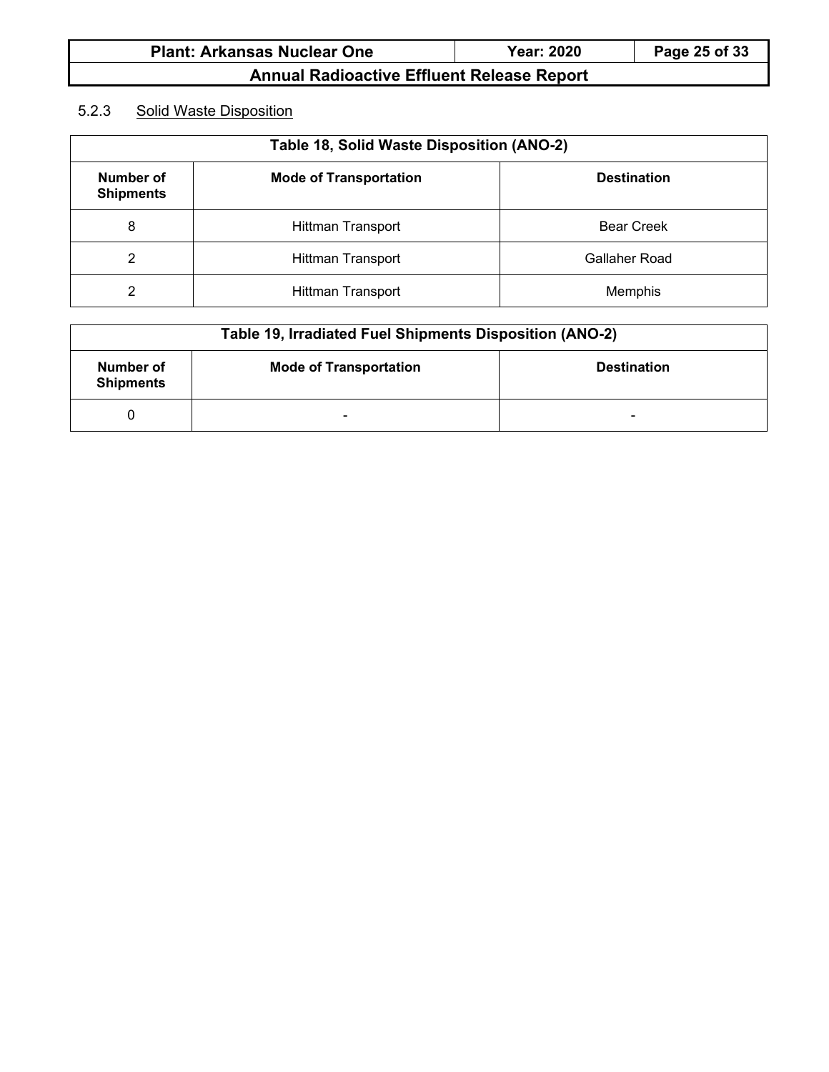### 5.2.3 Solid Waste Disposition

| Table 18, Solid Waste Disposition (ANO-2) | | |
|---|---|---|
| **Number of Shipments** | **Mode of Transportation** | **Destination** |
| 8 | Hittman Transport | Bear Creek |
| 2 | Hittman Transport | Gallaher Road |
| 2 | Hittman Transport | Memphis |

| Table 19, Irradiated Fuel Shipments Disposition (ANO-2) | | |
|---|---|---|
| **Number of Shipments** | **Mode of Transportation** | **Destination** |
| 0 | - | - |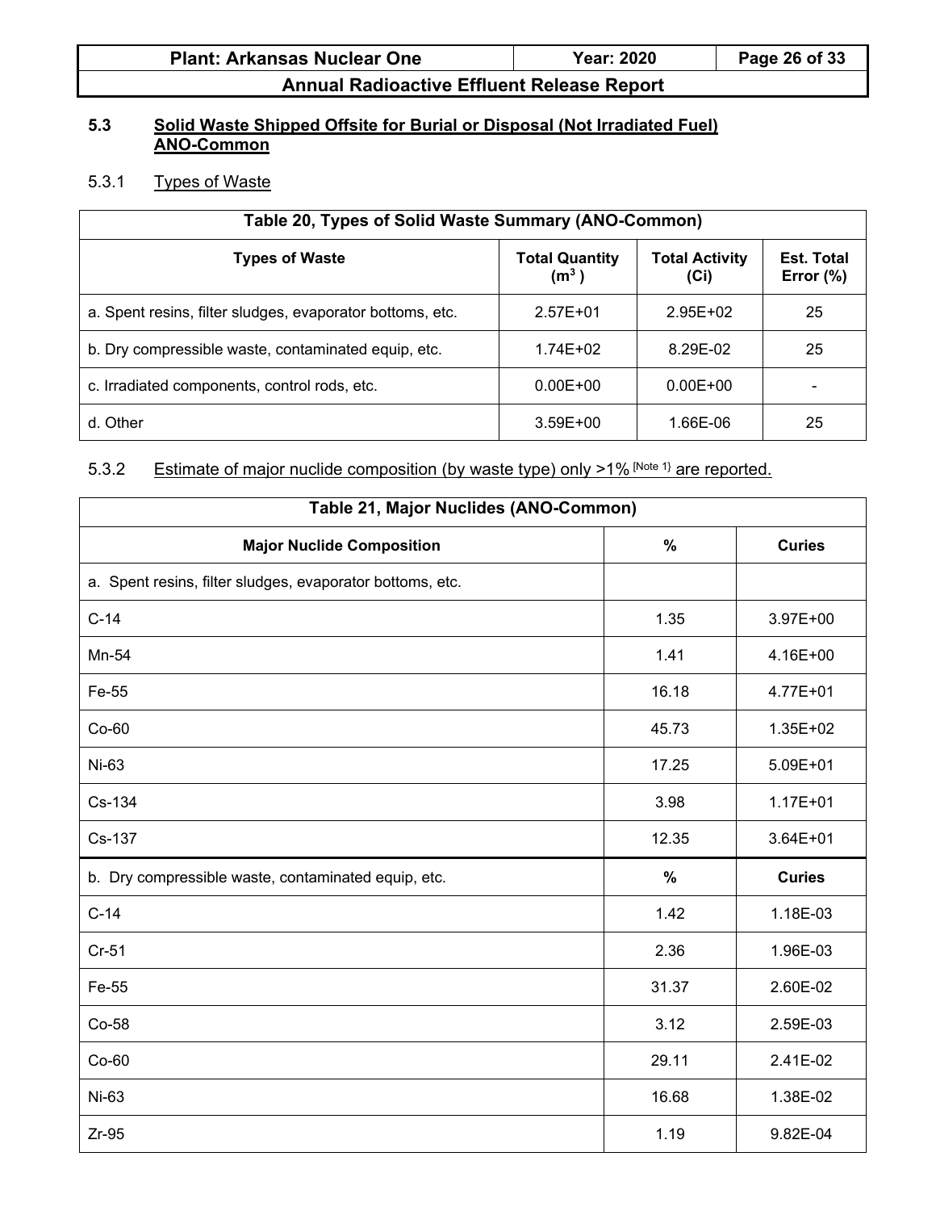### 5.3 Solid Waste Shipped Offsite for Burial or Disposal (Not Irradiated Fuel) ANO-Common

#### 5.3.1 Types of Waste

| Table 20, Types of Solid Waste Summary (ANO-Common) | | | |
|---|---|---|---|
| **Types of Waste** | **Total Quantity ($m^3$)** | **Total Activity (Ci)** | **Est. Total Error (%)** |
| a. Spent resins, filter sludges, evaporator bottoms, etc. | 2.57E+01 | 2.95E+02 | 25 |
| b. Dry compressible waste, contaminated equip, etc. | 1.74E+02 | 8.29E-02 | 25 |
| c. Irradiated components, control rods, etc. | 0.00E+00 | 0.00E+00 | - |
| d. Other | 3.59E+00 | 1.66E-06 | 25 |

#### 5.3.2 Estimate of major nuclide composition (by waste type) only >1% [Note 1] are reported.

| Table 21, Major Nuclides (ANO-Common) | | |
|---|---|---|
| **Major Nuclide Composition** | **%** | **Curies** |
| a. Spent resins, filter sludges, evaporator bottoms, etc. | | |
| C-14 | 1.35 | 3.97E+00 |
| Mn-54 | 1.41 | 4.16E+00 |
| Fe-55 | 16.18 | 4.77E+01 |
| Co-60 | 45.73 | 1.35E+02 |
| Ni-63 | 17.25 | 5.09E+01 |
| Cs-134 | 3.98 | 1.17E+01 |
| Cs-137 | 12.35 | 3.64E+01 |
| b. Dry compressible waste, contaminated equip, etc. | **%** | **Curies** |
| C-14 | 1.42 | 1.18E-03 |
| Cr-51 | 2.36 | 1.96E-03 |
| Fe-55 | 31.37 | 2.60E-02 |
| Co-58 | 3.12 | 2.59E-03 |
| Co-60 | 29.11 | 2.41E-02 |
| Ni-63 | 16.68 | 1.38E-02 |
| Zr-95 | 1.19 | 9.82E-04 |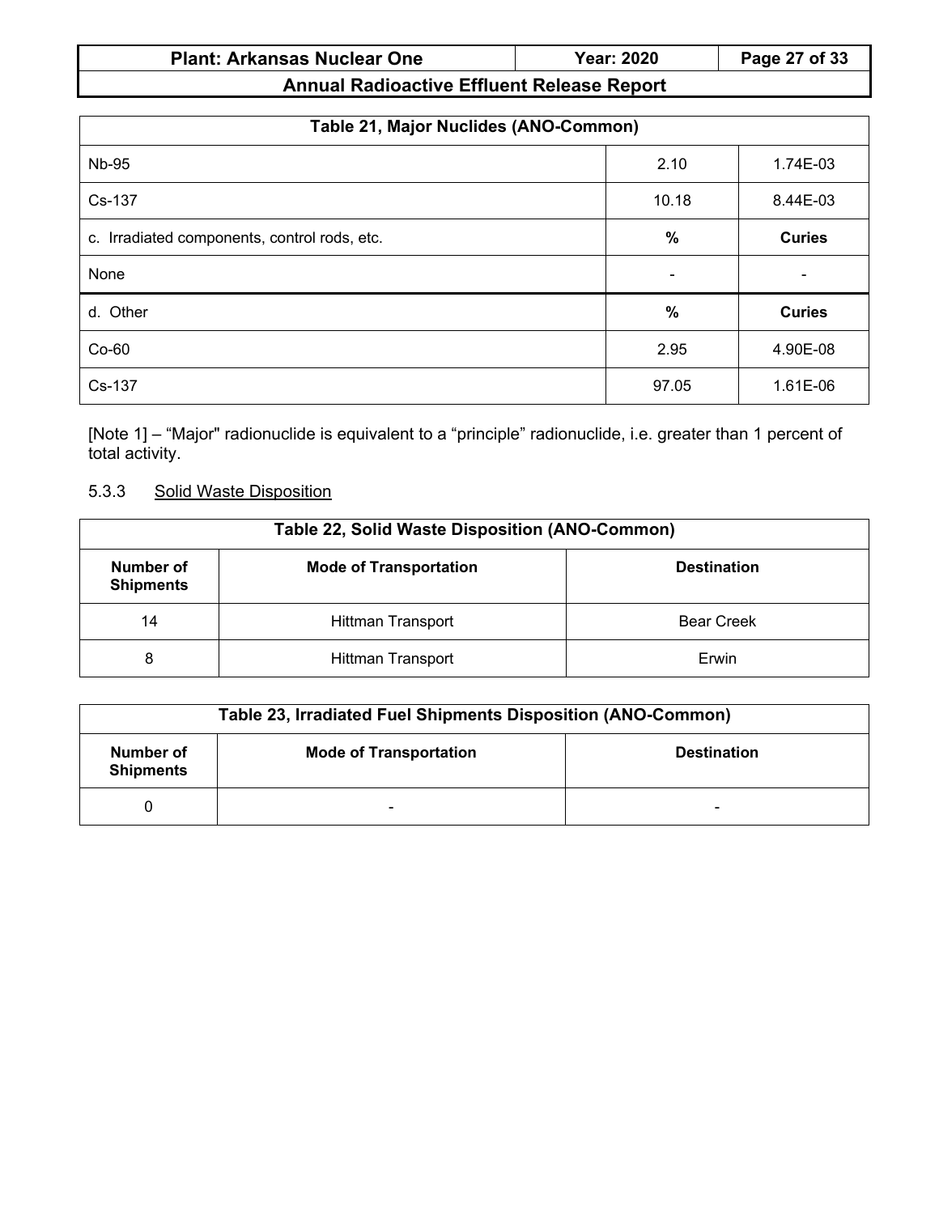| Table 21, Major Nuclides (ANO-Common) | | |
|---|---|---|
| Nb-95 | 2.10 | 1.74E-03 |
| Cs-137 | 10.18 | 8.44E-03 |
| c. Irradiated components, control rods, etc. | **%** | **Curies** |
| None | - | - |
| d. Other | **%** | **Curies** |
| Co-60 | 2.95 | 4.90E-08 |
| Cs-137 | 97.05 | 1.61E-06 |

[Note 1] – “Major" radionuclide is equivalent to a “principle” radionuclide, i.e. greater than 1 percent of total activity.

5.3.3 Solid Waste Disposition

| Table 22, Solid Waste Disposition (ANO-Common) | | |
|---|---|---|
| **Number of Shipments** | **Mode of Transportation** | **Destination** |
| 14 | Hittman Transport | Bear Creek |
| 8 | Hittman Transport | Erwin |

| Table 23, Irradiated Fuel Shipments Disposition (ANO-Common) | | |
|---|---|---|
| **Number of Shipments** | **Mode of Transportation** | **Destination** |
| 0 | - | - |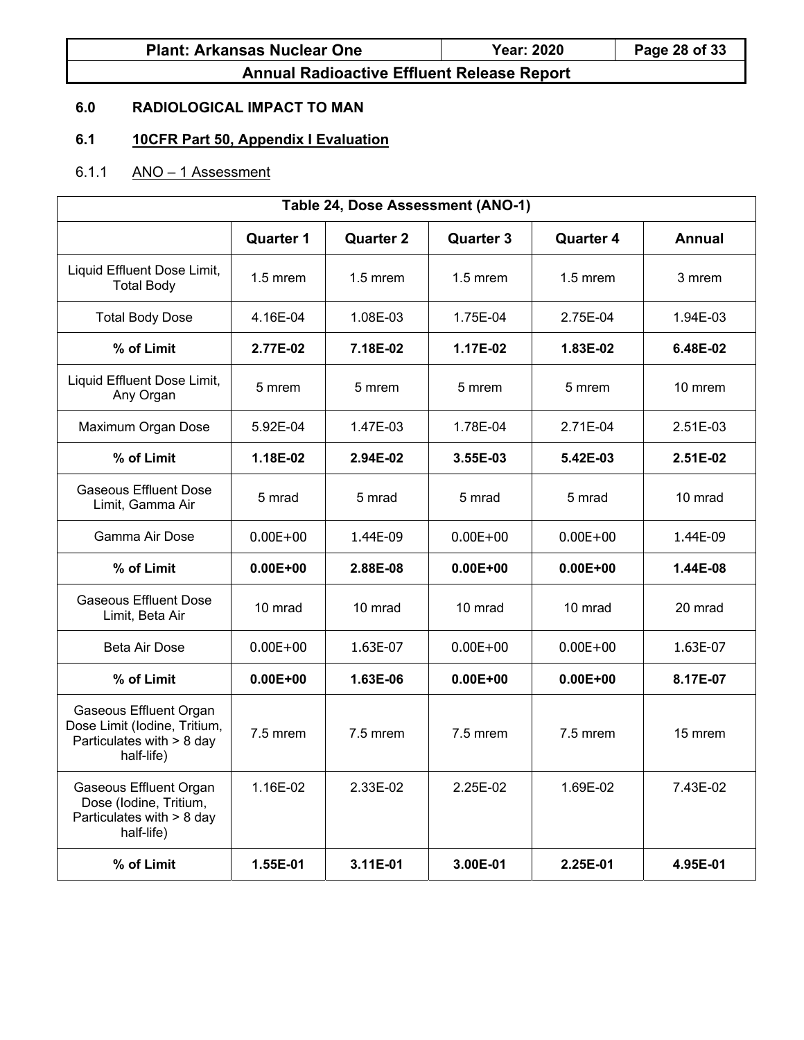## 6.0 RADIOLOGICAL IMPACT TO MAN

### 6.1 10CFR Part 50, Appendix I Evaluation

#### 6.1.1 ANO – 1 Assessment

| Table 24, Dose Assessment (ANO-1) | | | | | |
|---|---|---|---|---|---|
| | **Quarter 1** | **Quarter 2** | **Quarter 3** | **Quarter 4** | **Annual** |
| Liquid Effluent Dose Limit, Total Body | 1.5 mrem | 1.5 mrem | 1.5 mrem | 1.5 mrem | 3 mrem |
| Total Body Dose | 4.16E-04 | 1.08E-03 | 1.75E-04 | 2.75E-04 | 1.94E-03 |
| **% of Limit** | **2.77E-02** | **7.18E-02** | **1.17E-02** | **1.83E-02** | **6.48E-02** |
| Liquid Effluent Dose Limit, Any Organ | 5 mrem | 5 mrem | 5 mrem | 5 mrem | 10 mrem |
| Maximum Organ Dose | 5.92E-04 | 1.47E-03 | 1.78E-04 | 2.71E-04 | 2.51E-03 |
| **% of Limit** | **1.18E-02** | **2.94E-02** | **3.55E-03** | **5.42E-03** | **2.51E-02** |
| Gaseous Effluent Dose Limit, Gamma Air | 5 mrad | 5 mrad | 5 mrad | 5 mrad | 10 mrad |
| Gamma Air Dose | 0.00E+00 | 1.44E-09 | 0.00E+00 | 0.00E+00 | 1.44E-09 |
| **% of Limit** | **0.00E+00** | **2.88E-08** | **0.00E+00** | **0.00E+00** | **1.44E-08** |
| Gaseous Effluent Dose Limit, Beta Air | 10 mrad | 10 mrad | 10 mrad | 10 mrad | 20 mrad |
| Beta Air Dose | 0.00E+00 | 1.63E-07 | 0.00E+00 | 0.00E+00 | 1.63E-07 |
| **% of Limit** | **0.00E+00** | **1.63E-06** | **0.00E+00** | **0.00E+00** | **8.17E-07** |
| Gaseous Effluent Organ Dose Limit (Iodine, Tritium, Particulates with > 8 day half-life) | 7.5 mrem | 7.5 mrem | 7.5 mrem | 7.5 mrem | 15 mrem |
| Gaseous Effluent Organ Dose (Iodine, Tritium, Particulates with > 8 day half-life) | 1.16E-02 | 2.33E-02 | 2.25E-02 | 1.69E-02 | 7.43E-02 |
| **% of Limit** | **1.55E-01** | **3.11E-01** | **3.00E-01** | **2.25E-01** | **4.95E-01** |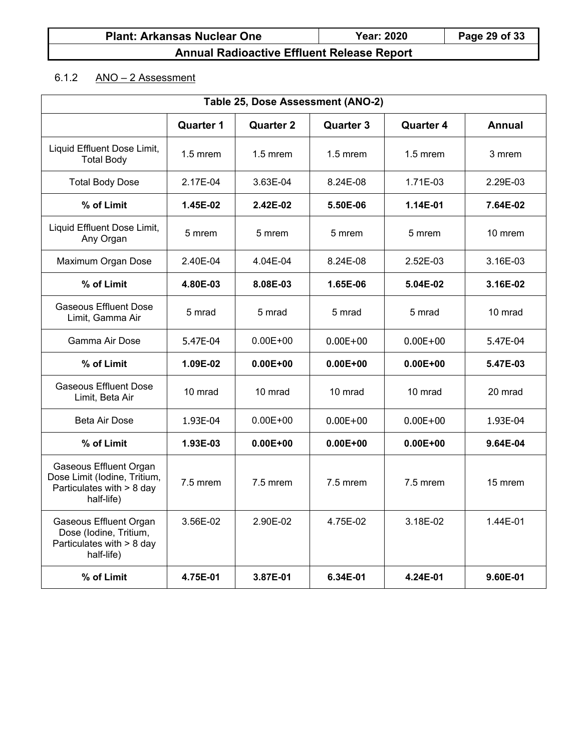### 6.1.2 ANO – 2 Assessment

| Table 25, Dose Assessment (ANO-2) | | | | | |
|---|---|---|---|---|---|
| | **Quarter 1** | **Quarter 2** | **Quarter 3** | **Quarter 4** | **Annual** |
| Liquid Effluent Dose Limit, Total Body | 1.5 mrem | 1.5 mrem | 1.5 mrem | 1.5 mrem | 3 mrem |
| Total Body Dose | 2.17E-04 | 3.63E-04 | 8.24E-08 | 1.71E-03 | 2.29E-03 |
| **% of Limit** | **1.45E-02** | **2.42E-02** | **5.50E-06** | **1.14E-01** | **7.64E-02** |
| Liquid Effluent Dose Limit, Any Organ | 5 mrem | 5 mrem | 5 mrem | 5 mrem | 10 mrem |
| Maximum Organ Dose | 2.40E-04 | 4.04E-04 | 8.24E-08 | 2.52E-03 | 3.16E-03 |
| **% of Limit** | **4.80E-03** | **8.08E-03** | **1.65E-06** | **5.04E-02** | **3.16E-02** |
| Gaseous Effluent Dose Limit, Gamma Air | 5 mrad | 5 mrad | 5 mrad | 5 mrad | 10 mrad |
| Gamma Air Dose | 5.47E-04 | 0.00E+00 | 0.00E+00 | 0.00E+00 | 5.47E-04 |
| **% of Limit** | **1.09E-02** | **0.00E+00** | **0.00E+00** | **0.00E+00** | **5.47E-03** |
| Gaseous Effluent Dose Limit, Beta Air | 10 mrad | 10 mrad | 10 mrad | 10 mrad | 20 mrad |
| Beta Air Dose | 1.93E-04 | 0.00E+00 | 0.00E+00 | 0.00E+00 | 1.93E-04 |
| **% of Limit** | **1.93E-03** | **0.00E+00** | **0.00E+00** | **0.00E+00** | **9.64E-04** |
| Gaseous Effluent Organ Dose Limit (Iodine, Tritium, Particulates with > 8 day half-life) | 7.5 mrem | 7.5 mrem | 7.5 mrem | 7.5 mrem | 15 mrem |
| Gaseous Effluent Organ Dose (Iodine, Tritium, Particulates with > 8 day half-life) | 3.56E-02 | 2.90E-02 | 4.75E-02 | 3.18E-02 | 1.44E-01 |
| **% of Limit** | **4.75E-01** | **3.87E-01** | **6.34E-01** | **4.24E-01** | **9.60E-01** |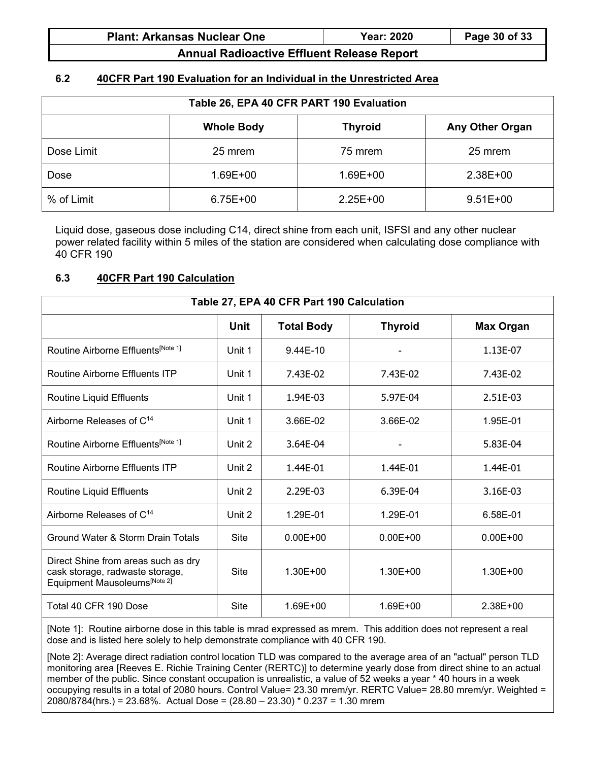### 6.2 40CFR Part 190 Evaluation for an Individual in the Unrestricted Area

| Table 26, EPA 40 CFR PART 190 Evaluation | | | |
|---|---|---|---|
| | **Whole Body** | **Thyroid** | **Any Other Organ** |
| Dose Limit | 25 mrem | 75 mrem | 25 mrem |
| Dose | 1.69E+00 | 1.69E+00 | 2.38E+00 |
| % of Limit | 6.75E+00 | 2.25E+00 | 9.51E+00 |

Liquid dose, gaseous dose including C14, direct shine from each unit, ISFSI and any other nuclear power related facility within 5 miles of the station are considered when calculating dose compliance with 40 CFR 190

### 6.3 40CFR Part 190 Calculation

| Table 27, EPA 40 CFR Part 190 Calculation | | | | |
|---|---|---|---|---|
| | **Unit** | **Total Body** | **Thyroid** | **Max Organ** |
| Routine Airborne Effluents[Note 1] | Unit 1 | 9.44E-10 | - | 1.13E-07 |
| Routine Airborne Effluents ITP | Unit 1 | 7.43E-02 | 7.43E-02 | 7.43E-02 |
| Routine Liquid Effluents | Unit 1 | 1.94E-03 | 5.97E-04 | 2.51E-03 |
| Airborne Releases of $C^{14}$ | Unit 1 | 3.66E-02 | 3.66E-02 | 1.95E-01 |
| Routine Airborne Effluents[Note 1] | Unit 2 | 3.64E-04 | - | 5.83E-04 |
| Routine Airborne Effluents ITP | Unit 2 | 1.44E-01 | 1.44E-01 | 1.44E-01 |
| Routine Liquid Effluents | Unit 2 | 2.29E-03 | 6.39E-04 | 3.16E-03 |
| Airborne Releases of $C^{14}$ | Unit 2 | 1.29E-01 | 1.29E-01 | 6.58E-01 |
| Ground Water & Storm Drain Totals | Site | 0.00E+00 | 0.00E+00 | 0.00E+00 |
| Direct Shine from areas such as dry cask storage, radwaste storage, Equipment Mausoleums[Note 2] | Site | 1.30E+00 | 1.30E+00 | 1.30E+00 |
| Total 40 CFR 190 Dose | Site | 1.69E+00 | 1.69E+00 | 2.38E+00 |

[Note 1]: Routine airborne dose in this table is mrad expressed as mrem. This addition does not represent a real dose and is listed here solely to help demonstrate compliance with 40 CFR 190.

[Note 2]: Average direct radiation control location TLD was compared to the average area of an "actual" person TLD monitoring area [Reeves E. Richie Training Center (RERTC)] to determine yearly dose from direct shine to an actual member of the public. Since constant occupation is unrealistic, a value of 52 weeks a year * 40 hours in a week occupying results in a total of 2080 hours. Control Value= 23.30 mrem/yr. RERTC Value= 28.80 mrem/yr. Weighted = 2080/8784(hrs.) = 23.68%. Actual Dose = (28.80 – 23.30) * 0.237 = 1.30 mrem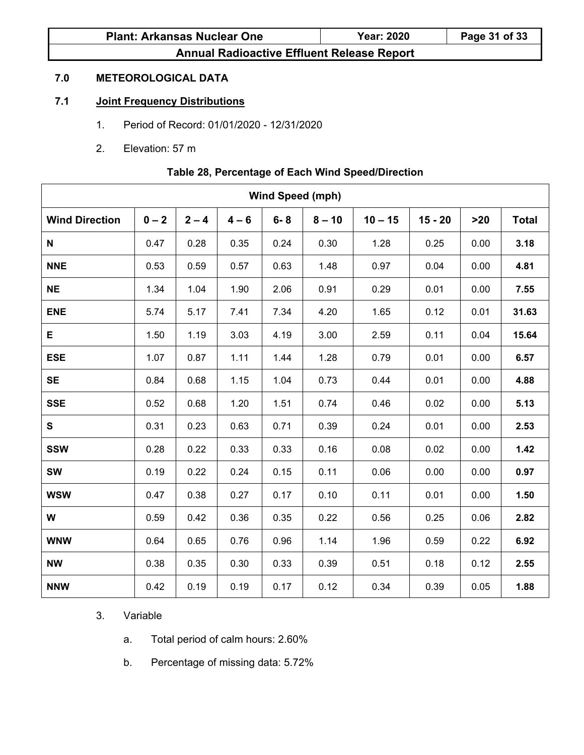## 7.0 METEOROLOGICAL DATA

### 7.1 Joint Frequency Distributions

1. Period of Record: 01/01/2020 - 12/31/2020
2. Elevation: 57 m

**Table 28, Percentage of Each Wind Speed/Direction**

| | Wind Speed (mph) | | | | | | | | |
|---|---|---|---|---|---|---|---|---|---|
| **Wind Direction** | **0 – 2** | **2 – 4** | **4 – 6** | **6- 8** | **8 – 10** | **10 – 15** | **15 - 20** | **>20** | **Total** |
| **N** | 0.47 | 0.28 | 0.35 | 0.24 | 0.30 | 1.28 | 0.25 | 0.00 | **3.18** |
| **NNE** | 0.53 | 0.59 | 0.57 | 0.63 | 1.48 | 0.97 | 0.04 | 0.00 | **4.81** |
| **NE** | 1.34 | 1.04 | 1.90 | 2.06 | 0.91 | 0.29 | 0.01 | 0.00 | **7.55** |
| **ENE** | 5.74 | 5.17 | 7.41 | 7.34 | 4.20 | 1.65 | 0.12 | 0.01 | **31.63** |
| **E** | 1.50 | 1.19 | 3.03 | 4.19 | 3.00 | 2.59 | 0.11 | 0.04 | **15.64** |
| **ESE** | 1.07 | 0.87 | 1.11 | 1.44 | 1.28 | 0.79 | 0.01 | 0.00 | **6.57** |
| **SE** | 0.84 | 0.68 | 1.15 | 1.04 | 0.73 | 0.44 | 0.01 | 0.00 | **4.88** |
| **SSE** | 0.52 | 0.68 | 1.20 | 1.51 | 0.74 | 0.46 | 0.02 | 0.00 | **5.13** |
| **S** | 0.31 | 0.23 | 0.63 | 0.71 | 0.39 | 0.24 | 0.01 | 0.00 | **2.53** |
| **SSW** | 0.28 | 0.22 | 0.33 | 0.33 | 0.16 | 0.08 | 0.02 | 0.00 | **1.42** |
| **SW** | 0.19 | 0.22 | 0.24 | 0.15 | 0.11 | 0.06 | 0.00 | 0.00 | **0.97** |
| **WSW** | 0.47 | 0.38 | 0.27 | 0.17 | 0.10 | 0.11 | 0.01 | 0.00 | **1.50** |
| **W** | 0.59 | 0.42 | 0.36 | 0.35 | 0.22 | 0.56 | 0.25 | 0.06 | **2.82** |
| **WNW** | 0.64 | 0.65 | 0.76 | 0.96 | 1.14 | 1.96 | 0.59 | 0.22 | **6.92** |
| **NW** | 0.38 | 0.35 | 0.30 | 0.33 | 0.39 | 0.51 | 0.18 | 0.12 | **2.55** |
| **NNW** | 0.42 | 0.19 | 0.19 | 0.17 | 0.12 | 0.34 | 0.39 | 0.05 | **1.88** |

3. Variable
   a. Total period of calm hours: 2.60%
   b. Percentage of missing data: 5.72%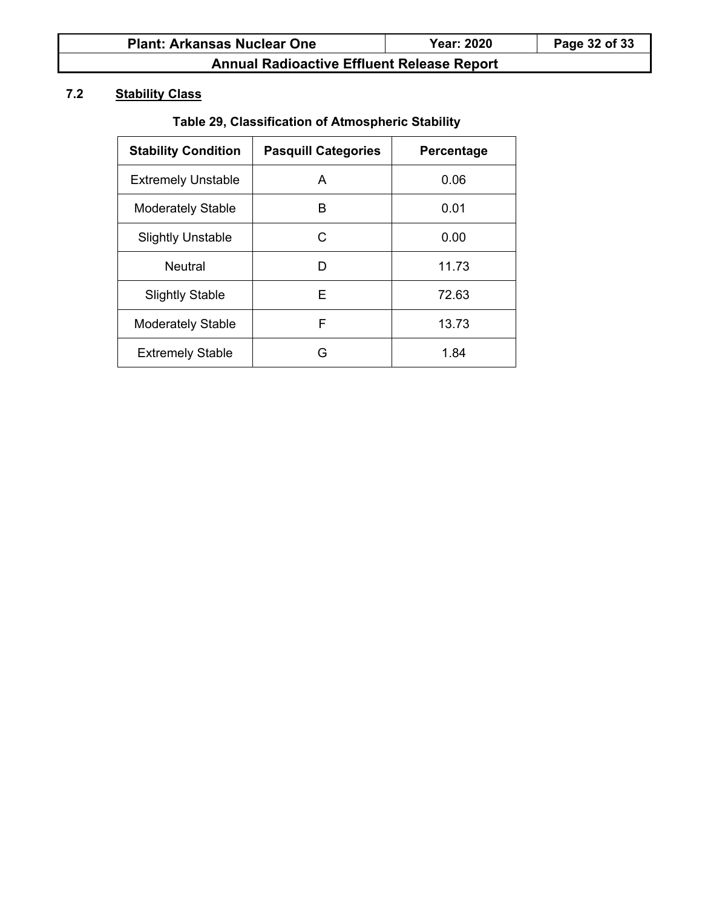## 7.2 Stability Class

**Table 29, Classification of Atmospheric Stability**

| Stability Condition | Pasquill Categories | Percentage |
|---|---|---|
| Extremely Unstable | A | 0.06 |
| Moderately Stable | B | 0.01 |
| Slightly Unstable | C | 0.00 |
| Neutral | D | 11.73 |
| Slightly Stable | E | 72.63 |
| Moderately Stable | F | 13.73 |
| Extremely Stable | G | 1.84 |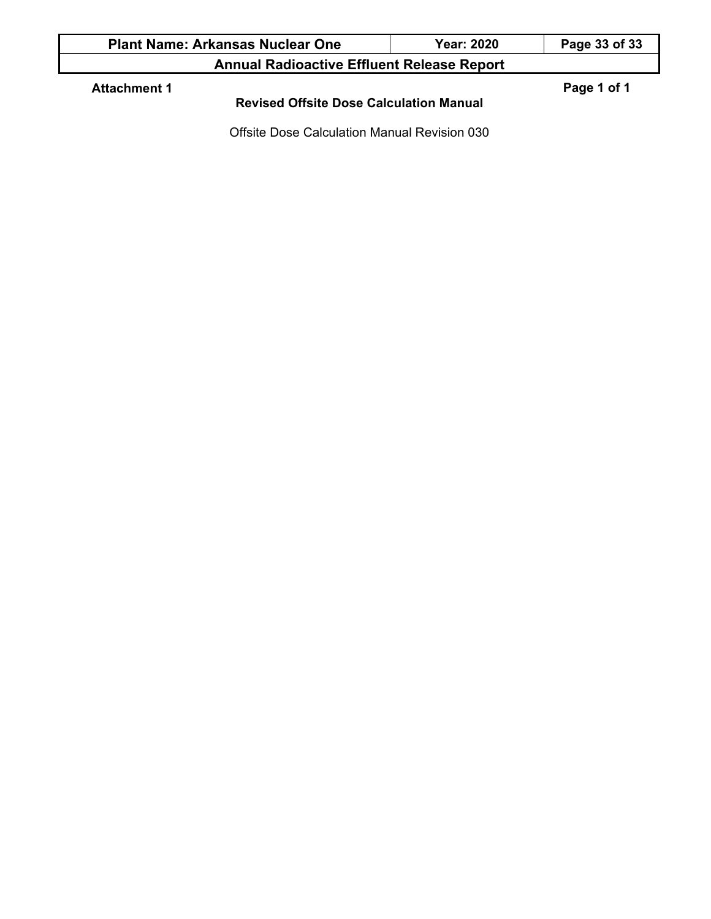**Attachment 1**

# Revised Offsite Dose Calculation Manual

Offsite Dose Calculation Manual Revision 030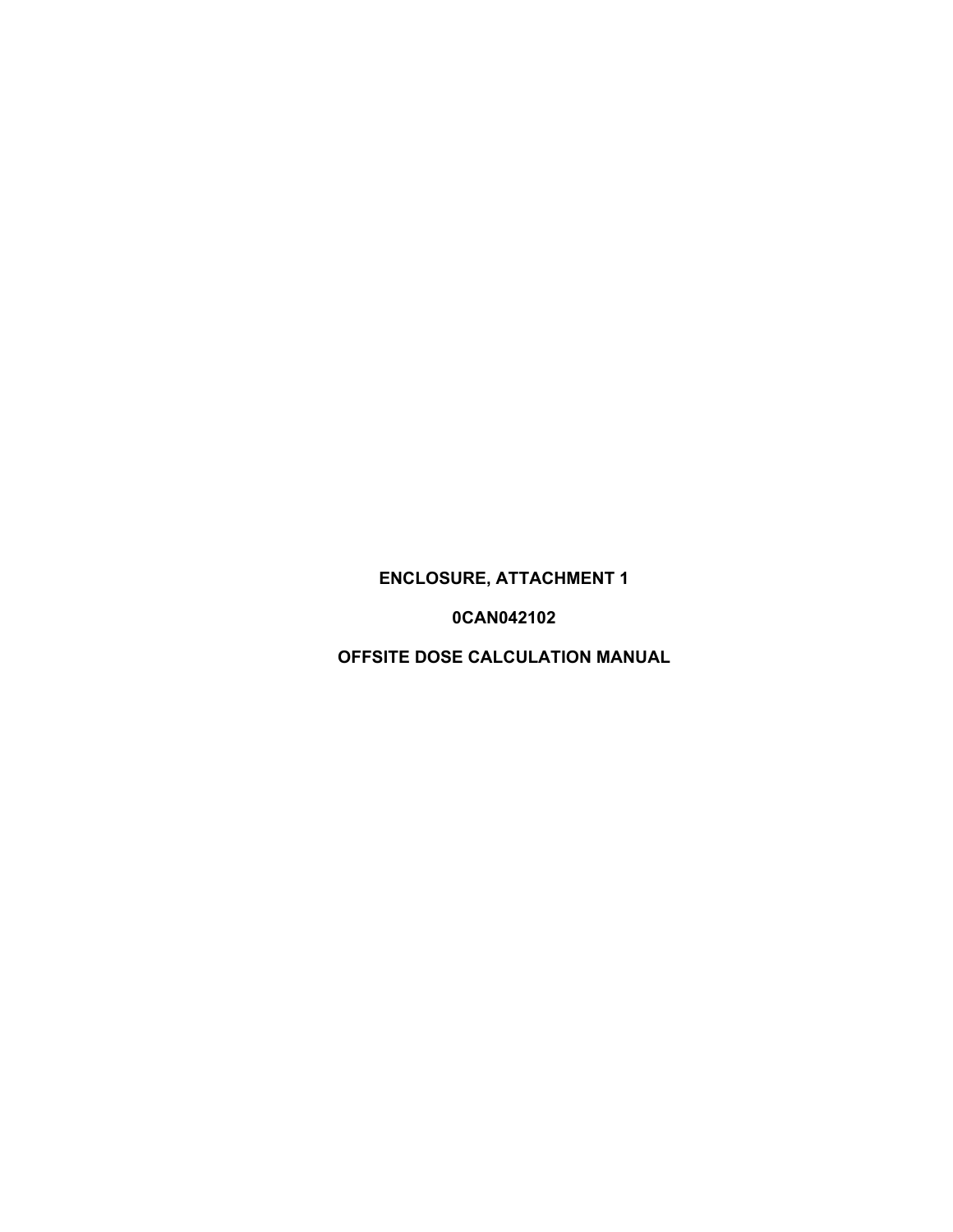**ENCLOSURE, ATTACHMENT 1**

**0CAN042102**

**OFFSITE DOSE CALCULATION MANUAL**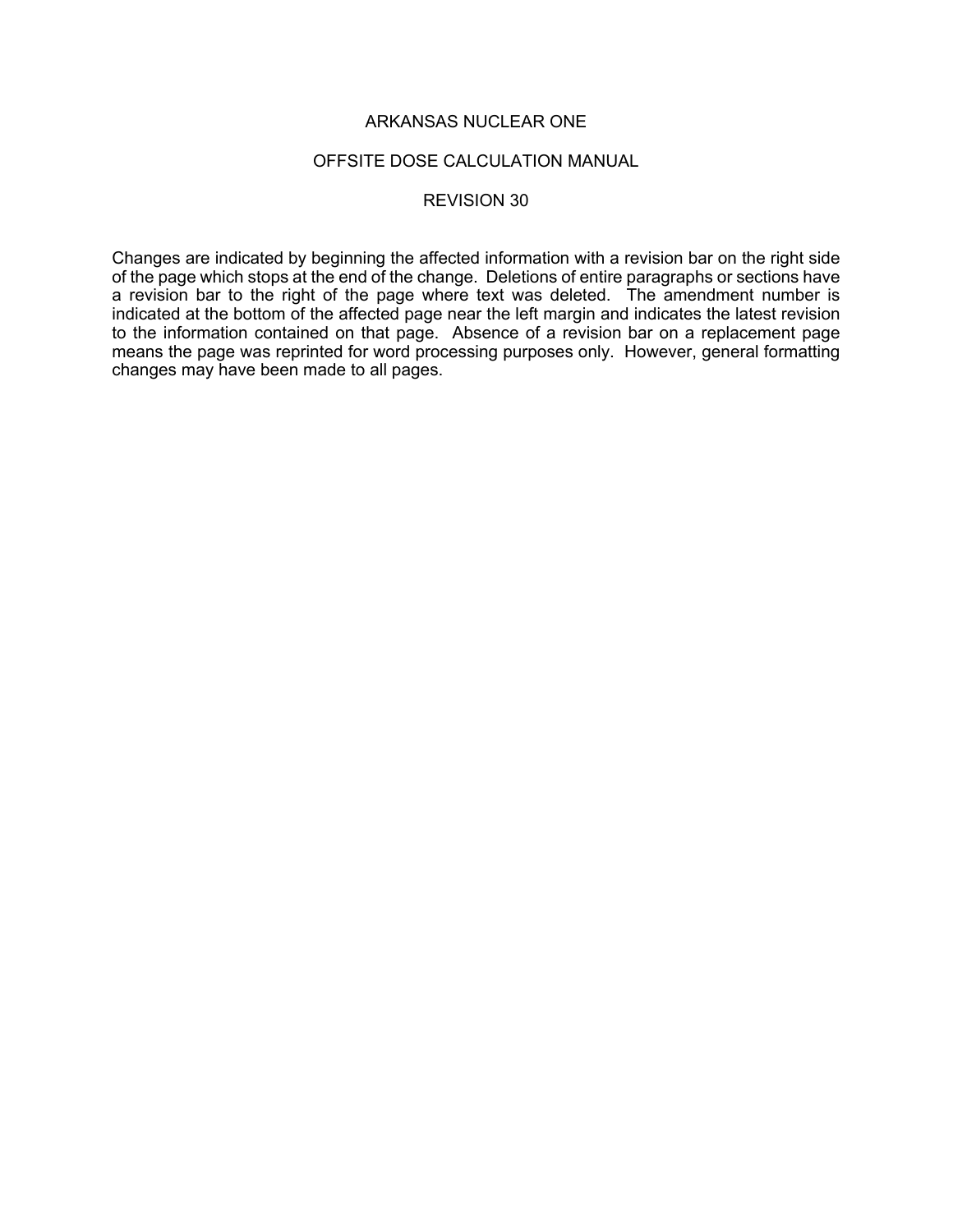ARKANSAS NUCLEAR ONE

OFFSITE DOSE CALCULATION MANUAL

REVISION 30

Changes are indicated by beginning the affected information with a revision bar on the right side of the page which stops at the end of the change. Deletions of entire paragraphs or sections have a revision bar to the right of the page where text was deleted. The amendment number is indicated at the bottom of the affected page near the left margin and indicates the latest revision to the information contained on that page. Absence of a revision bar on a replacement page means the page was reprinted for word processing purposes only. However, general formatting changes may have been made to all pages.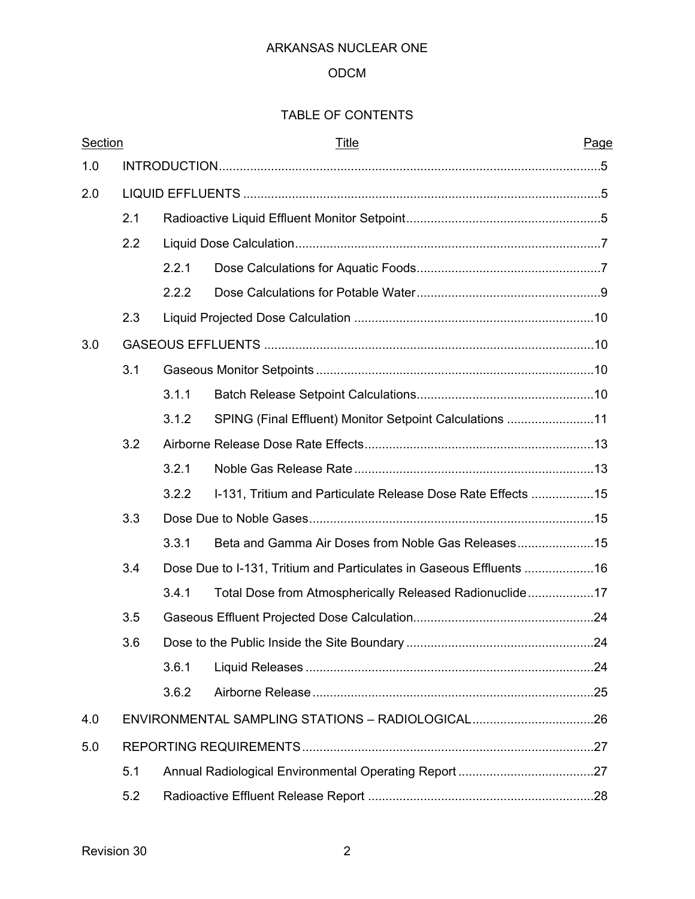ARKANSAS NUCLEAR ONE

ODCM

TABLE OF CONTENTS

| Section | | | Title | Page |
|---|---|---|---|---|
| 1.0 | INTRODUCTION | | | 5 |
| 2.0 | LIQUID EFFLUENTS | | | 5 |
| | 2.1 | Radioactive Liquid Effluent Monitor Setpoint | | 5 |
| | 2.2 | Liquid Dose Calculation | | 7 |
| | | 2.2.1 | Dose Calculations for Aquatic Foods | 7 |
| | | 2.2.2 | Dose Calculations for Potable Water | 9 |
| | 2.3 | Liquid Projected Dose Calculation | | 10 |
| 3.0 | GASEOUS EFFLUENTS | | | 10 |
| | 3.1 | Gaseous Monitor Setpoints | | 10 |
| | | 3.1.1 | Batch Release Setpoint Calculations | 10 |
| | | 3.1.2 | SPING (Final Effluent) Monitor Setpoint Calculations | 11 |
| | 3.2 | Airborne Release Dose Rate Effects | | 13 |
| | | 3.2.1 | Noble Gas Release Rate | 13 |
| | | 3.2.2 | I-131, Tritium and Particulate Release Dose Rate Effects | 15 |
| | 3.3 | Dose Due to Noble Gases | | 15 |
| | | 3.3.1 | Beta and Gamma Air Doses from Noble Gas Releases | 15 |
| | 3.4 | Dose Due to I-131, Tritium and Particulates in Gaseous Effluents | | 16 |
| | | 3.4.1 | Total Dose from Atmospherically Released Radionuclide | 17 |
| | 3.5 | Gaseous Effluent Projected Dose Calculation | | 24 |
| | 3.6 | Dose to the Public Inside the Site Boundary | | 24 |
| | | 3.6.1 | Liquid Releases | 24 |
| | | 3.6.2 | Airborne Release | 25 |
| 4.0 | ENVIRONMENTAL SAMPLING STATIONS – RADIOLOGICAL | | | 26 |
| 5.0 | REPORTING REQUIREMENTS | | | 27 |
| | 5.1 | Annual Radiological Environmental Operating Report | | 27 |
| | 5.2 | Radioactive Effluent Release Report | | 28 |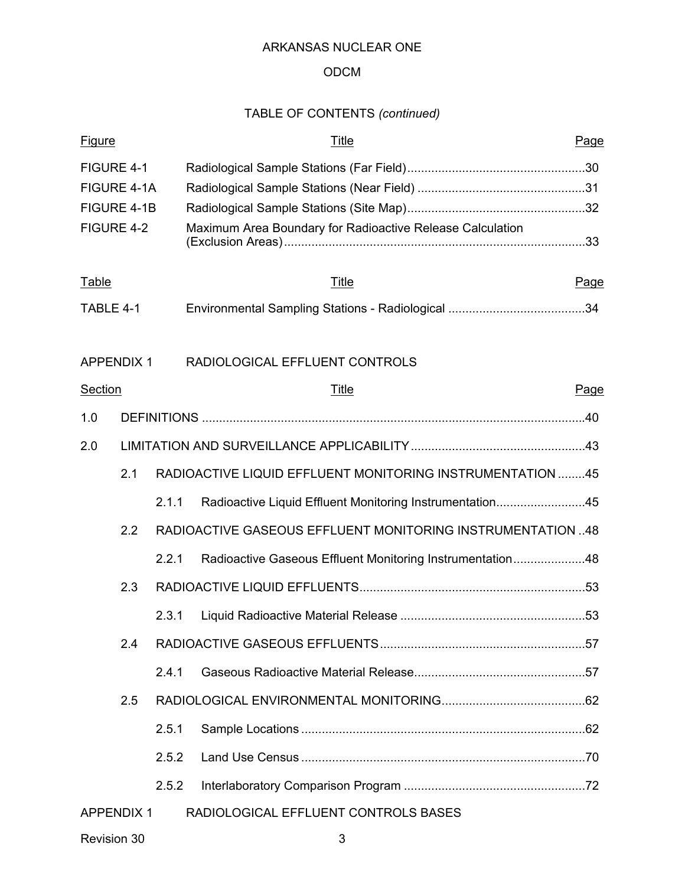ARKANSAS NUCLEAR ONE

ODCM

TABLE OF CONTENTS *(continued)*

| Figure | Title | Page |
|---|---|---|
| FIGURE 4-1 | Radiological Sample Stations (Far Field) | 30 |
| FIGURE 4-1A | Radiological Sample Stations (Near Field) | 31 |
| FIGURE 4-1B | Radiological Sample Stations (Site Map) | 32 |
| FIGURE 4-2 | Maximum Area Boundary for Radioactive Release Calculation (Exclusion Areas) | 33 |

| Table | Title | Page |
|---|---|---|
| TABLE 4-1 | Environmental Sampling Stations - Radiological | 34 |

APPENDIX 1 RADIOLOGICAL EFFLUENT CONTROLS

| Section | | | Title | Page |
|---|---|---|---|---|
| 1.0 | | | DEFINITIONS | 40 |
| 2.0 | | | LIMITATION AND SURVEILLANCE APPLICABILITY | 43 |
| | 2.1 | | RADIOACTIVE LIQUID EFFLUENT MONITORING INSTRUMENTATION | 45 |
| | | 2.1.1 | Radioactive Liquid Effluent Monitoring Instrumentation | 45 |
| | 2.2 | | RADIOACTIVE GASEOUS EFFLUENT MONITORING INSTRUMENTATION | 48 |
| | | 2.2.1 | Radioactive Gaseous Effluent Monitoring Instrumentation | 48 |
| | 2.3 | | RADIOACTIVE LIQUID EFFLUENTS | 53 |
| | | 2.3.1 | Liquid Radioactive Material Release | 53 |
| | 2.4 | | RADIOACTIVE GASEOUS EFFLUENTS | 57 |
| | | 2.4.1 | Gaseous Radioactive Material Release | 57 |
| | 2.5 | | RADIOLOGICAL ENVIRONMENTAL MONITORING | 62 |
| | | 2.5.1 | Sample Locations | 62 |
| | | 2.5.2 | Land Use Census | 70 |
| | | 2.5.2 | Interlaboratory Comparison Program | 72 |

APPENDIX 1 RADIOLOGICAL EFFLUENT CONTROLS BASES

Revision 30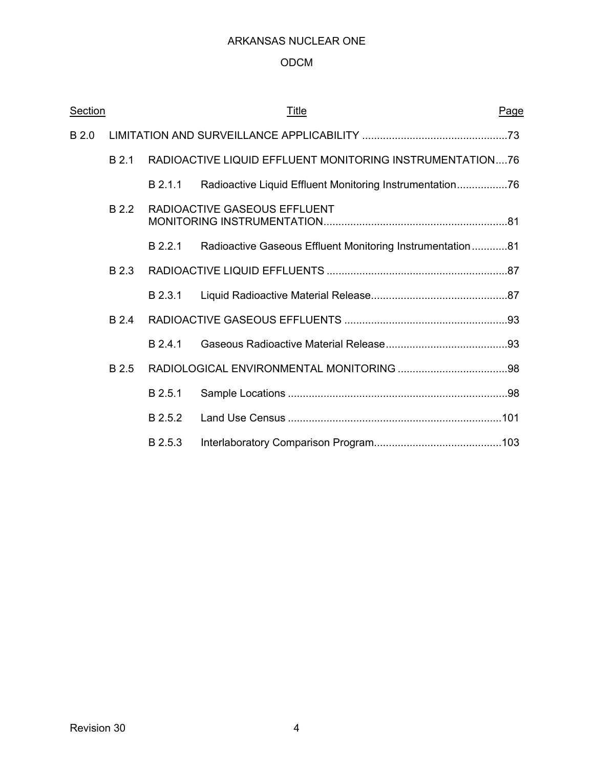ARKANSAS NUCLEAR ONE

ODCM

| Section | | | Title | Page |
|---|---|---|---|---|
| B 2.0 | | | LIMITATION AND SURVEILLANCE APPLICABILITY | 73 |
| | B 2.1 | | RADIOACTIVE LIQUID EFFLUENT MONITORING INSTRUMENTATION | 76 |
| | | B 2.1.1 | Radioactive Liquid Effluent Monitoring Instrumentation | 76 |
| | B 2.2 | | RADIOACTIVE GASEOUS EFFLUENT MONITORING INSTRUMENTATION | 81 |
| | | B 2.2.1 | Radioactive Gaseous Effluent Monitoring Instrumentation | 81 |
| | B 2.3 | | RADIOACTIVE LIQUID EFFLUENTS | 87 |
| | | B 2.3.1 | Liquid Radioactive Material Release | 87 |
| | B 2.4 | | RADIOACTIVE GASEOUS EFFLUENTS | 93 |
| | | B 2.4.1 | Gaseous Radioactive Material Release | 93 |
| | B 2.5 | | RADIOLOGICAL ENVIRONMENTAL MONITORING | 98 |
| | | B 2.5.1 | Sample Locations | 98 |
| | | B 2.5.2 | Land Use Census | 101 |
| | | B 2.5.3 | Interlaboratory Comparison Program | 103 |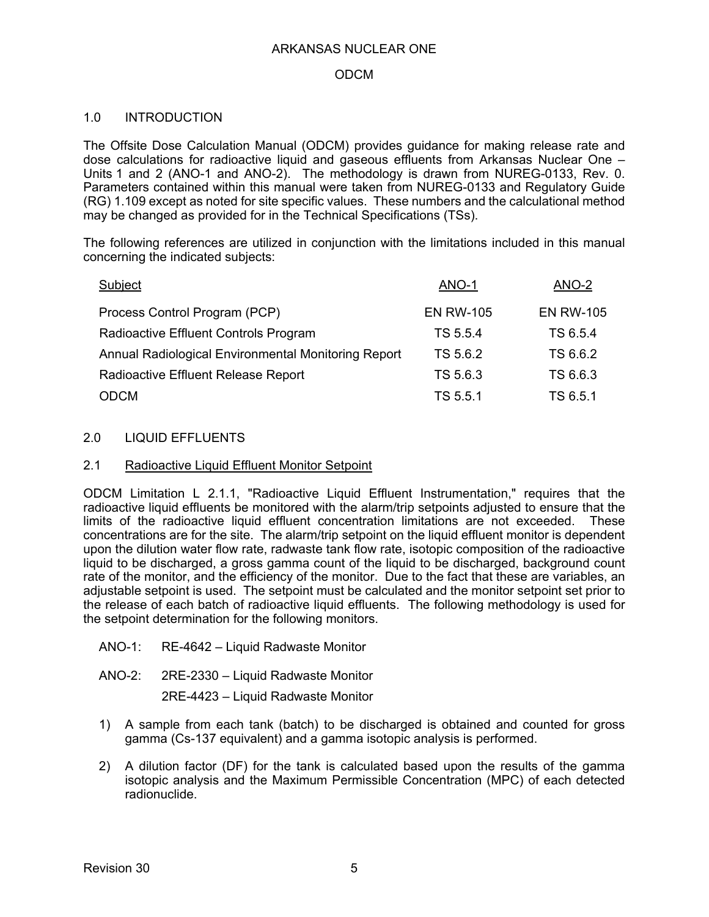## 1.0 INTRODUCTION

The Offsite Dose Calculation Manual (ODCM) provides guidance for making release rate and dose calculations for radioactive liquid and gaseous effluents from Arkansas Nuclear One – Units 1 and 2 (ANO-1 and ANO-2). The methodology is drawn from NUREG-0133, Rev. 0. Parameters contained within this manual were taken from NUREG-0133 and Regulatory Guide (RG) 1.109 except as noted for site specific values. These numbers and the calculational method may be changed as provided for in the Technical Specifications (TSs).

The following references are utilized in conjunction with the limitations included in this manual concerning the indicated subjects:

| Subject | ANO-1 | ANO-2 |
|---|---|---|
| Process Control Program (PCP) | EN RW-105 | EN RW-105 |
| Radioactive Effluent Controls Program | TS 5.5.4 | TS 6.5.4 |
| Annual Radiological Environmental Monitoring Report | TS 5.6.2 | TS 6.6.2 |
| Radioactive Effluent Release Report | TS 5.6.3 | TS 6.6.3 |
| ODCM | TS 5.5.1 | TS 6.5.1 |

## 2.0 LIQUID EFFLUENTS

### 2.1 Radioactive Liquid Effluent Monitor Setpoint

ODCM Limitation L 2.1.1, "Radioactive Liquid Effluent Instrumentation," requires that the radioactive liquid effluents be monitored with the alarm/trip setpoints adjusted to ensure that the limits of the radioactive liquid effluent concentration limitations are not exceeded. These concentrations are for the site. The alarm/trip setpoint on the liquid effluent monitor is dependent upon the dilution water flow rate, radwaste tank flow rate, isotopic composition of the radioactive liquid to be discharged, a gross gamma count of the liquid to be discharged, background count rate of the monitor, and the efficiency of the monitor. Due to the fact that these are variables, an adjustable setpoint is used. The setpoint must be calculated and the monitor setpoint set prior to the release of each batch of radioactive liquid effluents. The following methodology is used for the setpoint determination for the following monitors.

ANO-1: RE-4642 – Liquid Radwaste Monitor

ANO-2: 2RE-2330 – Liquid Radwaste Monitor

2RE-4423 – Liquid Radwaste Monitor

1) A sample from each tank (batch) to be discharged is obtained and counted for gross gamma (Cs-137 equivalent) and a gamma isotopic analysis is performed.

2) A dilution factor (DF) for the tank is calculated based upon the results of the gamma isotopic analysis and the Maximum Permissible Concentration (MPC) of each detected radionuclide.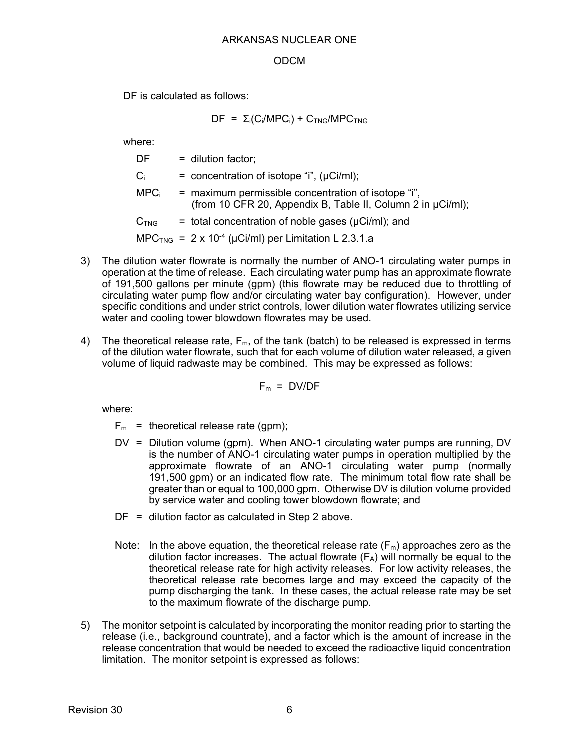DF is calculated as follows:

$$DF = \Sigma_i(C_i/MPC_i) + C_{TNG}/MPC_{TNG}$$

where:

- DF = dilution factor;
- $C_i$ = concentration of isotope "i", (μCi/ml);
- $MPC_i$ = maximum permissible concentration of isotope "i", (from 10 CFR 20, Appendix B, Table II, Column 2 in μCi/ml);
- $C_{TNG}$ = total concentration of noble gases (μCi/ml); and
- $MPC_{TNG}$ = $2 \times 10^{-4}$ (μCi/ml) per Limitation L 2.3.1.a

3) The dilution water flowrate is normally the number of ANO-1 circulating water pumps in operation at the time of release. Each circulating water pump has an approximate flowrate of 191,500 gallons per minute (gpm) (this flowrate may be reduced due to throttling of circulating water pump flow and/or circulating water bay configuration). However, under specific conditions and under strict controls, lower dilution water flowrates utilizing service water and cooling tower blowdown flowrates may be used.

4) The theoretical release rate, $F_m$, of the tank (batch) to be released is expressed in terms of the dilution water flowrate, such that for each volume of dilution water released, a given volume of liquid radwaste may be combined. This may be expressed as follows:

$$F_m = DV/DF$$

where:

- $F_m$ = theoretical release rate (gpm);
- DV = Dilution volume (gpm). When ANO-1 circulating water pumps are running, DV is the number of ANO-1 circulating water pumps in operation multiplied by the approximate flowrate of an ANO-1 circulating water pump (normally 191,500 gpm) or an indicated flow rate. The minimum total flow rate shall be greater than or equal to 100,000 gpm. Otherwise DV is dilution volume provided by service water and cooling tower blowdown flowrate; and
- DF = dilution factor as calculated in Step 2 above.

Note: In the above equation, the theoretical release rate ($F_m$) approaches zero as the dilution factor increases. The actual flowrate ($F_A$) will normally be equal to the theoretical release rate for high activity releases. For low activity releases, the theoretical release rate becomes large and may exceed the capacity of the pump discharging the tank. In these cases, the actual release rate may be set to the maximum flowrate of the discharge pump.

5) The monitor setpoint is calculated by incorporating the monitor reading prior to starting the release (i.e., background countrate), and a factor which is the amount of increase in the release concentration that would be needed to exceed the radioactive liquid concentration limitation. The monitor setpoint is expressed as follows: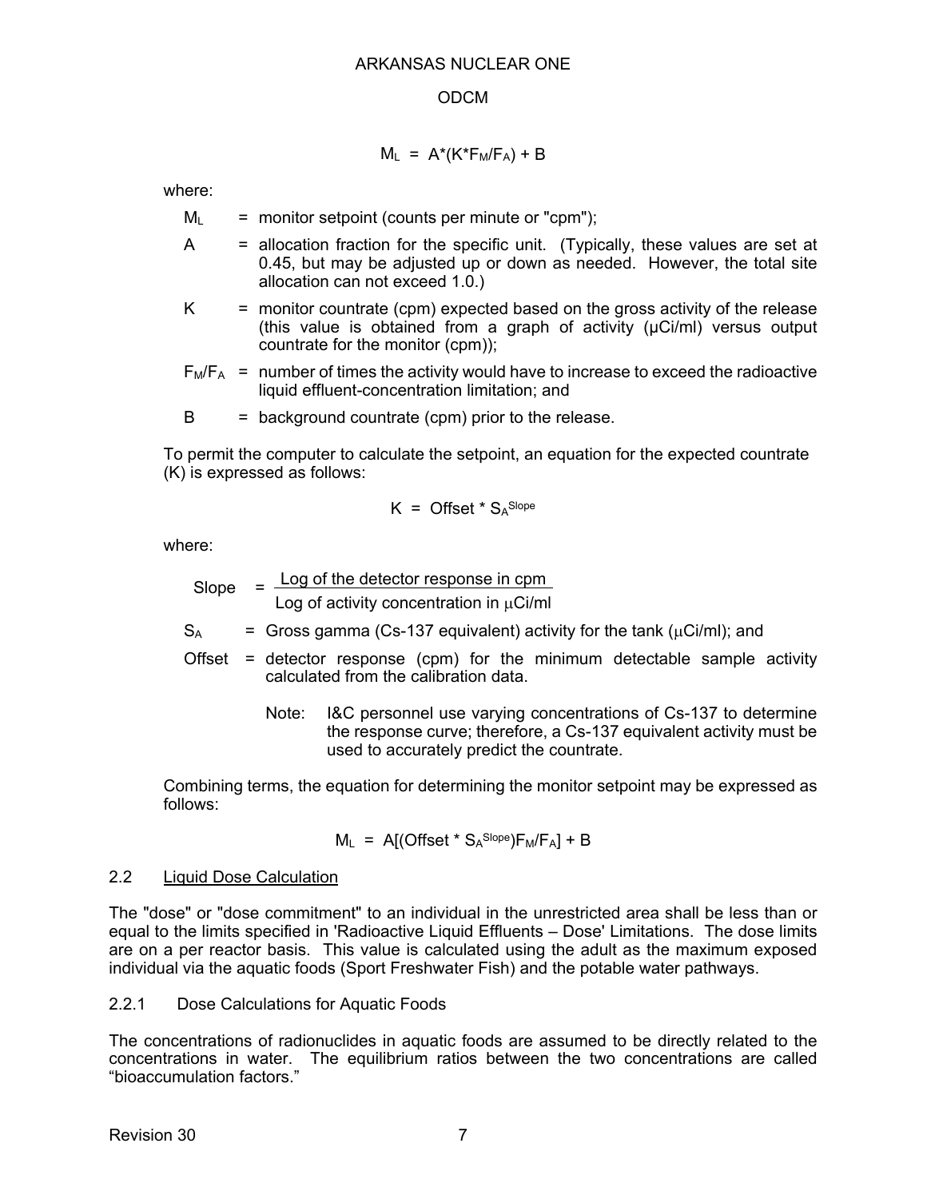$$M_L = A^*(K^*F_M/F_A) + B$$

where:

- $M_L$ = monitor setpoint (counts per minute or "cpm");
- A = allocation fraction for the specific unit. (Typically, these values are set at 0.45, but may be adjusted up or down as needed. However, the total site allocation can not exceed 1.0.)
- K = monitor countrate (cpm) expected based on the gross activity of the release (this value is obtained from a graph of activity (µCi/ml) versus output countrate for the monitor (cpm));
- $F_M/F_A$ = number of times the activity would have to increase to exceed the radioactive liquid effluent-concentration limitation; and
- B = background countrate (cpm) prior to the release.

To permit the computer to calculate the setpoint, an equation for the expected countrate (K) is expressed as follows:

$$K = \text{Offset} * S_A^{\text{Slope}}$$

where:

$$\text{Slope} = \frac{\text{Log of the detector response in cpm}}{\text{Log of activity concentration in } \mu\text{Ci/ml}}$$

- $S_A$ = Gross gamma (Cs-137 equivalent) activity for the tank (µCi/ml); and
- Offset = detector response (cpm) for the minimum detectable sample activity calculated from the calibration data.

  Note: I&C personnel use varying concentrations of Cs-137 to determine the response curve; therefore, a Cs-137 equivalent activity must be used to accurately predict the countrate.

Combining terms, the equation for determining the monitor setpoint may be expressed as follows:

$$M_L = A[(\text{Offset} * S_A^{\text{Slope}})F_M/F_A] + B$$

## 2.2 Liquid Dose Calculation

The "dose" or "dose commitment" to an individual in the unrestricted area shall be less than or equal to the limits specified in 'Radioactive Liquid Effluents – Dose' Limitations. The dose limits are on a per reactor basis. This value is calculated using the adult as the maximum exposed individual via the aquatic foods (Sport Freshwater Fish) and the potable water pathways.

### 2.2.1 Dose Calculations for Aquatic Foods

The concentrations of radionuclides in aquatic foods are assumed to be directly related to the concentrations in water. The equilibrium ratios between the two concentrations are called "bioaccumulation factors."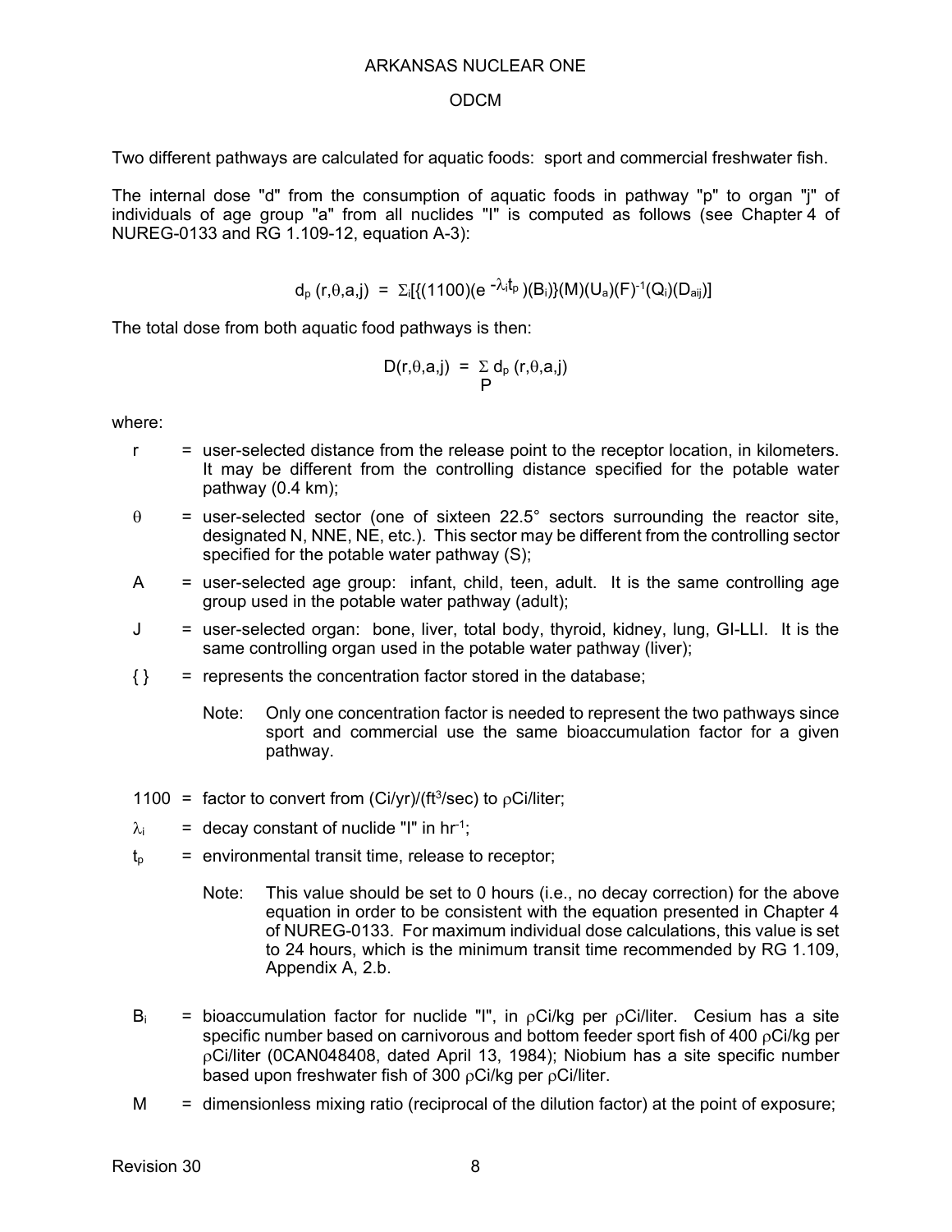Two different pathways are calculated for aquatic foods: sport and commercial freshwater fish.

The internal dose "d" from the consumption of aquatic foods in pathway "p" to organ "j" of individuals of age group "a" from all nuclides "I" is computed as follows (see Chapter 4 of NUREG-0133 and RG 1.109-12, equation A-3):

$$d_p(r,\theta,a,j) = \Sigma_i[\{(1100)(e^{-\lambda_i t_p})(B_i)\}(M)(U_a)(F)^{-1}(Q_i)(D_{aij})]$$

The total dose from both aquatic food pathways is then:

$$D(r,\theta,a,j) = \sum_P d_p(r,\theta,a,j)$$

where:

- $r$ = user-selected distance from the release point to the receptor location, in kilometers. It may be different from the controlling distance specified for the potable water pathway (0.4 km);
- $\theta$ = user-selected sector (one of sixteen 22.5° sectors surrounding the reactor site, designated N, NNE, NE, etc.). This sector may be different from the controlling sector specified for the potable water pathway (S);
- A = user-selected age group: infant, child, teen, adult. It is the same controlling age group used in the potable water pathway (adult);
- J = user-selected organ: bone, liver, total body, thyroid, kidney, lung, GI-LLI. It is the same controlling organ used in the potable water pathway (liver);
- { } = represents the concentration factor stored in the database;

  Note: Only one concentration factor is needed to represent the two pathways since sport and commercial use the same bioaccumulation factor for a given pathway.

- 1100 = factor to convert from $(Ci/yr)/(ft^3/sec)$ to ρCi/liter;
- $\lambda_i$ = decay constant of nuclide "I" in $hr^{-1}$;
- $t_p$ = environmental transit time, release to receptor;

  Note: This value should be set to 0 hours (i.e., no decay correction) for the above equation in order to be consistent with the equation presented in Chapter 4 of NUREG-0133. For maximum individual dose calculations, this value is set to 24 hours, which is the minimum transit time recommended by RG 1.109, Appendix A, 2.b.

- $B_i$ = bioaccumulation factor for nuclide "I", in ρCi/kg per ρCi/liter. Cesium has a site specific number based on carnivorous and bottom feeder sport fish of 400 ρCi/kg per ρCi/liter (0CAN048408, dated April 13, 1984); Niobium has a site specific number based upon freshwater fish of 300 ρCi/kg per ρCi/liter.
- M = dimensionless mixing ratio (reciprocal of the dilution factor) at the point of exposure;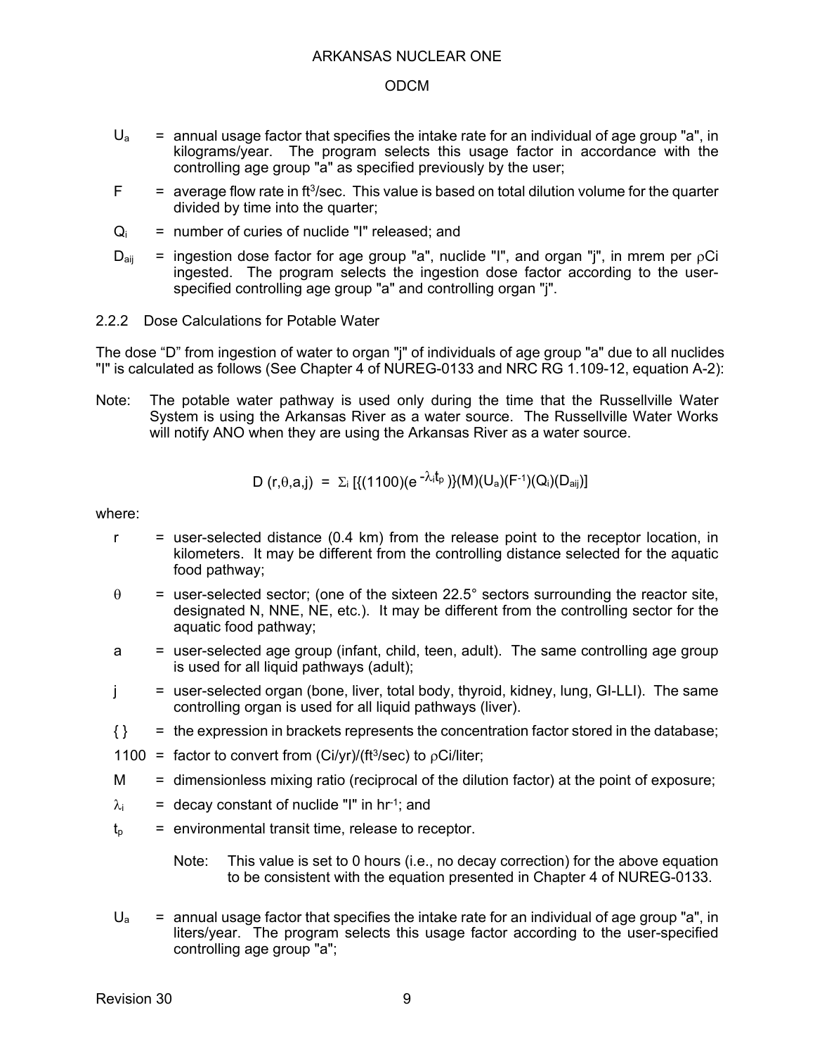$U_a$ = annual usage factor that specifies the intake rate for an individual of age group "a", in kilograms/year. The program selects this usage factor in accordance with the controlling age group "a" as specified previously by the user;

$F$ = average flow rate in $ft^3$/sec. This value is based on total dilution volume for the quarter divided by time into the quarter;

$Q_i$ = number of curies of nuclide "I" released; and

$D_{aij}$ = ingestion dose factor for age group "a", nuclide "I", and organ "j", in mrem per ρCi ingested. The program selects the ingestion dose factor according to the user-specified controlling age group "a" and controlling organ "j".

2.2.2 Dose Calculations for Potable Water

The dose "D" from ingestion of water to organ "j" of individuals of age group "a" due to all nuclides "I" is calculated as follows (See Chapter 4 of NUREG-0133 and NRC RG 1.109-12, equation A-2):

Note: The potable water pathway is used only during the time that the Russellville Water System is using the Arkansas River as a water source. The Russellville Water Works will notify ANO when they are using the Arkansas River as a water source.

$$D(r,\theta,a,j) = \Sigma_i [\{(1100)(e^{-\lambda_i t_p})\}(M)(U_a)(F^{-1})(Q_i)(D_{aij})]$$

where:

$r$ = user-selected distance (0.4 km) from the release point to the receptor location, in kilometers. It may be different from the controlling distance selected for the aquatic food pathway;

$\theta$ = user-selected sector; (one of the sixteen 22.5° sectors surrounding the reactor site, designated N, NNE, NE, etc.). It may be different from the controlling sector for the aquatic food pathway;

$a$ = user-selected age group (infant, child, teen, adult). The same controlling age group is used for all liquid pathways (adult);

$j$ = user-selected organ (bone, liver, total body, thyroid, kidney, lung, GI-LLI). The same controlling organ is used for all liquid pathways (liver).

{ } = the expression in brackets represents the concentration factor stored in the database;

1100 = factor to convert from (Ci/yr)/($ft^3$/sec) to ρCi/liter;

$M$ = dimensionless mixing ratio (reciprocal of the dilution factor) at the point of exposure;

$\lambda_i$ = decay constant of nuclide "I" in $hr^{-1}$; and

$t_p$ = environmental transit time, release to receptor.

Note: This value is set to 0 hours (i.e., no decay correction) for the above equation to be consistent with the equation presented in Chapter 4 of NUREG-0133.

$U_a$ = annual usage factor that specifies the intake rate for an individual of age group "a", in liters/year. The program selects this usage factor according to the user-specified controlling age group "a";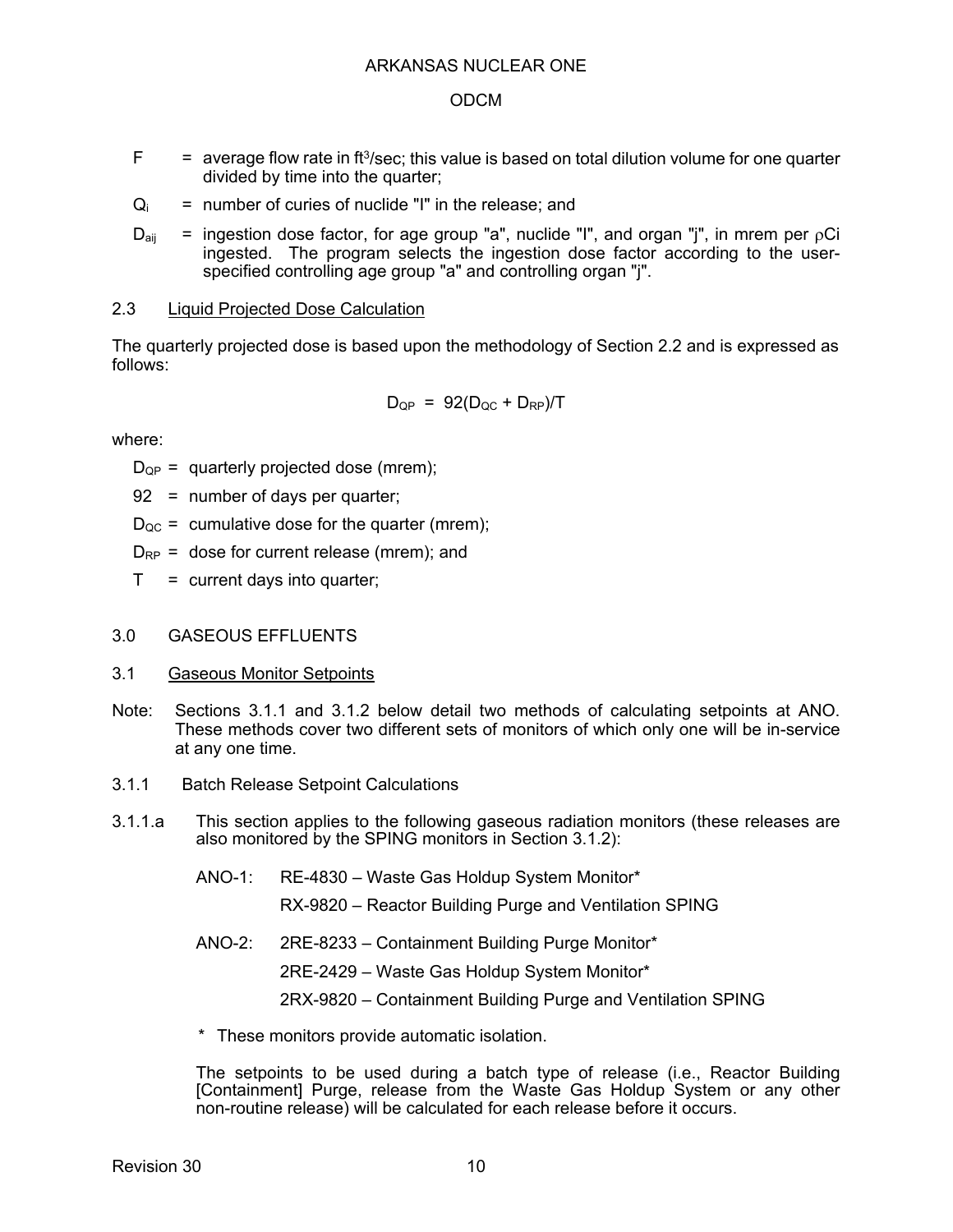$F$ = average flow rate in ft$^3$/sec; this value is based on total dilution volume for one quarter divided by time into the quarter;

$Q_i$ = number of curies of nuclide "I" in the release; and

$D_{aij}$ = ingestion dose factor, for age group "a", nuclide "I", and organ "j", in mrem per $\rho$Ci ingested. The program selects the ingestion dose factor according to the user-specified controlling age group "a" and controlling organ "j".

## 2.3 Liquid Projected Dose Calculation

The quarterly projected dose is based upon the methodology of Section 2.2 and is expressed as follows:

$$D_{QP} = 92(D_{QC} + D_{RP})/T$$

where:

$D_{QP}$ = quarterly projected dose (mrem);

92 = number of days per quarter;

$D_{QC}$ = cumulative dose for the quarter (mrem);

$D_{RP}$ = dose for current release (mrem); and

$T$ = current days into quarter;

# 3.0 GASEOUS EFFLUENTS

## 3.1 Gaseous Monitor Setpoints

Note: Sections 3.1.1 and 3.1.2 below detail two methods of calculating setpoints at ANO. These methods cover two different sets of monitors of which only one will be in-service at any one time.

### 3.1.1 Batch Release Setpoint Calculations

3.1.1.a This section applies to the following gaseous radiation monitors (these releases are also monitored by the SPING monitors in Section 3.1.2):

ANO-1: RE-4830 – Waste Gas Holdup System Monitor*

RX-9820 – Reactor Building Purge and Ventilation SPING

ANO-2: 2RE-8233 – Containment Building Purge Monitor*

2RE-2429 – Waste Gas Holdup System Monitor*

2RX-9820 – Containment Building Purge and Ventilation SPING

\* These monitors provide automatic isolation.

The setpoints to be used during a batch type of release (i.e., Reactor Building [Containment] Purge, release from the Waste Gas Holdup System or any other non-routine release) will be calculated for each release before it occurs.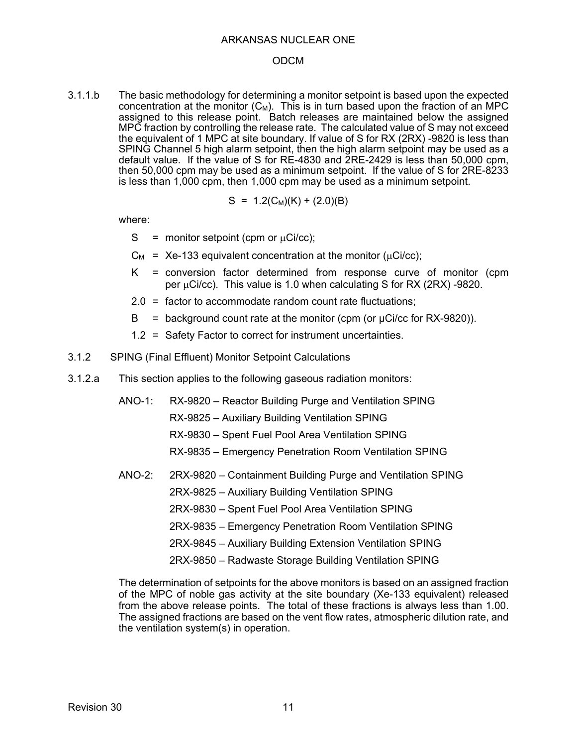3.1.1.b The basic methodology for determining a monitor setpoint is based upon the expected concentration at the monitor ($C_M$). This is in turn based upon the fraction of an MPC assigned to this release point. Batch releases are maintained below the assigned MPC fraction by controlling the release rate. The calculated value of S may not exceed the equivalent of 1 MPC at site boundary. If value of S for RX (2RX) -9820 is less than SPING Channel 5 high alarm setpoint, then the high alarm setpoint may be used as a default value. If the value of S for RE-4830 and 2RE-2429 is less than 50,000 cpm, then 50,000 cpm may be used as a minimum setpoint. If the value of S for 2RE-8233 is less than 1,000 cpm, then 1,000 cpm may be used as a minimum setpoint.

$$S = 1.2(C_M)(K) + (2.0)(B)$$

where:

- S = monitor setpoint (cpm or μCi/cc);
- $C_M$ = Xe-133 equivalent concentration at the monitor (μCi/cc);
- K = conversion factor determined from response curve of monitor (cpm per μCi/cc). This value is 1.0 when calculating S for RX (2RX) -9820.
- 2.0 = factor to accommodate random count rate fluctuations;
- B = background count rate at the monitor (cpm (or μCi/cc for RX-9820)).
- 1.2 = Safety Factor to correct for instrument uncertainties.

3.1.2 SPING (Final Effluent) Monitor Setpoint Calculations

3.1.2.a This section applies to the following gaseous radiation monitors:

ANO-1:
- RX-9820 – Reactor Building Purge and Ventilation SPING
- RX-9825 – Auxiliary Building Ventilation SPING
- RX-9830 – Spent Fuel Pool Area Ventilation SPING
- RX-9835 – Emergency Penetration Room Ventilation SPING

ANO-2:
- 2RX-9820 – Containment Building Purge and Ventilation SPING
- 2RX-9825 – Auxiliary Building Ventilation SPING
- 2RX-9830 – Spent Fuel Pool Area Ventilation SPING
- 2RX-9835 – Emergency Penetration Room Ventilation SPING
- 2RX-9845 – Auxiliary Building Extension Ventilation SPING
- 2RX-9850 – Radwaste Storage Building Ventilation SPING

The determination of setpoints for the above monitors is based on an assigned fraction of the MPC of noble gas activity at the site boundary (Xe-133 equivalent) released from the above release points. The total of these fractions is always less than 1.00. The assigned fractions are based on the vent flow rates, atmospheric dilution rate, and the ventilation system(s) in operation.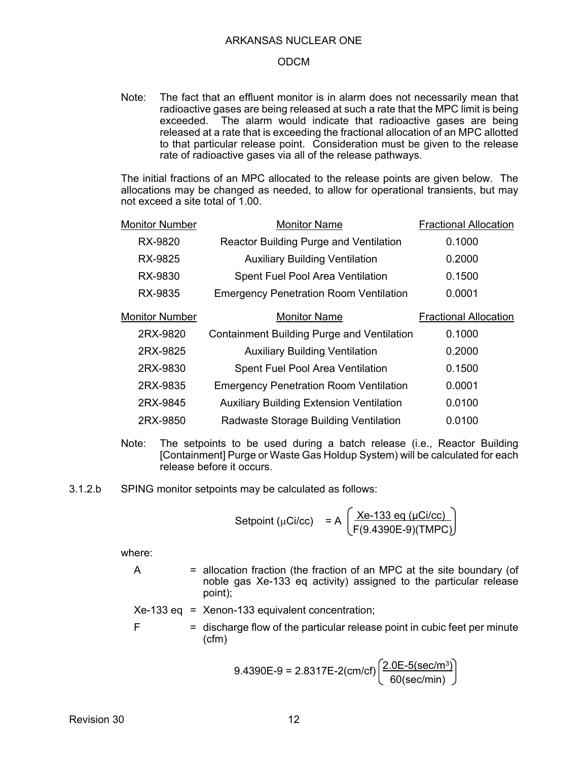Note: The fact that an effluent monitor is in alarm does not necessarily mean that radioactive gases are being released at such a rate that the MPC limit is being exceeded. The alarm would indicate that radioactive gases are being released at a rate that is exceeding the fractional allocation of an MPC allotted to that particular release point. Consideration must be given to the release rate of radioactive gases via all of the release pathways.

The initial fractions of an MPC allocated to the release points are given below. The allocations may be changed as needed, to allow for operational transients, but may not exceed a site total of 1.00.

| Monitor Number | Monitor Name | Fractional Allocation |
|---|---|---|
| RX-9820 | Reactor Building Purge and Ventilation | 0.1000 |
| RX-9825 | Auxiliary Building Ventilation | 0.2000 |
| RX-9830 | Spent Fuel Pool Area Ventilation | 0.1500 |
| RX-9835 | Emergency Penetration Room Ventilation | 0.0001 |

| Monitor Number | Monitor Name | Fractional Allocation |
|---|---|---|
| 2RX-9820 | Containment Building Purge and Ventilation | 0.1000 |
| 2RX-9825 | Auxiliary Building Ventilation | 0.2000 |
| 2RX-9830 | Spent Fuel Pool Area Ventilation | 0.1500 |
| 2RX-9835 | Emergency Penetration Room Ventilation | 0.0001 |
| 2RX-9845 | Auxiliary Building Extension Ventilation | 0.0100 |
| 2RX-9850 | Radwaste Storage Building Ventilation | 0.0100 |

Note: The setpoints to be used during a batch release (i.e., Reactor Building [Containment] Purge or Waste Gas Holdup System) will be calculated for each release before it occurs.

3.1.2.b SPING monitor setpoints may be calculated as follows:

$$\text{Setpoint } (\mu\text{Ci/cc}) = A\left(\frac{\text{Xe-133 eq } (\mu\text{Ci/cc})}{F(9.4390\text{E-}9)(\text{TMPC})}\right)$$

where:

A = allocation fraction (the fraction of an MPC at the site boundary (of noble gas Xe-133 eq activity) assigned to the particular release point);

Xe-133 eq = Xenon-133 equivalent concentration;

F = discharge flow of the particular release point in cubic feet per minute (cfm)

$$9.4390\text{E-}9 = 2.8317\text{E-}2(\text{cm/cf})\left(\frac{2.0\text{E-}5(\text{sec/m}^3)}{60(\text{sec/min})}\right)$$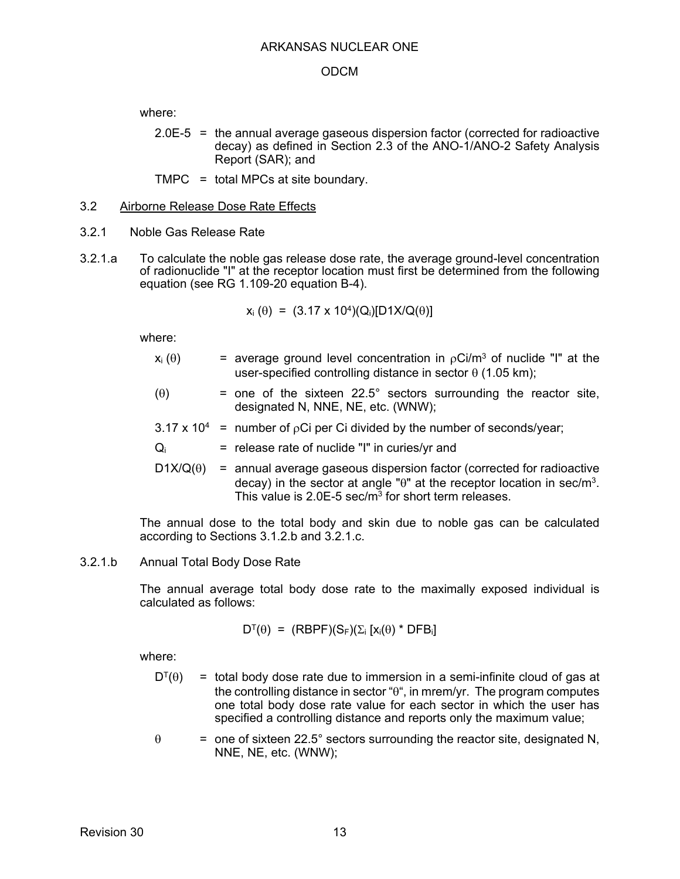where:

2.0E-5 = the annual average gaseous dispersion factor (corrected for radioactive decay) as defined in Section 2.3 of the ANO-1/ANO-2 Safety Analysis Report (SAR); and

TMPC = total MPCs at site boundary.

## 3.2 Airborne Release Dose Rate Effects

### 3.2.1 Noble Gas Release Rate

3.2.1.a To calculate the noble gas release dose rate, the average ground-level concentration of radionuclide "I" at the receptor location must first be determined from the following equation (see RG 1.109-20 equation B-4).

$$x_i(\theta) = (3.17 \times 10^4)(Q_i)[D1X/Q(\theta)]$$

where:

$x_i(\theta)$ = average ground level concentration in $\rho Ci/m^3$ of nuclide "I" at the user-specified controlling distance in sector $\theta$ (1.05 km);

$(\theta)$ = one of the sixteen 22.5° sectors surrounding the reactor site, designated N, NNE, NE, etc. (WNW);

$3.17 \times 10^4$ = number of $\rho$Ci per Ci divided by the number of seconds/year;

$Q_i$ = release rate of nuclide "I" in curies/yr and

$D1X/Q(\theta)$ = annual average gaseous dispersion factor (corrected for radioactive decay) in the sector at angle "$\theta$" at the receptor location in sec/m$^3$. This value is 2.0E-5 sec/m$^3$ for short term releases.

The annual dose to the total body and skin due to noble gas can be calculated according to Sections 3.1.2.b and 3.2.1.c.

3.2.1.b Annual Total Body Dose Rate

The annual average total body dose rate to the maximally exposed individual is calculated as follows:

$$D^T(\theta) = (RBPF)(S_F)(\Sigma_i [x_i(\theta) * DFB_i]$$

where:

$D^T(\theta)$ = total body dose rate due to immersion in a semi-infinite cloud of gas at the controlling distance in sector "$\theta$", in mrem/yr. The program computes one total body dose rate value for each sector in which the user has specified a controlling distance and reports only the maximum value;

$\theta$ = one of sixteen 22.5° sectors surrounding the reactor site, designated N, NNE, NE, etc. (WNW);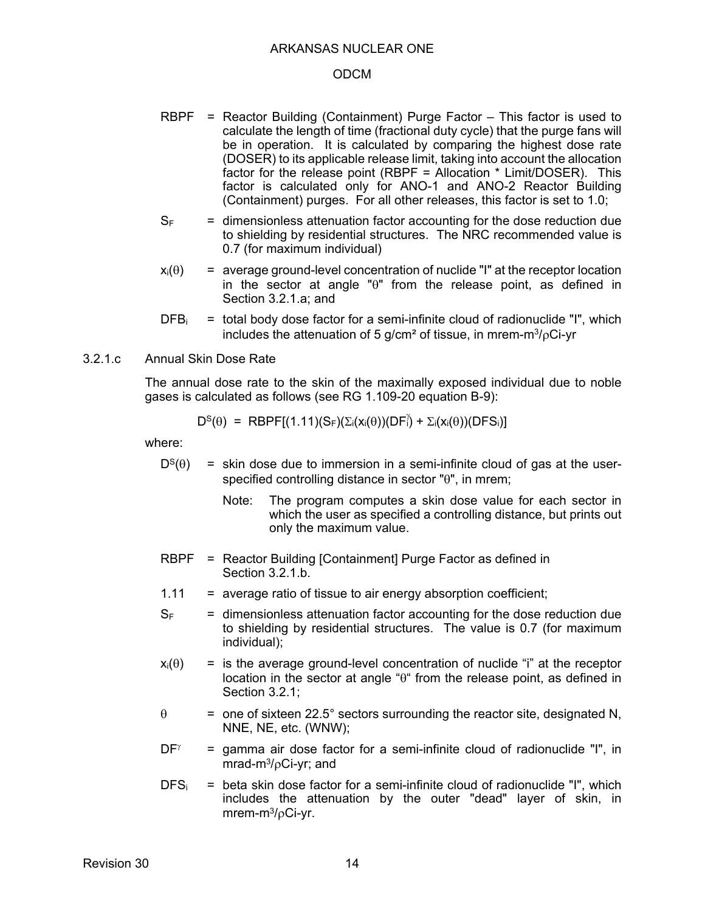RBPF = Reactor Building (Containment) Purge Factor – This factor is used to calculate the length of time (fractional duty cycle) that the purge fans will be in operation. It is calculated by comparing the highest dose rate (DOSER) to its applicable release limit, taking into account the allocation factor for the release point (RBPF = Allocation * Limit/DOSER). This factor is calculated only for ANO-1 and ANO-2 Reactor Building (Containment) purges. For all other releases, this factor is set to 1.0;

$S_F$ = dimensionless attenuation factor accounting for the dose reduction due to shielding by residential structures. The NRC recommended value is 0.7 (for maximum individual)

$x_i(\theta)$ = average ground-level concentration of nuclide "I" at the receptor location in the sector at angle "$\theta$" from the release point, as defined in Section 3.2.1.a; and

$DFB_i$ = total body dose factor for a semi-infinite cloud of radionuclide "I", which includes the attenuation of 5 g/cm² of tissue, in mrem-m$^3$/$\rho$Ci-yr

3.2.1.c Annual Skin Dose Rate

The annual dose rate to the skin of the maximally exposed individual due to noble gases is calculated as follows (see RG 1.109-20 equation B-9):

$$D^S(\theta) = RBPF[(1.11)(S_F)(\Sigma_i(x_i(\theta))(DF_i^{\gamma}) + \Sigma_i(x_i(\theta))(DFS_i)]$$

where:

$D^S(\theta)$ = skin dose due to immersion in a semi-infinite cloud of gas at the user-specified controlling distance in sector "$\theta$", in mrem;

Note: The program computes a skin dose value for each sector in which the user as specified a controlling distance, but prints out only the maximum value.

RBPF = Reactor Building [Containment] Purge Factor as defined in Section 3.2.1.b.

1.11 = average ratio of tissue to air energy absorption coefficient;

$S_F$ = dimensionless attenuation factor accounting for the dose reduction due to shielding by residential structures. The value is 0.7 (for maximum individual);

$x_i(\theta)$ = is the average ground-level concentration of nuclide "i" at the receptor location in the sector at angle "$\theta$" from the release point, as defined in Section 3.2.1;

$\theta$ = one of sixteen 22.5° sectors surrounding the reactor site, designated N, NNE, NE, etc. (WNW);

$DF^{\gamma}$ = gamma air dose factor for a semi-infinite cloud of radionuclide "I", in mrad-m$^3$/$\rho$Ci-yr; and

$DFS_i$ = beta skin dose factor for a semi-infinite cloud of radionuclide "I", which includes the attenuation by the outer "dead" layer of skin, in mrem-m$^3$/$\rho$Ci-yr.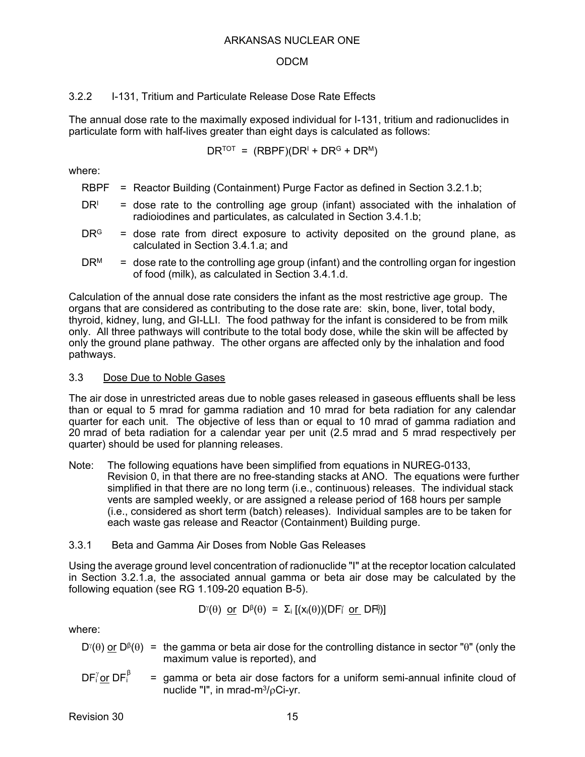### 3.2.2 I-131, Tritium and Particulate Release Dose Rate Effects

The annual dose rate to the maximally exposed individual for I-131, tritium and radionuclides in particulate form with half-lives greater than eight days is calculated as follows:

$$DR^{TOT} = (RBPF)(DR^{I} + DR^{G} + DR^{M})$$

where:

- RBPF = Reactor Building (Containment) Purge Factor as defined in Section 3.2.1.b;
- $DR^{I}$ = dose rate to the controlling age group (infant) associated with the inhalation of radioiodines and particulates, as calculated in Section 3.4.1.b;
- $DR^{G}$ = dose rate from direct exposure to activity deposited on the ground plane, as calculated in Section 3.4.1.a; and
- $DR^{M}$ = dose rate to the controlling age group (infant) and the controlling organ for ingestion of food (milk), as calculated in Section 3.4.1.d.

Calculation of the annual dose rate considers the infant as the most restrictive age group. The organs that are considered as contributing to the dose rate are: skin, bone, liver, total body, thyroid, kidney, lung, and GI-LLI. The food pathway for the infant is considered to be from milk only. All three pathways will contribute to the total body dose, while the skin will be affected by only the ground plane pathway. The other organs are affected only by the inhalation and food pathways.

## 3.3 Dose Due to Noble Gases

The air dose in unrestricted areas due to noble gases released in gaseous effluents shall be less than or equal to 5 mrad for gamma radiation and 10 mrad for beta radiation for any calendar quarter for each unit. The objective of less than or equal to 10 mrad of gamma radiation and 20 mrad of beta radiation for a calendar year per unit (2.5 mrad and 5 mrad respectively per quarter) should be used for planning releases.

Note: The following equations have been simplified from equations in NUREG-0133, Revision 0, in that there are no free-standing stacks at ANO. The equations were further simplified in that there are no long term (i.e., continuous) releases. The individual stack vents are sampled weekly, or are assigned a release period of 168 hours per sample (i.e., considered as short term (batch) releases). Individual samples are to be taken for each waste gas release and Reactor (Containment) Building purge.

### 3.3.1 Beta and Gamma Air Doses from Noble Gas Releases

Using the average ground level concentration of radionuclide "I" at the receptor location calculated in Section 3.2.1.a, the associated annual gamma or beta air dose may be calculated by the following equation (see RG 1.109-20 equation B-5).

$$D^{\gamma}(\theta) \text{ or } D^{\beta}(\theta) = \Sigma_i [(x_i(\theta))(DF_i^{\gamma} \text{ or } DF_i^{\beta})]$$

where:

- $D^{\gamma}(\theta)$ or $D^{\beta}(\theta)$ = the gamma or beta air dose for the controlling distance in sector "θ" (only the maximum value is reported), and
- $DF_i^{\gamma}$ or $DF_i^{\beta}$ = gamma or beta air dose factors for a uniform semi-annual infinite cloud of nuclide "I", in mrad-m³/ρCi-yr.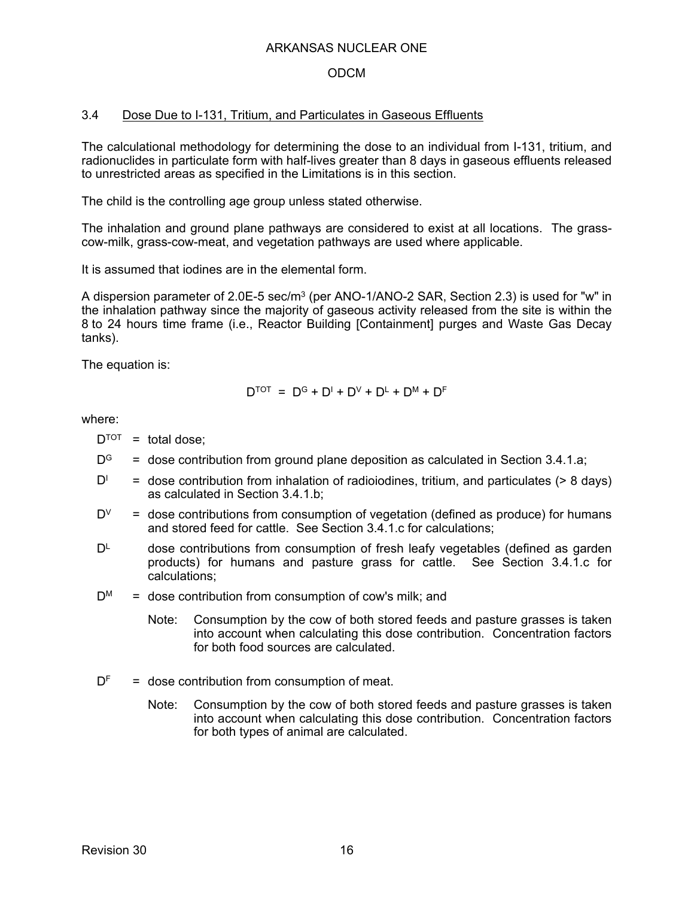## 3.4 Dose Due to I-131, Tritium, and Particulates in Gaseous Effluents

The calculational methodology for determining the dose to an individual from I-131, tritium, and radionuclides in particulate form with half-lives greater than 8 days in gaseous effluents released to unrestricted areas as specified in the Limitations is in this section.

The child is the controlling age group unless stated otherwise.

The inhalation and ground plane pathways are considered to exist at all locations. The grass-cow-milk, grass-cow-meat, and vegetation pathways are used where applicable.

It is assumed that iodines are in the elemental form.

A dispersion parameter of 2.0E-5 sec/m$^3$ (per ANO-1/ANO-2 SAR, Section 2.3) is used for "w" in the inhalation pathway since the majority of gaseous activity released from the site is within the 8 to 24 hours time frame (i.e., Reactor Building [Containment] purges and Waste Gas Decay tanks).

The equation is:

$$D^{TOT} = D^{G} + D^{I} + D^{V} + D^{L} + D^{M} + D^{F}$$

where:

- $D^{TOT}$ = total dose;
- $D^{G}$ = dose contribution from ground plane deposition as calculated in Section 3.4.1.a;
- $D^{I}$ = dose contribution from inhalation of radioiodines, tritium, and particulates (> 8 days) as calculated in Section 3.4.1.b;
- $D^{V}$ = dose contributions from consumption of vegetation (defined as produce) for humans and stored feed for cattle. See Section 3.4.1.c for calculations;
- $D^{L}$ dose contributions from consumption of fresh leafy vegetables (defined as garden products) for humans and pasture grass for cattle. See Section 3.4.1.c for calculations;
- $D^{M}$ = dose contribution from consumption of cow's milk; and

  Note: Consumption by the cow of both stored feeds and pasture grasses is taken into account when calculating this dose contribution. Concentration factors for both food sources are calculated.

- $D^{F}$ = dose contribution from consumption of meat.

  Note: Consumption by the cow of both stored feeds and pasture grasses is taken into account when calculating this dose contribution. Concentration factors for both types of animal are calculated.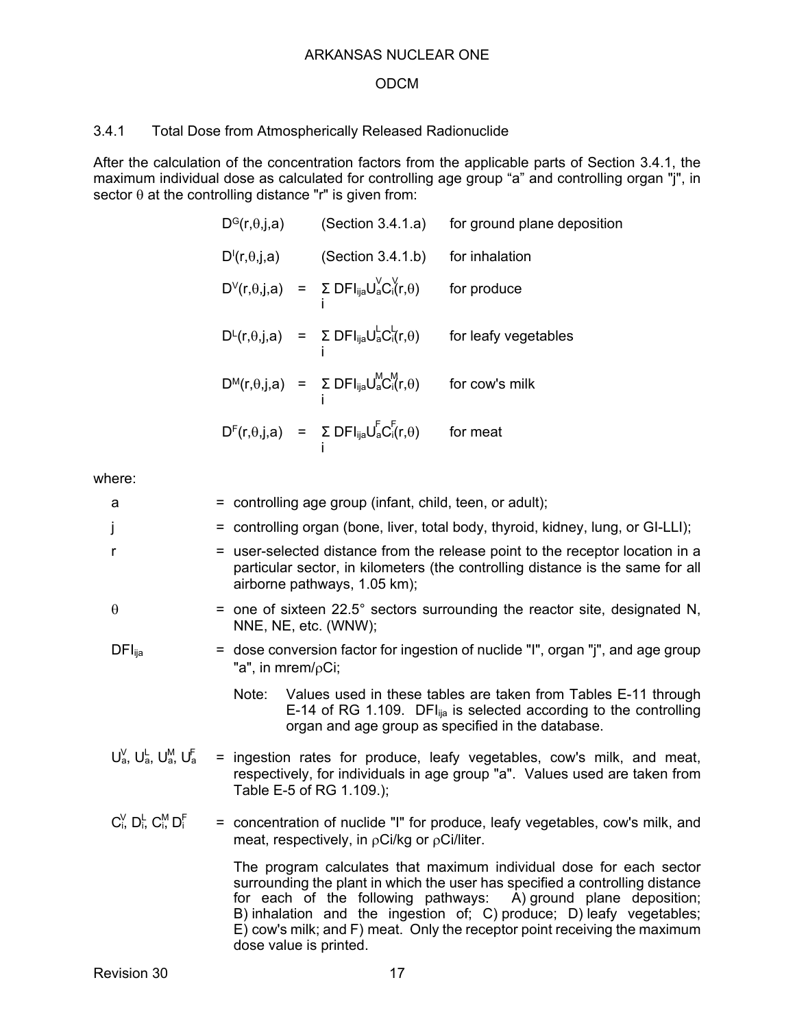### 3.4.1 Total Dose from Atmospherically Released Radionuclide

After the calculation of the concentration factors from the applicable parts of Section 3.4.1, the maximum individual dose as calculated for controlling age group "a" and controlling organ "j", in sector θ at the controlling distance "r" is given from:

| | | |
|---|---|---|
| $D^G(r,\theta,j,a)$ | (Section 3.4.1.a) | for ground plane deposition |
| $D^I(r,\theta,j,a)$ | (Section 3.4.1.b) | for inhalation |
| $D^V(r,\theta,j,a) = \sum_i DFI_{ija} U_a^V C_i^V(r,\theta)$ | | for produce |
| $D^L(r,\theta,j,a) = \sum_i DFI_{ija} U_a^L C_i^L(r,\theta)$ | | for leafy vegetables |
| $D^M(r,\theta,j,a) = \sum_i DFI_{ija} U_a^M C_i^M(r,\theta)$ | | for cow's milk |
| $D^F(r,\theta,j,a) = \sum_i DFI_{ija} U_a^F C_i^F(r,\theta)$ | | for meat |

where:

a = controlling age group (infant, child, teen, or adult);

j = controlling organ (bone, liver, total body, thyroid, kidney, lung, or GI-LLI);

r = user-selected distance from the release point to the receptor location in a particular sector, in kilometers (the controlling distance is the same for all airborne pathways, 1.05 km);

θ = one of sixteen 22.5° sectors surrounding the reactor site, designated N, NNE, NE, etc. (WNW);

$DFI_{ija}$ = dose conversion factor for ingestion of nuclide "I", organ "j", and age group "a", in mrem/ρCi;

Note: Values used in these tables are taken from Tables E-11 through E-14 of RG 1.109. $DFI_{ija}$ is selected according to the controlling organ and age group as specified in the database.

$U_a^V$, $U_a^L$, $U_a^M$, $U_a^F$ = ingestion rates for produce, leafy vegetables, cow's milk, and meat, respectively, for individuals in age group "a". Values used are taken from Table E-5 of RG 1.109.);

$C_i^V$, $D_i^L$, $C_i^M$ $D_i^F$ = concentration of nuclide "I" for produce, leafy vegetables, cow's milk, and meat, respectively, in ρCi/kg or ρCi/liter.

The program calculates that maximum individual dose for each sector surrounding the plant in which the user has specified a controlling distance for each of the following pathways: A) ground plane deposition; B) inhalation and the ingestion of; C) produce; D) leafy vegetables; E) cow's milk; and F) meat. Only the receptor point receiving the maximum dose value is printed.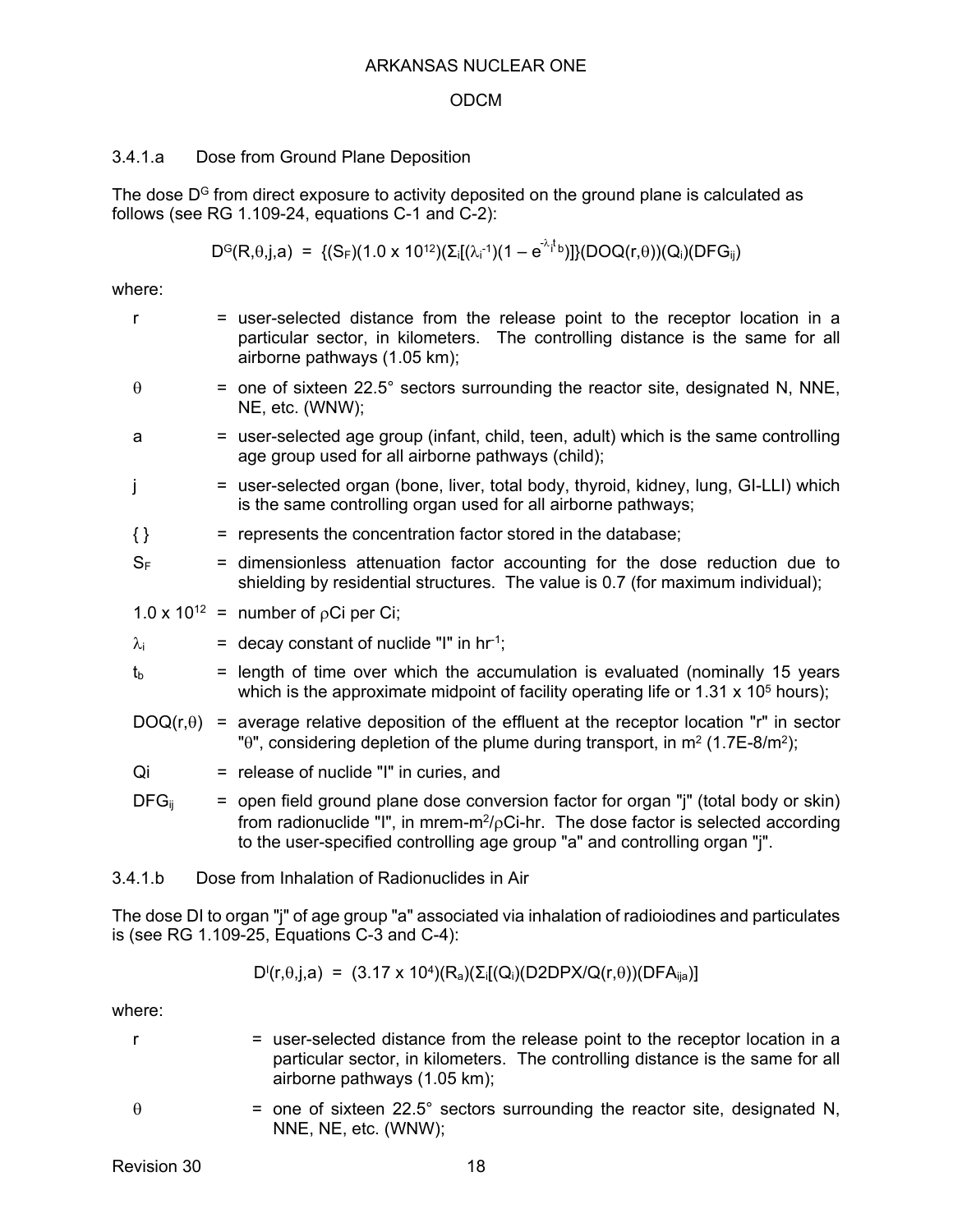3.4.1.a Dose from Ground Plane Deposition

The dose $D^G$ from direct exposure to activity deposited on the ground plane is calculated as follows (see RG 1.109-24, equations C-1 and C-2):

$$D^G(R,\theta,j,a) = \{(S_F)(1.0 \times 10^{12})(\Sigma_i[(\lambda_i^{-1})(1 - e^{-\lambda_i t_b})]\}(DOQ(r,\theta))(Q_i)(DFG_{ij})$$

where:

- $r$ = user-selected distance from the release point to the receptor location in a particular sector, in kilometers. The controlling distance is the same for all airborne pathways (1.05 km);
- $\theta$ = one of sixteen 22.5° sectors surrounding the reactor site, designated N, NNE, NE, etc. (WNW);
- $a$ = user-selected age group (infant, child, teen, adult) which is the same controlling age group used for all airborne pathways (child);
- $j$ = user-selected organ (bone, liver, total body, thyroid, kidney, lung, GI-LLI) which is the same controlling organ used for all airborne pathways;
- { } = represents the concentration factor stored in the database;
- $S_F$ = dimensionless attenuation factor accounting for the dose reduction due to shielding by residential structures. The value is 0.7 (for maximum individual);
- $1.0 \times 10^{12}$ = number of ρCi per Ci;
- $\lambda_i$ = decay constant of nuclide "I" in $hr^{-1}$;
- $t_b$ = length of time over which the accumulation is evaluated (nominally 15 years which is the approximate midpoint of facility operating life or $1.31 \times 10^5$ hours);
- $DOQ(r,\theta)$ = average relative deposition of the effluent at the receptor location "r" in sector "θ", considering depletion of the plume during transport, in $m^2$ (1.7E-8/$m^2$);
- Qi = release of nuclide "I" in curies, and
- $DFG_{ij}$ = open field ground plane dose conversion factor for organ "j" (total body or skin) from radionuclide "I", in mrem-$m^2$/ρCi-hr. The dose factor is selected according to the user-specified controlling age group "a" and controlling organ "j".

3.4.1.b Dose from Inhalation of Radionuclides in Air

The dose DI to organ "j" of age group "a" associated via inhalation of radioiodines and particulates is (see RG 1.109-25, Equations C-3 and C-4):

$$D^I(r,\theta,j,a) = (3.17 \times 10^4)(R_a)(\Sigma_i[(Q_i)(D2DPX/Q(r,\theta))(DFA_{ija})]$$

where:

- $r$ = user-selected distance from the release point to the receptor location in a particular sector, in kilometers. The controlling distance is the same for all airborne pathways (1.05 km);
- $\theta$ = one of sixteen 22.5° sectors surrounding the reactor site, designated N, NNE, NE, etc. (WNW);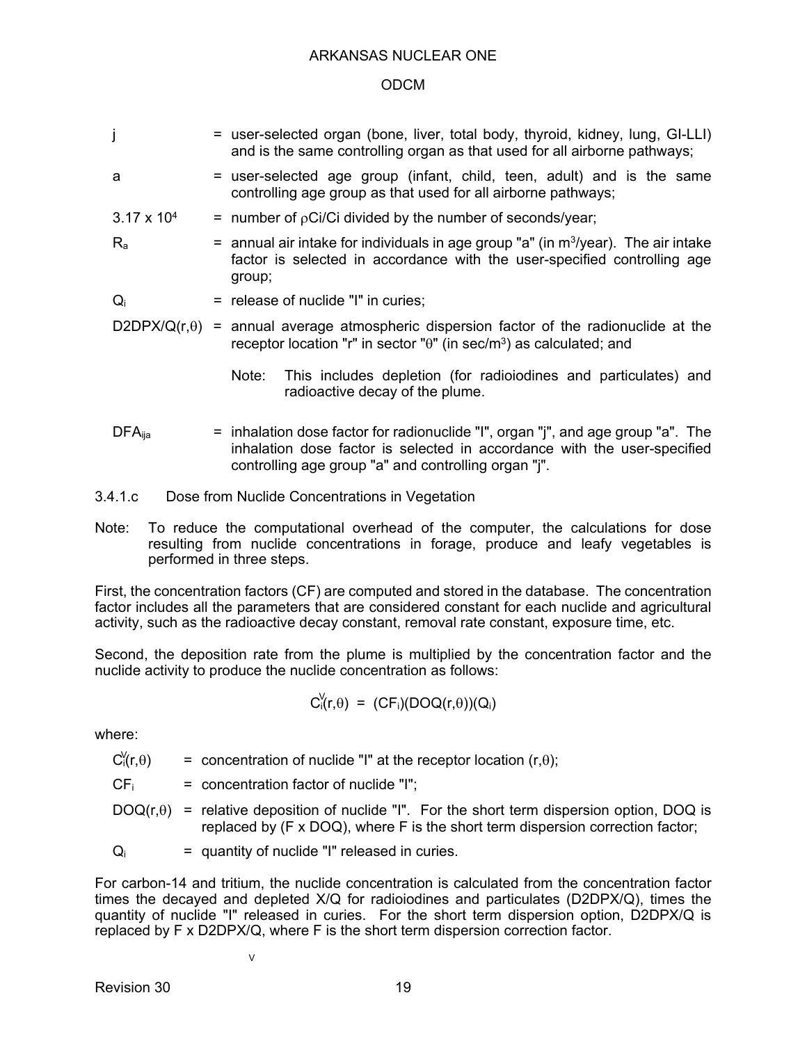| | | |
|---|---|---|
| j | = | user-selected organ (bone, liver, total body, thyroid, kidney, lung, GI-LLI) and is the same controlling organ as that used for all airborne pathways; |
| a | = | user-selected age group (infant, child, teen, adult) and is the same controlling age group as that used for all airborne pathways; |
| $3.17 \times 10^4$ | = | number of ρCi/Ci divided by the number of seconds/year; |
| $R_a$ | = | annual air intake for individuals in age group "a" (in $m^3$/year). The air intake factor is selected in accordance with the user-specified controlling age group; |
| $Q_i$ | = | release of nuclide "I" in curies; |
| $D2DPX/Q(r,\theta)$ | = | annual average atmospheric dispersion factor of the radionuclide at the receptor location "r" in sector "θ" (in sec/$m^3$) as calculated; and<br><br>Note: This includes depletion (for radioiodines and particulates) and radioactive decay of the plume. |
| $DFA_{ija}$ | = | inhalation dose factor for radionuclide "I", organ "j", and age group "a". The inhalation dose factor is selected in accordance with the user-specified controlling age group "a" and controlling organ "j". |

### 3.4.1.c Dose from Nuclide Concentrations in Vegetation

Note: To reduce the computational overhead of the computer, the calculations for dose resulting from nuclide concentrations in forage, produce and leafy vegetables is performed in three steps.

First, the concentration factors (CF) are computed and stored in the database. The concentration factor includes all the parameters that are considered constant for each nuclide and agricultural activity, such as the radioactive decay constant, removal rate constant, exposure time, etc.

Second, the deposition rate from the plume is multiplied by the concentration factor and the nuclide activity to produce the nuclide concentration as follows:

$$\check{C}_i(r,\theta) = (CF_i)(DOQ(r,\theta))(Q_i)$$

where:

| | | |
|---|---|---|
| $\check{C}_i(r,\theta)$ | = | concentration of nuclide "I" at the receptor location $(r,\theta)$; |
| $CF_i$ | = | concentration factor of nuclide "I"; |
| $DOQ(r,\theta)$ | = | relative deposition of nuclide "I". For the short term dispersion option, DOQ is replaced by (F x DOQ), where F is the short term dispersion correction factor; |
| $Q_i$ | = | quantity of nuclide "I" released in curies. |

For carbon-14 and tritium, the nuclide concentration is calculated from the concentration factor times the decayed and depleted X/Q for radioiodines and particulates (D2DPX/Q), times the quantity of nuclide "I" released in curies. For the short term dispersion option, D2DPX/Q is replaced by F x D2DPX/Q, where F is the short term dispersion correction factor.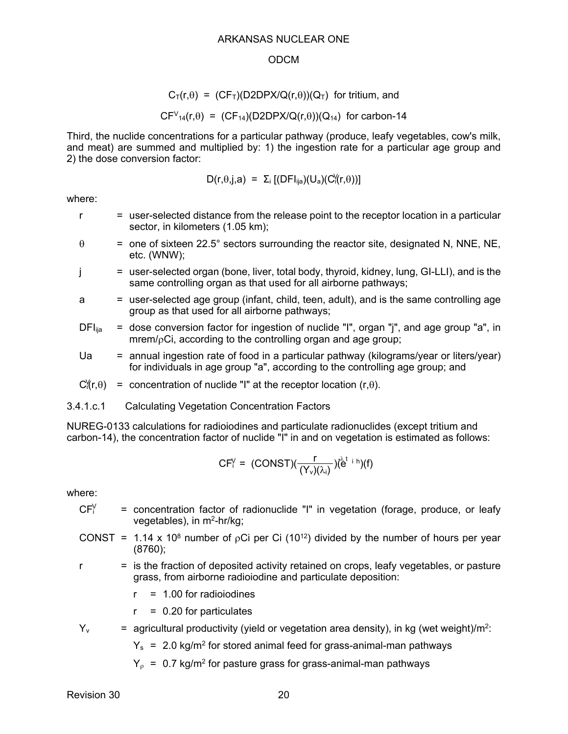$$C_T(r,\theta) = (CF_T)(D2DPX/Q(r,\theta))(Q_T) \text{ for tritium, and}$$

$$CF^V_{14}(r,\theta) = (CF_{14})(D2DPX/Q(r,\theta))(Q_{14}) \text{ for carbon-14}$$

Third, the nuclide concentrations for a particular pathway (produce, leafy vegetables, cow's milk, and meat) are summed and multiplied by: 1) the ingestion rate for a particular age group and 2) the dose conversion factor:

$$D(r,\theta,j,a) = \Sigma_i [(DFI_{ija})(U_a)(C^V_i(r,\theta))]$$

where:

- $r$ = user-selected distance from the release point to the receptor location in a particular sector, in kilometers (1.05 km);
- $\theta$ = one of sixteen 22.5° sectors surrounding the reactor site, designated N, NNE, NE, etc. (WNW);
- $j$ = user-selected organ (bone, liver, total body, thyroid, kidney, lung, GI-LLI), and is the same controlling organ as that used for all airborne pathways;
- $a$ = user-selected age group (infant, child, teen, adult), and is the same controlling age group as that used for all airborne pathways;
- $DFI_{ija}$ = dose conversion factor for ingestion of nuclide "I", organ "j", and age group "a", in mrem/ρCi, according to the controlling organ and age group;
- $U_a$ = annual ingestion rate of food in a particular pathway (kilograms/year or liters/year) for individuals in age group "a", according to the controlling age group; and
- $C^V_i(r,\theta)$ = concentration of nuclide "I" at the receptor location $(r,\theta)$.

3.4.1.c.1 Calculating Vegetation Concentration Factors

NUREG-0133 calculations for radioiodines and particulate radionuclides (except tritium and carbon-14), the concentration factor of nuclide "I" in and on vegetation is estimated as follows:

$$CF^V_i = (CONST)\left(\frac{r}{(Y_v)(\lambda_i)}\right)(e^{-\lambda_i t_h})(f)$$

where:

- $CF^V_i$ = concentration factor of radionuclide "I" in vegetation (forage, produce, or leafy vegetables), in m²-hr/kg;
- CONST = $1.14 \times 10^8$ number of ρCi per Ci ($10^{12}$) divided by the number of hours per year (8760);
- $r$ = is the fraction of deposited activity retained on crops, leafy vegetables, or pasture grass, from airborne radioiodine and particulate deposition:
  - $r$ = 1.00 for radioiodines
  - $r$ = 0.20 for particulates
- $Y_v$ = agricultural productivity (yield or vegetation area density), in kg (wet weight)/m²:
  - $Y_s$ = 2.0 kg/m² for stored animal feed for grass-animal-man pathways
  - $Y_\rho$ = 0.7 kg/m² for pasture grass for grass-animal-man pathways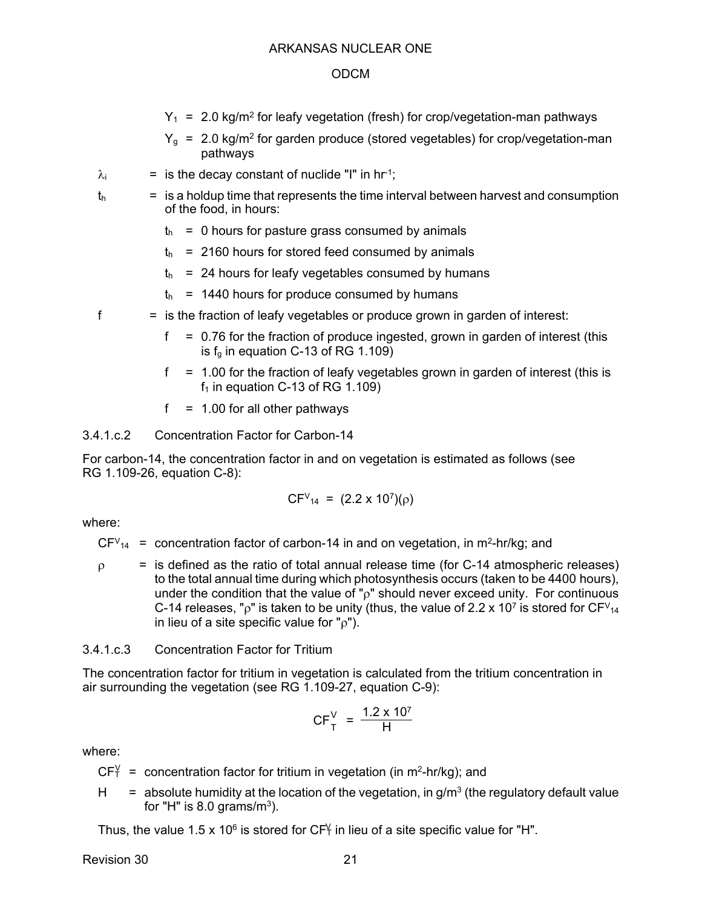$Y_1$ = 2.0 kg/m$^2$ for leafy vegetation (fresh) for crop/vegetation-man pathways

$Y_g$ = 2.0 kg/m$^2$ for garden produce (stored vegetables) for crop/vegetation-man pathways

$\lambda_i$ = is the decay constant of nuclide "I" in hr$^{-1}$;

$t_h$ = is a holdup time that represents the time interval between harvest and consumption of the food, in hours:

- $t_h$ = 0 hours for pasture grass consumed by animals
- $t_h$ = 2160 hours for stored feed consumed by animals
- $t_h$ = 24 hours for leafy vegetables consumed by humans
- $t_h$ = 1440 hours for produce consumed by humans

f = is the fraction of leafy vegetables or produce grown in garden of interest:

- f = 0.76 for the fraction of produce ingested, grown in garden of interest (this is $f_g$ in equation C-13 of RG 1.109)
- f = 1.00 for the fraction of leafy vegetables grown in garden of interest (this is $f_1$ in equation C-13 of RG 1.109)
- f = 1.00 for all other pathways

#### 3.4.1.c.2 Concentration Factor for Carbon-14

For carbon-14, the concentration factor in and on vegetation is estimated as follows (see RG 1.109-26, equation C-8):

$$CF^V_{14} = (2.2 \times 10^7)(\rho)$$

where:

$CF^V_{14}$ = concentration factor of carbon-14 in and on vegetation, in m$^2$-hr/kg; and

$\rho$ = is defined as the ratio of total annual release time (for C-14 atmospheric releases) to the total annual time during which photosynthesis occurs (taken to be 4400 hours), under the condition that the value of "$\rho$" should never exceed unity. For continuous C-14 releases, "$\rho$" is taken to be unity (thus, the value of 2.2 x 10$^7$ is stored for $CF^V_{14}$ in lieu of a site specific value for "$\rho$").

#### 3.4.1.c.3 Concentration Factor for Tritium

The concentration factor for tritium in vegetation is calculated from the tritium concentration in air surrounding the vegetation (see RG 1.109-27, equation C-9):

$$CF^V_T = \frac{1.2 \times 10^7}{H}$$

where:

$CF^V_T$ = concentration factor for tritium in vegetation (in m$^2$-hr/kg); and

H = absolute humidity at the location of the vegetation, in g/m$^3$ (the regulatory default value for "H" is 8.0 grams/m$^3$).

Thus, the value 1.5 x 10$^6$ is stored for $CF^V_T$ in lieu of a site specific value for "H".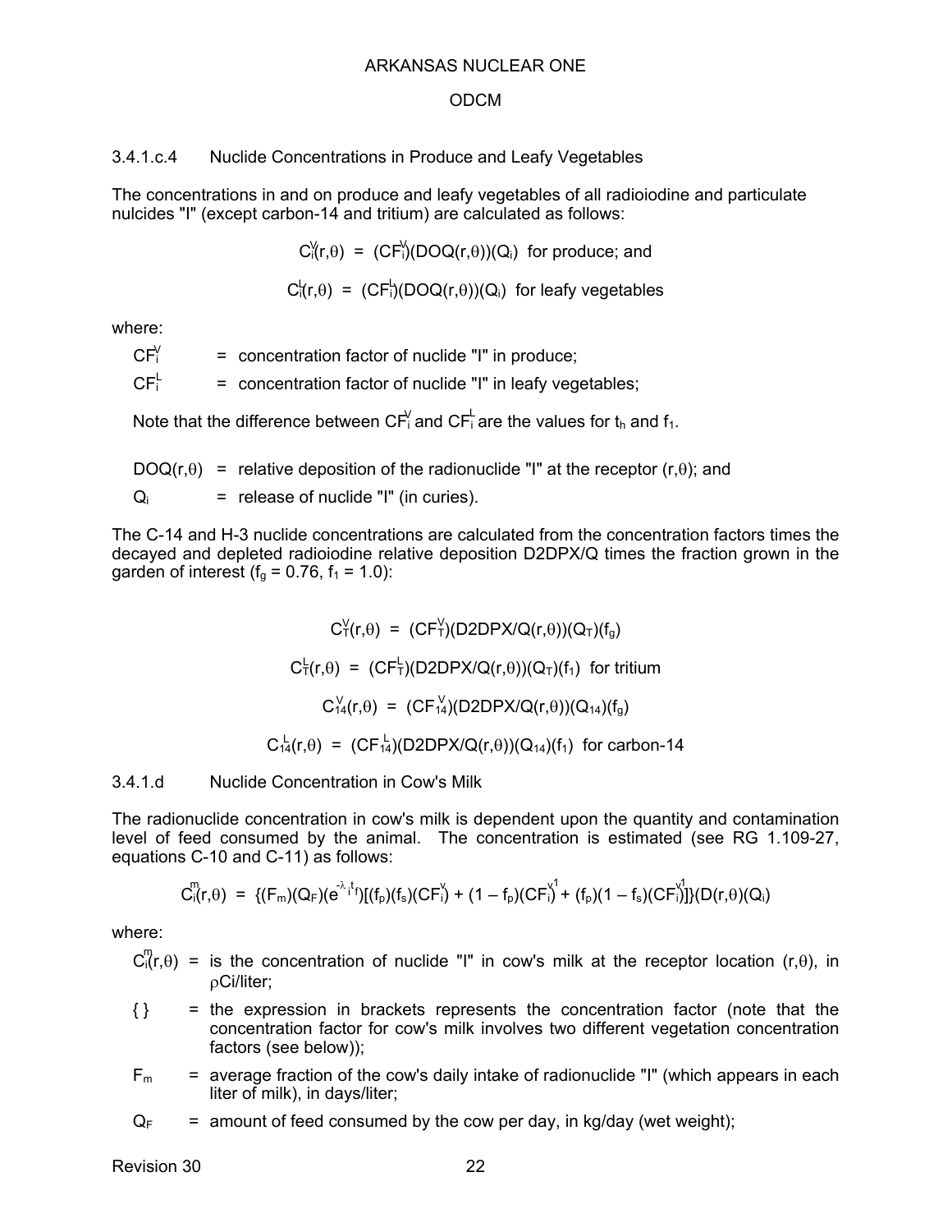#### 3.4.1.c.4 Nuclide Concentrations in Produce and Leafy Vegetables

The concentrations in and on produce and leafy vegetables of all radioiodine and particulate nulcides "I" (except carbon-14 and tritium) are calculated as follows:

$$C_i^V(r,\theta) = (CF_i^V)(DOQ(r,\theta))(Q_i) \text{ for produce; and}$$

$$C_i^L(r,\theta) = (CF_i^L)(DOQ(r,\theta))(Q_i) \text{ for leafy vegetables}$$

where:

$CF_i^V$ = concentration factor of nuclide "I" in produce;

$CF_i^L$ = concentration factor of nuclide "I" in leafy vegetables;

Note that the difference between $CF_i^V$ and $CF_i^L$ are the values for $t_h$ and $f_1$.

$DOQ(r,\theta)$ = relative deposition of the radionuclide "I" at the receptor $(r,\theta)$; and

$Q_i$ = release of nuclide "I" (in curies).

The C-14 and H-3 nuclide concentrations are calculated from the concentration factors times the decayed and depleted radioiodine relative deposition D2DPX/Q times the fraction grown in the garden of interest ($f_g = 0.76$, $f_1 = 1.0$):

$$C_T^V(r,\theta) = (CF_T^V)(D2DPX/Q(r,\theta))(Q_T)(f_g)$$

$$C_T^L(r,\theta) = (CF_T^L)(D2DPX/Q(r,\theta))(Q_T)(f_1) \text{ for tritium}$$

$$C_{14}^V(r,\theta) = (CF_{14}^V)(D2DPX/Q(r,\theta))(Q_{14})(f_g)$$

$$C_{14}^L(r,\theta) = (CF_{14}^L)(D2DPX/Q(r,\theta))(Q_{14})(f_1) \text{ for carbon-14}$$

### 3.4.1.d Nuclide Concentration in Cow's Milk

The radionuclide concentration in cow's milk is dependent upon the quantity and contamination level of feed consumed by the animal. The concentration is estimated (see RG 1.109-27, equations C-10 and C-11) as follows:

$$C_i^m(r,\theta) = \{(F_m)(Q_F)(e^{-\lambda_i t_f})[(f_p)(f_s)(CF_i^v) + (1 - f_p)(CF_i^{v1}) + (f_p)(1 - f_s)(CF_i^{v1})]\}(D(r,\theta)(Q_i)$$

where:

$C_i^m(r,\theta)$ = is the concentration of nuclide "I" in cow's milk at the receptor location $(r,\theta)$, in ρCi/liter;

{ } = the expression in brackets represents the concentration factor (note that the concentration factor for cow's milk involves two different vegetation concentration factors (see below));

$F_m$ = average fraction of the cow's daily intake of radionuclide "I" (which appears in each liter of milk), in days/liter;

$Q_F$ = amount of feed consumed by the cow per day, in kg/day (wet weight);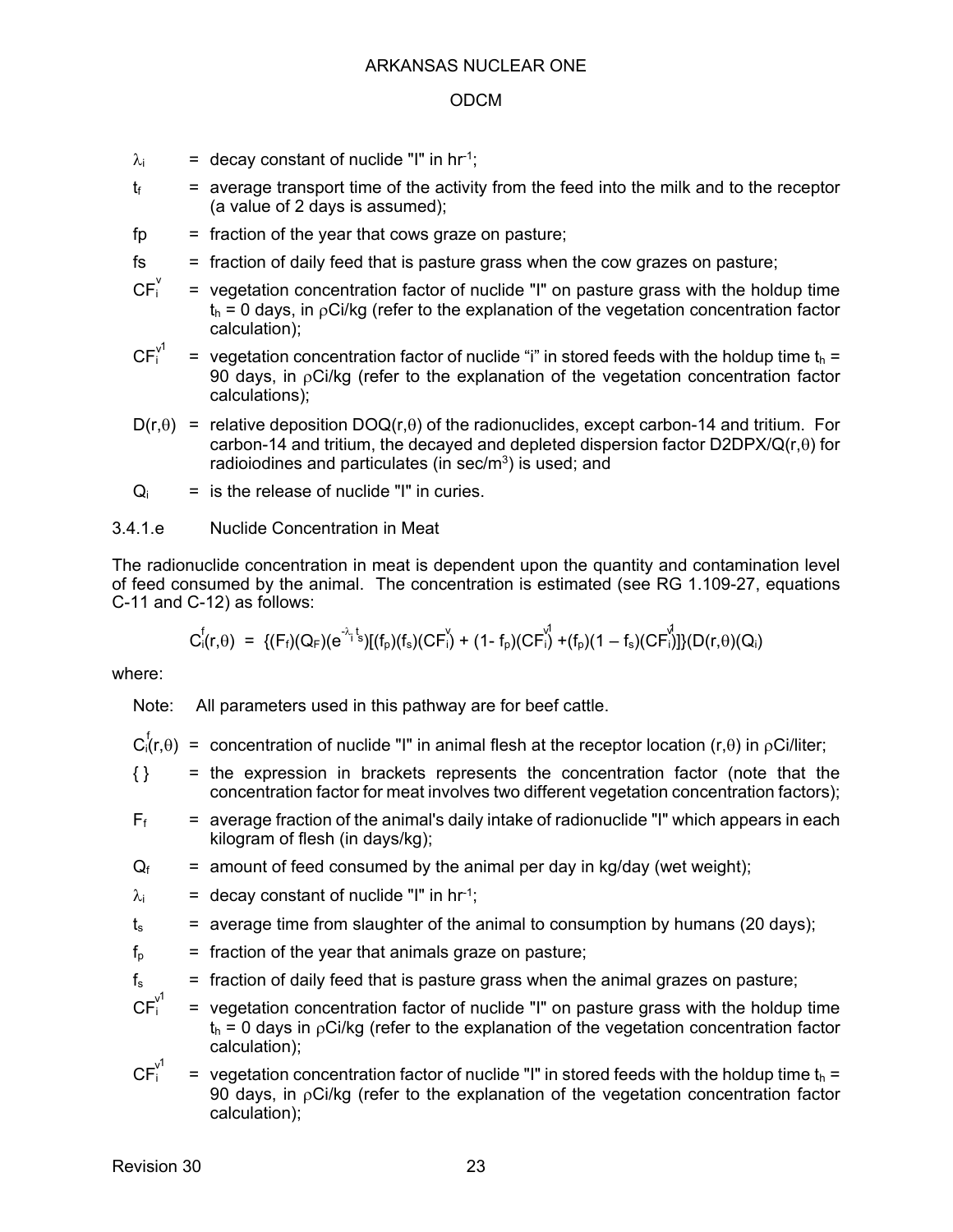$\lambda_i$ = decay constant of nuclide "I" in $hr^{-1}$;

$t_f$ = average transport time of the activity from the feed into the milk and to the receptor (a value of 2 days is assumed);

fp = fraction of the year that cows graze on pasture;

fs = fraction of daily feed that is pasture grass when the cow grazes on pasture;

$CF_i^v$ = vegetation concentration factor of nuclide "I" on pasture grass with the holdup time $t_h$ = 0 days, in ρCi/kg (refer to the explanation of the vegetation concentration factor calculation);

$CF_i^{v1}$ = vegetation concentration factor of nuclide "i" in stored feeds with the holdup time $t_h$ = 90 days, in ρCi/kg (refer to the explanation of the vegetation concentration factor calculations);

$D(r,\theta)$ = relative deposition $DOQ(r,\theta)$ of the radionuclides, except carbon-14 and tritium. For carbon-14 and tritium, the decayed and depleted dispersion factor $D2DPX/Q(r,\theta)$ for radioiodines and particulates (in $sec/m^3$) is used; and

$Q_i$ = is the release of nuclide "I" in curies.

3.4.1.e Nuclide Concentration in Meat

The radionuclide concentration in meat is dependent upon the quantity and contamination level of feed consumed by the animal. The concentration is estimated (see RG 1.109-27, equations C-11 and C-12) as follows:

$$C_i^f(r,\theta) = \{(F_f)(Q_F)(e^{-\lambda_i t_s})[(f_p)(f_s)(CF_i^v) + (1-f_p)(CF_i^{v1}) + (f_p)(1-f_s)(CF_i^{v1})]\}(D(r,\theta)(Q_i)$$

where:

Note: All parameters used in this pathway are for beef cattle.

$C_i^f(r,\theta)$ = concentration of nuclide "I" in animal flesh at the receptor location $(r,\theta)$ in ρCi/liter;

{ } = the expression in brackets represents the concentration factor (note that the concentration factor for meat involves two different vegetation concentration factors);

$F_f$ = average fraction of the animal's daily intake of radionuclide "I" which appears in each kilogram of flesh (in days/kg);

$Q_f$ = amount of feed consumed by the animal per day in kg/day (wet weight);

$\lambda_i$ = decay constant of nuclide "I" in $hr^{-1}$;

$t_s$ = average time from slaughter of the animal to consumption by humans (20 days);

$f_p$ = fraction of the year that animals graze on pasture;

$f_s$ = fraction of daily feed that is pasture grass when the animal grazes on pasture;

$CF_i^{v1}$ = vegetation concentration factor of nuclide "I" on pasture grass with the holdup time $t_h$ = 0 days in ρCi/kg (refer to the explanation of the vegetation concentration factor calculation);

$CF_i^{v1}$ = vegetation concentration factor of nuclide "I" in stored feeds with the holdup time $t_h$ = 90 days, in ρCi/kg (refer to the explanation of the vegetation concentration factor calculation);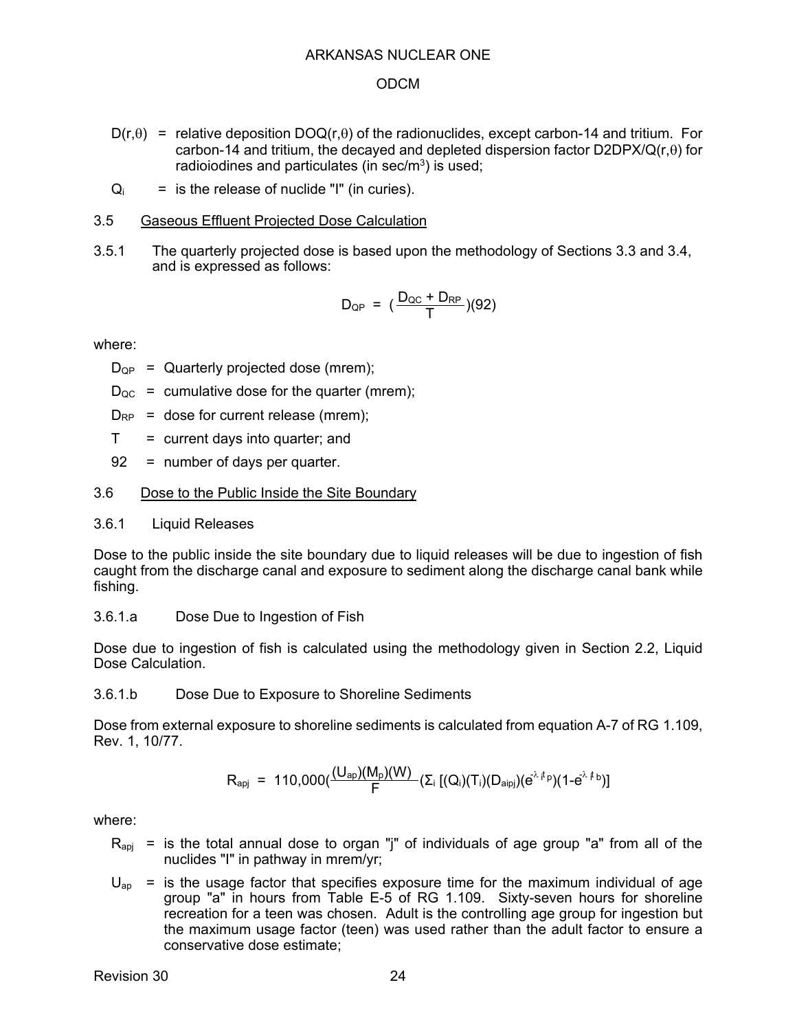$D(r,\theta)$ = relative deposition $DOQ(r,\theta)$ of the radionuclides, except carbon-14 and tritium. For carbon-14 and tritium, the decayed and depleted dispersion factor $D2DPX/Q(r,\theta)$ for radioiodines and particulates (in sec/m$^3$) is used;

$Q_i$ = is the release of nuclide "I" (in curies).

## 3.5 Gaseous Effluent Projected Dose Calculation

3.5.1 The quarterly projected dose is based upon the methodology of Sections 3.3 and 3.4, and is expressed as follows:

$$D_{QP} = \left(\frac{D_{QC} + D_{RP}}{T}\right)(92)$$

where:

$D_{QP}$ = Quarterly projected dose (mrem);

$D_{QC}$ = cumulative dose for the quarter (mrem);

$D_{RP}$ = dose for current release (mrem);

$T$ = current days into quarter; and

92 = number of days per quarter.

## 3.6 Dose to the Public Inside the Site Boundary

### 3.6.1 Liquid Releases

Dose to the public inside the site boundary due to liquid releases will be due to ingestion of fish caught from the discharge canal and exposure to sediment along the discharge canal bank while fishing.

#### 3.6.1.a Dose Due to Ingestion of Fish

Dose due to ingestion of fish is calculated using the methodology given in Section 2.2, Liquid Dose Calculation.

#### 3.6.1.b Dose Due to Exposure to Shoreline Sediments

Dose from external exposure to shoreline sediments is calculated from equation A-7 of RG 1.109, Rev. 1, 10/77.

$$R_{apj} = 110{,}000\left(\frac{(U_{ap})(M_p)(W)}{F}\right)\left(\Sigma_i \left[(Q_i)(T_i)(D_{aipj})(e^{-\lambda_i t_p})(1-e^{-\lambda_i t_b})\right]\right)$$

where:

$R_{apj}$ = is the total annual dose to organ "j" of individuals of age group "a" from all of the nuclides "I" in pathway in mrem/yr;

$U_{ap}$ = is the usage factor that specifies exposure time for the maximum individual of age group "a" in hours from Table E-5 of RG 1.109. Sixty-seven hours for shoreline recreation for a teen was chosen. Adult is the controlling age group for ingestion but the maximum usage factor (teen) was used rather than the adult factor to ensure a conservative dose estimate;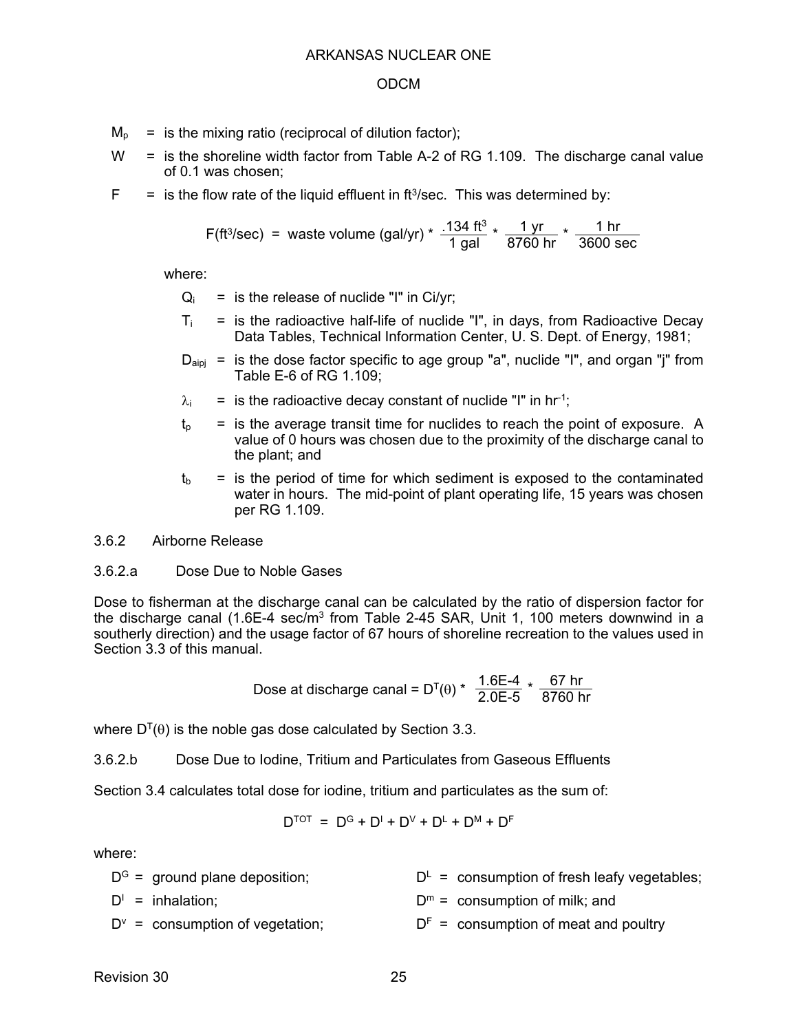$M_p$ = is the mixing ratio (reciprocal of dilution factor);

$W$ = is the shoreline width factor from Table A-2 of RG 1.109. The discharge canal value of 0.1 was chosen;

$F$ = is the flow rate of the liquid effluent in $ft^3$/sec. This was determined by:

$$F(ft^3/sec) = \text{waste volume (gal/yr)} * \frac{.134\ ft^3}{1\ gal} * \frac{1\ yr}{8760\ hr} * \frac{1\ hr}{3600\ sec}$$

where:

$Q_i$ = is the release of nuclide "I" in Ci/yr;

$T_i$ = is the radioactive half-life of nuclide "I", in days, from Radioactive Decay Data Tables, Technical Information Center, U. S. Dept. of Energy, 1981;

$D_{aipj}$ = is the dose factor specific to age group "a", nuclide "I", and organ "j" from Table E-6 of RG 1.109;

$\lambda_i$ = is the radioactive decay constant of nuclide "I" in $hr^{-1}$;

$t_p$ = is the average transit time for nuclides to reach the point of exposure. A value of 0 hours was chosen due to the proximity of the discharge canal to the plant; and

$t_b$ = is the period of time for which sediment is exposed to the contaminated water in hours. The mid-point of plant operating life, 15 years was chosen per RG 1.109.

### 3.6.2 Airborne Release

#### 3.6.2.a Dose Due to Noble Gases

Dose to fisherman at the discharge canal can be calculated by the ratio of dispersion factor for the discharge canal (1.6E-4 sec/$m^3$ from Table 2-45 SAR, Unit 1, 100 meters downwind in a southerly direction) and the usage factor of 67 hours of shoreline recreation to the values used in Section 3.3 of this manual.

$$\text{Dose at discharge canal} = D^T(\theta) * \frac{1.6E\text{-}4}{2.0E\text{-}5} * \frac{67\ hr}{8760\ hr}$$

where $D^T(\theta)$ is the noble gas dose calculated by Section 3.3.

#### 3.6.2.b Dose Due to Iodine, Tritium and Particulates from Gaseous Effluents

Section 3.4 calculates total dose for iodine, tritium and particulates as the sum of:

$$D^{TOT} = D^G + D^I + D^V + D^L + D^M + D^F$$

where:

$D^G$ = ground plane deposition;

$D^I$ = inhalation;

$D^v$ = consumption of vegetation;

$D^L$ = consumption of fresh leafy vegetables;

$D^m$ = consumption of milk; and

$D^F$ = consumption of meat and poultry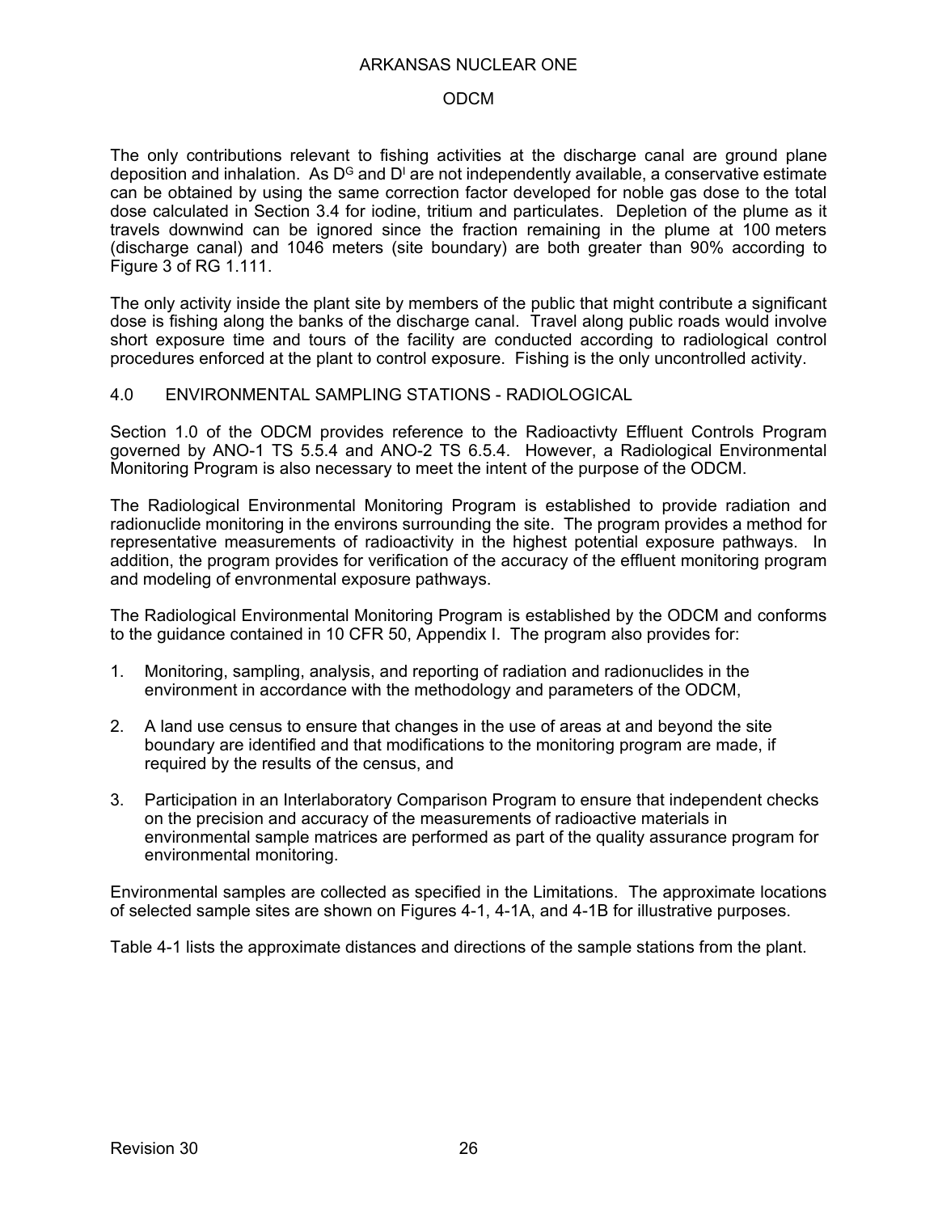The only contributions relevant to fishing activities at the discharge canal are ground plane deposition and inhalation. As $D^G$ and $D^I$ are not independently available, a conservative estimate can be obtained by using the same correction factor developed for noble gas dose to the total dose calculated in Section 3.4 for iodine, tritium and particulates. Depletion of the plume as it travels downwind can be ignored since the fraction remaining in the plume at 100 meters (discharge canal) and 1046 meters (site boundary) are both greater than 90% according to Figure 3 of RG 1.111.

The only activity inside the plant site by members of the public that might contribute a significant dose is fishing along the banks of the discharge canal. Travel along public roads would involve short exposure time and tours of the facility are conducted according to radiological control procedures enforced at the plant to control exposure. Fishing is the only uncontrolled activity.

## 4.0 ENVIRONMENTAL SAMPLING STATIONS - RADIOLOGICAL

Section 1.0 of the ODCM provides reference to the Radioactivty Effluent Controls Program governed by ANO-1 TS 5.5.4 and ANO-2 TS 6.5.4. However, a Radiological Environmental Monitoring Program is also necessary to meet the intent of the purpose of the ODCM.

The Radiological Environmental Monitoring Program is established to provide radiation and radionuclide monitoring in the environs surrounding the site. The program provides a method for representative measurements of radioactivity in the highest potential exposure pathways. In addition, the program provides for verification of the accuracy of the effluent monitoring program and modeling of envronmental exposure pathways.

The Radiological Environmental Monitoring Program is established by the ODCM and conforms to the guidance contained in 10 CFR 50, Appendix I. The program also provides for:

1. Monitoring, sampling, analysis, and reporting of radiation and radionuclides in the environment in accordance with the methodology and parameters of the ODCM,

2. A land use census to ensure that changes in the use of areas at and beyond the site boundary are identified and that modifications to the monitoring program are made, if required by the results of the census, and

3. Participation in an Interlaboratory Comparison Program to ensure that independent checks on the precision and accuracy of the measurements of radioactive materials in environmental sample matrices are performed as part of the quality assurance program for environmental monitoring.

Environmental samples are collected as specified in the Limitations. The approximate locations of selected sample sites are shown on Figures 4-1, 4-1A, and 4-1B for illustrative purposes.

Table 4-1 lists the approximate distances and directions of the sample stations from the plant.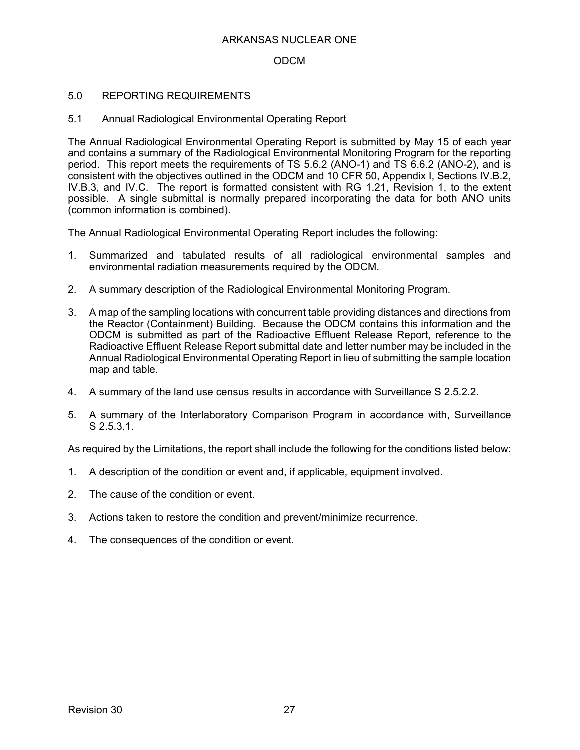## 5.0 REPORTING REQUIREMENTS

### 5.1 Annual Radiological Environmental Operating Report

The Annual Radiological Environmental Operating Report is submitted by May 15 of each year and contains a summary of the Radiological Environmental Monitoring Program for the reporting period. This report meets the requirements of TS 5.6.2 (ANO-1) and TS 6.6.2 (ANO-2), and is consistent with the objectives outlined in the ODCM and 10 CFR 50, Appendix I, Sections IV.B.2, IV.B.3, and IV.C. The report is formatted consistent with RG 1.21, Revision 1, to the extent possible. A single submittal is normally prepared incorporating the data for both ANO units (common information is combined).

The Annual Radiological Environmental Operating Report includes the following:

1. Summarized and tabulated results of all radiological environmental samples and environmental radiation measurements required by the ODCM.
2. A summary description of the Radiological Environmental Monitoring Program.
3. A map of the sampling locations with concurrent table providing distances and directions from the Reactor (Containment) Building. Because the ODCM contains this information and the ODCM is submitted as part of the Radioactive Effluent Release Report, reference to the Radioactive Effluent Release Report submittal date and letter number may be included in the Annual Radiological Environmental Operating Report in lieu of submitting the sample location map and table.
4. A summary of the land use census results in accordance with Surveillance S 2.5.2.2.
5. A summary of the Interlaboratory Comparison Program in accordance with, Surveillance S 2.5.3.1.

As required by the Limitations, the report shall include the following for the conditions listed below:

1. A description of the condition or event and, if applicable, equipment involved.
2. The cause of the condition or event.
3. Actions taken to restore the condition and prevent/minimize recurrence.
4. The consequences of the condition or event.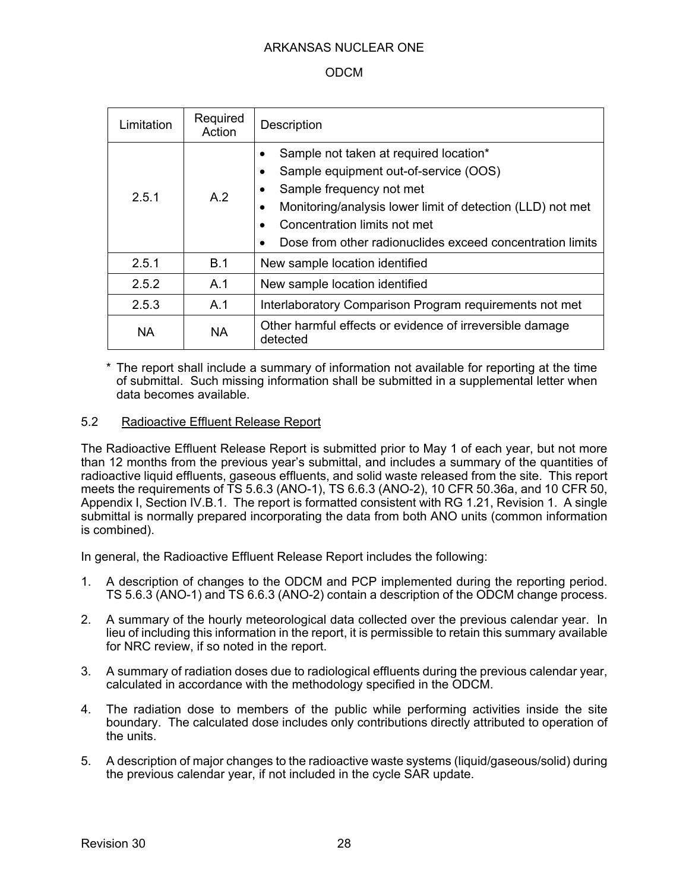| Limitation | Required Action | Description |
|---|---|---|
| 2.5.1 | A.2 | • Sample not taken at required location*<br>• Sample equipment out-of-service (OOS)<br>• Sample frequency not met<br>• Monitoring/analysis lower limit of detection (LLD) not met<br>• Concentration limits not met<br>• Dose from other radionuclides exceed concentration limits |
| 2.5.1 | B.1 | New sample location identified |
| 2.5.2 | A.1 | New sample location identified |
| 2.5.3 | A.1 | Interlaboratory Comparison Program requirements not met |
| NA | NA | Other harmful effects or evidence of irreversible damage detected |

\* The report shall include a summary of information not available for reporting at the time of submittal. Such missing information shall be submitted in a supplemental letter when data becomes available.

## 5.2 Radioactive Effluent Release Report

The Radioactive Effluent Release Report is submitted prior to May 1 of each year, but not more than 12 months from the previous year's submittal, and includes a summary of the quantities of radioactive liquid effluents, gaseous effluents, and solid waste released from the site. This report meets the requirements of TS 5.6.3 (ANO-1), TS 6.6.3 (ANO-2), 10 CFR 50.36a, and 10 CFR 50, Appendix I, Section IV.B.1. The report is formatted consistent with RG 1.21, Revision 1. A single submittal is normally prepared incorporating the data from both ANO units (common information is combined).

In general, the Radioactive Effluent Release Report includes the following:

1. A description of changes to the ODCM and PCP implemented during the reporting period. TS 5.6.3 (ANO-1) and TS 6.6.3 (ANO-2) contain a description of the ODCM change process.
2. A summary of the hourly meteorological data collected over the previous calendar year. In lieu of including this information in the report, it is permissible to retain this summary available for NRC review, if so noted in the report.
3. A summary of radiation doses due to radiological effluents during the previous calendar year, calculated in accordance with the methodology specified in the ODCM.
4. The radiation dose to members of the public while performing activities inside the site boundary. The calculated dose includes only contributions directly attributed to operation of the units.
5. A description of major changes to the radioactive waste systems (liquid/gaseous/solid) during the previous calendar year, if not included in the cycle SAR update.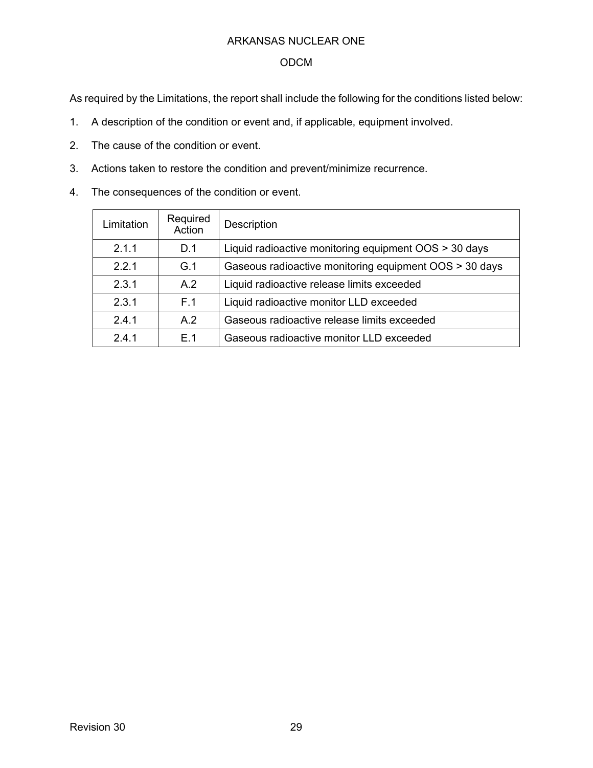As required by the Limitations, the report shall include the following for the conditions listed below:

1. A description of the condition or event and, if applicable, equipment involved.
2. The cause of the condition or event.
3. Actions taken to restore the condition and prevent/minimize recurrence.
4. The consequences of the condition or event.

| Limitation | Required Action | Description |
|---|---|---|
| 2.1.1 | D.1 | Liquid radioactive monitoring equipment OOS > 30 days |
| 2.2.1 | G.1 | Gaseous radioactive monitoring equipment OOS > 30 days |
| 2.3.1 | A.2 | Liquid radioactive release limits exceeded |
| 2.3.1 | F.1 | Liquid radioactive monitor LLD exceeded |
| 2.4.1 | A.2 | Gaseous radioactive release limits exceeded |
| 2.4.1 | E.1 | Gaseous radioactive monitor LLD exceeded |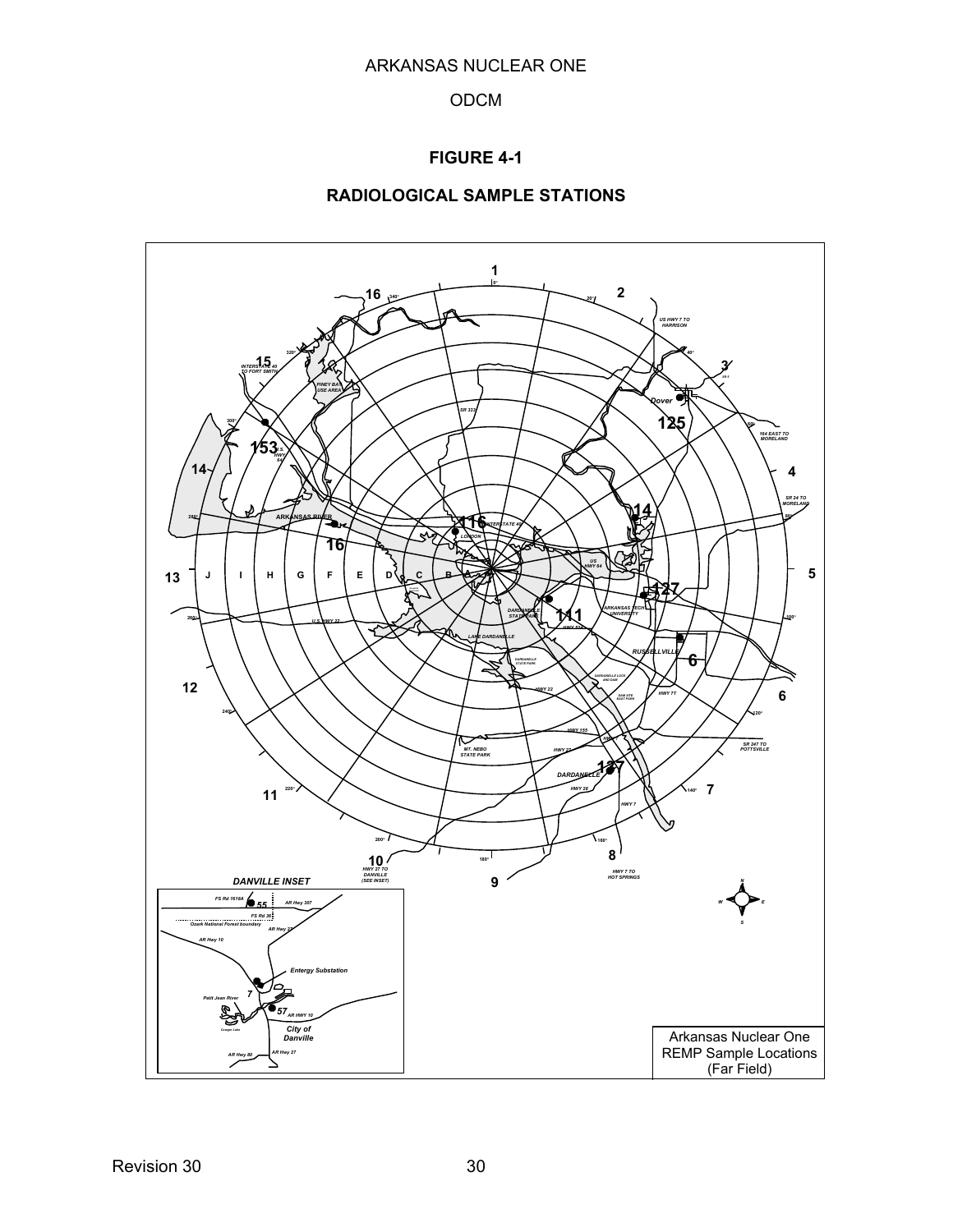# FIGURE 4-1

## RADIOLOGICAL SAMPLE STATIONS

Arkansas Nuclear One
REMP Sample Locations
(Far Field)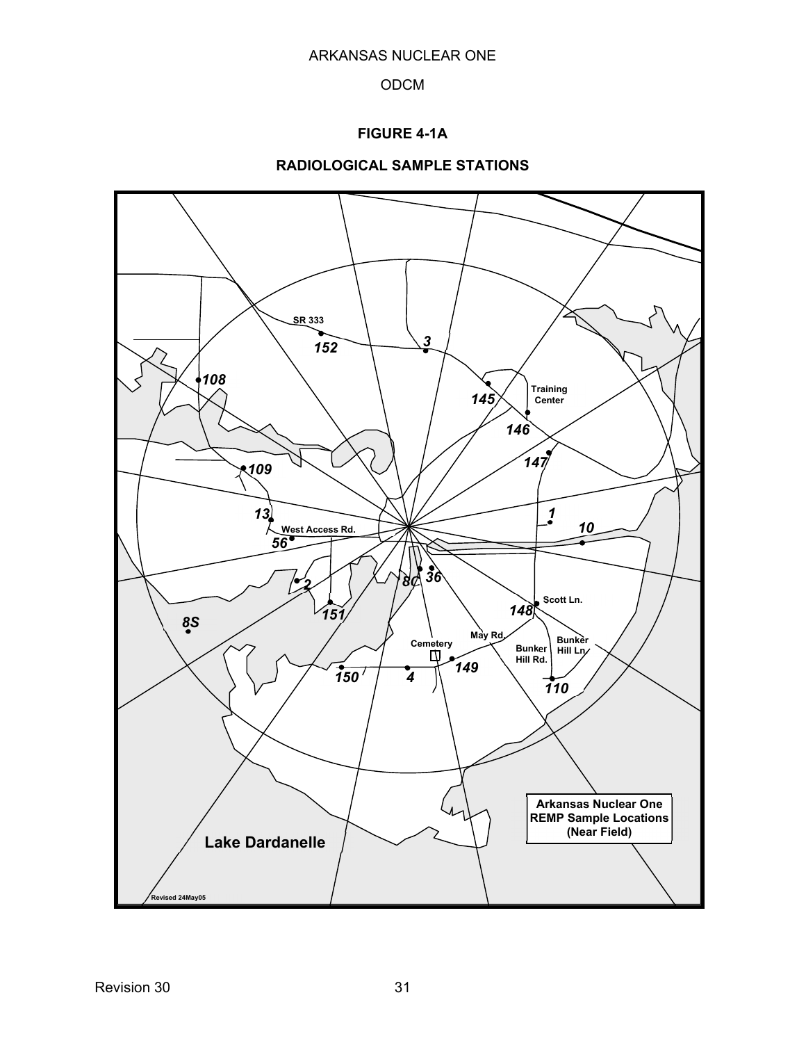ARKANSAS NUCLEAR ONE

ODCM

**FIGURE 4-1A**

**RADIOLOGICAL SAMPLE STATIONS**

SR 333
152
3
108
145
Training Center
146
147
109
13
1
10
West Access Rd.
56
2
8C
36
151
148
Scott Ln.
8S
May Rd.
Cemetery
Bunker Hill Rd.
Bunker Hill Ln.
150
4
149
110

Arkansas Nuclear One REMP Sample Locations (Near Field)

Lake Dardanelle

Revised 24May05

Revision 30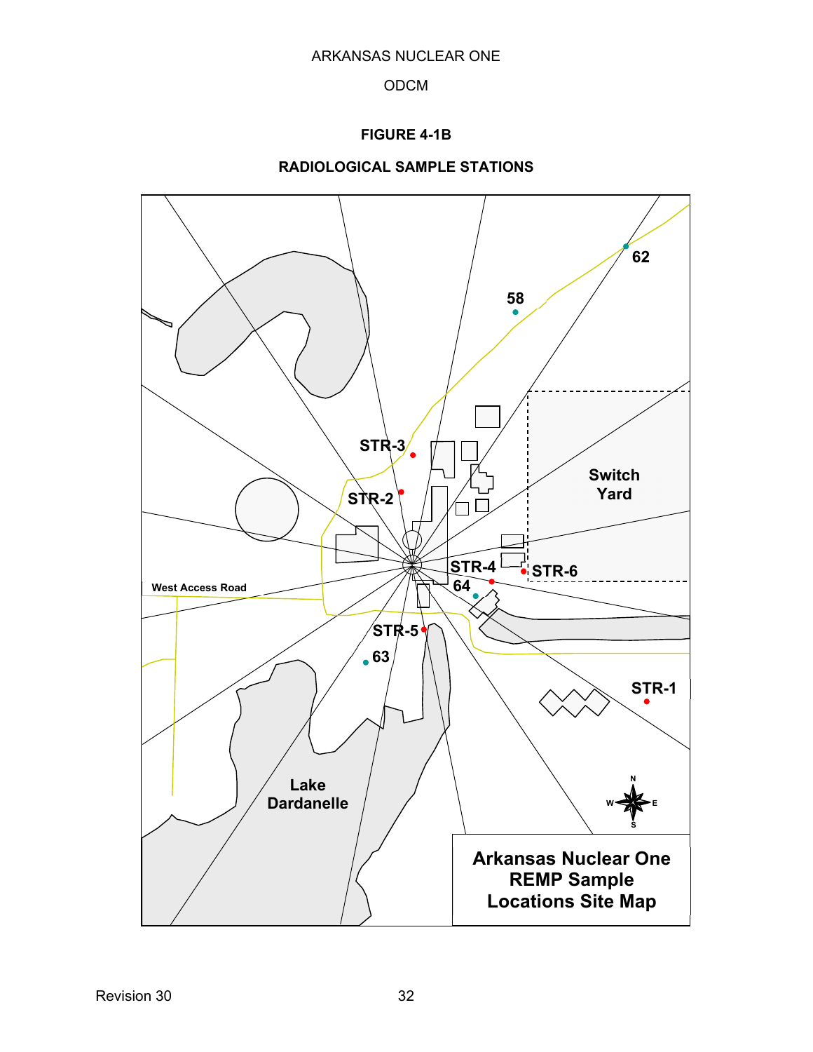ARKANSAS NUCLEAR ONE

ODCM

**FIGURE 4-1B**

**RADIOLOGICAL SAMPLE STATIONS**

62

58

STR-3

STR-2

Switch Yard

STR-4

STR-6

64

West Access Road

STR-5

63

STR-1

Lake Dardanelle

N W E S

**Arkansas Nuclear One REMP Sample Locations Site Map**

Revision 30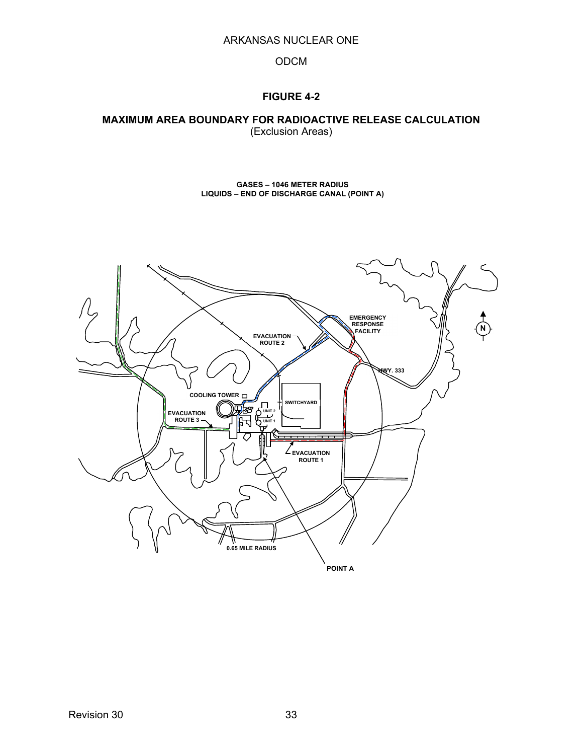## FIGURE 4-2

## MAXIMUM AREA BOUNDARY FOR RADIOACTIVE RELEASE CALCULATION

(Exclusion Areas)

**GASES – 1046 METER RADIUS**
**LIQUIDS – END OF DISCHARGE CANAL (POINT A)**

EMERGENCY RESPONSE FACILITY

EVACUATION ROUTE 2

HWY. 333

COOLING TOWER

SWITCHYARD

UNIT 2

UNIT 1

EVACUATION ROUTE 3

EVACUATION ROUTE 1

0.65 MILE RADIUS

POINT A

N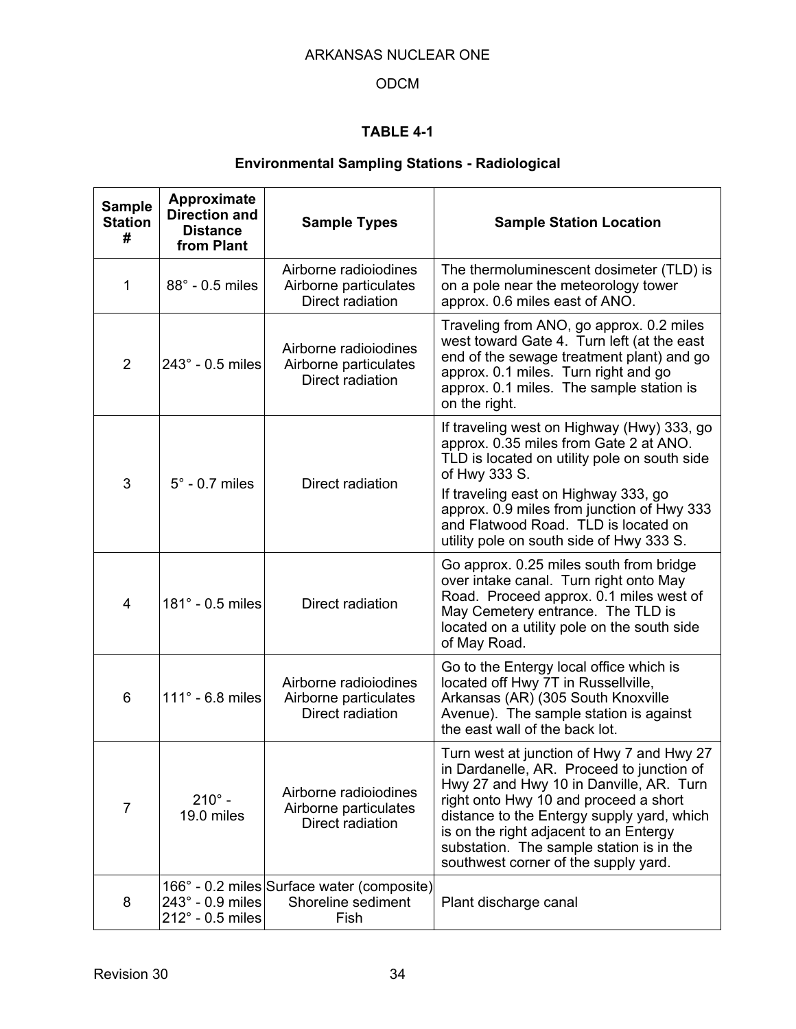# ARKANSAS NUCLEAR ONE

## ODCM

### TABLE 4-1

### Environmental Sampling Stations - Radiological

| Sample Station # | Approximate Direction and Distance from Plant | Sample Types | Sample Station Location |
|---|---|---|---|
| 1 | 88° - 0.5 miles | Airborne radioiodines<br>Airborne particulates<br>Direct radiation | The thermoluminescent dosimeter (TLD) is on a pole near the meteorology tower approx. 0.6 miles east of ANO. |
| 2 | 243° - 0.5 miles | Airborne radioiodines<br>Airborne particulates<br>Direct radiation | Traveling from ANO, go approx. 0.2 miles west toward Gate 4. Turn left (at the east end of the sewage treatment plant) and go approx. 0.1 miles. Turn right and go approx. 0.1 miles. The sample station is on the right. |
| 3 | 5° - 0.7 miles | Direct radiation | If traveling west on Highway (Hwy) 333, go approx. 0.35 miles from Gate 2 at ANO. TLD is located on utility pole on south side of Hwy 333 S.<br>If traveling east on Highway 333, go approx. 0.9 miles from junction of Hwy 333 and Flatwood Road. TLD is located on utility pole on south side of Hwy 333 S. |
| 4 | 181° - 0.5 miles | Direct radiation | Go approx. 0.25 miles south from bridge over intake canal. Turn right onto May Road. Proceed approx. 0.1 miles west of May Cemetery entrance. The TLD is located on a utility pole on the south side of May Road. |
| 6 | 111° - 6.8 miles | Airborne radioiodines<br>Airborne particulates<br>Direct radiation | Go to the Entergy local office which is located off Hwy 7T in Russellville, Arkansas (AR) (305 South Knoxville Avenue). The sample station is against the east wall of the back lot. |
| 7 | 210° - 19.0 miles | Airborne radioiodines<br>Airborne particulates<br>Direct radiation | Turn west at junction of Hwy 7 and Hwy 27 in Dardanelle, AR. Proceed to junction of Hwy 27 and Hwy 10 in Danville, AR. Turn right onto Hwy 10 and proceed a short distance to the Entergy supply yard, which is on the right adjacent to an Entergy substation. The sample station is in the southwest corner of the supply yard. |
| 8 | 166° - 0.2 miles<br>243° - 0.9 miles<br>212° - 0.5 miles | Surface water (composite)<br>Shoreline sediment<br>Fish | Plant discharge canal |

Revision 30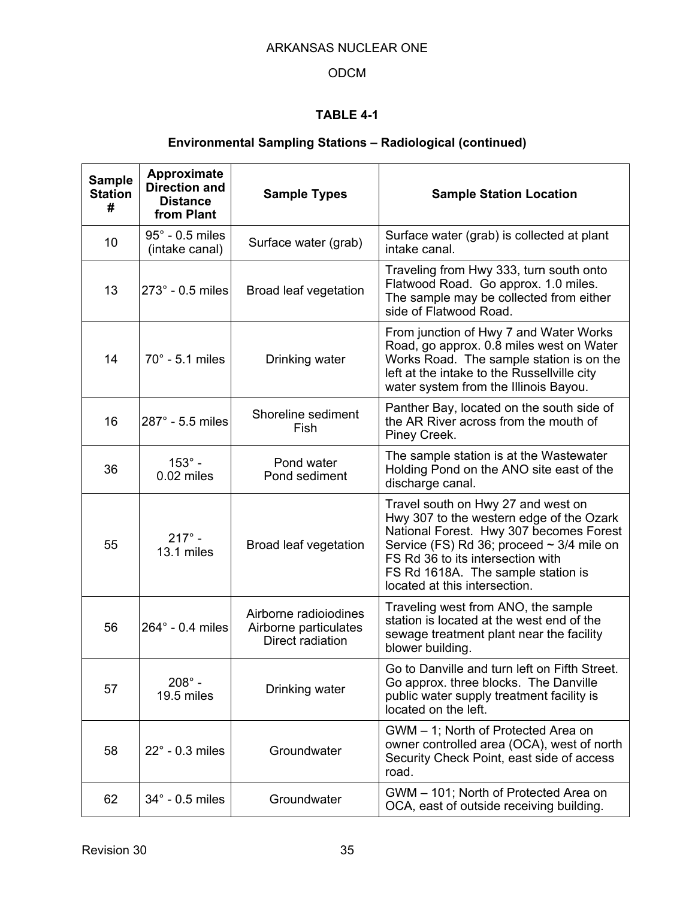**TABLE 4-1**

**Environmental Sampling Stations – Radiological (continued)**

| Sample Station # | Approximate Direction and Distance from Plant | Sample Types | Sample Station Location |
|---|---|---|---|
| 10 | 95° - 0.5 miles (intake canal) | Surface water (grab) | Surface water (grab) is collected at plant intake canal. |
| 13 | 273° - 0.5 miles | Broad leaf vegetation | Traveling from Hwy 333, turn south onto Flatwood Road. Go approx. 1.0 miles. The sample may be collected from either side of Flatwood Road. |
| 14 | 70° - 5.1 miles | Drinking water | From junction of Hwy 7 and Water Works Road, go approx. 0.8 miles west on Water Works Road. The sample station is on the left at the intake to the Russellville city water system from the Illinois Bayou. |
| 16 | 287° - 5.5 miles | Shoreline sediment<br>Fish | Panther Bay, located on the south side of the AR River across from the mouth of Piney Creek. |
| 36 | 153° - 0.02 miles | Pond water<br>Pond sediment | The sample station is at the Wastewater Holding Pond on the ANO site east of the discharge canal. |
| 55 | 217° - 13.1 miles | Broad leaf vegetation | Travel south on Hwy 27 and west on Hwy 307 to the western edge of the Ozark National Forest. Hwy 307 becomes Forest Service (FS) Rd 36; proceed ~ 3/4 mile on FS Rd 36 to its intersection with FS Rd 1618A. The sample station is located at this intersection. |
| 56 | 264° - 0.4 miles | Airborne radioiodines<br>Airborne particulates<br>Direct radiation | Traveling west from ANO, the sample station is located at the west end of the sewage treatment plant near the facility blower building. |
| 57 | 208° - 19.5 miles | Drinking water | Go to Danville and turn left on Fifth Street. Go approx. three blocks. The Danville public water supply treatment facility is located on the left. |
| 58 | 22° - 0.3 miles | Groundwater | GWM – 1; North of Protected Area on owner controlled area (OCA), west of north Security Check Point, east side of access road. |
| 62 | 34° - 0.5 miles | Groundwater | GWM – 101; North of Protected Area on OCA, east of outside receiving building. |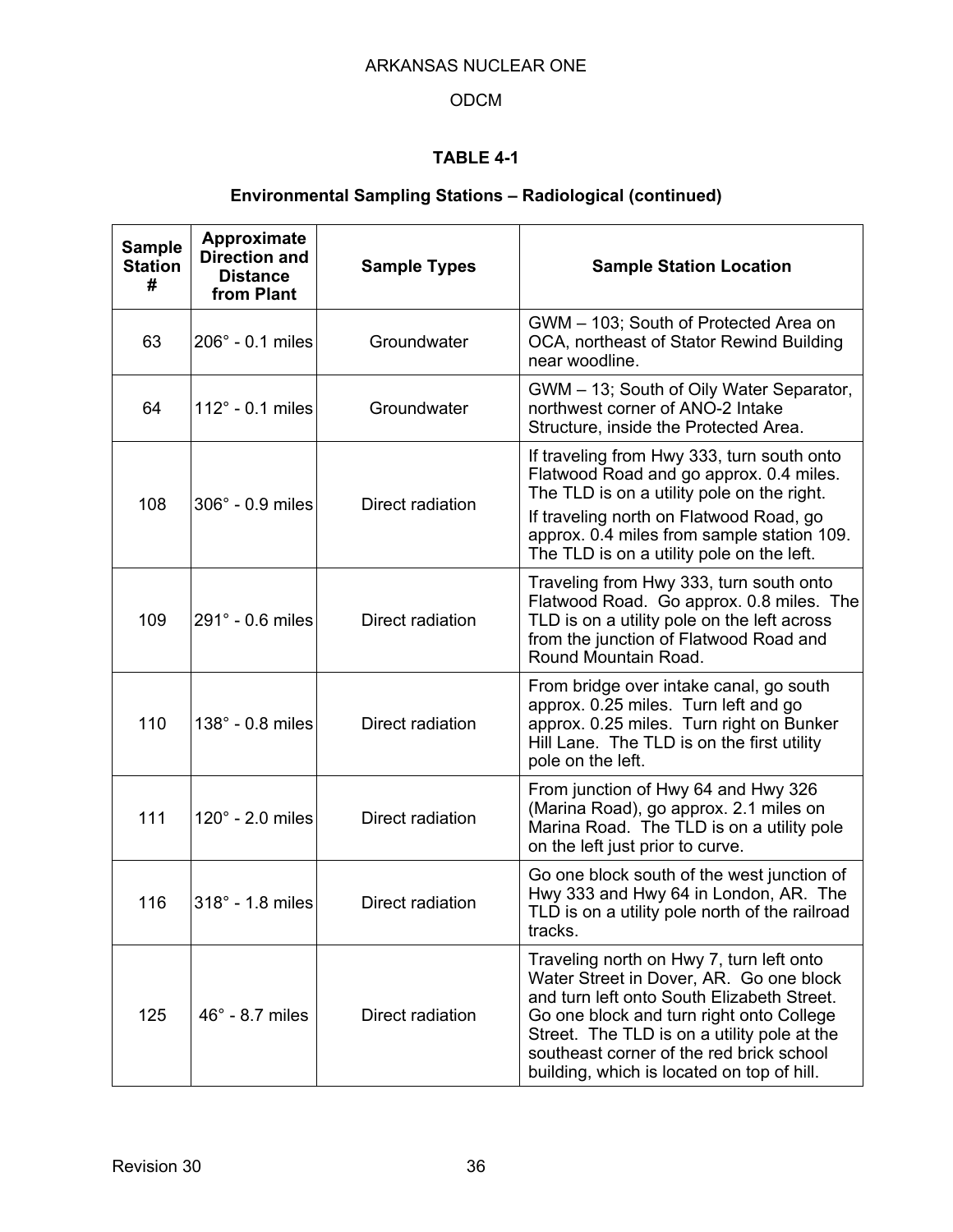ARKANSAS NUCLEAR ONE

ODCM

### TABLE 4-1

### Environmental Sampling Stations – Radiological (continued)

| Sample Station # | Approximate Direction and Distance from Plant | Sample Types | Sample Station Location |
|---|---|---|---|
| 63 | 206° - 0.1 miles | Groundwater | GWM – 103; South of Protected Area on OCA, northeast of Stator Rewind Building near woodline. |
| 64 | 112° - 0.1 miles | Groundwater | GWM – 13; South of Oily Water Separator, northwest corner of ANO-2 Intake Structure, inside the Protected Area. |
| 108 | 306° - 0.9 miles | Direct radiation | If traveling from Hwy 333, turn south onto Flatwood Road and go approx. 0.4 miles. The TLD is on a utility pole on the right. If traveling north on Flatwood Road, go approx. 0.4 miles from sample station 109. The TLD is on a utility pole on the left. |
| 109 | 291° - 0.6 miles | Direct radiation | Traveling from Hwy 333, turn south onto Flatwood Road. Go approx. 0.8 miles. The TLD is on a utility pole on the left across from the junction of Flatwood Road and Round Mountain Road. |
| 110 | 138° - 0.8 miles | Direct radiation | From bridge over intake canal, go south approx. 0.25 miles. Turn left and go approx. 0.25 miles. Turn right on Bunker Hill Lane. The TLD is on the first utility pole on the left. |
| 111 | 120° - 2.0 miles | Direct radiation | From junction of Hwy 64 and Hwy 326 (Marina Road), go approx. 2.1 miles on Marina Road. The TLD is on a utility pole on the left just prior to curve. |
| 116 | 318° - 1.8 miles | Direct radiation | Go one block south of the west junction of Hwy 333 and Hwy 64 in London, AR. The TLD is on a utility pole north of the railroad tracks. |
| 125 | 46° - 8.7 miles | Direct radiation | Traveling north on Hwy 7, turn left onto Water Street in Dover, AR. Go one block and turn left onto South Elizabeth Street. Go one block and turn right onto College Street. The TLD is on a utility pole at the southeast corner of the red brick school building, which is located on top of hill. |

Revision 30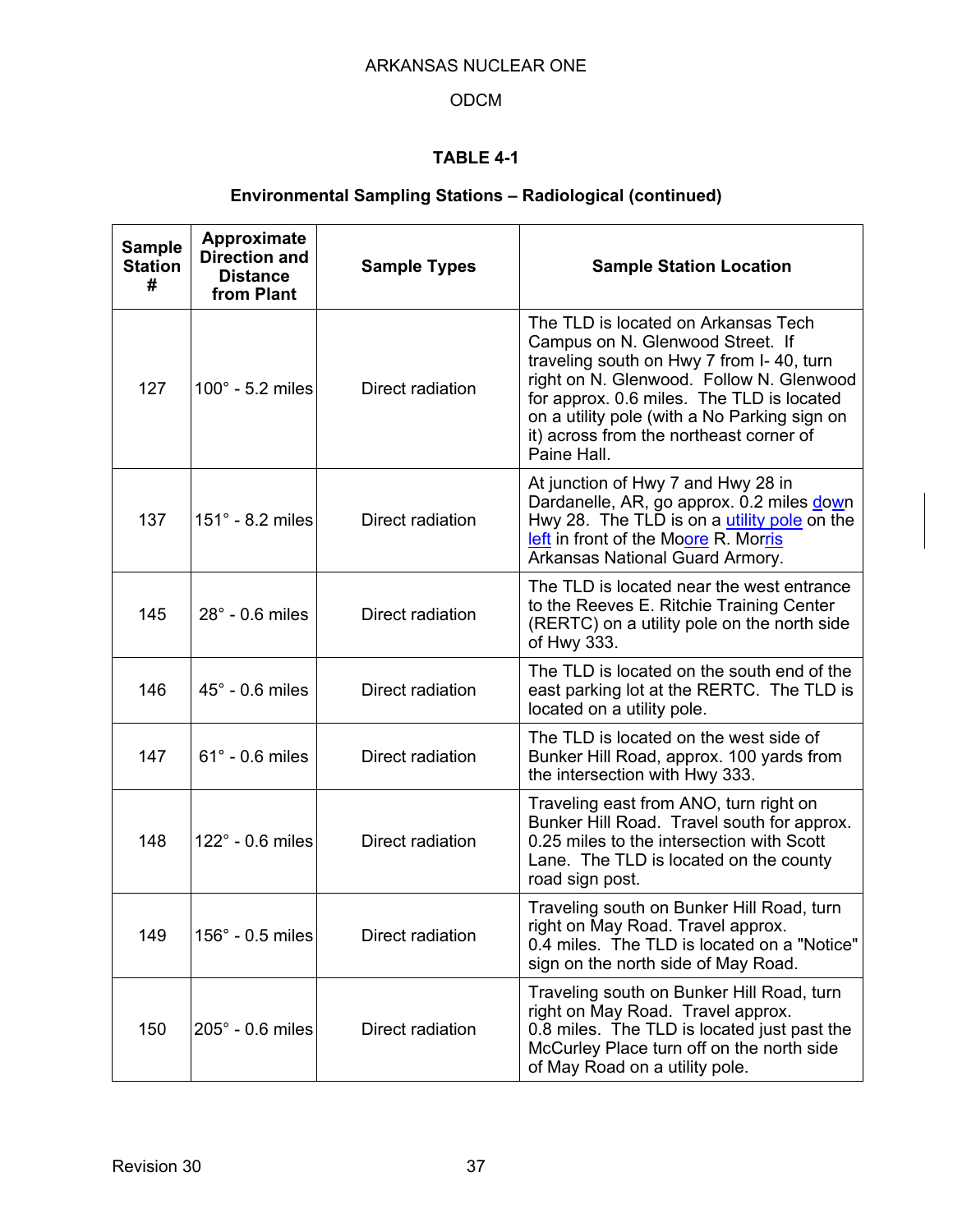ARKANSAS NUCLEAR ONE

ODCM

## TABLE 4-1

### Environmental Sampling Stations – Radiological (continued)

| Sample Station # | Approximate Direction and Distance from Plant | Sample Types | Sample Station Location |
|---|---|---|---|
| 127 | 100° - 5.2 miles | Direct radiation | The TLD is located on Arkansas Tech Campus on N. Glenwood Street. If traveling south on Hwy 7 from I- 40, turn right on N. Glenwood. Follow N. Glenwood for approx. 0.6 miles. The TLD is located on a utility pole (with a No Parking sign on it) across from the northeast corner of Paine Hall. |
| 137 | 151° - 8.2 miles | Direct radiation | At junction of Hwy 7 and Hwy 28 in Dardanelle, AR, go approx. 0.2 miles down Hwy 28. The TLD is on a utility pole on the left in front of the Moore R. Morris Arkansas National Guard Armory. |
| 145 | 28° - 0.6 miles | Direct radiation | The TLD is located near the west entrance to the Reeves E. Ritchie Training Center (RERTC) on a utility pole on the north side of Hwy 333. |
| 146 | 45° - 0.6 miles | Direct radiation | The TLD is located on the south end of the east parking lot at the RERTC. The TLD is located on a utility pole. |
| 147 | 61° - 0.6 miles | Direct radiation | The TLD is located on the west side of Bunker Hill Road, approx. 100 yards from the intersection with Hwy 333. |
| 148 | 122° - 0.6 miles | Direct radiation | Traveling east from ANO, turn right on Bunker Hill Road. Travel south for approx. 0.25 miles to the intersection with Scott Lane. The TLD is located on the county road sign post. |
| 149 | 156° - 0.5 miles | Direct radiation | Traveling south on Bunker Hill Road, turn right on May Road. Travel approx. 0.4 miles. The TLD is located on a "Notice" sign on the north side of May Road. |
| 150 | 205° - 0.6 miles | Direct radiation | Traveling south on Bunker Hill Road, turn right on May Road. Travel approx. 0.8 miles. The TLD is located just past the McCurley Place turn off on the north side of May Road on a utility pole. |

Revision 30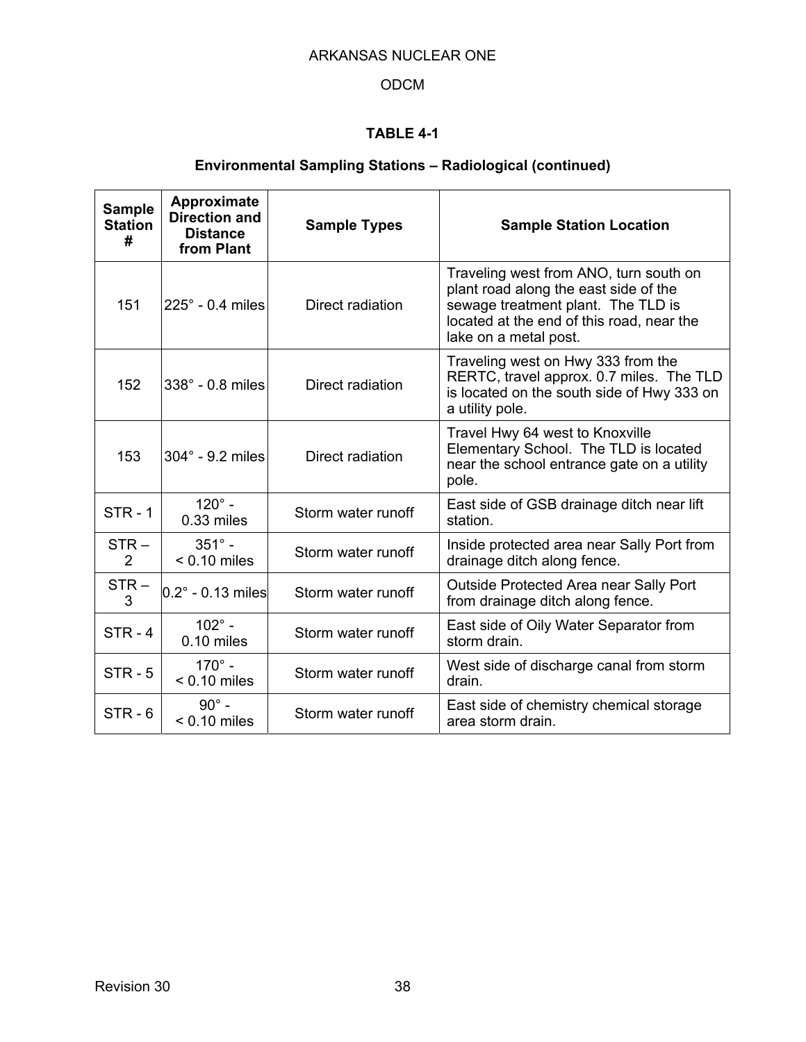## TABLE 4-1

### Environmental Sampling Stations – Radiological (continued)

| Sample Station # | Approximate Direction and Distance from Plant | Sample Types | Sample Station Location |
|---|---|---|---|
| 151 | 225° - 0.4 miles | Direct radiation | Traveling west from ANO, turn south on plant road along the east side of the sewage treatment plant. The TLD is located at the end of this road, near the lake on a metal post. |
| 152 | 338° - 0.8 miles | Direct radiation | Traveling west on Hwy 333 from the RERTC, travel approx. 0.7 miles. The TLD is located on the south side of Hwy 333 on a utility pole. |
| 153 | 304° - 9.2 miles | Direct radiation | Travel Hwy 64 west to Knoxville Elementary School. The TLD is located near the school entrance gate on a utility pole. |
| STR - 1 | 120° - 0.33 miles | Storm water runoff | East side of GSB drainage ditch near lift station. |
| STR – 2 | 351° - < 0.10 miles | Storm water runoff | Inside protected area near Sally Port from drainage ditch along fence. |
| STR – 3 | 0.2° - 0.13 miles | Storm water runoff | Outside Protected Area near Sally Port from drainage ditch along fence. |
| STR - 4 | 102° - 0.10 miles | Storm water runoff | East side of Oily Water Separator from storm drain. |
| STR - 5 | 170° - < 0.10 miles | Storm water runoff | West side of discharge canal from storm drain. |
| STR - 6 | 90° - < 0.10 miles | Storm water runoff | East side of chemistry chemical storage area storm drain. |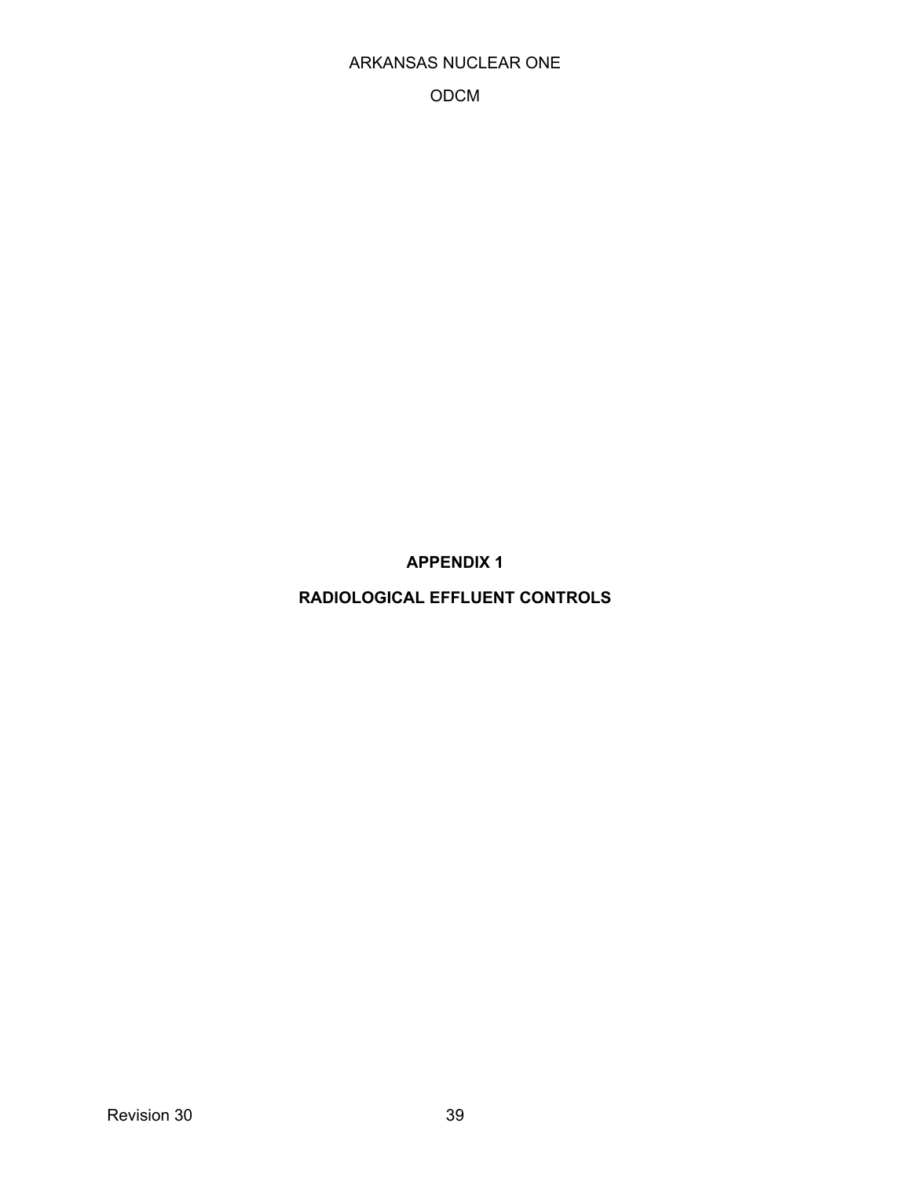# APPENDIX 1

# RADIOLOGICAL EFFLUENT CONTROLS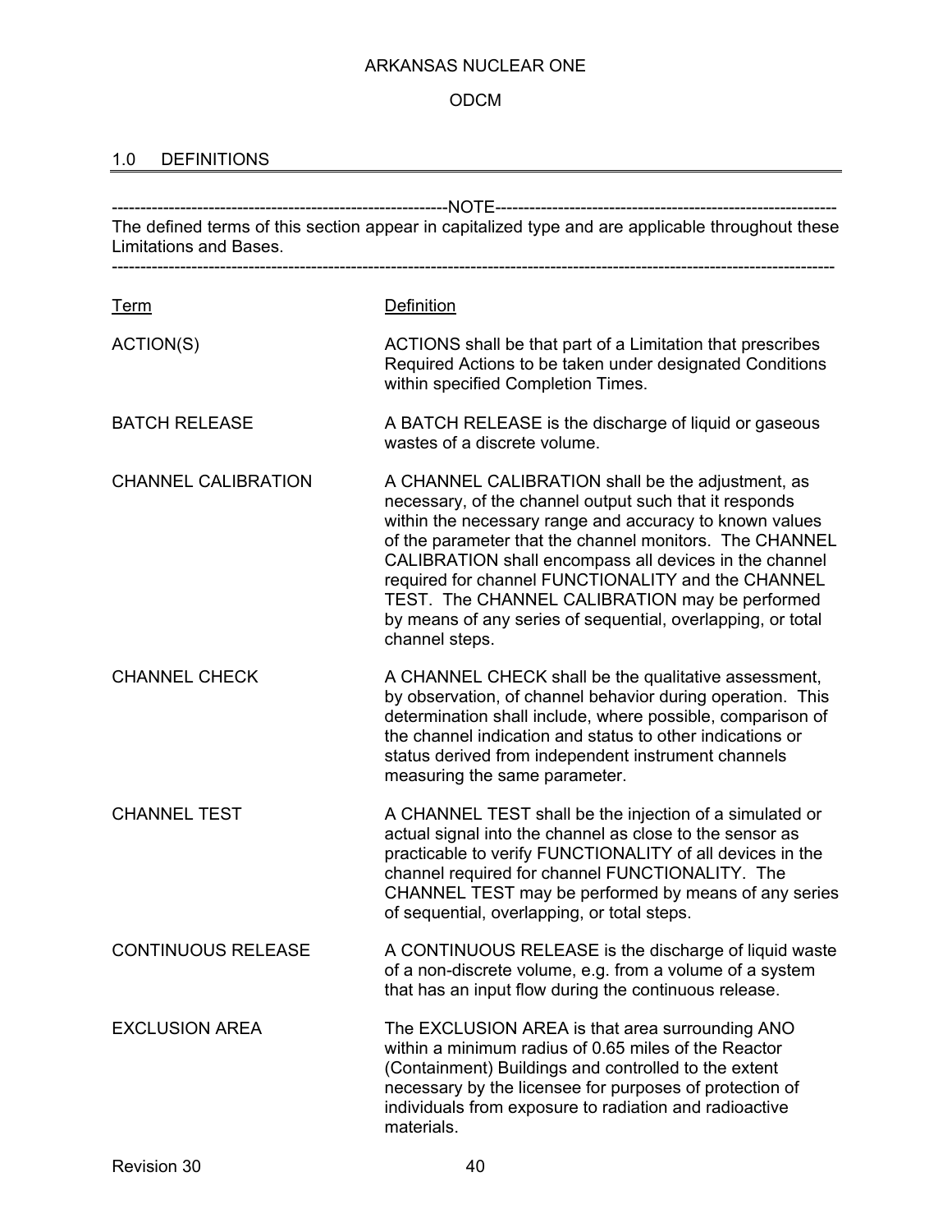## 1.0 DEFINITIONS

---NOTE---

The defined terms of this section appear in capitalized type and are applicable throughout these Limitations and Bases.

---

| Term | Definition |
|---|---|
| ACTION(S) | ACTIONS shall be that part of a Limitation that prescribes Required Actions to be taken under designated Conditions within specified Completion Times. |
| BATCH RELEASE | A BATCH RELEASE is the discharge of liquid or gaseous wastes of a discrete volume. |
| CHANNEL CALIBRATION | A CHANNEL CALIBRATION shall be the adjustment, as necessary, of the channel output such that it responds within the necessary range and accuracy to known values of the parameter that the channel monitors. The CHANNEL CALIBRATION shall encompass all devices in the channel required for channel FUNCTIONALITY and the CHANNEL TEST. The CHANNEL CALIBRATION may be performed by means of any series of sequential, overlapping, or total channel steps. |
| CHANNEL CHECK | A CHANNEL CHECK shall be the qualitative assessment, by observation, of channel behavior during operation. This determination shall include, where possible, comparison of the channel indication and status to other indications or status derived from independent instrument channels measuring the same parameter. |
| CHANNEL TEST | A CHANNEL TEST shall be the injection of a simulated or actual signal into the channel as close to the sensor as practicable to verify FUNCTIONALITY of all devices in the channel required for channel FUNCTIONALITY. The CHANNEL TEST may be performed by means of any series of sequential, overlapping, or total steps. |
| CONTINUOUS RELEASE | A CONTINUOUS RELEASE is the discharge of liquid waste of a non-discrete volume, e.g. from a volume of a system that has an input flow during the continuous release. |
| EXCLUSION AREA | The EXCLUSION AREA is that area surrounding ANO within a minimum radius of 0.65 miles of the Reactor (Containment) Buildings and controlled to the extent necessary by the licensee for purposes of protection of individuals from exposure to radiation and radioactive materials. |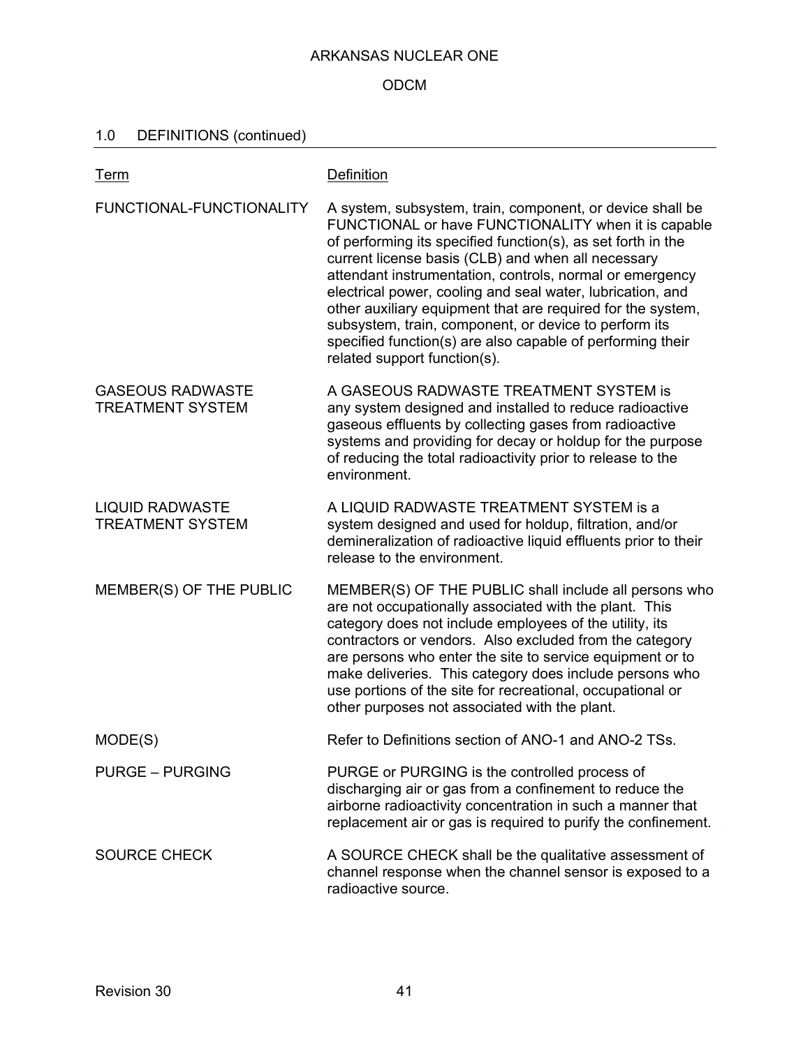## 1.0 DEFINITIONS (continued)

| Term | Definition |
|---|---|
| FUNCTIONAL-FUNCTIONALITY | A system, subsystem, train, component, or device shall be FUNCTIONAL or have FUNCTIONALITY when it is capable of performing its specified function(s), as set forth in the current license basis (CLB) and when all necessary attendant instrumentation, controls, normal or emergency electrical power, cooling and seal water, lubrication, and other auxiliary equipment that are required for the system, subsystem, train, component, or device to perform its specified function(s) are also capable of performing their related support function(s). |
| GASEOUS RADWASTE TREATMENT SYSTEM | A GASEOUS RADWASTE TREATMENT SYSTEM is any system designed and installed to reduce radioactive gaseous effluents by collecting gases from radioactive systems and providing for decay or holdup for the purpose of reducing the total radioactivity prior to release to the environment. |
| LIQUID RADWASTE TREATMENT SYSTEM | A LIQUID RADWASTE TREATMENT SYSTEM is a system designed and used for holdup, filtration, and/or demineralization of radioactive liquid effluents prior to their release to the environment. |
| MEMBER(S) OF THE PUBLIC | MEMBER(S) OF THE PUBLIC shall include all persons who are not occupationally associated with the plant. This category does not include employees of the utility, its contractors or vendors. Also excluded from the category are persons who enter the site to service equipment or to make deliveries. This category does include persons who use portions of the site for recreational, occupational or other purposes not associated with the plant. |
| MODE(S) | Refer to Definitions section of ANO-1 and ANO-2 TSs. |
| PURGE – PURGING | PURGE or PURGING is the controlled process of discharging air or gas from a confinement to reduce the airborne radioactivity concentration in such a manner that replacement air or gas is required to purify the confinement. |
| SOURCE CHECK | A SOURCE CHECK shall be the qualitative assessment of channel response when the channel sensor is exposed to a radioactive source. |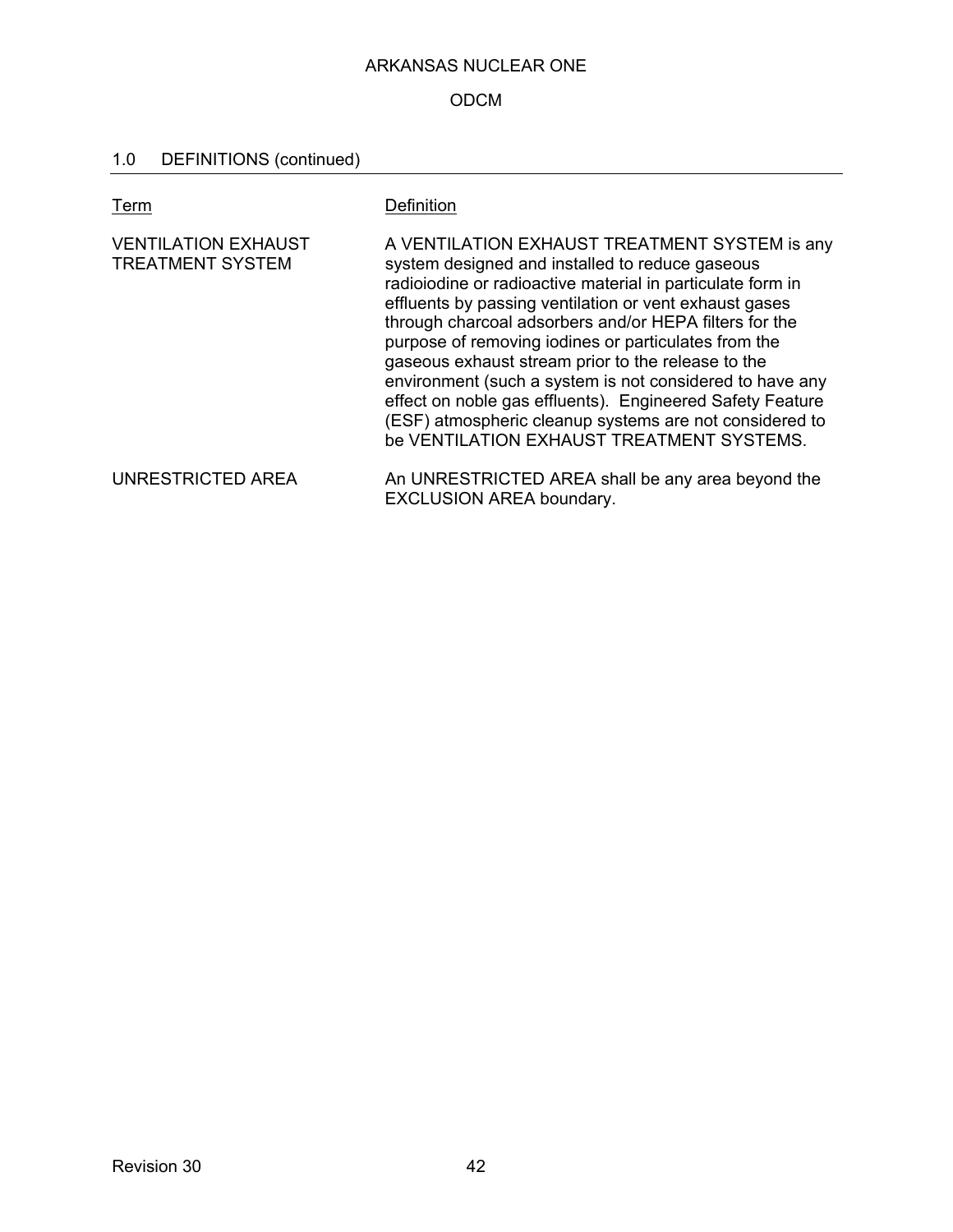## 1.0 DEFINITIONS (continued)

| Term | Definition |
|---|---|
| VENTILATION EXHAUST TREATMENT SYSTEM | A VENTILATION EXHAUST TREATMENT SYSTEM is any system designed and installed to reduce gaseous radioiodine or radioactive material in particulate form in effluents by passing ventilation or vent exhaust gases through charcoal adsorbers and/or HEPA filters for the purpose of removing iodines or particulates from the gaseous exhaust stream prior to the release to the environment (such a system is not considered to have any effect on noble gas effluents). Engineered Safety Feature (ESF) atmospheric cleanup systems are not considered to be VENTILATION EXHAUST TREATMENT SYSTEMS. |
| UNRESTRICTED AREA | An UNRESTRICTED AREA shall be any area beyond the EXCLUSION AREA boundary. |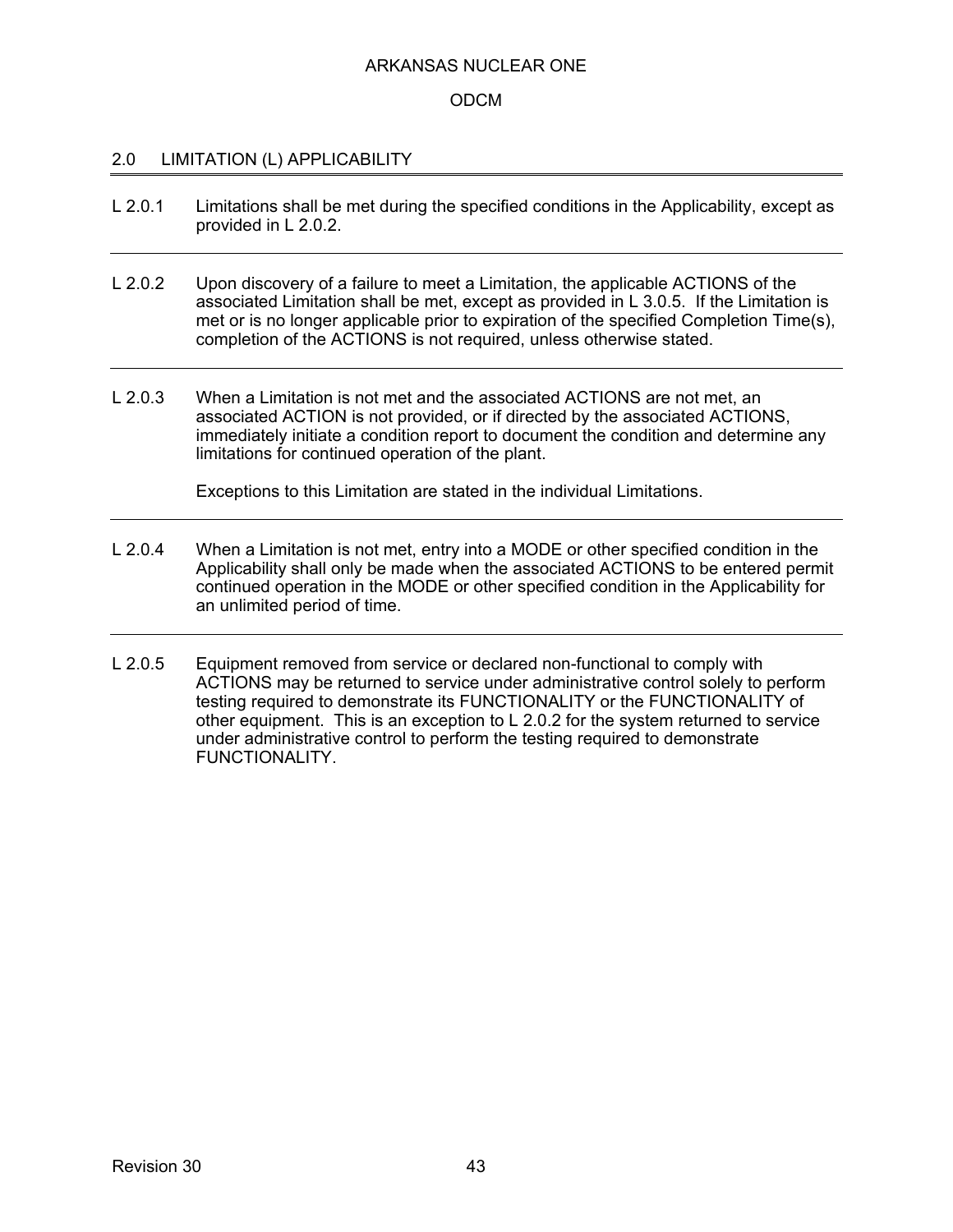## 2.0 LIMITATION (L) APPLICABILITY

L 2.0.1 Limitations shall be met during the specified conditions in the Applicability, except as provided in L 2.0.2.

---

L 2.0.2 Upon discovery of a failure to meet a Limitation, the applicable ACTIONS of the associated Limitation shall be met, except as provided in L 3.0.5. If the Limitation is met or is no longer applicable prior to expiration of the specified Completion Time(s), completion of the ACTIONS is not required, unless otherwise stated.

---

L 2.0.3 When a Limitation is not met and the associated ACTIONS are not met, an associated ACTION is not provided, or if directed by the associated ACTIONS, immediately initiate a condition report to document the condition and determine any limitations for continued operation of the plant.

Exceptions to this Limitation are stated in the individual Limitations.

---

L 2.0.4 When a Limitation is not met, entry into a MODE or other specified condition in the Applicability shall only be made when the associated ACTIONS to be entered permit continued operation in the MODE or other specified condition in the Applicability for an unlimited period of time.

---

L 2.0.5 Equipment removed from service or declared non-functional to comply with ACTIONS may be returned to service under administrative control solely to perform testing required to demonstrate its FUNCTIONALITY or the FUNCTIONALITY of other equipment. This is an exception to L 2.0.2 for the system returned to service under administrative control to perform the testing required to demonstrate FUNCTIONALITY.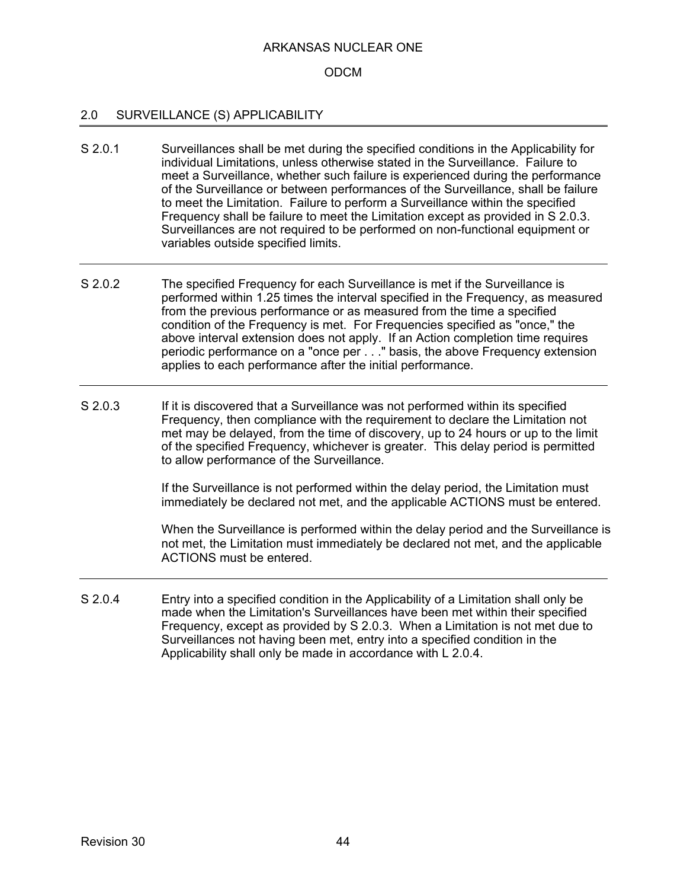## 2.0 SURVEILLANCE (S) APPLICABILITY

**S 2.0.1** Surveillances shall be met during the specified conditions in the Applicability for individual Limitations, unless otherwise stated in the Surveillance. Failure to meet a Surveillance, whether such failure is experienced during the performance of the Surveillance or between performances of the Surveillance, shall be failure to meet the Limitation. Failure to perform a Surveillance within the specified Frequency shall be failure to meet the Limitation except as provided in S 2.0.3. Surveillances are not required to be performed on non-functional equipment or variables outside specified limits.

---

**S 2.0.2** The specified Frequency for each Surveillance is met if the Surveillance is performed within 1.25 times the interval specified in the Frequency, as measured from the previous performance or as measured from the time a specified condition of the Frequency is met. For Frequencies specified as "once," the above interval extension does not apply. If an Action completion time requires periodic performance on a "once per . . ." basis, the above Frequency extension applies to each performance after the initial performance.

---

**S 2.0.3** If it is discovered that a Surveillance was not performed within its specified Frequency, then compliance with the requirement to declare the Limitation not met may be delayed, from the time of discovery, up to 24 hours or up to the limit of the specified Frequency, whichever is greater. This delay period is permitted to allow performance of the Surveillance.

If the Surveillance is not performed within the delay period, the Limitation must immediately be declared not met, and the applicable ACTIONS must be entered.

When the Surveillance is performed within the delay period and the Surveillance is not met, the Limitation must immediately be declared not met, and the applicable ACTIONS must be entered.

---

**S 2.0.4** Entry into a specified condition in the Applicability of a Limitation shall only be made when the Limitation's Surveillances have been met within their specified Frequency, except as provided by S 2.0.3. When a Limitation is not met due to Surveillances not having been met, entry into a specified condition in the Applicability shall only be made in accordance with L 2.0.4.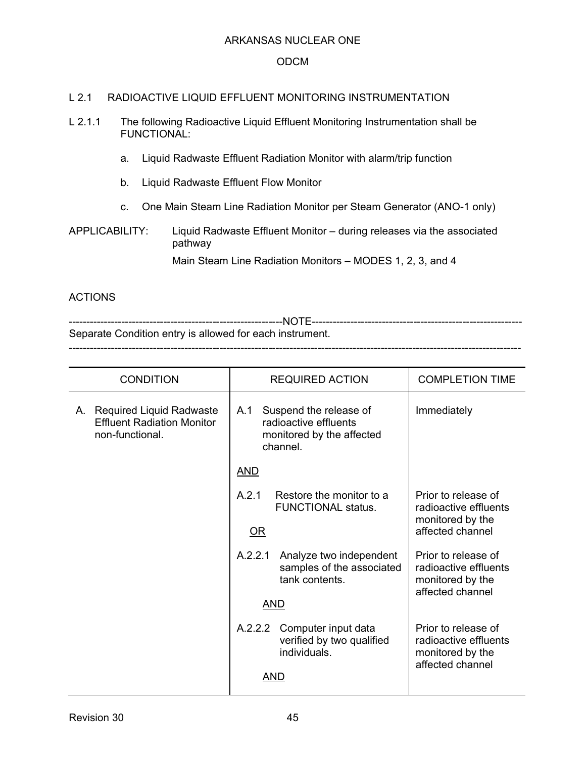## L 2.1 RADIOACTIVE LIQUID EFFLUENT MONITORING INSTRUMENTATION

L 2.1.1 The following Radioactive Liquid Effluent Monitoring Instrumentation shall be FUNCTIONAL:

a. Liquid Radwaste Effluent Radiation Monitor with alarm/trip function

b. Liquid Radwaste Effluent Flow Monitor

c. One Main Steam Line Radiation Monitor per Steam Generator (ANO-1 only)

APPLICABILITY: Liquid Radwaste Effluent Monitor – during releases via the associated pathway

Main Steam Line Radiation Monitors – MODES 1, 2, 3, and 4

### ACTIONS

-----------------------------------------------------------NOTE-----------------------------------------------------------
Separate Condition entry is allowed for each instrument.
-------------------------------------------------------------------------------------------------------------------------------

| CONDITION | REQUIRED ACTION | COMPLETION TIME |
|---|---|---|
| A. Required Liquid Radwaste Effluent Radiation Monitor non-functional. | A.1 Suspend the release of radioactive effluents monitored by the affected channel. | Immediately |
| | <u>AND</u> | |
| | A.2.1 Restore the monitor to a FUNCTIONAL status. | Prior to release of radioactive effluents monitored by the affected channel |
| | <u>OR</u> | |
| | A.2.2.1 Analyze two independent samples of the associated tank contents. | Prior to release of radioactive effluents monitored by the affected channel |
| | <u>AND</u> | |
| | A.2.2.2 Computer input data verified by two qualified individuals. | Prior to release of radioactive effluents monitored by the affected channel |
| | <u>AND</u> | |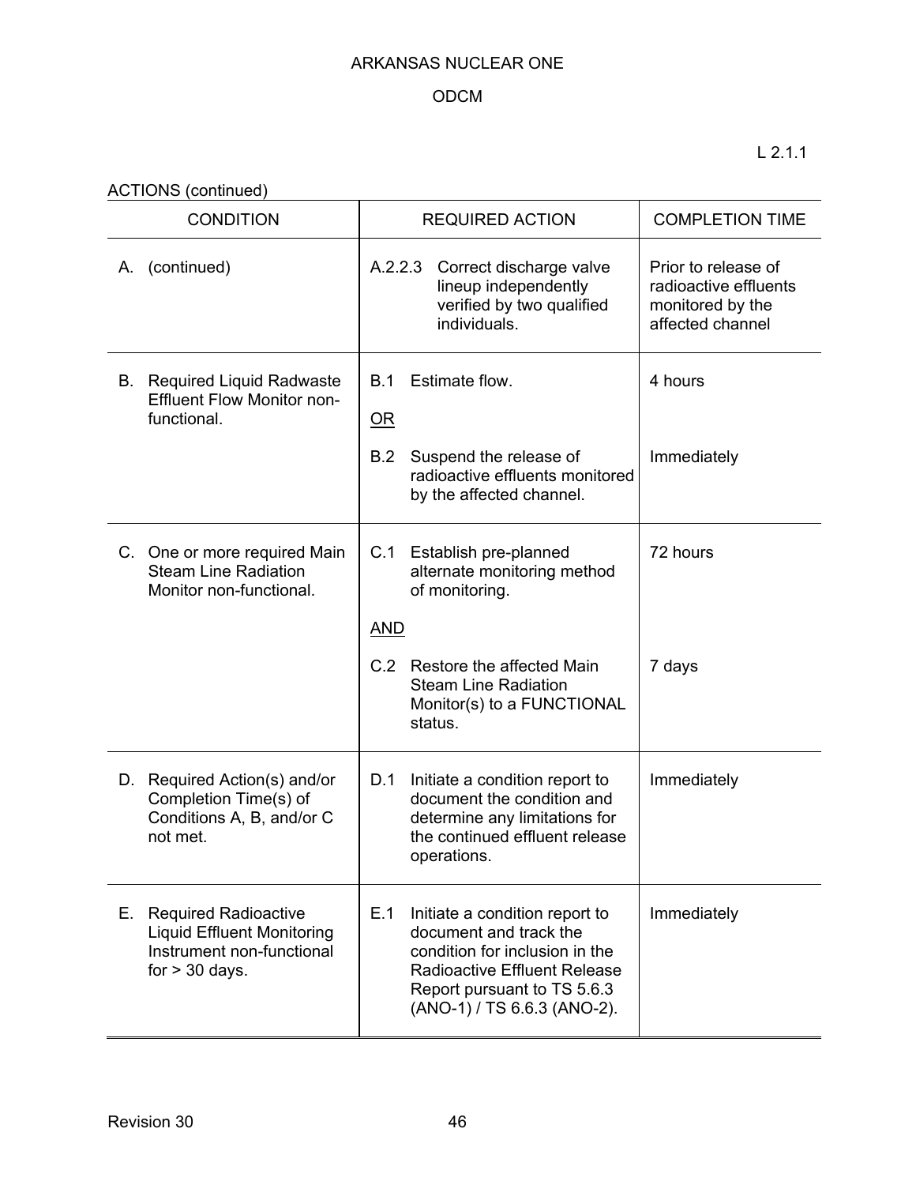L 2.1.1

ACTIONS (continued)

| CONDITION | REQUIRED ACTION | COMPLETION TIME |
|---|---|---|
| A. (continued) | A.2.2.3 Correct discharge valve lineup independently verified by two qualified individuals. | Prior to release of radioactive effluents monitored by the affected channel |
| B. Required Liquid Radwaste Effluent Flow Monitor non-functional. | B.1 Estimate flow. | 4 hours |
| | <u>OR</u> | |
| | B.2 Suspend the release of radioactive effluents monitored by the affected channel. | Immediately |
| C. One or more required Main Steam Line Radiation Monitor non-functional. | C.1 Establish pre-planned alternate monitoring method of monitoring. | 72 hours |
| | <u>AND</u> | |
| | C.2 Restore the affected Main Steam Line Radiation Monitor(s) to a FUNCTIONAL status. | 7 days |
| D. Required Action(s) and/or Completion Time(s) of Conditions A, B, and/or C not met. | D.1 Initiate a condition report to document the condition and determine any limitations for the continued effluent release operations. | Immediately |
| E. Required Radioactive Liquid Effluent Monitoring Instrument non-functional for > 30 days. | E.1 Initiate a condition report to document and track the condition for inclusion in the Radioactive Effluent Release Report pursuant to TS 5.6.3 (ANO-1) / TS 6.6.3 (ANO-2). | Immediately |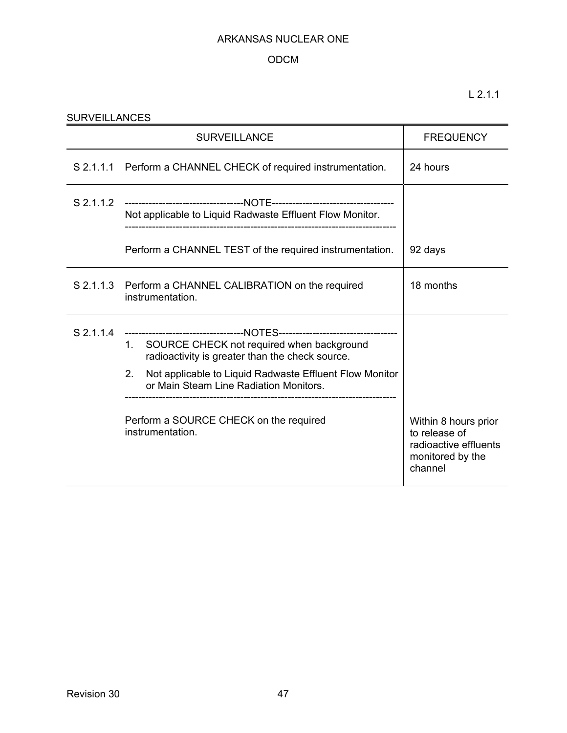L 2.1.1

SURVEILLANCES

| SURVEILLANCE | | FREQUENCY |
|---|---|---|
| S 2.1.1.1 | Perform a CHANNEL CHECK of required instrumentation. | 24 hours |
| S 2.1.1.2 | -----------------------------------NOTE----------------------------------- Not applicable to Liquid Radwaste Effluent Flow Monitor. ------------------------------------------------------------------------------- Perform a CHANNEL TEST of the required instrumentation. | 92 days |
| S 2.1.1.3 | Perform a CHANNEL CALIBRATION on the required instrumentation. | 18 months |
| S 2.1.1.4 | -----------------------------------NOTES----------------------------------- 1. SOURCE CHECK not required when background radioactivity is greater than the check source. 2. Not applicable to Liquid Radwaste Effluent Flow Monitor or Main Steam Line Radiation Monitors. ------------------------------------------------------------------------------- Perform a SOURCE CHECK on the required instrumentation. | Within 8 hours prior to release of radioactive effluents monitored by the channel |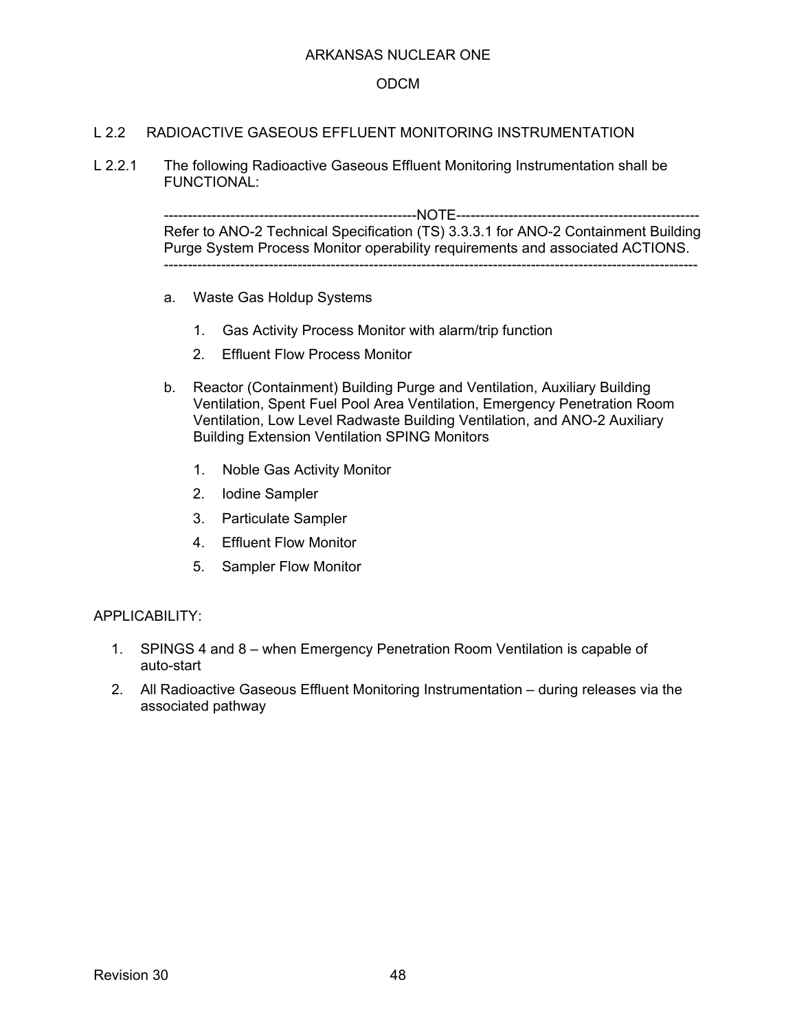## L 2.2 RADIOACTIVE GASEOUS EFFLUENT MONITORING INSTRUMENTATION

L 2.2.1 The following Radioactive Gaseous Effluent Monitoring Instrumentation shall be FUNCTIONAL:

-----------------------------------------------------NOTE---------------------------------------------------
Refer to ANO-2 Technical Specification (TS) 3.3.3.1 for ANO-2 Containment Building Purge System Process Monitor operability requirements and associated ACTIONS.
--------------------------------------------------------------------------------------------------------------

a. Waste Gas Holdup Systems

   1. Gas Activity Process Monitor with alarm/trip function
   2. Effluent Flow Process Monitor

b. Reactor (Containment) Building Purge and Ventilation, Auxiliary Building Ventilation, Spent Fuel Pool Area Ventilation, Emergency Penetration Room Ventilation, Low Level Radwaste Building Ventilation, and ANO-2 Auxiliary Building Extension Ventilation SPING Monitors

   1. Noble Gas Activity Monitor
   2. Iodine Sampler
   3. Particulate Sampler
   4. Effluent Flow Monitor
   5. Sampler Flow Monitor

APPLICABILITY:

1. SPINGS 4 and 8 – when Emergency Penetration Room Ventilation is capable of auto-start
2. All Radioactive Gaseous Effluent Monitoring Instrumentation – during releases via the associated pathway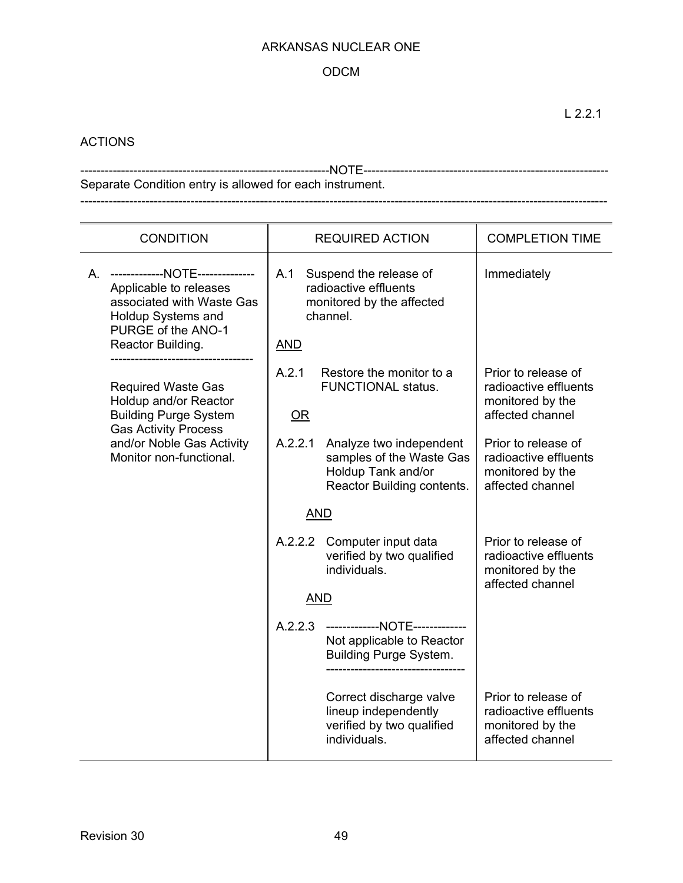L 2.2.1

ACTIONS

---NOTE---
Separate Condition entry is allowed for each instrument.

---

| CONDITION | REQUIRED ACTION | COMPLETION TIME |
|---|---|---|
| A. ---NOTE--- Applicable to releases associated with Waste Gas Holdup Systems and PURGE of the ANO-1 Reactor Building. --- Required Waste Gas Holdup and/or Reactor Building Purge System Gas Activity Process and/or Noble Gas Activity Monitor non-functional. | A.1 Suspend the release of radioactive effluents monitored by the affected channel. | Immediately |
| | <u>AND</u> | |
| | A.2.1 Restore the monitor to a FUNCTIONAL status. | Prior to release of radioactive effluents monitored by the affected channel |
| | <u>OR</u> | |
| | A.2.2.1 Analyze two independent samples of the Waste Gas Holdup Tank and/or Reactor Building contents. | Prior to release of radioactive effluents monitored by the affected channel |
| | <u>AND</u> | |
| | A.2.2.2 Computer input data verified by two qualified individuals. | Prior to release of radioactive effluents monitored by the affected channel |
| | <u>AND</u> | |
| | A.2.2.3 ---NOTE--- Not applicable to Reactor Building Purge System. --- Correct discharge valve lineup independently verified by two qualified individuals. | Prior to release of radioactive effluents monitored by the affected channel |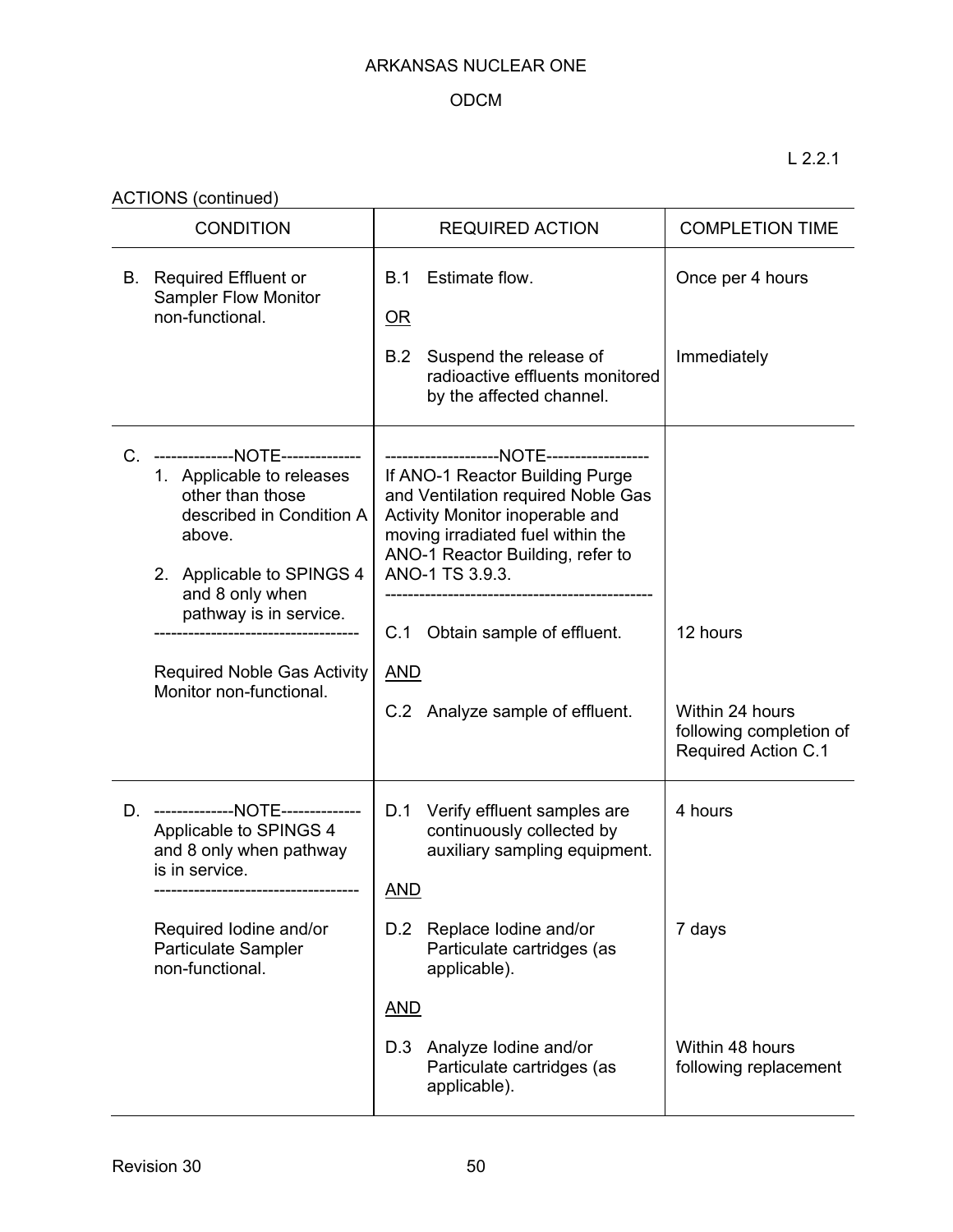L 2.2.1

ACTIONS (continued)

| CONDITION | REQUIRED ACTION | COMPLETION TIME |
|---|---|---|
| B. Required Effluent or Sampler Flow Monitor non-functional. | B.1 Estimate flow.<br><br>OR<br><br>B.2 Suspend the release of radioactive effluents monitored by the affected channel. | Once per 4 hours<br><br><br><br>Immediately |
| C. --------------NOTE--------------<br>1. Applicable to releases other than those described in Condition A above.<br>2. Applicable to SPINGS 4 and 8 only when pathway is in service.<br>------------------------------------<br><br>Required Noble Gas Activity Monitor non-functional. | --------------------NOTE------------------<br>If ANO-1 Reactor Building Purge and Ventilation required Noble Gas Activity Monitor inoperable and moving irradiated fuel within the ANO-1 Reactor Building, refer to ANO-1 TS 3.9.3.<br>----------------------------------------------<br><br>C.1 Obtain sample of effluent.<br><br>AND<br><br>C.2 Analyze sample of effluent. | <br><br><br><br><br><br>12 hours<br><br><br><br>Within 24 hours following completion of Required Action C.1 |
| D. --------------NOTE--------------<br>Applicable to SPINGS 4 and 8 only when pathway is in service.<br>------------------------------------<br><br>Required Iodine and/or Particulate Sampler non-functional. | D.1 Verify effluent samples are continuously collected by auxiliary sampling equipment.<br><br>AND<br><br>D.2 Replace Iodine and/or Particulate cartridges (as applicable).<br><br>AND<br><br>D.3 Analyze Iodine and/or Particulate cartridges (as applicable). | 4 hours<br><br><br><br><br><br>7 days<br><br><br><br><br><br>Within 48 hours following replacement |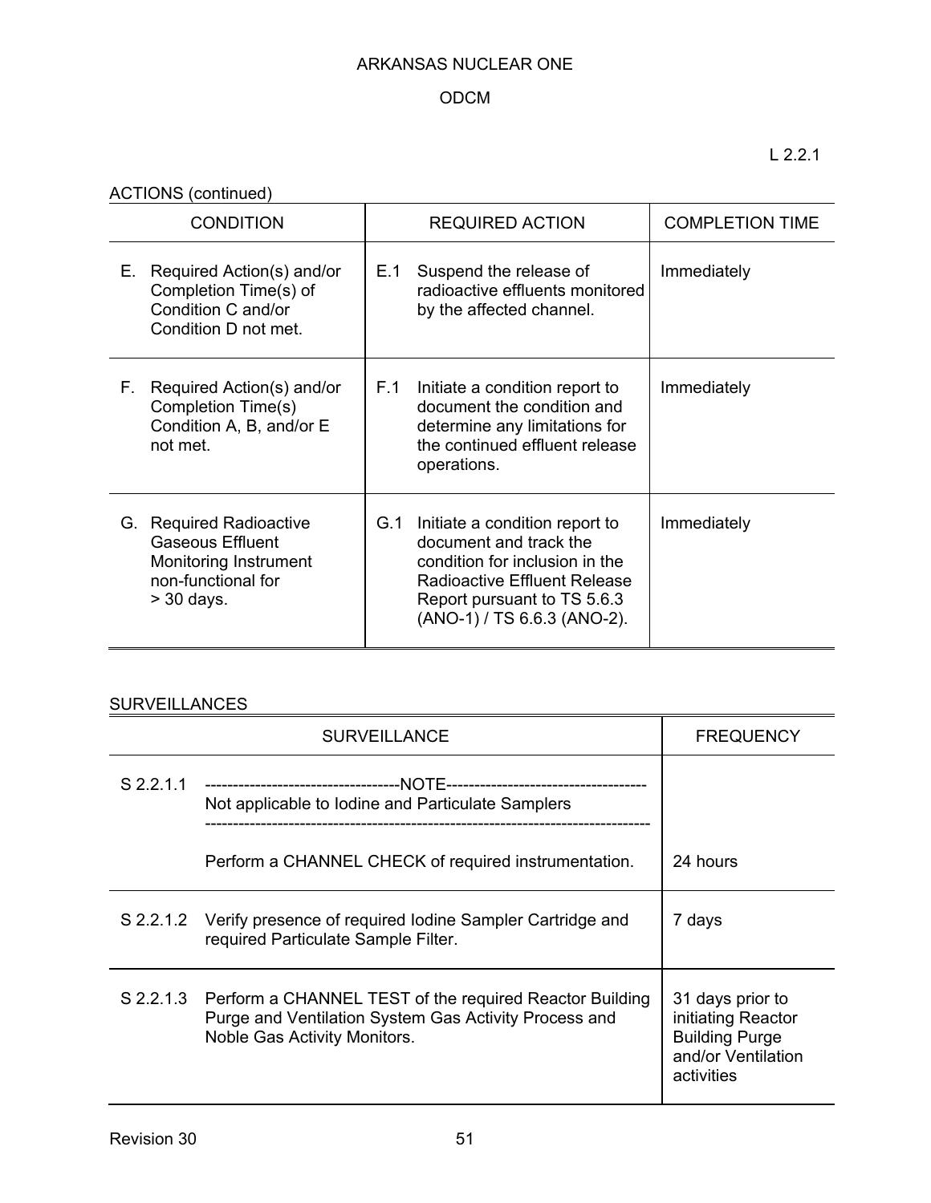L 2.2.1

ACTIONS (continued)

| CONDITION | REQUIRED ACTION | COMPLETION TIME |
|---|---|---|
| E. Required Action(s) and/or Completion Time(s) of Condition C and/or Condition D not met. | E.1 Suspend the release of radioactive effluents monitored by the affected channel. | Immediately |
| F. Required Action(s) and/or Completion Time(s) Condition A, B, and/or E not met. | F.1 Initiate a condition report to document the condition and determine any limitations for the continued effluent release operations. | Immediately |
| G. Required Radioactive Gaseous Effluent Monitoring Instrument non-functional for > 30 days. | G.1 Initiate a condition report to document and track the condition for inclusion in the Radioactive Effluent Release Report pursuant to TS 5.6.3 (ANO-1) / TS 6.6.3 (ANO-2). | Immediately |

SURVEILLANCES

| SURVEILLANCE | | FREQUENCY |
|---|---|---|
| S 2.2.1.1 | -----------------------------------NOTE------------------------------------ Not applicable to Iodine and Particulate Samplers ------------------------------------------------------------------------------- Perform a CHANNEL CHECK of required instrumentation. | 24 hours |
| S 2.2.1.2 | Verify presence of required Iodine Sampler Cartridge and required Particulate Sample Filter. | 7 days |
| S 2.2.1.3 | Perform a CHANNEL TEST of the required Reactor Building Purge and Ventilation System Gas Activity Process and Noble Gas Activity Monitors. | 31 days prior to initiating Reactor Building Purge and/or Ventilation activities |

Revision 30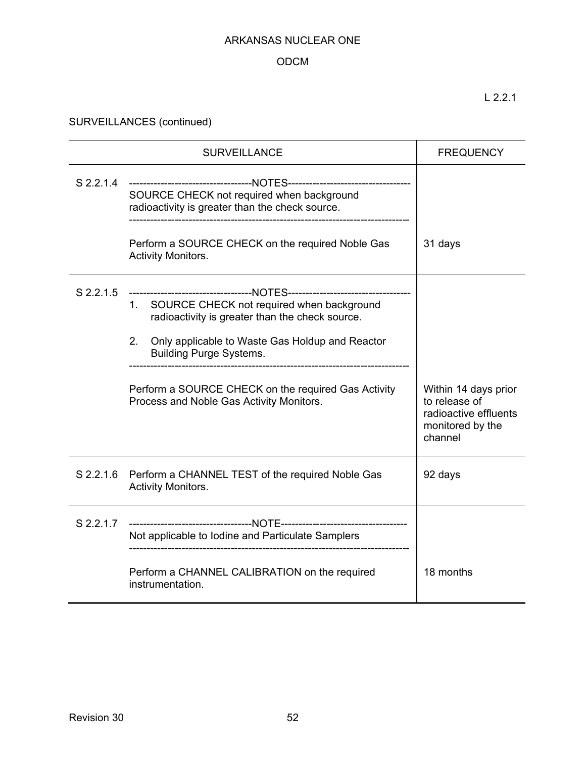L 2.2.1

SURVEILLANCES (continued)

| | SURVEILLANCE | FREQUENCY |
|---|---|---|
| S 2.2.1.4 | -----------------------------------NOTES----------------------------------- <br> SOURCE CHECK not required when background radioactivity is greater than the check source. <br> ------------------------------------------------------------------------------- <br><br> Perform a SOURCE CHECK on the required Noble Gas Activity Monitors. | 31 days |
| S 2.2.1.5 | -----------------------------------NOTES----------------------------------- <br> 1. SOURCE CHECK not required when background radioactivity is greater than the check source. <br> 2. Only applicable to Waste Gas Holdup and Reactor Building Purge Systems. <br> ------------------------------------------------------------------------------- <br><br> Perform a SOURCE CHECK on the required Gas Activity Process and Noble Gas Activity Monitors. | Within 14 days prior to release of radioactive effluents monitored by the channel |
| S 2.2.1.6 | Perform a CHANNEL TEST of the required Noble Gas Activity Monitors. | 92 days |
| S 2.2.1.7 | -----------------------------------NOTE----------------------------------- <br> Not applicable to Iodine and Particulate Samplers <br> ------------------------------------------------------------------------------- <br><br> Perform a CHANNEL CALIBRATION on the required instrumentation. | 18 months |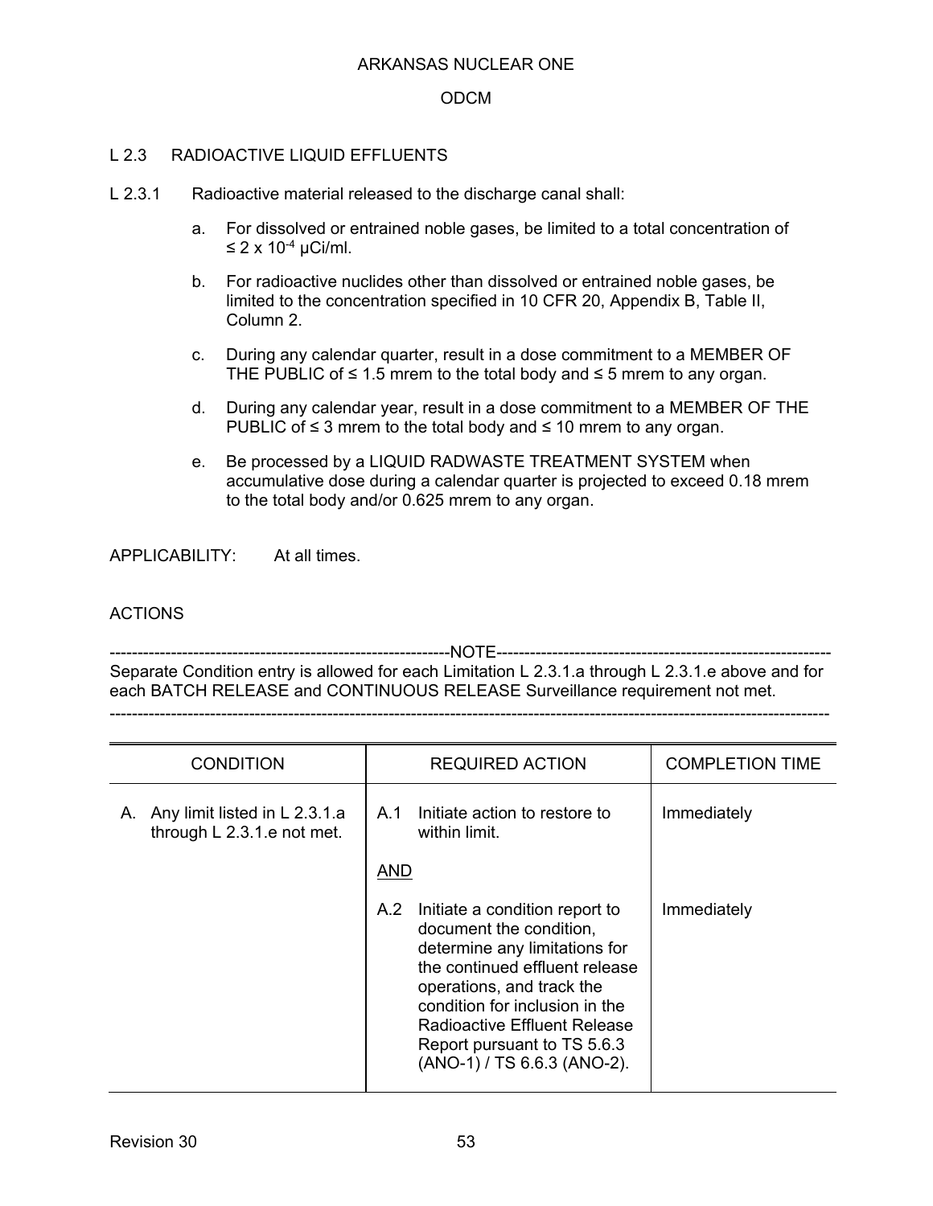## L 2.3 RADIOACTIVE LIQUID EFFLUENTS

L 2.3.1 Radioactive material released to the discharge canal shall:

a. For dissolved or entrained noble gases, be limited to a total concentration of ≤ $2 \times 10^{-4}$ µCi/ml.

b. For radioactive nuclides other than dissolved or entrained noble gases, be limited to the concentration specified in 10 CFR 20, Appendix B, Table II, Column 2.

c. During any calendar quarter, result in a dose commitment to a MEMBER OF THE PUBLIC of ≤ 1.5 mrem to the total body and ≤ 5 mrem to any organ.

d. During any calendar year, result in a dose commitment to a MEMBER OF THE PUBLIC of ≤ 3 mrem to the total body and ≤ 10 mrem to any organ.

e. Be processed by a LIQUID RADWASTE TREATMENT SYSTEM when accumulative dose during a calendar quarter is projected to exceed 0.18 mrem to the total body and/or 0.625 mrem to any organ.

APPLICABILITY: At all times.

ACTIONS

---

NOTE

Separate Condition entry is allowed for each Limitation L 2.3.1.a through L 2.3.1.e above and for each BATCH RELEASE and CONTINUOUS RELEASE Surveillance requirement not met.

---

| CONDITION | REQUIRED ACTION | COMPLETION TIME |
|---|---|---|
| A. Any limit listed in L 2.3.1.a through L 2.3.1.e not met. | A.1 Initiate action to restore to within limit. | Immediately |
| | AND | |
| | A.2 Initiate a condition report to document the condition, determine any limitations for the continued effluent release operations, and track the condition for inclusion in the Radioactive Effluent Release Report pursuant to TS 5.6.3 (ANO-1) / TS 6.6.3 (ANO-2). | Immediately |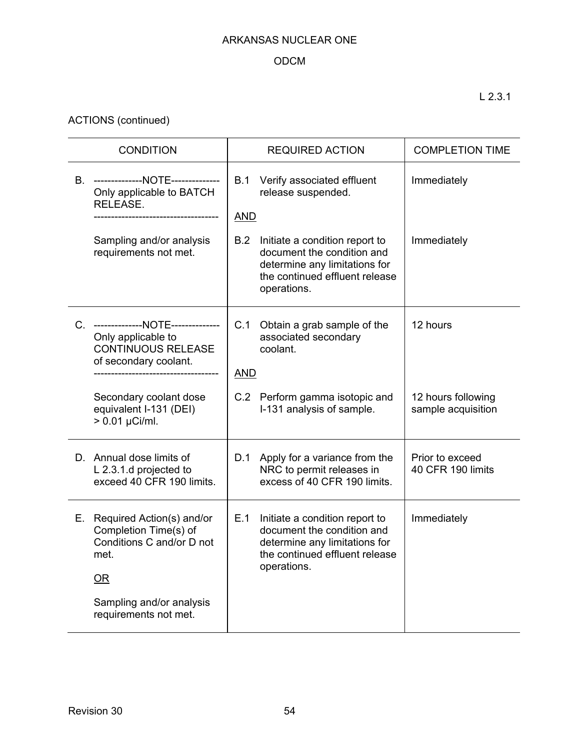L 2.3.1

ACTIONS (continued)

| CONDITION | REQUIRED ACTION | COMPLETION TIME |
|---|---|---|
| B. --------------NOTE-------------- Only applicable to BATCH RELEASE. ------------------------------------ Sampling and/or analysis requirements not met. | B.1 Verify associated effluent release suspended. <br><br> AND <br><br> B.2 Initiate a condition report to document the condition and determine any limitations for the continued effluent release operations. | Immediately <br><br><br><br> Immediately |
| C. --------------NOTE-------------- Only applicable to CONTINUOUS RELEASE of secondary coolant. ------------------------------------ Secondary coolant dose equivalent I-131 (DEI) > 0.01 μCi/ml. | C.1 Obtain a grab sample of the associated secondary coolant. <br><br> AND <br><br> C.2 Perform gamma isotopic and I-131 analysis of sample. | 12 hours <br><br><br><br> 12 hours following sample acquisition |
| D. Annual dose limits of L 2.3.1.d projected to exceed 40 CFR 190 limits. | D.1 Apply for a variance from the NRC to permit releases in excess of 40 CFR 190 limits. | Prior to exceed 40 CFR 190 limits |
| E. Required Action(s) and/or Completion Time(s) of Conditions C and/or D not met. <br><br> OR <br><br> Sampling and/or analysis requirements not met. | E.1 Initiate a condition report to document the condition and determine any limitations for the continued effluent release operations. | Immediately |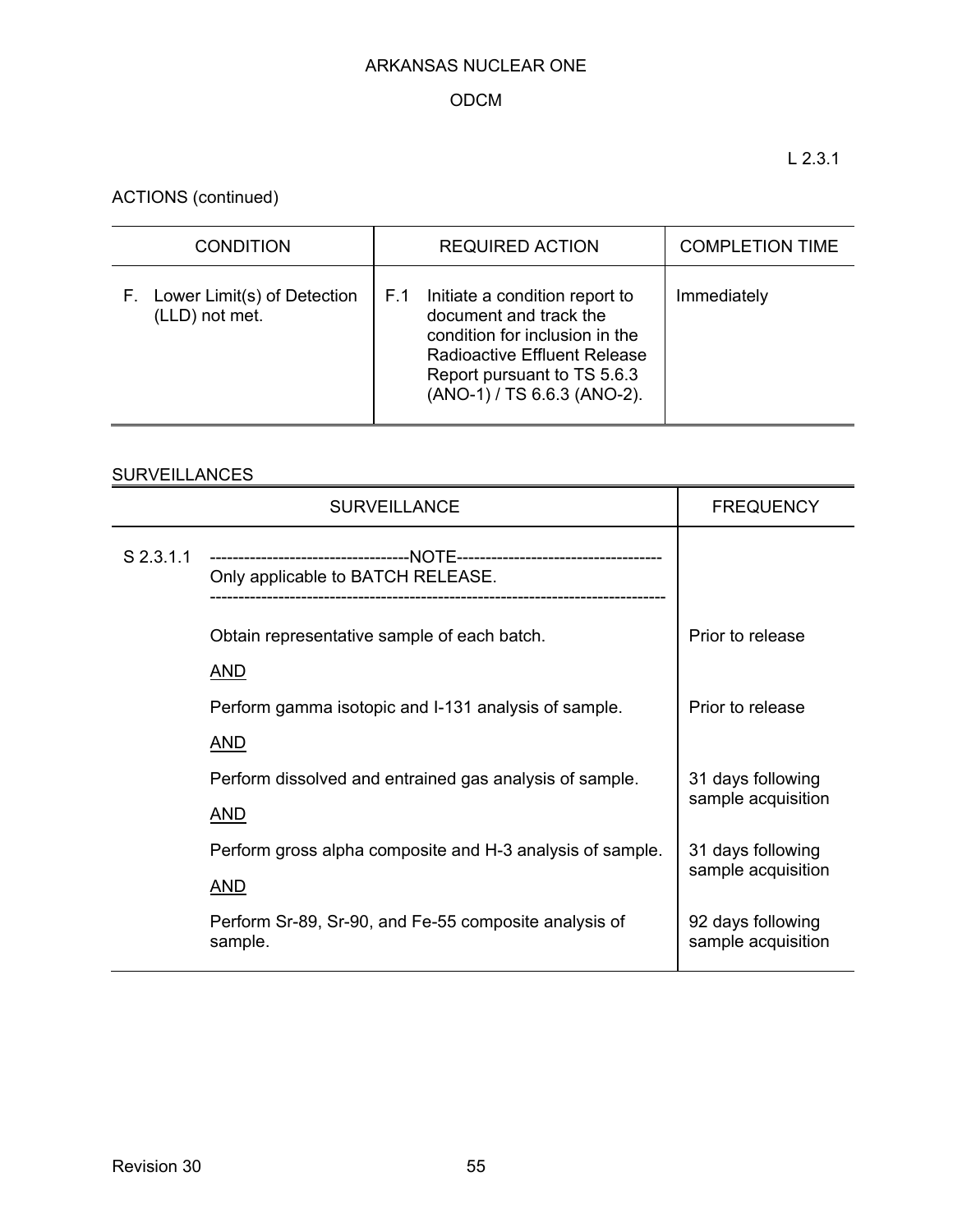L 2.3.1

ACTIONS (continued)

| CONDITION | REQUIRED ACTION | COMPLETION TIME |
|---|---|---|
| F. Lower Limit(s) of Detection (LLD) not met. | F.1 Initiate a condition report to document and track the condition for inclusion in the Radioactive Effluent Release Report pursuant to TS 5.6.3 (ANO-1) / TS 6.6.3 (ANO-2). | Immediately |

SURVEILLANCES

| SURVEILLANCE | | FREQUENCY |
|---|---|---|
| S 2.3.1.1 | ----------NOTE---------- Only applicable to BATCH RELEASE. | |
| | Obtain representative sample of each batch. | Prior to release |
| | AND | |
| | Perform gamma isotopic and I-131 analysis of sample. | Prior to release |
| | AND | |
| | Perform dissolved and entrained gas analysis of sample. | 31 days following sample acquisition |
| | AND | |
| | Perform gross alpha composite and H-3 analysis of sample. | 31 days following sample acquisition |
| | AND | |
| | Perform Sr-89, Sr-90, and Fe-55 composite analysis of sample. | 92 days following sample acquisition |

Revision 30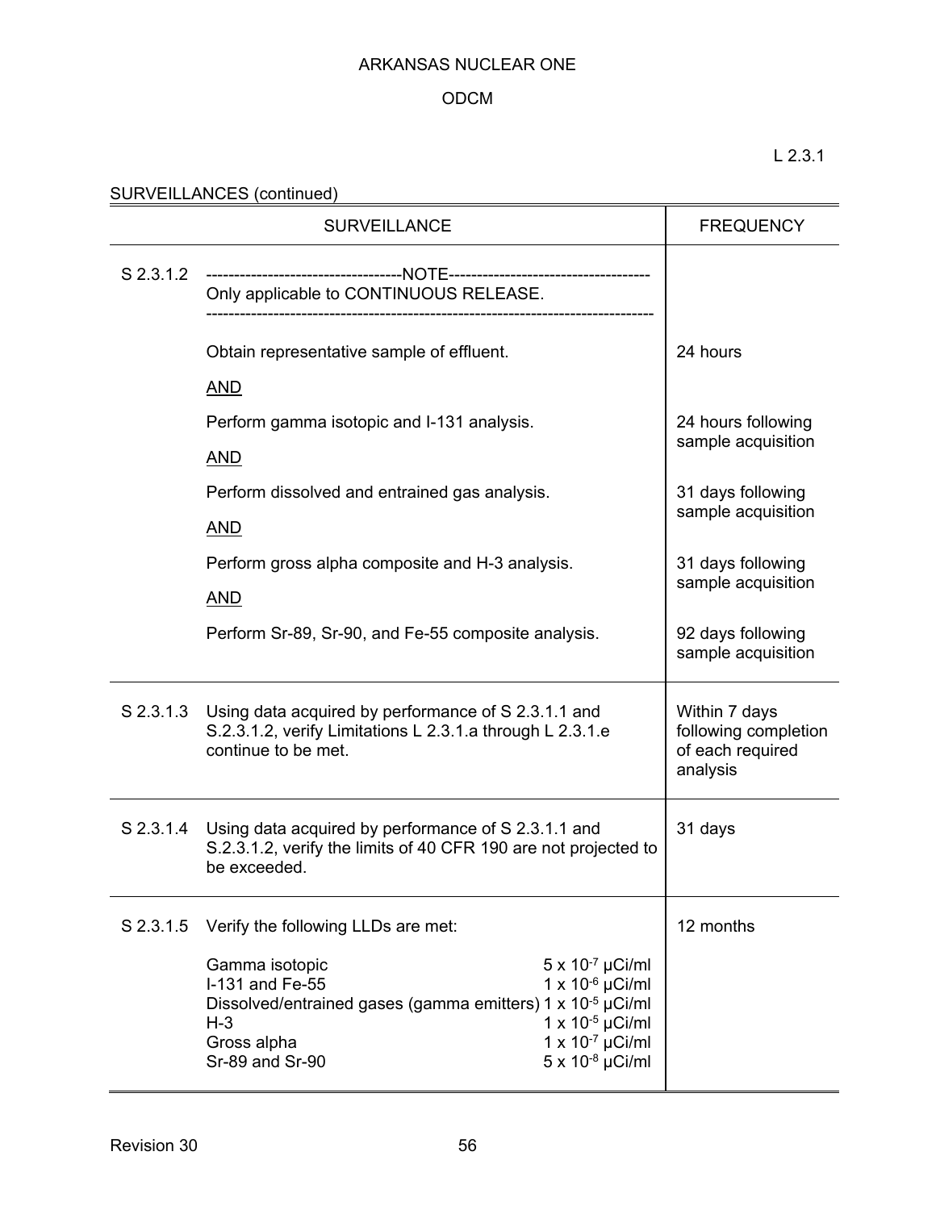ARKANSAS NUCLEAR ONE

ODCM

L 2.3.1

SURVEILLANCES (continued)

| | SURVEILLANCE | FREQUENCY |
|---|---|---|
| S 2.3.1.2 | -----------------------------------NOTE------------------------------------ <br> Only applicable to CONTINUOUS RELEASE. <br> ------------------------------------------------------------------------------- | |
| | Obtain representative sample of effluent. | 24 hours |
| | AND | |
| | Perform gamma isotopic and I-131 analysis. | 24 hours following sample acquisition |
| | AND | |
| | Perform dissolved and entrained gas analysis. | 31 days following sample acquisition |
| | AND | |
| | Perform gross alpha composite and H-3 analysis. | 31 days following sample acquisition |
| | AND | |
| | Perform Sr-89, Sr-90, and Fe-55 composite analysis. | 92 days following sample acquisition |
| S 2.3.1.3 | Using data acquired by performance of S 2.3.1.1 and S.2.3.1.2, verify Limitations L 2.3.1.a through L 2.3.1.e continue to be met. | Within 7 days following completion of each required analysis |
| S 2.3.1.4 | Using data acquired by performance of S 2.3.1.1 and S.2.3.1.2, verify the limits of 40 CFR 190 are not projected to be exceeded. | 31 days |
| S 2.3.1.5 | Verify the following LLDs are met: <br><br> Gamma isotopic $5 \times 10^{-7}$ µCi/ml <br> I-131 and Fe-55 $1 \times 10^{-6}$ µCi/ml <br> Dissolved/entrained gases (gamma emitters) $1 \times 10^{-5}$ µCi/ml <br> H-3 $1 \times 10^{-5}$ µCi/ml <br> Gross alpha $1 \times 10^{-7}$ µCi/ml <br> Sr-89 and Sr-90 $5 \times 10^{-8}$ µCi/ml | 12 months |

Revision 30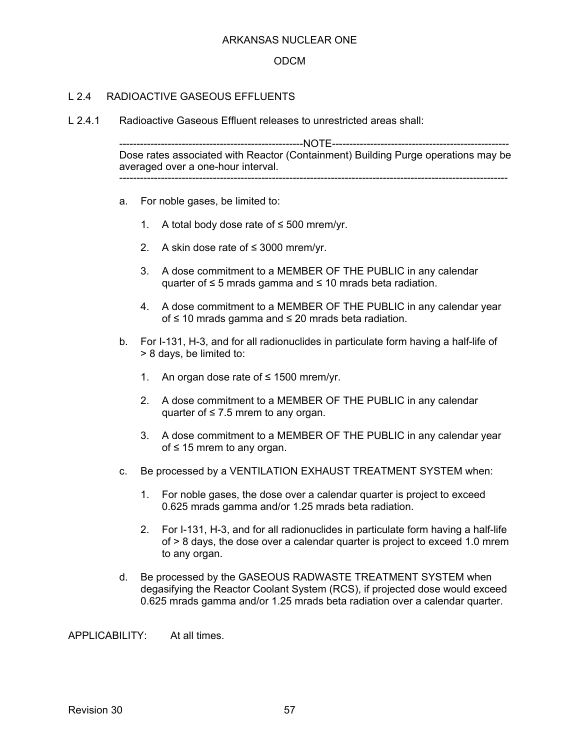## L 2.4 RADIOACTIVE GASEOUS EFFLUENTS

L 2.4.1 Radioactive Gaseous Effluent releases to unrestricted areas shall:

-----NOTE-----
Dose rates associated with Reactor (Containment) Building Purge operations may be averaged over a one-hour interval.

---

a. For noble gases, be limited to:

   1. A total body dose rate of ≤ 500 mrem/yr.

   2. A skin dose rate of ≤ 3000 mrem/yr.

   3. A dose commitment to a MEMBER OF THE PUBLIC in any calendar quarter of ≤ 5 mrads gamma and ≤ 10 mrads beta radiation.

   4. A dose commitment to a MEMBER OF THE PUBLIC in any calendar year of ≤ 10 mrads gamma and ≤ 20 mrads beta radiation.

b. For I-131, H-3, and for all radionuclides in particulate form having a half-life of > 8 days, be limited to:

   1. An organ dose rate of ≤ 1500 mrem/yr.

   2. A dose commitment to a MEMBER OF THE PUBLIC in any calendar quarter of ≤ 7.5 mrem to any organ.

   3. A dose commitment to a MEMBER OF THE PUBLIC in any calendar year of ≤ 15 mrem to any organ.

c. Be processed by a VENTILATION EXHAUST TREATMENT SYSTEM when:

   1. For noble gases, the dose over a calendar quarter is project to exceed 0.625 mrads gamma and/or 1.25 mrads beta radiation.

   2. For I-131, H-3, and for all radionuclides in particulate form having a half-life of > 8 days, the dose over a calendar quarter is project to exceed 1.0 mrem to any organ.

d. Be processed by the GASEOUS RADWASTE TREATMENT SYSTEM when degasifying the Reactor Coolant System (RCS), if projected dose would exceed 0.625 mrads gamma and/or 1.25 mrads beta radiation over a calendar quarter.

APPLICABILITY: At all times.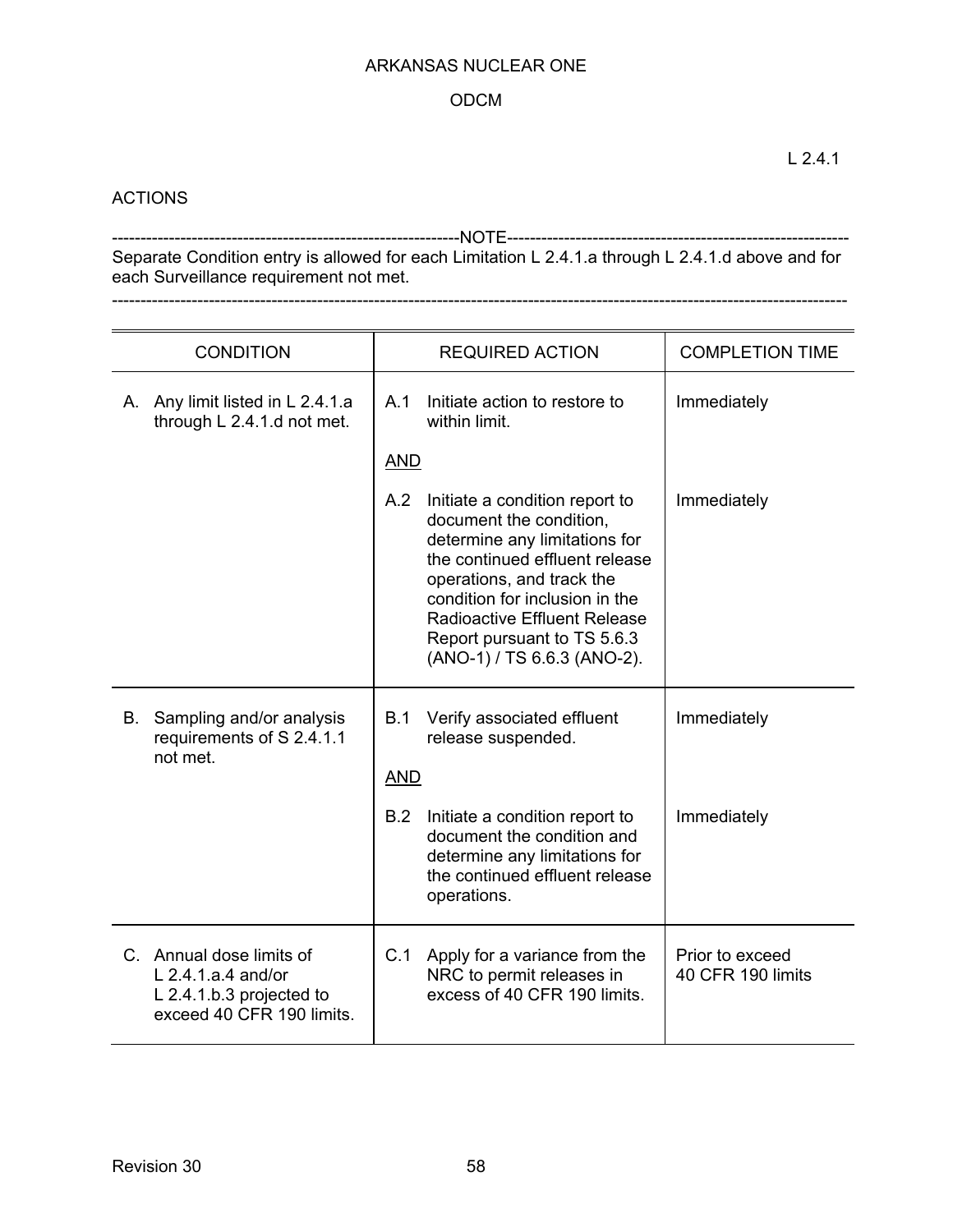L 2.4.1

ACTIONS

-----NOTE-----
Separate Condition entry is allowed for each Limitation L 2.4.1.a through L 2.4.1.d above and for each Surveillance requirement not met.

---

| CONDITION | REQUIRED ACTION | COMPLETION TIME |
|---|---|---|
| A. Any limit listed in L 2.4.1.a through L 2.4.1.d not met. | A.1 Initiate action to restore to within limit. | Immediately |
| | AND | |
| | A.2 Initiate a condition report to document the condition, determine any limitations for the continued effluent release operations, and track the condition for inclusion in the Radioactive Effluent Release Report pursuant to TS 5.6.3 (ANO-1) / TS 6.6.3 (ANO-2). | Immediately |
| B. Sampling and/or analysis requirements of S 2.4.1.1 not met. | B.1 Verify associated effluent release suspended. | Immediately |
| | AND | |
| | B.2 Initiate a condition report to document the condition and determine any limitations for the continued effluent release operations. | Immediately |
| C. Annual dose limits of L 2.4.1.a.4 and/or L 2.4.1.b.3 projected to exceed 40 CFR 190 limits. | C.1 Apply for a variance from the NRC to permit releases in excess of 40 CFR 190 limits. | Prior to exceed 40 CFR 190 limits |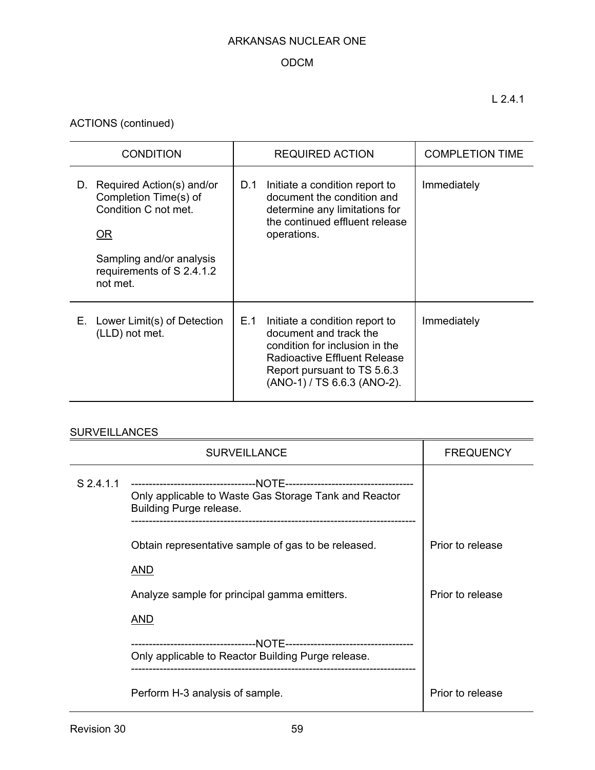L 2.4.1

ACTIONS (continued)

| CONDITION | REQUIRED ACTION | COMPLETION TIME |
|---|---|---|
| D. Required Action(s) and/or Completion Time(s) of Condition C not met.<br><br>OR<br><br>Sampling and/or analysis requirements of S 2.4.1.2 not met. | D.1 Initiate a condition report to document the condition and determine any limitations for the continued effluent release operations. | Immediately |
| E. Lower Limit(s) of Detection (LLD) not met. | E.1 Initiate a condition report to document and track the condition for inclusion in the Radioactive Effluent Release Report pursuant to TS 5.6.3 (ANO-1) / TS 6.6.3 (ANO-2). | Immediately |

SURVEILLANCES

| SURVEILLANCE | | FREQUENCY |
|---|---|---|
| S 2.4.1.1 | -----------------------------------NOTE-----------------------------------<br>Only applicable to Waste Gas Storage Tank and Reactor Building Purge release.<br>------------------------------------------------------------------------------- | |
| | Obtain representative sample of gas to be released. | Prior to release |
| | AND | |
| | Analyze sample for principal gamma emitters. | Prior to release |
| | AND | |
| | -----------------------------------NOTE-----------------------------------<br>Only applicable to Reactor Building Purge release.<br>------------------------------------------------------------------------------- | |
| | Perform H-3 analysis of sample. | Prior to release |

Revision 30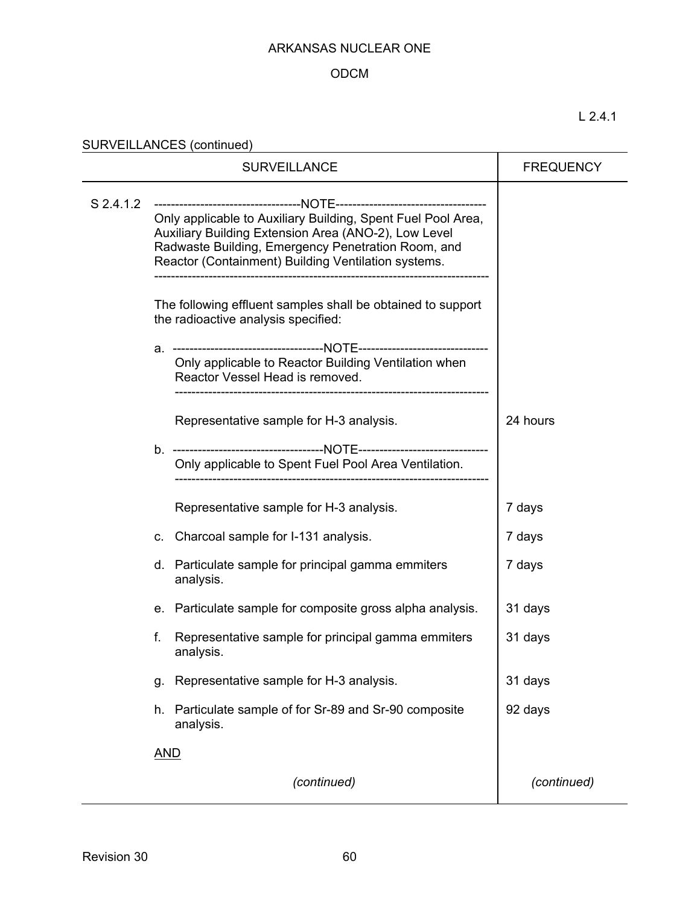L 2.4.1

SURVEILLANCES (continued)

| SURVEILLANCE | | FREQUENCY |
|---|---|---|
| S 2.4.1.2 | -----------------------------------NOTE------------------------------------<br>Only applicable to Auxiliary Building, Spent Fuel Pool Area, Auxiliary Building Extension Area (ANO-2), Low Level Radwaste Building, Emergency Penetration Room, and Reactor (Containment) Building Ventilation systems.<br>------------------------------------------------------------------------------- | |
| | The following effluent samples shall be obtained to support the radioactive analysis specified: | |
| | a. ------------------------------------NOTE-------------------------------<br>Only applicable to Reactor Building Ventilation when Reactor Vessel Head is removed.<br>--------------------------------------------------------------------------<br><br>Representative sample for H-3 analysis. | 24 hours |
| | b. ------------------------------------NOTE-------------------------------<br>Only applicable to Spent Fuel Pool Area Ventilation.<br>--------------------------------------------------------------------------<br><br>Representative sample for H-3 analysis. | 7 days |
| | c. Charcoal sample for I-131 analysis. | 7 days |
| | d. Particulate sample for principal gamma emmiters analysis. | 7 days |
| | e. Particulate sample for composite gross alpha analysis. | 31 days |
| | f. Representative sample for principal gamma emmiters analysis. | 31 days |
| | g. Representative sample for H-3 analysis. | 31 days |
| | h. Particulate sample of for Sr-89 and Sr-90 composite analysis. | 92 days |
| | <u>AND</u> | |
| | *(continued)* | *(continued)* |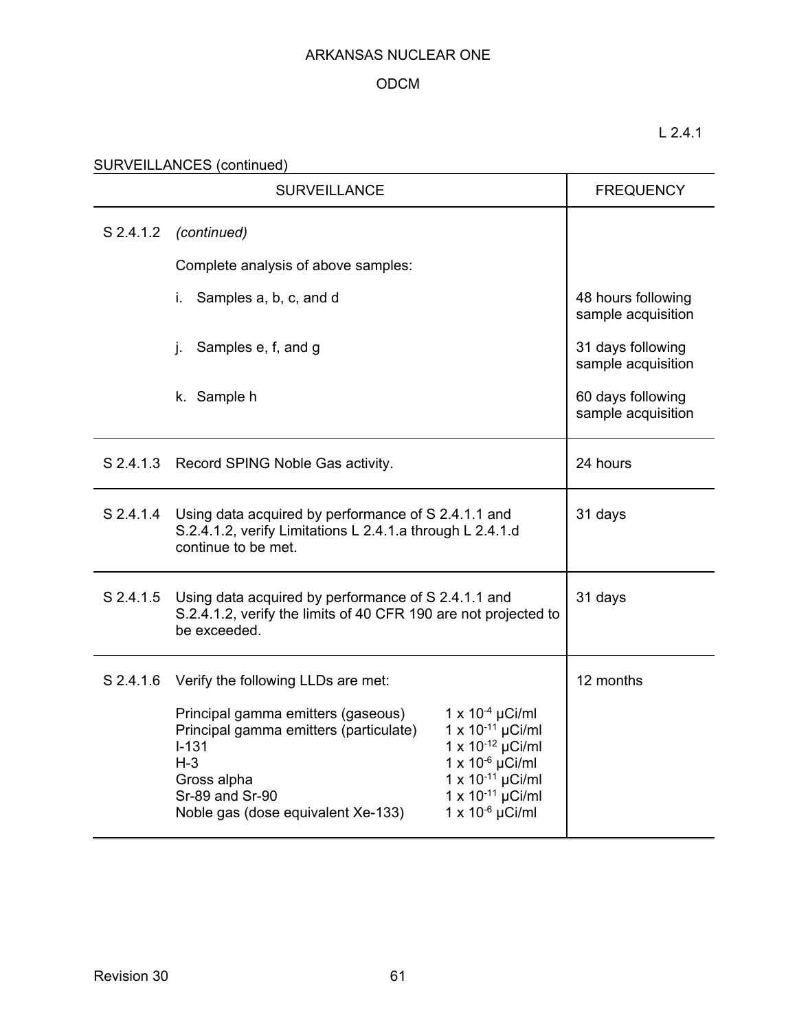L 2.4.1

SURVEILLANCES (continued)

| SURVEILLANCE | | FREQUENCY |
|---|---|---|
| S 2.4.1.2 | *(continued)*<br><br>Complete analysis of above samples:<br><br>i. Samples a, b, c, and d | <br><br><br><br>48 hours following sample acquisition |
| | j. Samples e, f, and g | 31 days following sample acquisition |
| | k. Sample h | 60 days following sample acquisition |
| S 2.4.1.3 | Record SPING Noble Gas activity. | 24 hours |
| S 2.4.1.4 | Using data acquired by performance of S 2.4.1.1 and S.2.4.1.2, verify Limitations L 2.4.1.a through L 2.4.1.d continue to be met. | 31 days |
| S 2.4.1.5 | Using data acquired by performance of S 2.4.1.1 and S.2.4.1.2, verify the limits of 40 CFR 190 are not projected to be exceeded. | 31 days |
| S 2.4.1.6 | Verify the following LLDs are met:<br><br>Principal gamma emitters (gaseous) $1 \times 10^{-4}$ μCi/ml<br>Principal gamma emitters (particulate) $1 \times 10^{-11}$ μCi/ml<br>I-131 $1 \times 10^{-12}$ μCi/ml<br>H-3 $1 \times 10^{-6}$ μCi/ml<br>Gross alpha $1 \times 10^{-11}$ μCi/ml<br>Sr-89 and Sr-90 $1 \times 10^{-11}$ μCi/ml<br>Noble gas (dose equivalent Xe-133) $1 \times 10^{-6}$ μCi/ml | 12 months |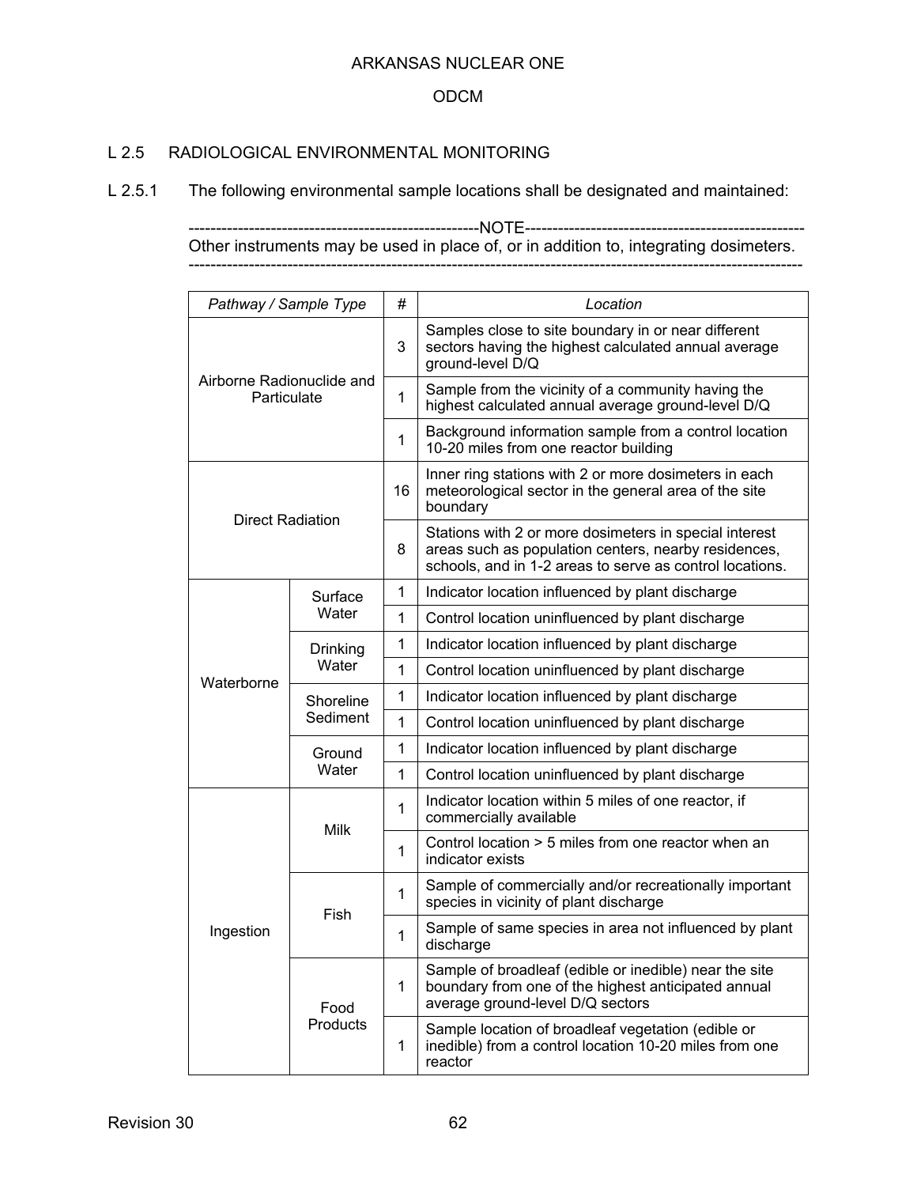## L 2.5 RADIOLOGICAL ENVIRONMENTAL MONITORING

L 2.5.1 The following environmental sample locations shall be designated and maintained:

-----------------------------------------------------NOTE-----------------------------------------------------
Other instruments may be used in place of, or in addition to, integrating dosimeters.
--------------------------------------------------------------------------------------------------------------

| *Pathway / Sample Type* | | *#* | *Location* |
|---|---|---|---|
| Airborne Radionuclide and Particulate | | 3 | Samples close to site boundary in or near different sectors having the highest calculated annual average ground-level D/Q |
| | | 1 | Sample from the vicinity of a community having the highest calculated annual average ground-level D/Q |
| | | 1 | Background information sample from a control location 10-20 miles from one reactor building |
| Direct Radiation | | 16 | Inner ring stations with 2 or more dosimeters in each meteorological sector in the general area of the site boundary |
| | | 8 | Stations with 2 or more dosimeters in special interest areas such as population centers, nearby residences, schools, and in 1-2 areas to serve as control locations. |
| Waterborne | Surface Water | 1 | Indicator location influenced by plant discharge |
| | | 1 | Control location uninfluenced by plant discharge |
| | Drinking Water | 1 | Indicator location influenced by plant discharge |
| | | 1 | Control location uninfluenced by plant discharge |
| | Shoreline Sediment | 1 | Indicator location influenced by plant discharge |
| | | 1 | Control location uninfluenced by plant discharge |
| | Ground Water | 1 | Indicator location influenced by plant discharge |
| | | 1 | Control location uninfluenced by plant discharge |
| Ingestion | Milk | 1 | Indicator location within 5 miles of one reactor, if commercially available |
| | | 1 | Control location > 5 miles from one reactor when an indicator exists |
| | Fish | 1 | Sample of commercially and/or recreationally important species in vicinity of plant discharge |
| | | 1 | Sample of same species in area not influenced by plant discharge |
| | Food Products | 1 | Sample of broadleaf (edible or inedible) near the site boundary from one of the highest anticipated annual average ground-level D/Q sectors |
| | | 1 | Sample location of broadleaf vegetation (edible or inedible) from a control location 10-20 miles from one reactor |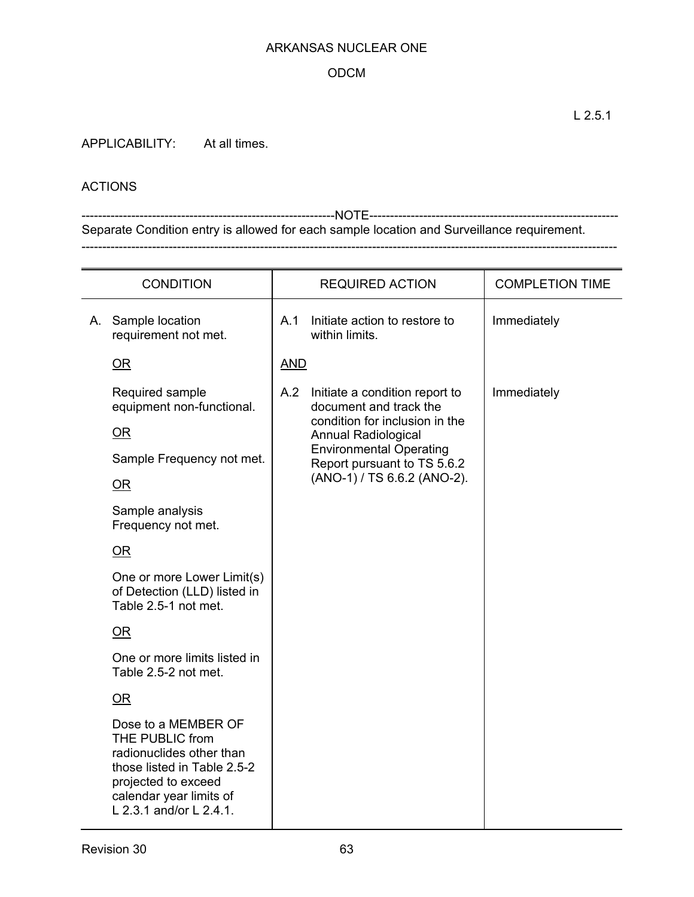L 2.5.1

APPLICABILITY: At all times.

ACTIONS

------------------------------------------------------------NOTE------------------------------------------------------------
Separate Condition entry is allowed for each sample location and Surveillance requirement.
------------------------------------------------------------------------------------------------------------------------------

| CONDITION | REQUIRED ACTION | COMPLETION TIME |
|---|---|---|
| A. Sample location requirement not met.<br><br>OR<br><br>Required sample equipment non-functional.<br><br>OR<br><br>Sample Frequency not met.<br><br>OR<br><br>Sample analysis Frequency not met.<br><br>OR<br><br>One or more Lower Limit(s) of Detection (LLD) listed in Table 2.5-1 not met.<br><br>OR<br><br>One or more limits listed in Table 2.5-2 not met.<br><br>OR<br><br>Dose to a MEMBER OF THE PUBLIC from radionuclides other than those listed in Table 2.5-2 projected to exceed calendar year limits of L 2.3.1 and/or L 2.4.1. | A.1 Initiate action to restore to within limits.<br><br>AND<br><br>A.2 Initiate a condition report to document and track the condition for inclusion in the Annual Radiological Environmental Operating Report pursuant to TS 5.6.2 (ANO-1) / TS 6.6.2 (ANO-2). | Immediately<br><br><br><br>Immediately |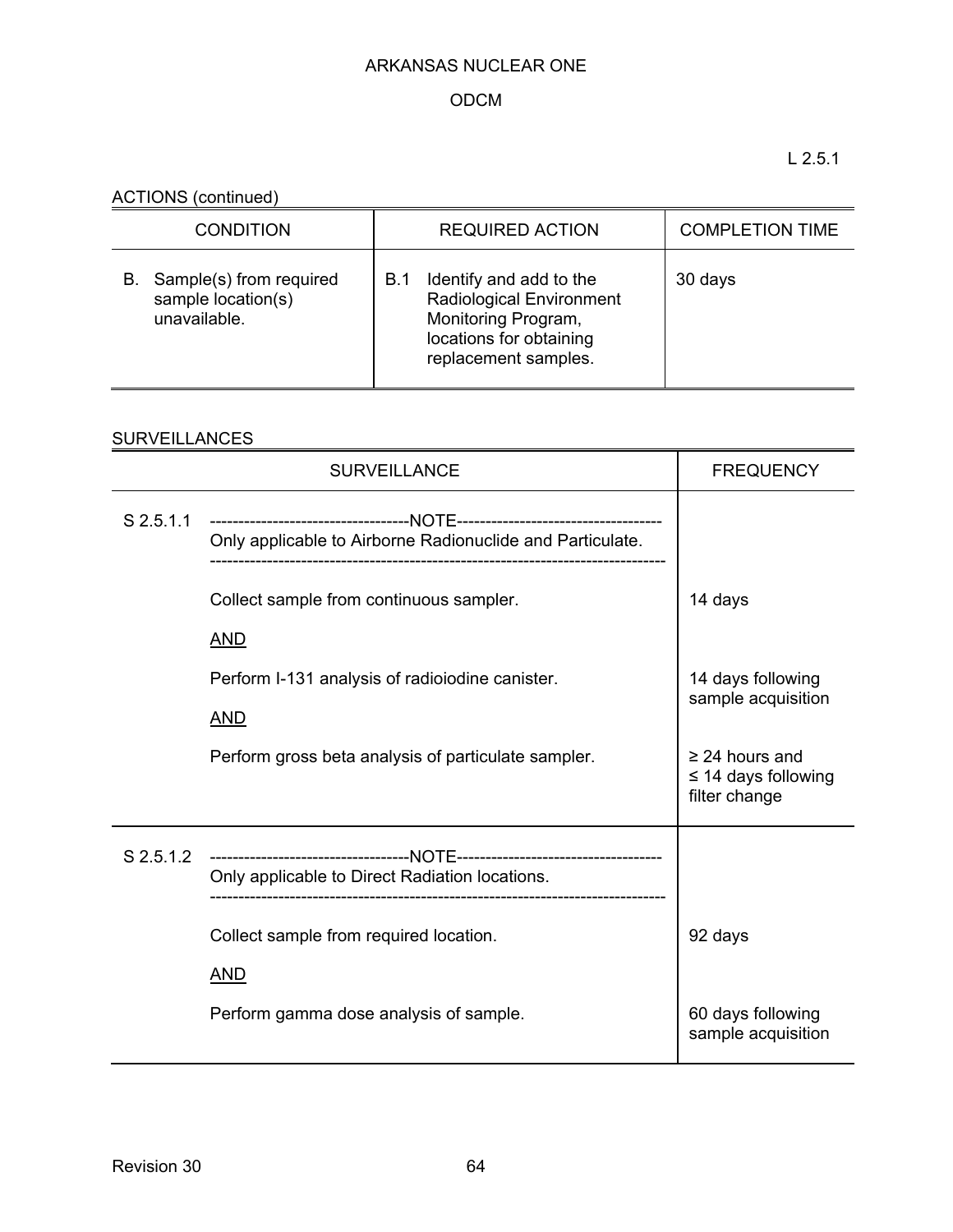L 2.5.1

ACTIONS (continued)

| CONDITION | REQUIRED ACTION | COMPLETION TIME |
|---|---|---|
| B. Sample(s) from required sample location(s) unavailable. | B.1 Identify and add to the Radiological Environment Monitoring Program, locations for obtaining replacement samples. | 30 days |

SURVEILLANCES

| SURVEILLANCE | | FREQUENCY |
|---|---|---|
| S 2.5.1.1 | -----NOTE----- Only applicable to Airborne Radionuclide and Particulate. ----- | |
| | Collect sample from continuous sampler. | 14 days |
| | AND | |
| | Perform I-131 analysis of radioiodine canister. | 14 days following sample acquisition |
| | AND | |
| | Perform gross beta analysis of particulate sampler. | ≥ 24 hours and ≤ 14 days following filter change |
| S 2.5.1.2 | -----NOTE----- Only applicable to Direct Radiation locations. ----- | |
| | Collect sample from required location. | 92 days |
| | AND | |
| | Perform gamma dose analysis of sample. | 60 days following sample acquisition |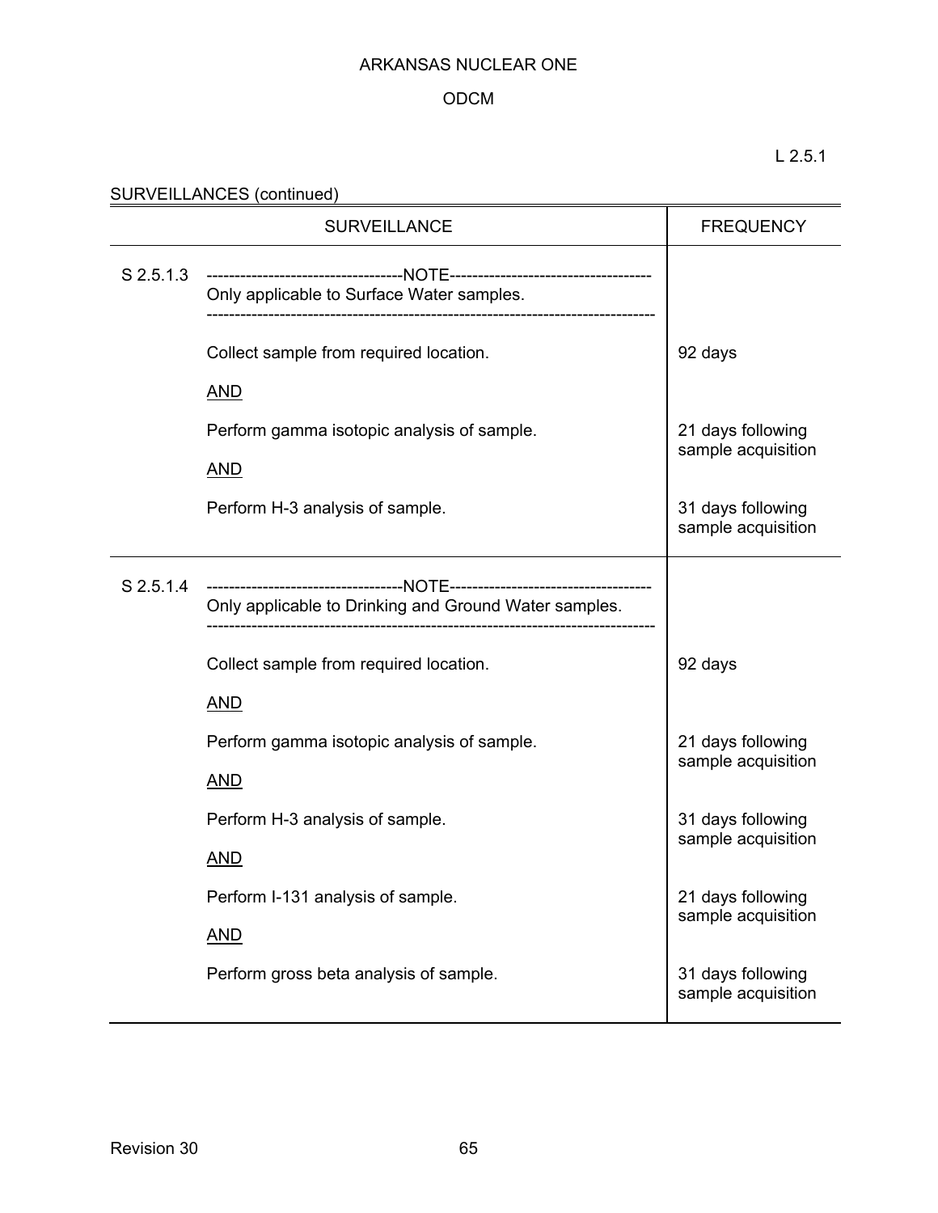L 2.5.1

SURVEILLANCES (continued)

| | SURVEILLANCE | FREQUENCY |
|---|---|---|
| S 2.5.1.3 | -----------------------------------NOTE------------------------------------<br>Only applicable to Surface Water samples.<br>------------------------------------------------------------------------------- | |
| | Collect sample from required location. | 92 days |
| | AND | |
| | Perform gamma isotopic analysis of sample. | 21 days following sample acquisition |
| | AND | |
| | Perform H-3 analysis of sample. | 31 days following sample acquisition |
| S 2.5.1.4 | -----------------------------------NOTE------------------------------------<br>Only applicable to Drinking and Ground Water samples.<br>------------------------------------------------------------------------------- | |
| | Collect sample from required location. | 92 days |
| | AND | |
| | Perform gamma isotopic analysis of sample. | 21 days following sample acquisition |
| | AND | |
| | Perform H-3 analysis of sample. | 31 days following sample acquisition |
| | AND | |
| | Perform I-131 analysis of sample. | 21 days following sample acquisition |
| | AND | |
| | Perform gross beta analysis of sample. | 31 days following sample acquisition |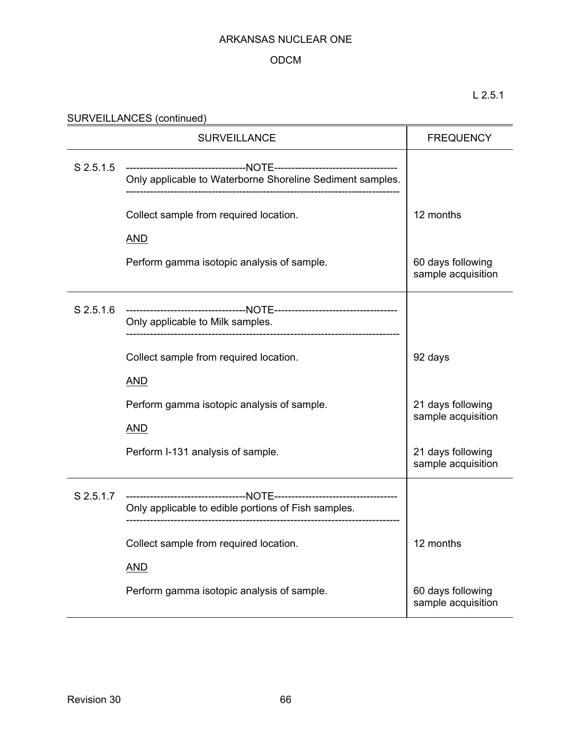L 2.5.1

SURVEILLANCES (continued)

| | SURVEILLANCE | FREQUENCY |
|---|---|---|
| S 2.5.1.5 | ------------------------------NOTE------------------------------<br>Only applicable to Waterborne Shoreline Sediment samples.<br>------------------------------------------------------------ | |
| | Collect sample from required location. | 12 months |
| | AND | |
| | Perform gamma isotopic analysis of sample. | 60 days following sample acquisition |
| S 2.5.1.6 | ------------------------------NOTE------------------------------<br>Only applicable to Milk samples.<br>------------------------------------------------------------ | |
| | Collect sample from required location. | 92 days |
| | AND | |
| | Perform gamma isotopic analysis of sample. | 21 days following sample acquisition |
| | AND | |
| | Perform I-131 analysis of sample. | 21 days following sample acquisition |
| S 2.5.1.7 | ------------------------------NOTE------------------------------<br>Only applicable to edible portions of Fish samples.<br>------------------------------------------------------------ | |
| | Collect sample from required location. | 12 months |
| | AND | |
| | Perform gamma isotopic analysis of sample. | 60 days following sample acquisition |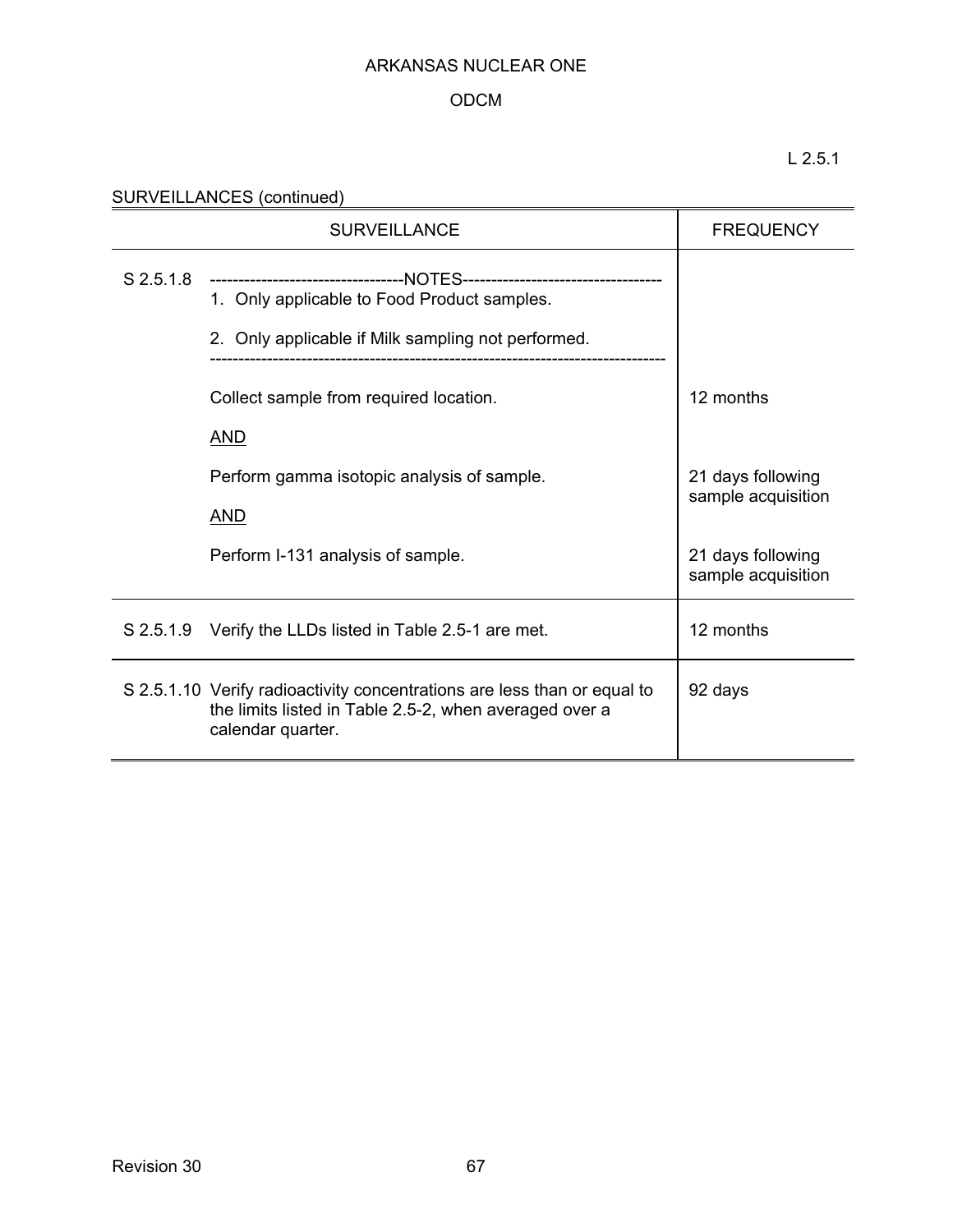L 2.5.1

SURVEILLANCES (continued)

| SURVEILLANCE | | FREQUENCY |
|---|---|---|
| S 2.5.1.8 | -----NOTES----- <br> 1. Only applicable to Food Product samples. <br> 2. Only applicable if Milk sampling not performed. <br> ----- | |
| | Collect sample from required location. | 12 months |
| | AND | |
| | Perform gamma isotopic analysis of sample. | 21 days following sample acquisition |
| | AND | |
| | Perform I-131 analysis of sample. | 21 days following sample acquisition |
| S 2.5.1.9 | Verify the LLDs listed in Table 2.5-1 are met. | 12 months |
| S 2.5.1.10 | Verify radioactivity concentrations are less than or equal to the limits listed in Table 2.5-2, when averaged over a calendar quarter. | 92 days |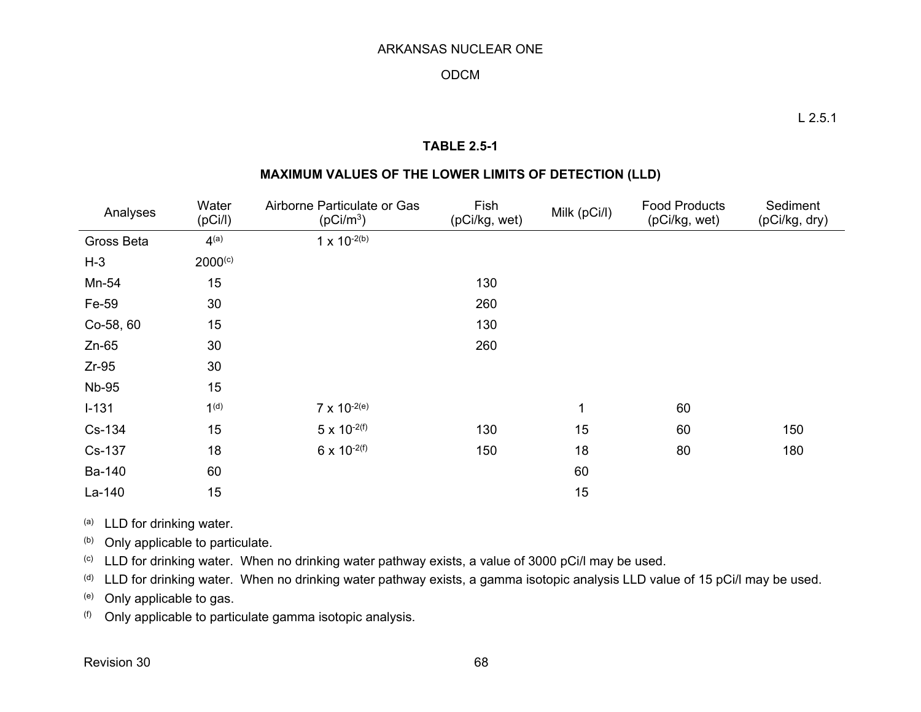L 2.5.1

### TABLE 2.5-1

### MAXIMUM VALUES OF THE LOWER LIMITS OF DETECTION (LLD)

| Analyses | Water (pCi/l) | Airborne Particulate or Gas ($pCi/m^3$) | Fish (pCi/kg, wet) | Milk (pCi/l) | Food Products (pCi/kg, wet) | Sediment (pCi/kg, dry) |
|---|---|---|---|---|---|---|
| Gross Beta | 4[(a)] | $1 \times 10^{-2}$[(b)] | | | | |
| H-3 | 2000[(c)] | | | | | |
| Mn-54 | 15 | | 130 | | | |
| Fe-59 | 30 | | 260 | | | |
| Co-58, 60 | 15 | | 130 | | | |
| Zn-65 | 30 | | 260 | | | |
| Zr-95 | 30 | | | | | |
| Nb-95 | 15 | | | | | |
| I-131 | 1[(d)] | $7 \times 10^{-2}$[(e)] | | 1 | 60 | |
| Cs-134 | 15 | $5 \times 10^{-2}$[(f)] | 130 | 15 | 60 | 150 |
| Cs-137 | 18 | $6 \times 10^{-2}$[(f)] | 150 | 18 | 80 | 180 |
| Ba-140 | 60 | | | 60 | | |
| La-140 | 15 | | | 15 | | |

(a) LLD for drinking water.

(b) Only applicable to particulate.

(c) LLD for drinking water. When no drinking water pathway exists, a value of 3000 pCi/l may be used.

(d) LLD for drinking water. When no drinking water pathway exists, a gamma isotopic analysis LLD value of 15 pCi/l may be used.

(e) Only applicable to gas.

(f) Only applicable to particulate gamma isotopic analysis.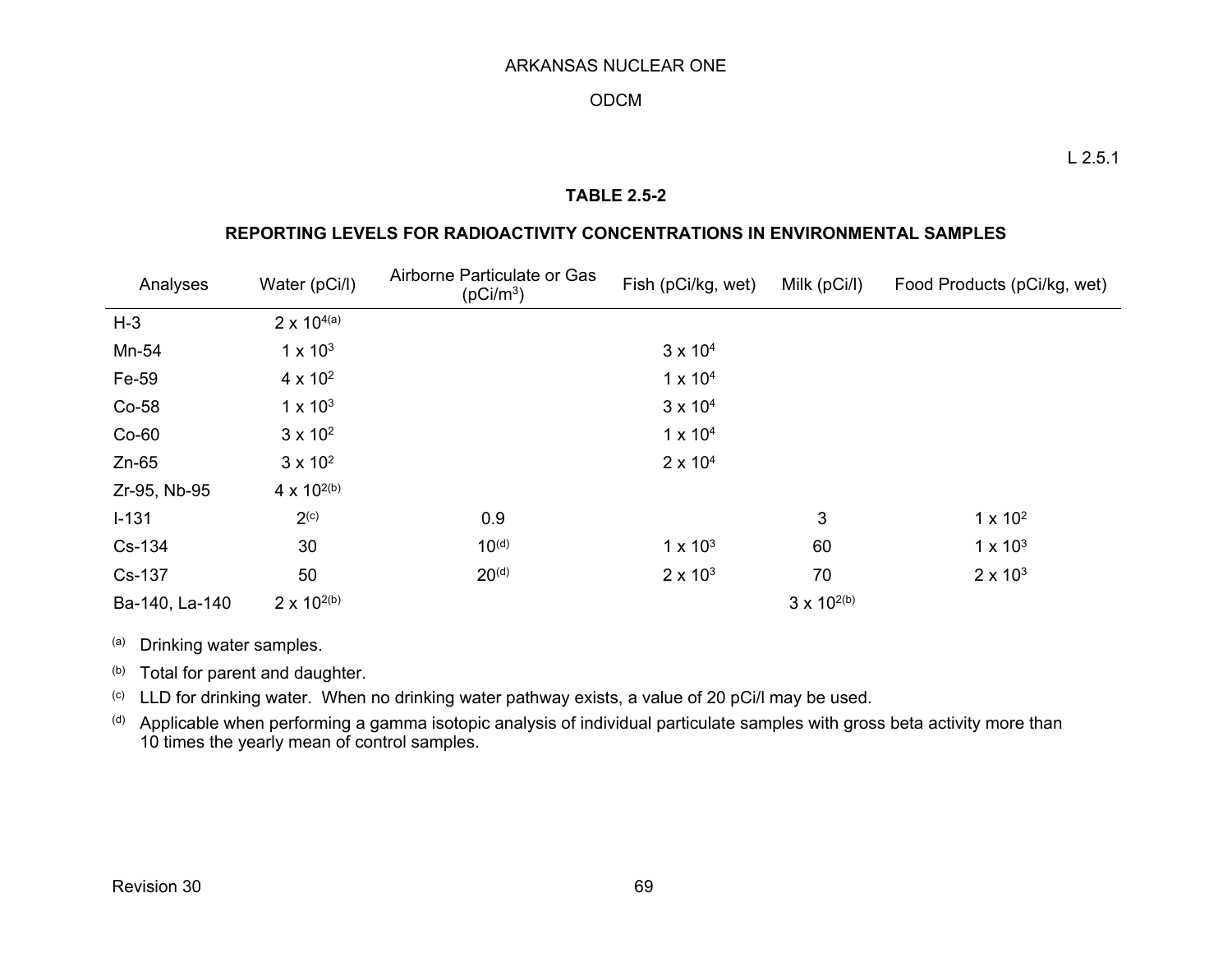L 2.5.1

## TABLE 2.5-2

## REPORTING LEVELS FOR RADIOACTIVITY CONCENTRATIONS IN ENVIRONMENTAL SAMPLES

| Analyses | Water (pCi/l) | Airborne Particulate or Gas ($pCi/m^3$) | Fish (pCi/kg, wet) | Milk (pCi/l) | Food Products (pCi/kg, wet) |
|---|---|---|---|---|---|
| H-3 | $2 \times 10^4$ (a) | | | | |
| Mn-54 | $1 \times 10^3$ | | $3 \times 10^4$ | | |
| Fe-59 | $4 \times 10^2$ | | $1 \times 10^4$ | | |
| Co-58 | $1 \times 10^3$ | | $3 \times 10^4$ | | |
| Co-60 | $3 \times 10^2$ | | $1 \times 10^4$ | | |
| Zn-65 | $3 \times 10^2$ | | $2 \times 10^4$ | | |
| Zr-95, Nb-95 | $4 \times 10^2$ (b) | | | | |
| I-131 | 2 (c) | 0.9 | | 3 | $1 \times 10^2$ |
| Cs-134 | 30 | 10 (d) | $1 \times 10^3$ | 60 | $1 \times 10^3$ |
| Cs-137 | 50 | 20 (d) | $2 \times 10^3$ | 70 | $2 \times 10^3$ |
| Ba-140, La-140 | $2 \times 10^2$ (b) | | | $3 \times 10^2$ (b) | |

(a) Drinking water samples.

(b) Total for parent and daughter.

(c) LLD for drinking water. When no drinking water pathway exists, a value of 20 pCi/l may be used.

(d) Applicable when performing a gamma isotopic analysis of individual particulate samples with gross beta activity more than 10 times the yearly mean of control samples.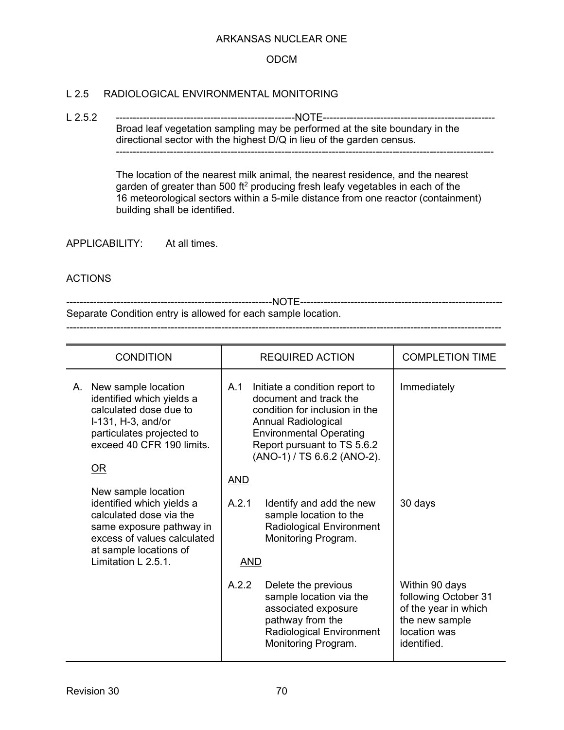## L 2.5 RADIOLOGICAL ENVIRONMENTAL MONITORING

L 2.5.2

---NOTE---

Broad leaf vegetation sampling may be performed at the site boundary in the directional sector with the highest D/Q in lieu of the garden census.

---

The location of the nearest milk animal, the nearest residence, and the nearest garden of greater than 500 ft$^2$ producing fresh leafy vegetables in each of the 16 meteorological sectors within a 5-mile distance from one reactor (containment) building shall be identified.

APPLICABILITY: At all times.

ACTIONS

---NOTE---

Separate Condition entry is allowed for each sample location.

---

| CONDITION | REQUIRED ACTION | COMPLETION TIME |
|---|---|---|
| A. New sample location identified which yields a calculated dose due to I-131, H-3, and/or particulates projected to exceed 40 CFR 190 limits.<br><br>OR<br><br>New sample location identified which yields a calculated dose via the same exposure pathway in excess of values calculated at sample locations of Limitation L 2.5.1. | A.1 Initiate a condition report to document and track the condition for inclusion in the Annual Radiological Environmental Operating Report pursuant to TS 5.6.2 (ANO-1) / TS 6.6.2 (ANO-2). | Immediately |
| | AND | |
| | A.2.1 Identify and add the new sample location to the Radiological Environment Monitoring Program. | 30 days |
| | AND | |
| | A.2.2 Delete the previous sample location via the associated exposure pathway from the Radiological Environment Monitoring Program. | Within 90 days following October 31 of the year in which the new sample location was identified. |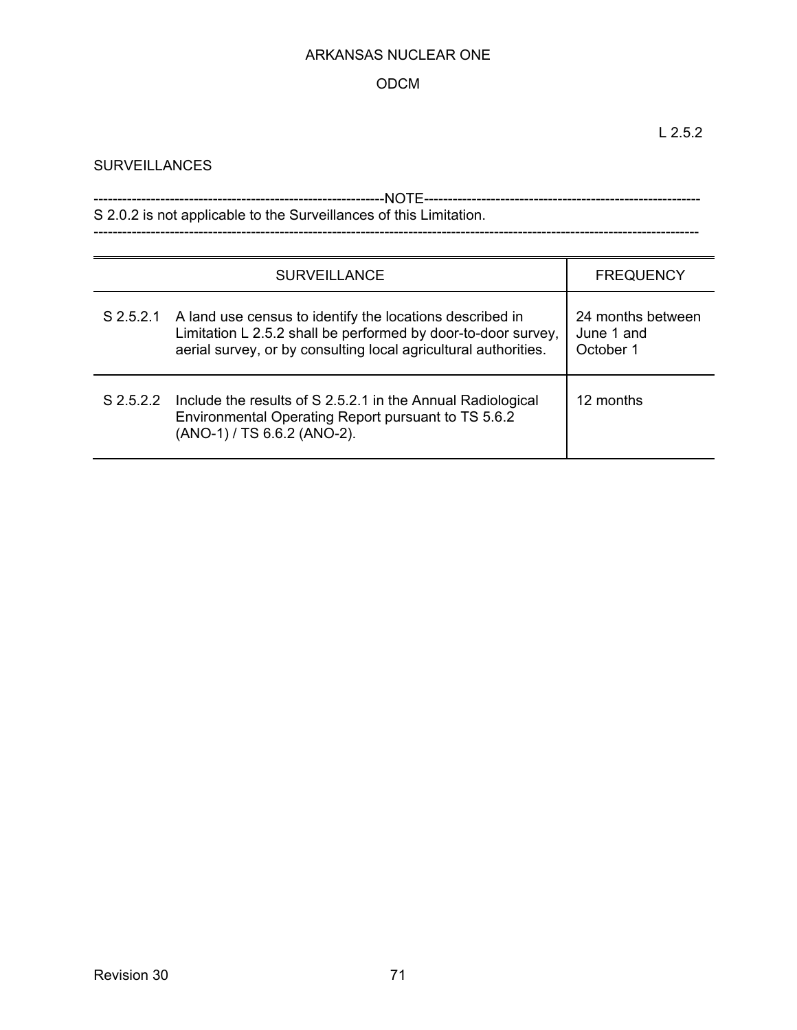L 2.5.2

SURVEILLANCES

------------------------------------------------------------NOTE------------------------------------------------------------
S 2.0.2 is not applicable to the Surveillances of this Limitation.
----------------------------------------------------------------------------------------------------------------------------

| SURVEILLANCE | | FREQUENCY |
|---|---|---|
| S 2.5.2.1 | A land use census to identify the locations described in Limitation L 2.5.2 shall be performed by door-to-door survey, aerial survey, or by consulting local agricultural authorities. | 24 months between June 1 and October 1 |
| S 2.5.2.2 | Include the results of S 2.5.2.1 in the Annual Radiological Environmental Operating Report pursuant to TS 5.6.2 (ANO-1) / TS 6.6.2 (ANO-2). | 12 months |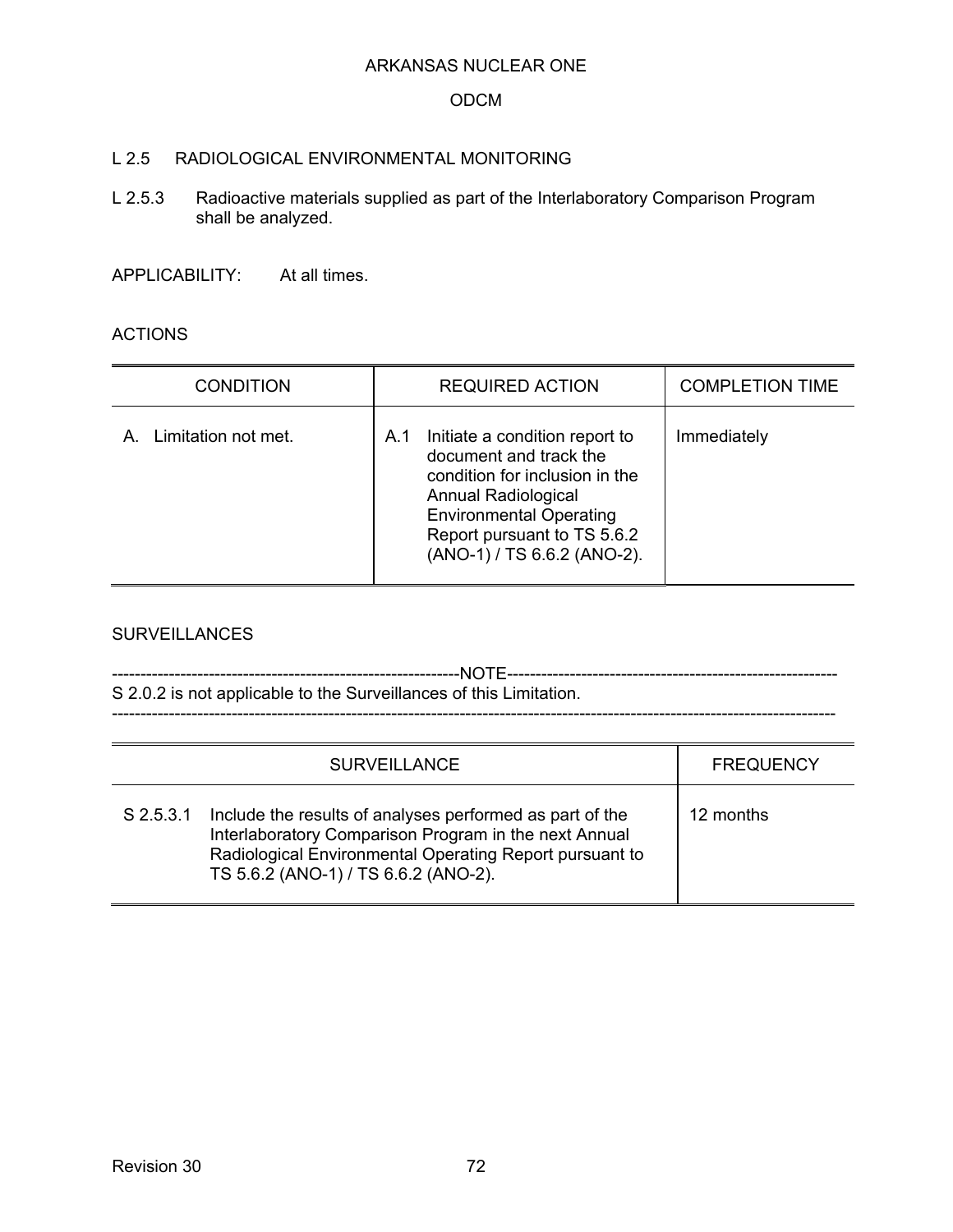## L 2.5 RADIOLOGICAL ENVIRONMENTAL MONITORING

L 2.5.3 Radioactive materials supplied as part of the Interlaboratory Comparison Program shall be analyzed.

APPLICABILITY: At all times.

ACTIONS

| CONDITION | REQUIRED ACTION | COMPLETION TIME |
|---|---|---|
| A. Limitation not met. | A.1 Initiate a condition report to document and track the condition for inclusion in the Annual Radiological Environmental Operating Report pursuant to TS 5.6.2 (ANO-1) / TS 6.6.2 (ANO-2). | Immediately |

SURVEILLANCES

-----NOTE-----
S 2.0.2 is not applicable to the Surveillances of this Limitation.

---

| SURVEILLANCE | FREQUENCY |
|---|---|
| S 2.5.3.1 Include the results of analyses performed as part of the Interlaboratory Comparison Program in the next Annual Radiological Environmental Operating Report pursuant to TS 5.6.2 (ANO-1) / TS 6.6.2 (ANO-2). | 12 months |

Revision 30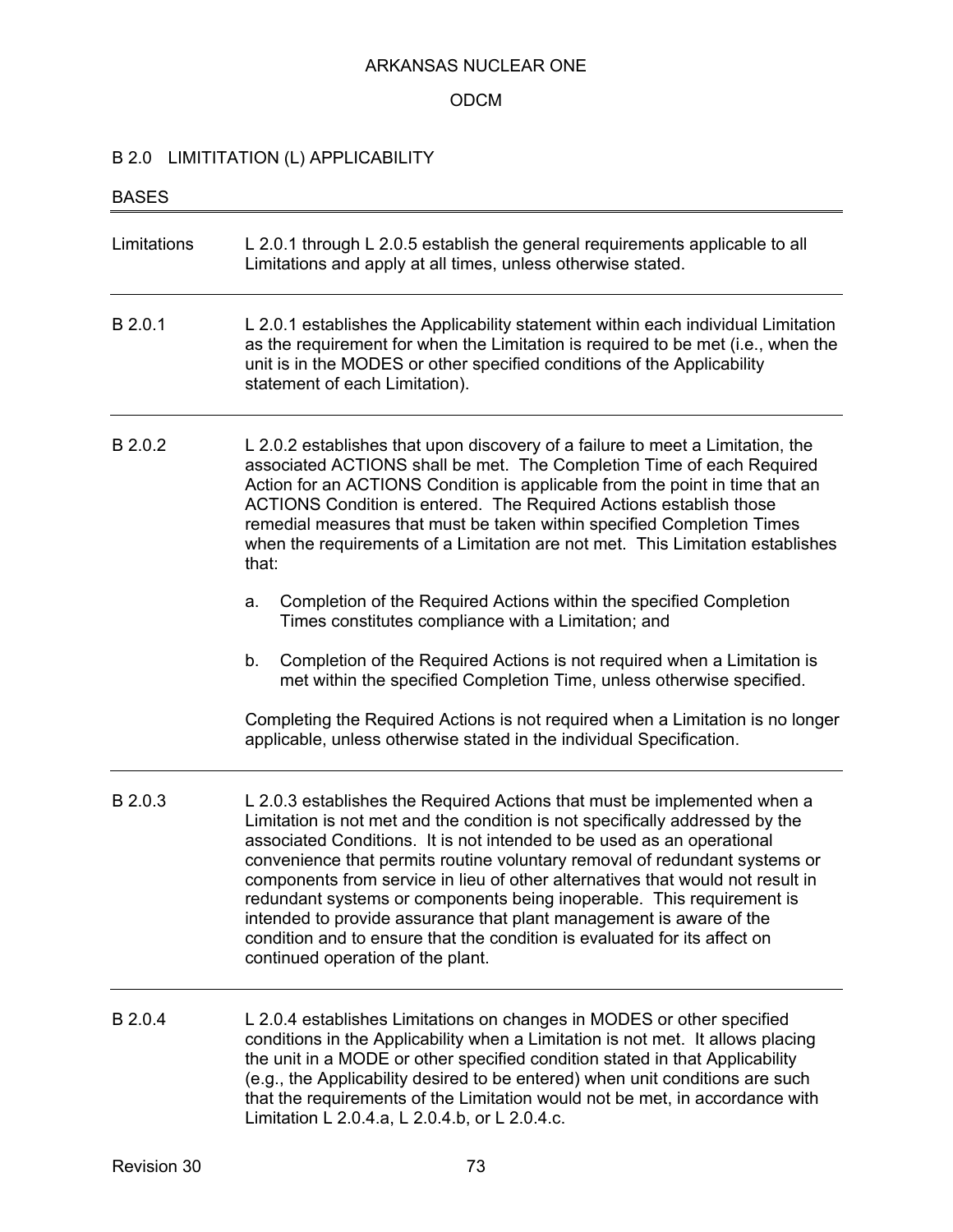## B 2.0 LIMITITATION (L) APPLICABILITY

BASES

| | |
|---|---|
| Limitations | L 2.0.1 through L 2.0.5 establish the general requirements applicable to all Limitations and apply at all times, unless otherwise stated. |

**B 2.0.1**

L 2.0.1 establishes the Applicability statement within each individual Limitation as the requirement for when the Limitation is required to be met (i.e., when the unit is in the MODES or other specified conditions of the Applicability statement of each Limitation).

**B 2.0.2**

L 2.0.2 establishes that upon discovery of a failure to meet a Limitation, the associated ACTIONS shall be met. The Completion Time of each Required Action for an ACTIONS Condition is applicable from the point in time that an ACTIONS Condition is entered. The Required Actions establish those remedial measures that must be taken within specified Completion Times when the requirements of a Limitation are not met. This Limitation establishes that:

a. Completion of the Required Actions within the specified Completion Times constitutes compliance with a Limitation; and

b. Completion of the Required Actions is not required when a Limitation is met within the specified Completion Time, unless otherwise specified.

Completing the Required Actions is not required when a Limitation is no longer applicable, unless otherwise stated in the individual Specification.

**B 2.0.3**

L 2.0.3 establishes the Required Actions that must be implemented when a Limitation is not met and the condition is not specifically addressed by the associated Conditions. It is not intended to be used as an operational convenience that permits routine voluntary removal of redundant systems or components from service in lieu of other alternatives that would not result in redundant systems or components being inoperable. This requirement is intended to provide assurance that plant management is aware of the condition and to ensure that the condition is evaluated for its affect on continued operation of the plant.

**B 2.0.4**

L 2.0.4 establishes Limitations on changes in MODES or other specified conditions in the Applicability when a Limitation is not met. It allows placing the unit in a MODE or other specified condition stated in that Applicability (e.g., the Applicability desired to be entered) when unit conditions are such that the requirements of the Limitation would not be met, in accordance with Limitation L 2.0.4.a, L 2.0.4.b, or L 2.0.4.c.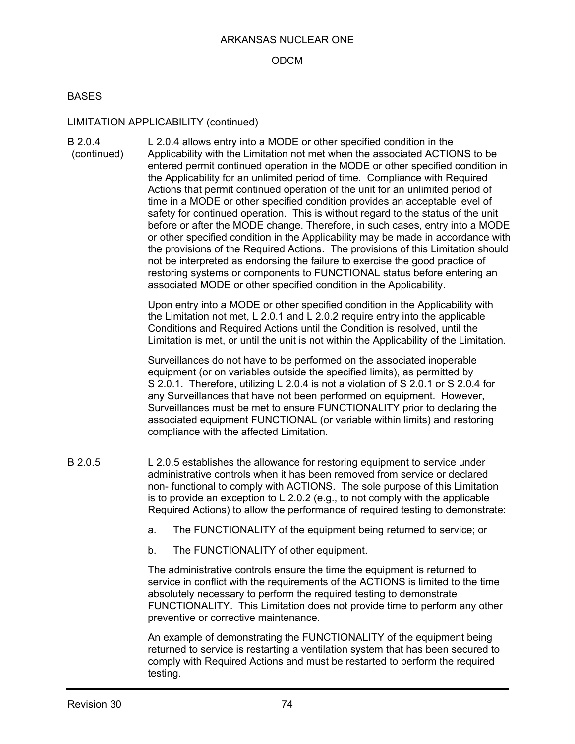## BASES

### LIMITATION APPLICABILITY (continued)

**B 2.0.4 (continued)**

L 2.0.4 allows entry into a MODE or other specified condition in the Applicability with the Limitation not met when the associated ACTIONS to be entered permit continued operation in the MODE or other specified condition in the Applicability for an unlimited period of time. Compliance with Required Actions that permit continued operation of the unit for an unlimited period of time in a MODE or other specified condition provides an acceptable level of safety for continued operation. This is without regard to the status of the unit before or after the MODE change. Therefore, in such cases, entry into a MODE or other specified condition in the Applicability may be made in accordance with the provisions of the Required Actions. The provisions of this Limitation should not be interpreted as endorsing the failure to exercise the good practice of restoring systems or components to FUNCTIONAL status before entering an associated MODE or other specified condition in the Applicability.

Upon entry into a MODE or other specified condition in the Applicability with the Limitation not met, L 2.0.1 and L 2.0.2 require entry into the applicable Conditions and Required Actions until the Condition is resolved, until the Limitation is met, or until the unit is not within the Applicability of the Limitation.

Surveillances do not have to be performed on the associated inoperable equipment (or on variables outside the specified limits), as permitted by S 2.0.1. Therefore, utilizing L 2.0.4 is not a violation of S 2.0.1 or S 2.0.4 for any Surveillances that have not been performed on equipment. However, Surveillances must be met to ensure FUNCTIONALITY prior to declaring the associated equipment FUNCTIONAL (or variable within limits) and restoring compliance with the affected Limitation.

---

**B 2.0.5**

L 2.0.5 establishes the allowance for restoring equipment to service under administrative controls when it has been removed from service or declared non- functional to comply with ACTIONS. The sole purpose of this Limitation is to provide an exception to L 2.0.2 (e.g., to not comply with the applicable Required Actions) to allow the performance of required testing to demonstrate:

a. The FUNCTIONALITY of the equipment being returned to service; or

b. The FUNCTIONALITY of other equipment.

The administrative controls ensure the time the equipment is returned to service in conflict with the requirements of the ACTIONS is limited to the time absolutely necessary to perform the required testing to demonstrate FUNCTIONALITY. This Limitation does not provide time to perform any other preventive or corrective maintenance.

An example of demonstrating the FUNCTIONALITY of the equipment being returned to service is restarting a ventilation system that has been secured to comply with Required Actions and must be restarted to perform the required testing.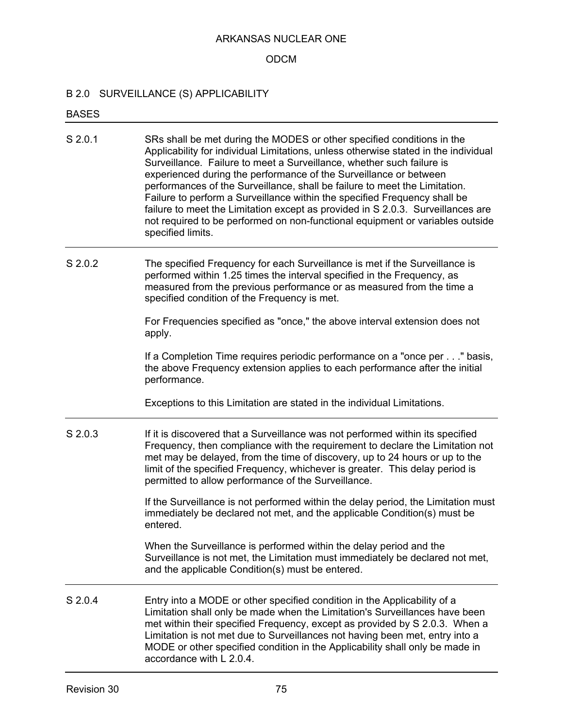## B 2.0 SURVEILLANCE (S) APPLICABILITY

BASES

| | |
|---|---|
| S 2.0.1 | SRs shall be met during the MODES or other specified conditions in the Applicability for individual Limitations, unless otherwise stated in the individual Surveillance. Failure to meet a Surveillance, whether such failure is experienced during the performance of the Surveillance or between performances of the Surveillance, shall be failure to meet the Limitation. Failure to perform a Surveillance within the specified Frequency shall be failure to meet the Limitation except as provided in S 2.0.3. Surveillances are not required to be performed on non-functional equipment or variables outside specified limits. |
| S 2.0.2 | The specified Frequency for each Surveillance is met if the Surveillance is performed within 1.25 times the interval specified in the Frequency, as measured from the previous performance or as measured from the time a specified condition of the Frequency is met.<br><br>For Frequencies specified as "once," the above interval extension does not apply.<br><br>If a Completion Time requires periodic performance on a "once per . . ." basis, the above Frequency extension applies to each performance after the initial performance.<br><br>Exceptions to this Limitation are stated in the individual Limitations. |
| S 2.0.3 | If it is discovered that a Surveillance was not performed within its specified Frequency, then compliance with the requirement to declare the Limitation not met may be delayed, from the time of discovery, up to 24 hours or up to the limit of the specified Frequency, whichever is greater. This delay period is permitted to allow performance of the Surveillance.<br><br>If the Surveillance is not performed within the delay period, the Limitation must immediately be declared not met, and the applicable Condition(s) must be entered.<br><br>When the Surveillance is performed within the delay period and the Surveillance is not met, the Limitation must immediately be declared not met, and the applicable Condition(s) must be entered. |
| S 2.0.4 | Entry into a MODE or other specified condition in the Applicability of a Limitation shall only be made when the Limitation's Surveillances have been met within their specified Frequency, except as provided by S 2.0.3. When a Limitation is not met due to Surveillances not having been met, entry into a MODE or other specified condition in the Applicability shall only be made in accordance with L 2.0.4. |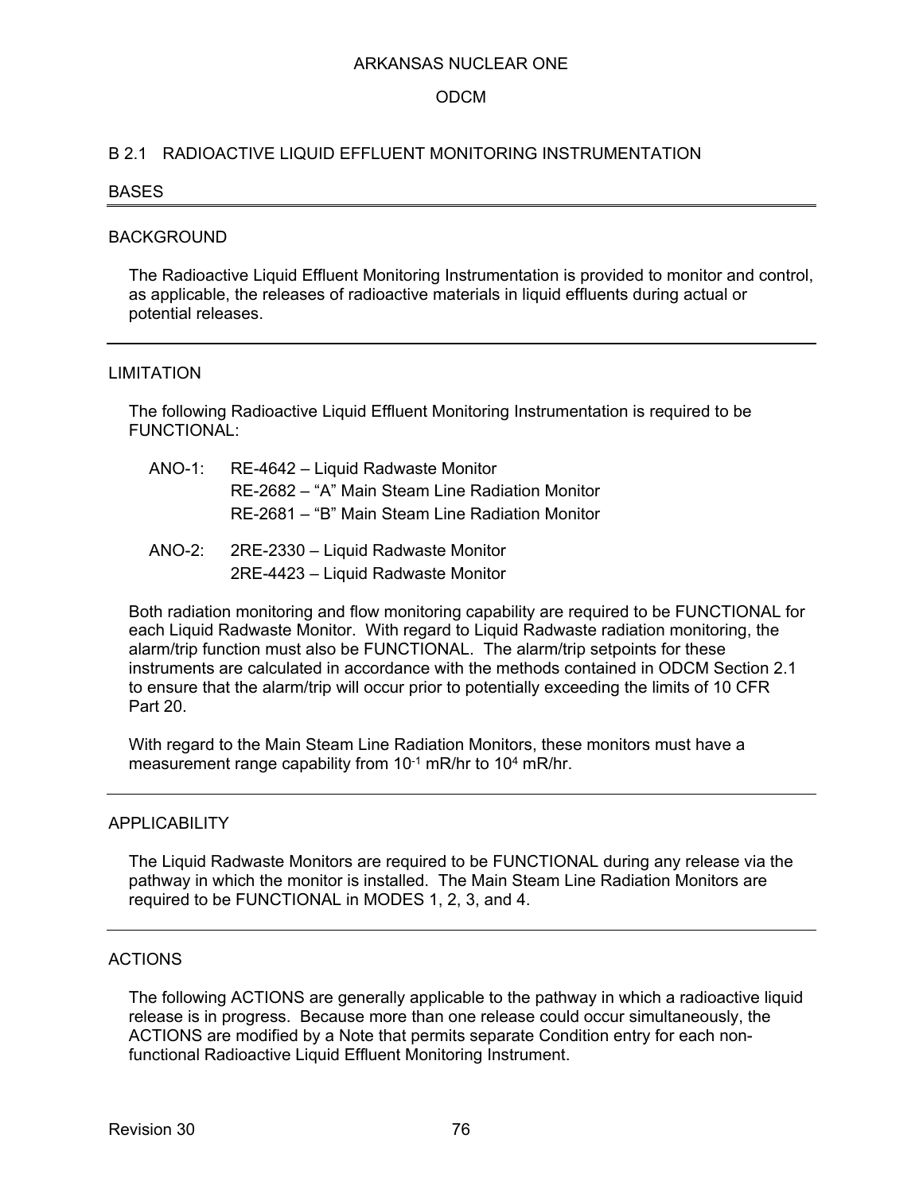## B 2.1 RADIOACTIVE LIQUID EFFLUENT MONITORING INSTRUMENTATION

### BASES

---

#### BACKGROUND

The Radioactive Liquid Effluent Monitoring Instrumentation is provided to monitor and control, as applicable, the releases of radioactive materials in liquid effluents during actual or potential releases.

---

#### LIMITATION

The following Radioactive Liquid Effluent Monitoring Instrumentation is required to be FUNCTIONAL:

ANO-1:
- RE-4642 – Liquid Radwaste Monitor
- RE-2682 – "A" Main Steam Line Radiation Monitor
- RE-2681 – "B" Main Steam Line Radiation Monitor

ANO-2:
- 2RE-2330 – Liquid Radwaste Monitor
- 2RE-4423 – Liquid Radwaste Monitor

Both radiation monitoring and flow monitoring capability are required to be FUNCTIONAL for each Liquid Radwaste Monitor. With regard to Liquid Radwaste radiation monitoring, the alarm/trip function must also be FUNCTIONAL. The alarm/trip setpoints for these instruments are calculated in accordance with the methods contained in ODCM Section 2.1 to ensure that the alarm/trip will occur prior to potentially exceeding the limits of 10 CFR Part 20.

With regard to the Main Steam Line Radiation Monitors, these monitors must have a measurement range capability from $10^{-1}$ mR/hr to $10^{4}$ mR/hr.

---

#### APPLICABILITY

The Liquid Radwaste Monitors are required to be FUNCTIONAL during any release via the pathway in which the monitor is installed. The Main Steam Line Radiation Monitors are required to be FUNCTIONAL in MODES 1, 2, 3, and 4.

---

#### ACTIONS

The following ACTIONS are generally applicable to the pathway in which a radioactive liquid release is in progress. Because more than one release could occur simultaneously, the ACTIONS are modified by a Note that permits separate Condition entry for each non-functional Radioactive Liquid Effluent Monitoring Instrument.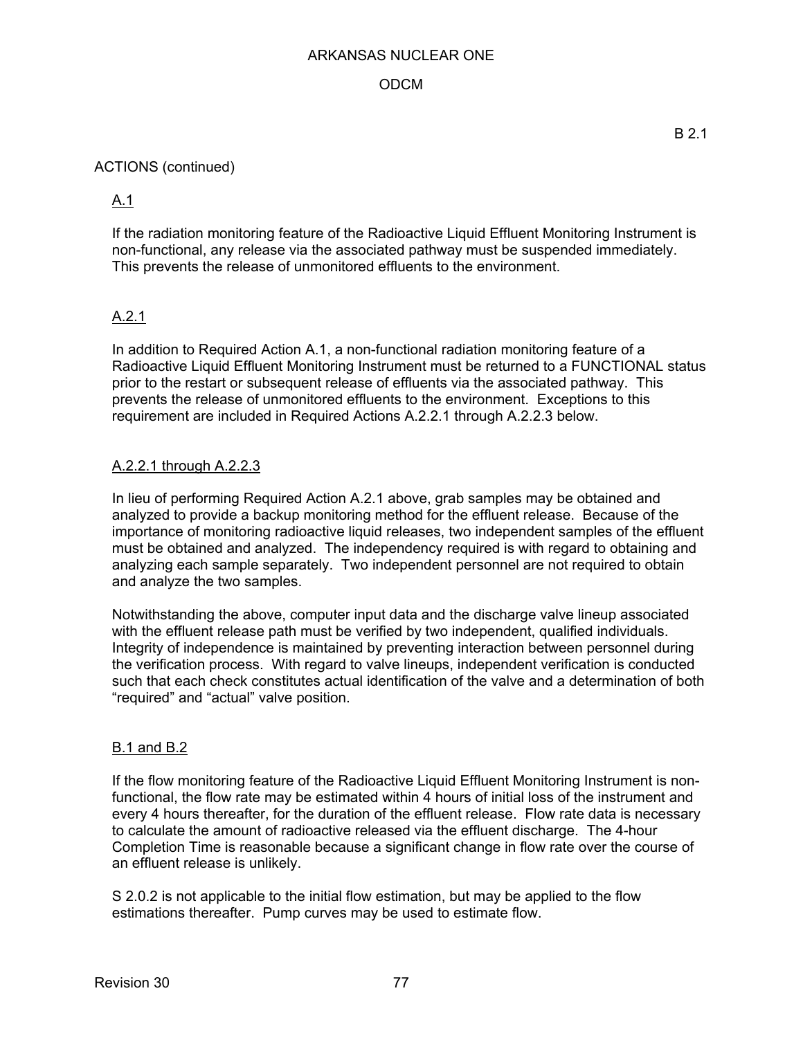B 2.1

ACTIONS (continued)

A.1

If the radiation monitoring feature of the Radioactive Liquid Effluent Monitoring Instrument is non-functional, any release via the associated pathway must be suspended immediately. This prevents the release of unmonitored effluents to the environment.

A.2.1

In addition to Required Action A.1, a non-functional radiation monitoring feature of a Radioactive Liquid Effluent Monitoring Instrument must be returned to a FUNCTIONAL status prior to the restart or subsequent release of effluents via the associated pathway. This prevents the release of unmonitored effluents to the environment. Exceptions to this requirement are included in Required Actions A.2.2.1 through A.2.2.3 below.

A.2.2.1 through A.2.2.3

In lieu of performing Required Action A.2.1 above, grab samples may be obtained and analyzed to provide a backup monitoring method for the effluent release. Because of the importance of monitoring radioactive liquid releases, two independent samples of the effluent must be obtained and analyzed. The independency required is with regard to obtaining and analyzing each sample separately. Two independent personnel are not required to obtain and analyze the two samples.

Notwithstanding the above, computer input data and the discharge valve lineup associated with the effluent release path must be verified by two independent, qualified individuals. Integrity of independence is maintained by preventing interaction between personnel during the verification process. With regard to valve lineups, independent verification is conducted such that each check constitutes actual identification of the valve and a determination of both "required" and "actual" valve position.

B.1 and B.2

If the flow monitoring feature of the Radioactive Liquid Effluent Monitoring Instrument is non-functional, the flow rate may be estimated within 4 hours of initial loss of the instrument and every 4 hours thereafter, for the duration of the effluent release. Flow rate data is necessary to calculate the amount of radioactive released via the effluent discharge. The 4-hour Completion Time is reasonable because a significant change in flow rate over the course of an effluent release is unlikely.

S 2.0.2 is not applicable to the initial flow estimation, but may be applied to the flow estimations thereafter. Pump curves may be used to estimate flow.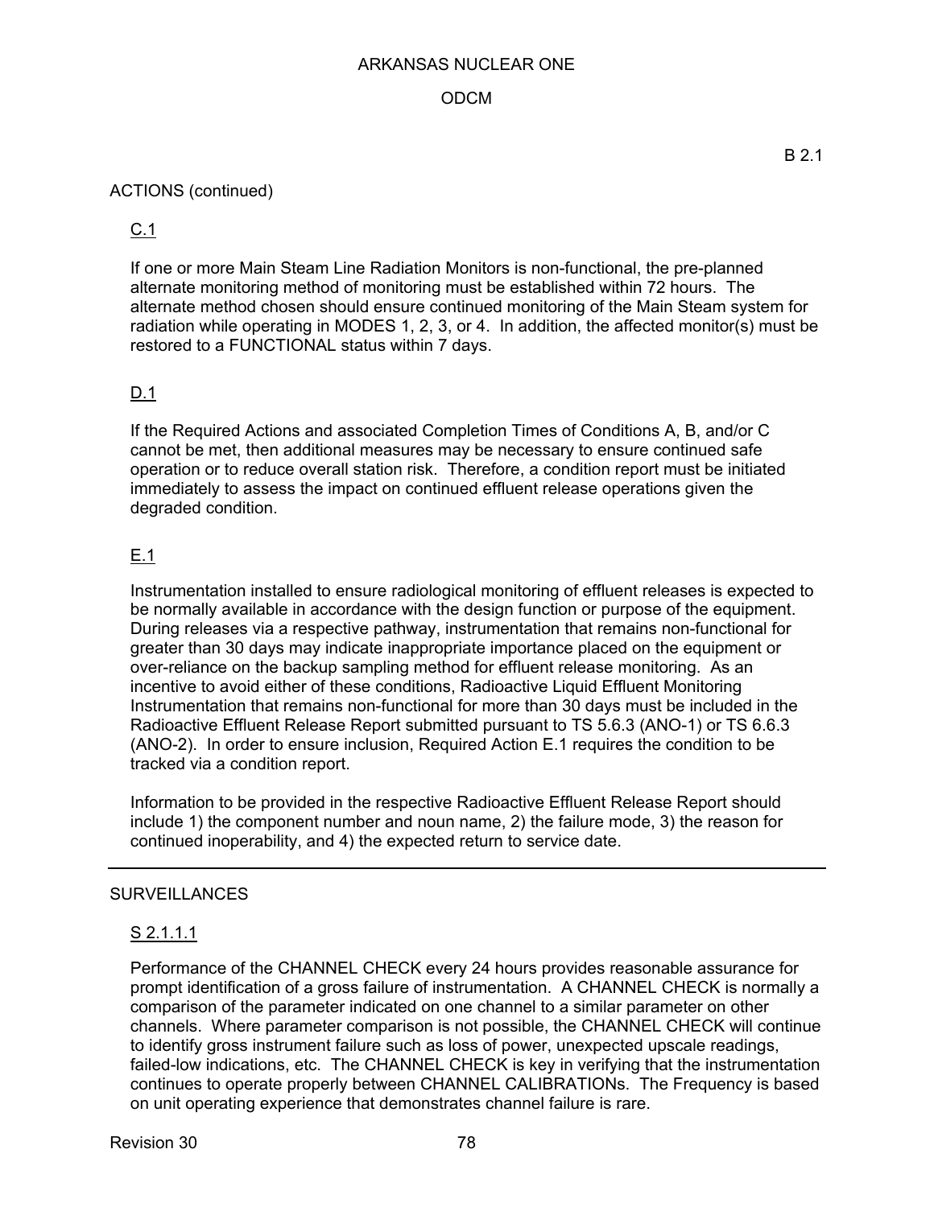B 2.1

ACTIONS (continued)

C.1

If one or more Main Steam Line Radiation Monitors is non-functional, the pre-planned alternate monitoring method of monitoring must be established within 72 hours. The alternate method chosen should ensure continued monitoring of the Main Steam system for radiation while operating in MODES 1, 2, 3, or 4. In addition, the affected monitor(s) must be restored to a FUNCTIONAL status within 7 days.

D.1

If the Required Actions and associated Completion Times of Conditions A, B, and/or C cannot be met, then additional measures may be necessary to ensure continued safe operation or to reduce overall station risk. Therefore, a condition report must be initiated immediately to assess the impact on continued effluent release operations given the degraded condition.

E.1

Instrumentation installed to ensure radiological monitoring of effluent releases is expected to be normally available in accordance with the design function or purpose of the equipment. During releases via a respective pathway, instrumentation that remains non-functional for greater than 30 days may indicate inappropriate importance placed on the equipment or over-reliance on the backup sampling method for effluent release monitoring. As an incentive to avoid either of these conditions, Radioactive Liquid Effluent Monitoring Instrumentation that remains non-functional for more than 30 days must be included in the Radioactive Effluent Release Report submitted pursuant to TS 5.6.3 (ANO-1) or TS 6.6.3 (ANO-2). In order to ensure inclusion, Required Action E.1 requires the condition to be tracked via a condition report.

Information to be provided in the respective Radioactive Effluent Release Report should include 1) the component number and noun name, 2) the failure mode, 3) the reason for continued inoperability, and 4) the expected return to service date.

---

SURVEILLANCES

S 2.1.1.1

Performance of the CHANNEL CHECK every 24 hours provides reasonable assurance for prompt identification of a gross failure of instrumentation. A CHANNEL CHECK is normally a comparison of the parameter indicated on one channel to a similar parameter on other channels. Where parameter comparison is not possible, the CHANNEL CHECK will continue to identify gross instrument failure such as loss of power, unexpected upscale readings, failed-low indications, etc. The CHANNEL CHECK is key in verifying that the instrumentation continues to operate properly between CHANNEL CALIBRATIONs. The Frequency is based on unit operating experience that demonstrates channel failure is rare.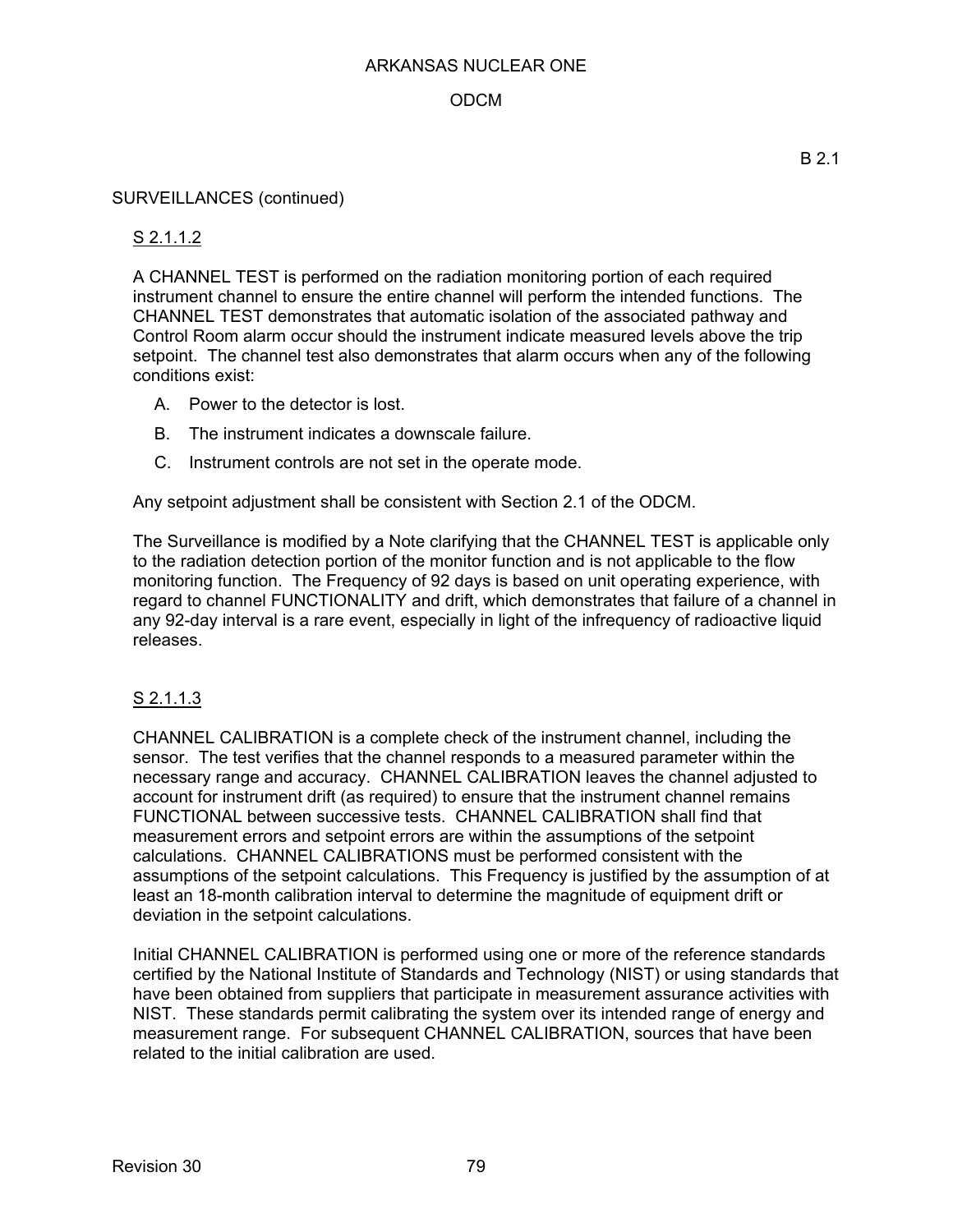SURVEILLANCES (continued)

S 2.1.1.2

A CHANNEL TEST is performed on the radiation monitoring portion of each required instrument channel to ensure the entire channel will perform the intended functions. The CHANNEL TEST demonstrates that automatic isolation of the associated pathway and Control Room alarm occur should the instrument indicate measured levels above the trip setpoint. The channel test also demonstrates that alarm occurs when any of the following conditions exist:

A. Power to the detector is lost.

B. The instrument indicates a downscale failure.

C. Instrument controls are not set in the operate mode.

Any setpoint adjustment shall be consistent with Section 2.1 of the ODCM.

The Surveillance is modified by a Note clarifying that the CHANNEL TEST is applicable only to the radiation detection portion of the monitor function and is not applicable to the flow monitoring function. The Frequency of 92 days is based on unit operating experience, with regard to channel FUNCTIONALITY and drift, which demonstrates that failure of a channel in any 92-day interval is a rare event, especially in light of the infrequency of radioactive liquid releases.

S 2.1.1.3

CHANNEL CALIBRATION is a complete check of the instrument channel, including the sensor. The test verifies that the channel responds to a measured parameter within the necessary range and accuracy. CHANNEL CALIBRATION leaves the channel adjusted to account for instrument drift (as required) to ensure that the instrument channel remains FUNCTIONAL between successive tests. CHANNEL CALIBRATION shall find that measurement errors and setpoint errors are within the assumptions of the setpoint calculations. CHANNEL CALIBRATIONS must be performed consistent with the assumptions of the setpoint calculations. This Frequency is justified by the assumption of at least an 18-month calibration interval to determine the magnitude of equipment drift or deviation in the setpoint calculations.

Initial CHANNEL CALIBRATION is performed using one or more of the reference standards certified by the National Institute of Standards and Technology (NIST) or using standards that have been obtained from suppliers that participate in measurement assurance activities with NIST. These standards permit calibrating the system over its intended range of energy and measurement range. For subsequent CHANNEL CALIBRATION, sources that have been related to the initial calibration are used.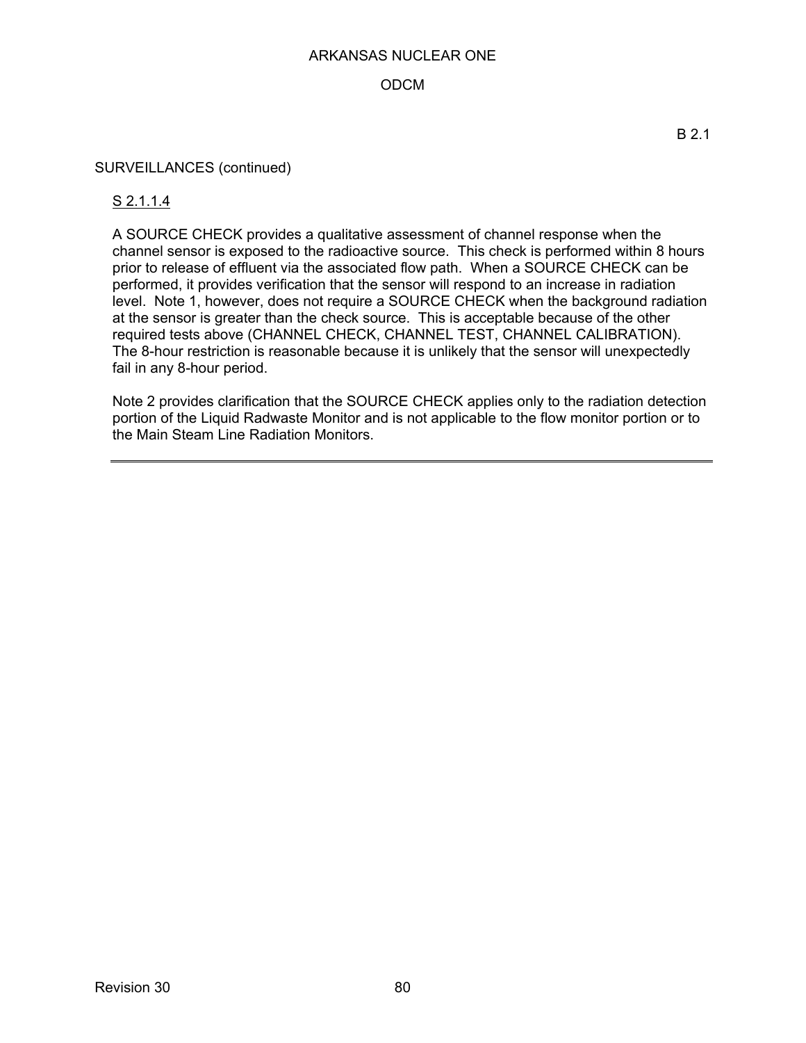B 2.1

SURVEILLANCES (continued)

S 2.1.1.4

A SOURCE CHECK provides a qualitative assessment of channel response when the channel sensor is exposed to the radioactive source. This check is performed within 8 hours prior to release of effluent via the associated flow path. When a SOURCE CHECK can be performed, it provides verification that the sensor will respond to an increase in radiation level. Note 1, however, does not require a SOURCE CHECK when the background radiation at the sensor is greater than the check source. This is acceptable because of the other required tests above (CHANNEL CHECK, CHANNEL TEST, CHANNEL CALIBRATION). The 8-hour restriction is reasonable because it is unlikely that the sensor will unexpectedly fail in any 8-hour period.

Note 2 provides clarification that the SOURCE CHECK applies only to the radiation detection portion of the Liquid Radwaste Monitor and is not applicable to the flow monitor portion or to the Main Steam Line Radiation Monitors.

---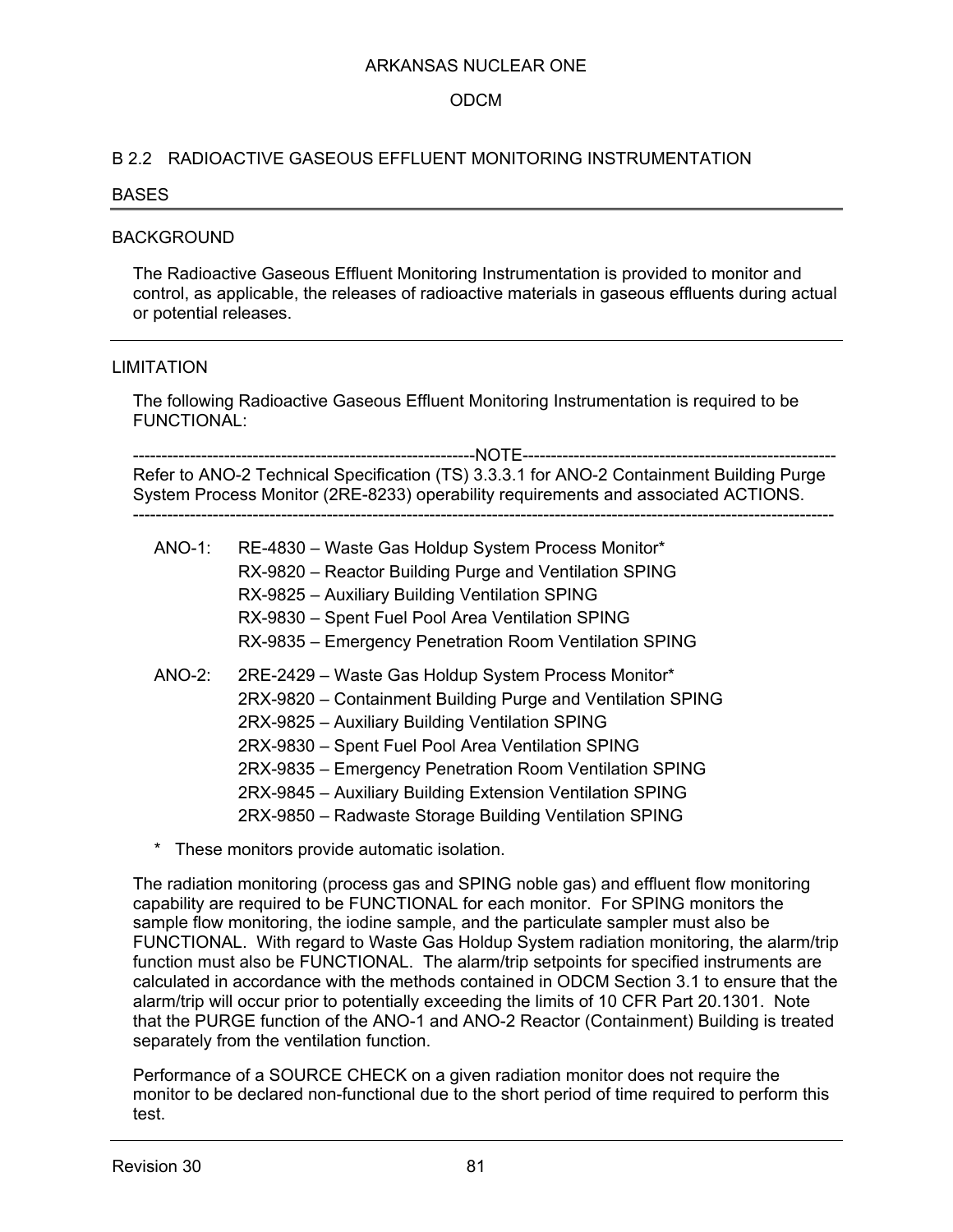# B 2.2 RADIOACTIVE GASEOUS EFFLUENT MONITORING INSTRUMENTATION

## BASES

### BACKGROUND

The Radioactive Gaseous Effluent Monitoring Instrumentation is provided to monitor and control, as applicable, the releases of radioactive materials in gaseous effluents during actual or potential releases.

### LIMITATION

The following Radioactive Gaseous Effluent Monitoring Instrumentation is required to be FUNCTIONAL:

----------------------------------------------------------NOTE----------------------------------------------------------

Refer to ANO-2 Technical Specification (TS) 3.3.3.1 for ANO-2 Containment Building Purge System Process Monitor (2RE-8233) operability requirements and associated ACTIONS.

------------------------------------------------------------------------------------------------------------------------

ANO-1:
- RE-4830 – Waste Gas Holdup System Process Monitor*
- RX-9820 – Reactor Building Purge and Ventilation SPING
- RX-9825 – Auxiliary Building Ventilation SPING
- RX-9830 – Spent Fuel Pool Area Ventilation SPING
- RX-9835 – Emergency Penetration Room Ventilation SPING

ANO-2:
- 2RE-2429 – Waste Gas Holdup System Process Monitor*
- 2RX-9820 – Containment Building Purge and Ventilation SPING
- 2RX-9825 – Auxiliary Building Ventilation SPING
- 2RX-9830 – Spent Fuel Pool Area Ventilation SPING
- 2RX-9835 – Emergency Penetration Room Ventilation SPING
- 2RX-9845 – Auxiliary Building Extension Ventilation SPING
- 2RX-9850 – Radwaste Storage Building Ventilation SPING

\* These monitors provide automatic isolation.

The radiation monitoring (process gas and SPING noble gas) and effluent flow monitoring capability are required to be FUNCTIONAL for each monitor. For SPING monitors the sample flow monitoring, the iodine sample, and the particulate sampler must also be FUNCTIONAL. With regard to Waste Gas Holdup System radiation monitoring, the alarm/trip function must also be FUNCTIONAL. The alarm/trip setpoints for specified instruments are calculated in accordance with the methods contained in ODCM Section 3.1 to ensure that the alarm/trip will occur prior to potentially exceeding the limits of 10 CFR Part 20.1301. Note that the PURGE function of the ANO-1 and ANO-2 Reactor (Containment) Building is treated separately from the ventilation function.

Performance of a SOURCE CHECK on a given radiation monitor does not require the monitor to be declared non-functional due to the short period of time required to perform this test.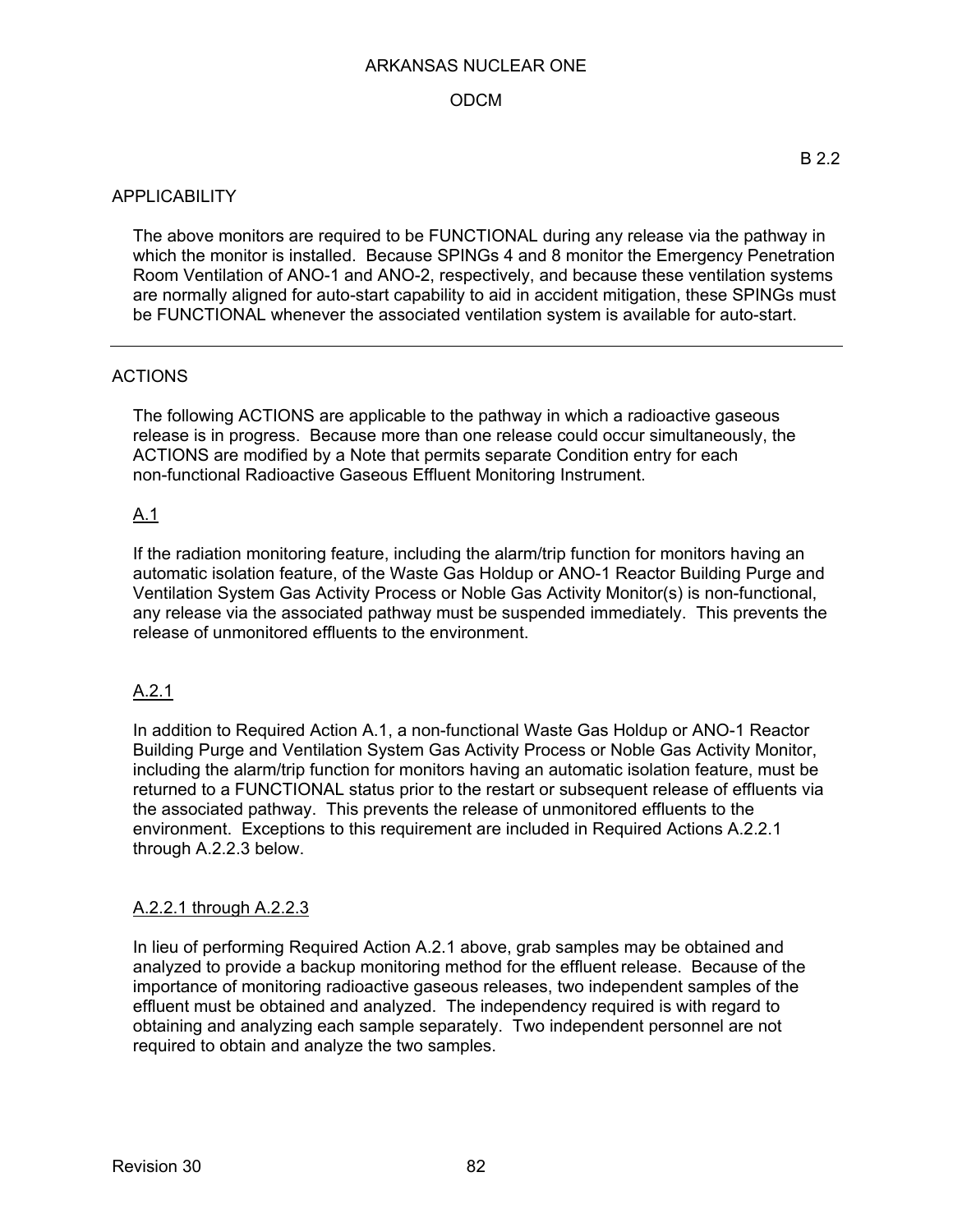B 2.2

## APPLICABILITY

The above monitors are required to be FUNCTIONAL during any release via the pathway in which the monitor is installed. Because SPINGs 4 and 8 monitor the Emergency Penetration Room Ventilation of ANO-1 and ANO-2, respectively, and because these ventilation systems are normally aligned for auto-start capability to aid in accident mitigation, these SPINGs must be FUNCTIONAL whenever the associated ventilation system is available for auto-start.

---

## ACTIONS

The following ACTIONS are applicable to the pathway in which a radioactive gaseous release is in progress. Because more than one release could occur simultaneously, the ACTIONS are modified by a Note that permits separate Condition entry for each non-functional Radioactive Gaseous Effluent Monitoring Instrument.

### A.1

If the radiation monitoring feature, including the alarm/trip function for monitors having an automatic isolation feature, of the Waste Gas Holdup or ANO-1 Reactor Building Purge and Ventilation System Gas Activity Process or Noble Gas Activity Monitor(s) is non-functional, any release via the associated pathway must be suspended immediately. This prevents the release of unmonitored effluents to the environment.

### A.2.1

In addition to Required Action A.1, a non-functional Waste Gas Holdup or ANO-1 Reactor Building Purge and Ventilation System Gas Activity Process or Noble Gas Activity Monitor, including the alarm/trip function for monitors having an automatic isolation feature, must be returned to a FUNCTIONAL status prior to the restart or subsequent release of effluents via the associated pathway. This prevents the release of unmonitored effluents to the environment. Exceptions to this requirement are included in Required Actions A.2.2.1 through A.2.2.3 below.

### A.2.2.1 through A.2.2.3

In lieu of performing Required Action A.2.1 above, grab samples may be obtained and analyzed to provide a backup monitoring method for the effluent release. Because of the importance of monitoring radioactive gaseous releases, two independent samples of the effluent must be obtained and analyzed. The independency required is with regard to obtaining and analyzing each sample separately. Two independent personnel are not required to obtain and analyze the two samples.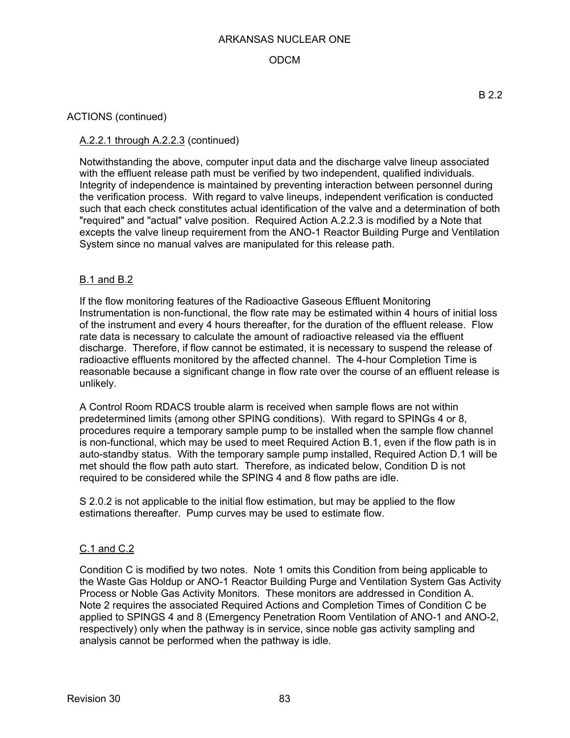B 2.2

ACTIONS (continued)

A.2.2.1 through A.2.2.3 (continued)

Notwithstanding the above, computer input data and the discharge valve lineup associated with the effluent release path must be verified by two independent, qualified individuals. Integrity of independence is maintained by preventing interaction between personnel during the verification process. With regard to valve lineups, independent verification is conducted such that each check constitutes actual identification of the valve and a determination of both "required" and "actual" valve position. Required Action A.2.2.3 is modified by a Note that excepts the valve lineup requirement from the ANO-1 Reactor Building Purge and Ventilation System since no manual valves are manipulated for this release path.

B.1 and B.2

If the flow monitoring features of the Radioactive Gaseous Effluent Monitoring Instrumentation is non-functional, the flow rate may be estimated within 4 hours of initial loss of the instrument and every 4 hours thereafter, for the duration of the effluent release. Flow rate data is necessary to calculate the amount of radioactive released via the effluent discharge. Therefore, if flow cannot be estimated, it is necessary to suspend the release of radioactive effluents monitored by the affected channel. The 4-hour Completion Time is reasonable because a significant change in flow rate over the course of an effluent release is unlikely.

A Control Room RDACS trouble alarm is received when sample flows are not within predetermined limits (among other SPING conditions). With regard to SPINGs 4 or 8, procedures require a temporary sample pump to be installed when the sample flow channel is non-functional, which may be used to meet Required Action B.1, even if the flow path is in auto-standby status. With the temporary sample pump installed, Required Action D.1 will be met should the flow path auto start. Therefore, as indicated below, Condition D is not required to be considered while the SPING 4 and 8 flow paths are idle.

S 2.0.2 is not applicable to the initial flow estimation, but may be applied to the flow estimations thereafter. Pump curves may be used to estimate flow.

C.1 and C.2

Condition C is modified by two notes. Note 1 omits this Condition from being applicable to the Waste Gas Holdup or ANO-1 Reactor Building Purge and Ventilation System Gas Activity Process or Noble Gas Activity Monitors. These monitors are addressed in Condition A. Note 2 requires the associated Required Actions and Completion Times of Condition C be applied to SPINGS 4 and 8 (Emergency Penetration Room Ventilation of ANO-1 and ANO-2, respectively) only when the pathway is in service, since noble gas activity sampling and analysis cannot be performed when the pathway is idle.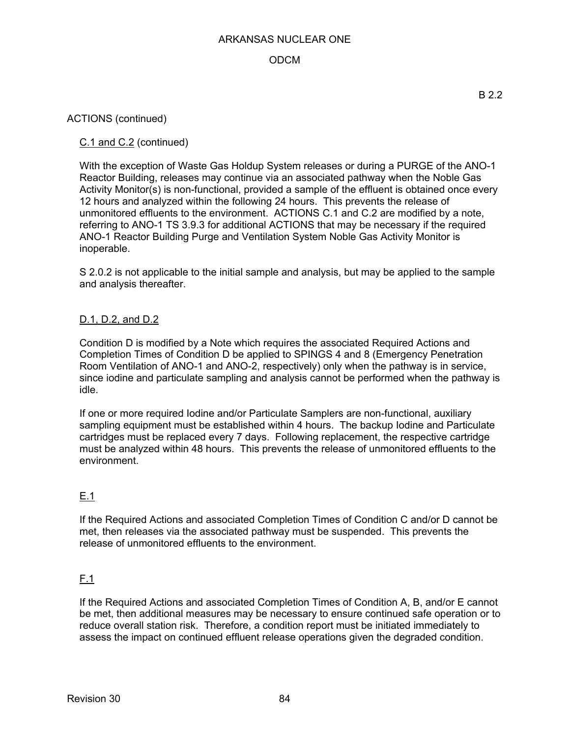ACTIONS (continued)

C.1 and C.2 (continued)

With the exception of Waste Gas Holdup System releases or during a PURGE of the ANO-1 Reactor Building, releases may continue via an associated pathway when the Noble Gas Activity Monitor(s) is non-functional, provided a sample of the effluent is obtained once every 12 hours and analyzed within the following 24 hours. This prevents the release of unmonitored effluents to the environment. ACTIONS C.1 and C.2 are modified by a note, referring to ANO-1 TS 3.9.3 for additional ACTIONS that may be necessary if the required ANO-1 Reactor Building Purge and Ventilation System Noble Gas Activity Monitor is inoperable.

S 2.0.2 is not applicable to the initial sample and analysis, but may be applied to the sample and analysis thereafter.

D.1, D.2, and D.2

Condition D is modified by a Note which requires the associated Required Actions and Completion Times of Condition D be applied to SPINGS 4 and 8 (Emergency Penetration Room Ventilation of ANO-1 and ANO-2, respectively) only when the pathway is in service, since iodine and particulate sampling and analysis cannot be performed when the pathway is idle.

If one or more required Iodine and/or Particulate Samplers are non-functional, auxiliary sampling equipment must be established within 4 hours. The backup Iodine and Particulate cartridges must be replaced every 7 days. Following replacement, the respective cartridge must be analyzed within 48 hours. This prevents the release of unmonitored effluents to the environment.

E.1

If the Required Actions and associated Completion Times of Condition C and/or D cannot be met, then releases via the associated pathway must be suspended. This prevents the release of unmonitored effluents to the environment.

F.1

If the Required Actions and associated Completion Times of Condition A, B, and/or E cannot be met, then additional measures may be necessary to ensure continued safe operation or to reduce overall station risk. Therefore, a condition report must be initiated immediately to assess the impact on continued effluent release operations given the degraded condition.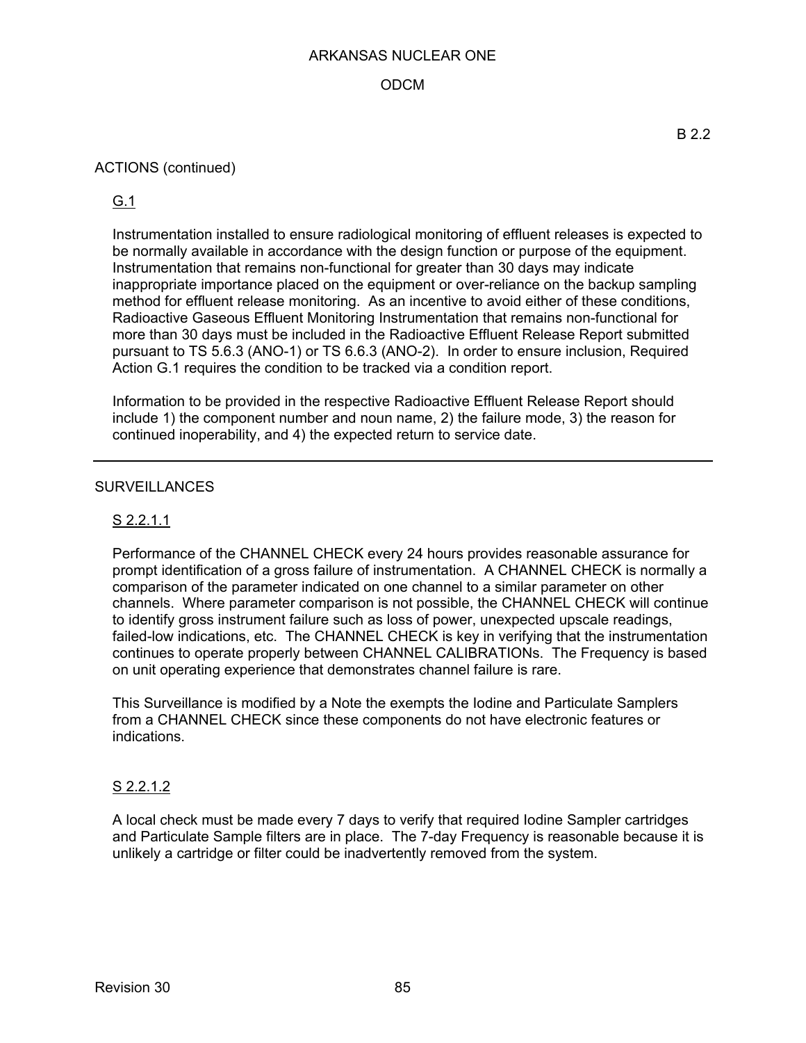B 2.2

ACTIONS (continued)

G.1

Instrumentation installed to ensure radiological monitoring of effluent releases is expected to be normally available in accordance with the design function or purpose of the equipment. Instrumentation that remains non-functional for greater than 30 days may indicate inappropriate importance placed on the equipment or over-reliance on the backup sampling method for effluent release monitoring. As an incentive to avoid either of these conditions, Radioactive Gaseous Effluent Monitoring Instrumentation that remains non-functional for more than 30 days must be included in the Radioactive Effluent Release Report submitted pursuant to TS 5.6.3 (ANO-1) or TS 6.6.3 (ANO-2). In order to ensure inclusion, Required Action G.1 requires the condition to be tracked via a condition report.

Information to be provided in the respective Radioactive Effluent Release Report should include 1) the component number and noun name, 2) the failure mode, 3) the reason for continued inoperability, and 4) the expected return to service date.

---

SURVEILLANCES

S 2.2.1.1

Performance of the CHANNEL CHECK every 24 hours provides reasonable assurance for prompt identification of a gross failure of instrumentation. A CHANNEL CHECK is normally a comparison of the parameter indicated on one channel to a similar parameter on other channels. Where parameter comparison is not possible, the CHANNEL CHECK will continue to identify gross instrument failure such as loss of power, unexpected upscale readings, failed-low indications, etc. The CHANNEL CHECK is key in verifying that the instrumentation continues to operate properly between CHANNEL CALIBRATIONs. The Frequency is based on unit operating experience that demonstrates channel failure is rare.

This Surveillance is modified by a Note the exempts the Iodine and Particulate Samplers from a CHANNEL CHECK since these components do not have electronic features or indications.

S 2.2.1.2

A local check must be made every 7 days to verify that required Iodine Sampler cartridges and Particulate Sample filters are in place. The 7-day Frequency is reasonable because it is unlikely a cartridge or filter could be inadvertently removed from the system.

Revision 30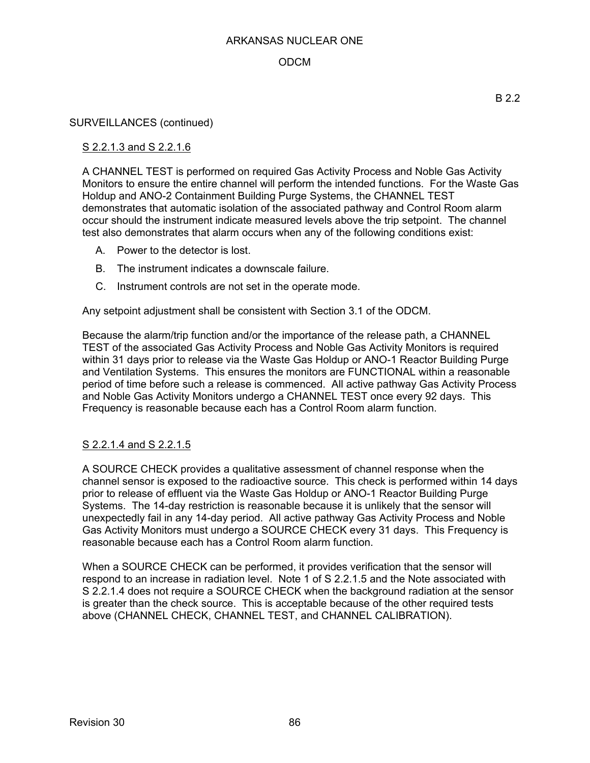B 2.2

SURVEILLANCES (continued)

S 2.2.1.3 and S 2.2.1.6

A CHANNEL TEST is performed on required Gas Activity Process and Noble Gas Activity Monitors to ensure the entire channel will perform the intended functions. For the Waste Gas Holdup and ANO-2 Containment Building Purge Systems, the CHANNEL TEST demonstrates that automatic isolation of the associated pathway and Control Room alarm occur should the instrument indicate measured levels above the trip setpoint. The channel test also demonstrates that alarm occurs when any of the following conditions exist:

A. Power to the detector is lost.

B. The instrument indicates a downscale failure.

C. Instrument controls are not set in the operate mode.

Any setpoint adjustment shall be consistent with Section 3.1 of the ODCM.

Because the alarm/trip function and/or the importance of the release path, a CHANNEL TEST of the associated Gas Activity Process and Noble Gas Activity Monitors is required within 31 days prior to release via the Waste Gas Holdup or ANO-1 Reactor Building Purge and Ventilation Systems. This ensures the monitors are FUNCTIONAL within a reasonable period of time before such a release is commenced. All active pathway Gas Activity Process and Noble Gas Activity Monitors undergo a CHANNEL TEST once every 92 days. This Frequency is reasonable because each has a Control Room alarm function.

S 2.2.1.4 and S 2.2.1.5

A SOURCE CHECK provides a qualitative assessment of channel response when the channel sensor is exposed to the radioactive source. This check is performed within 14 days prior to release of effluent via the Waste Gas Holdup or ANO-1 Reactor Building Purge Systems. The 14-day restriction is reasonable because it is unlikely that the sensor will unexpectedly fail in any 14-day period. All active pathway Gas Activity Process and Noble Gas Activity Monitors must undergo a SOURCE CHECK every 31 days. This Frequency is reasonable because each has a Control Room alarm function.

When a SOURCE CHECK can be performed, it provides verification that the sensor will respond to an increase in radiation level. Note 1 of S 2.2.1.5 and the Note associated with S 2.2.1.4 does not require a SOURCE CHECK when the background radiation at the sensor is greater than the check source. This is acceptable because of the other required tests above (CHANNEL CHECK, CHANNEL TEST, and CHANNEL CALIBRATION).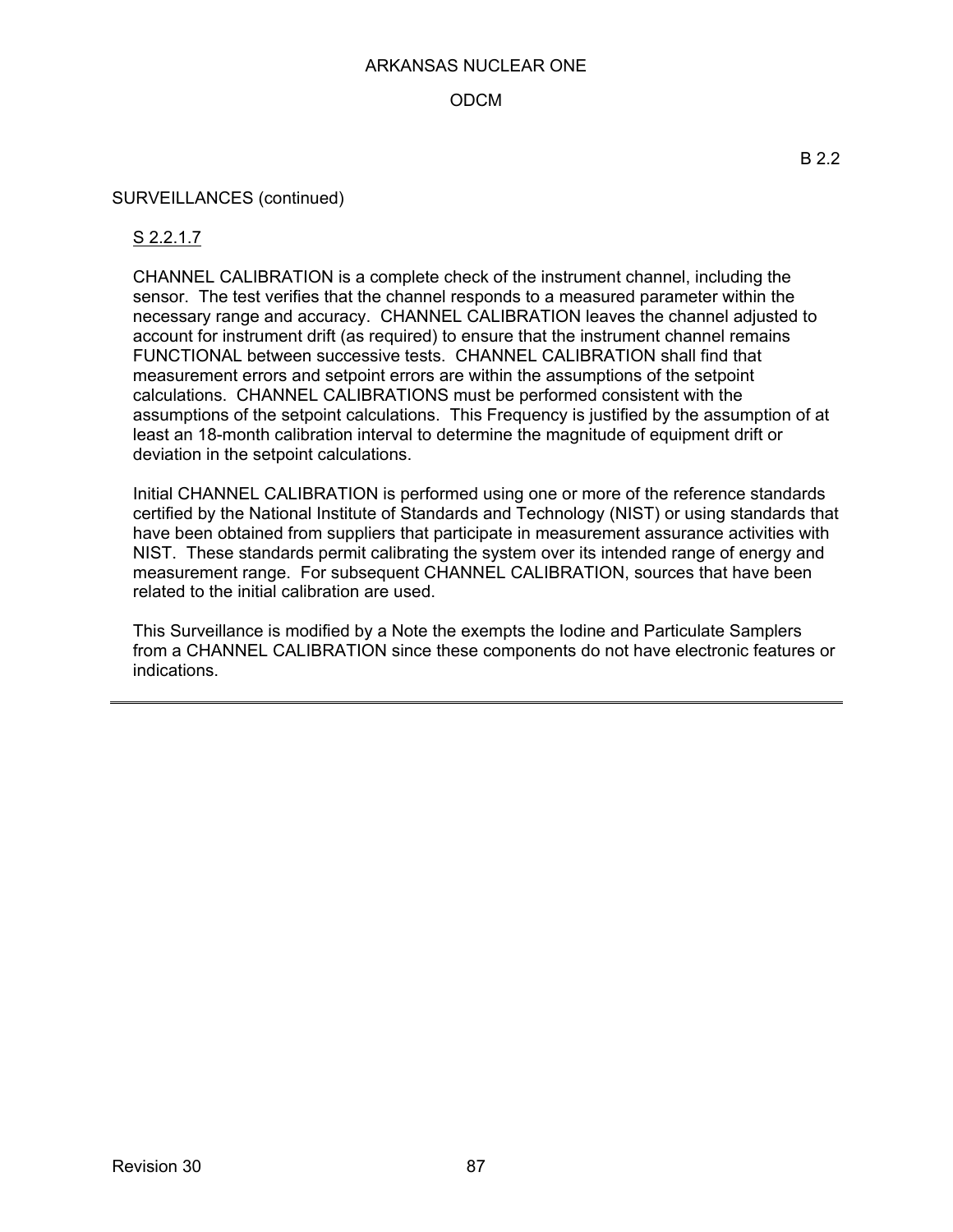B 2.2

SURVEILLANCES (continued)

S 2.2.1.7

CHANNEL CALIBRATION is a complete check of the instrument channel, including the sensor. The test verifies that the channel responds to a measured parameter within the necessary range and accuracy. CHANNEL CALIBRATION leaves the channel adjusted to account for instrument drift (as required) to ensure that the instrument channel remains FUNCTIONAL between successive tests. CHANNEL CALIBRATION shall find that measurement errors and setpoint errors are within the assumptions of the setpoint calculations. CHANNEL CALIBRATIONS must be performed consistent with the assumptions of the setpoint calculations. This Frequency is justified by the assumption of at least an 18-month calibration interval to determine the magnitude of equipment drift or deviation in the setpoint calculations.

Initial CHANNEL CALIBRATION is performed using one or more of the reference standards certified by the National Institute of Standards and Technology (NIST) or using standards that have been obtained from suppliers that participate in measurement assurance activities with NIST. These standards permit calibrating the system over its intended range of energy and measurement range. For subsequent CHANNEL CALIBRATION, sources that have been related to the initial calibration are used.

This Surveillance is modified by a Note the exempts the Iodine and Particulate Samplers from a CHANNEL CALIBRATION since these components do not have electronic features or indications.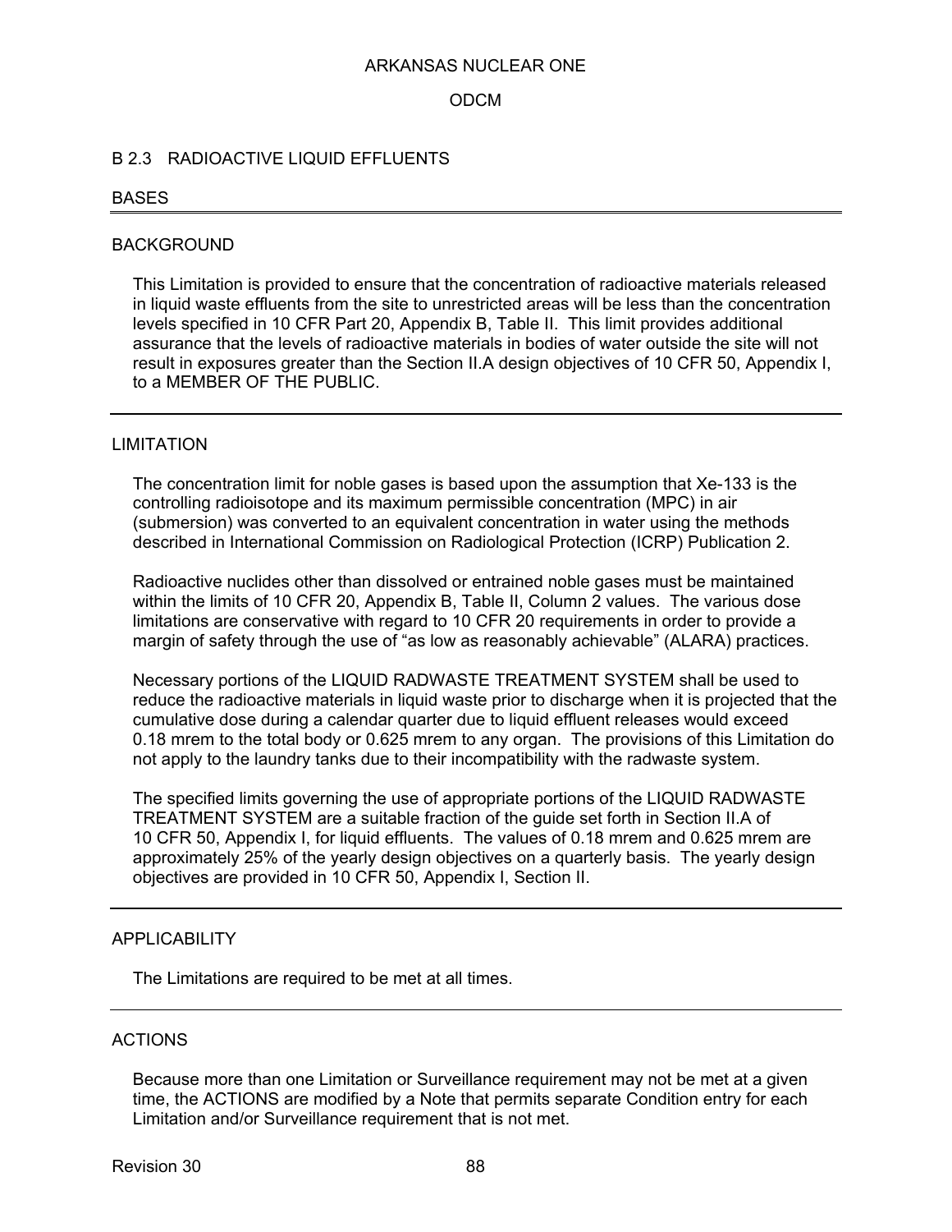## B 2.3 RADIOACTIVE LIQUID EFFLUENTS

### BASES

---

### BACKGROUND

This Limitation is provided to ensure that the concentration of radioactive materials released in liquid waste effluents from the site to unrestricted areas will be less than the concentration levels specified in 10 CFR Part 20, Appendix B, Table II. This limit provides additional assurance that the levels of radioactive materials in bodies of water outside the site will not result in exposures greater than the Section II.A design objectives of 10 CFR 50, Appendix I, to a MEMBER OF THE PUBLIC.

---

### LIMITATION

The concentration limit for noble gases is based upon the assumption that Xe-133 is the controlling radioisotope and its maximum permissible concentration (MPC) in air (submersion) was converted to an equivalent concentration in water using the methods described in International Commission on Radiological Protection (ICRP) Publication 2.

Radioactive nuclides other than dissolved or entrained noble gases must be maintained within the limits of 10 CFR 20, Appendix B, Table II, Column 2 values. The various dose limitations are conservative with regard to 10 CFR 20 requirements in order to provide a margin of safety through the use of "as low as reasonably achievable" (ALARA) practices.

Necessary portions of the LIQUID RADWASTE TREATMENT SYSTEM shall be used to reduce the radioactive materials in liquid waste prior to discharge when it is projected that the cumulative dose during a calendar quarter due to liquid effluent releases would exceed 0.18 mrem to the total body or 0.625 mrem to any organ. The provisions of this Limitation do not apply to the laundry tanks due to their incompatibility with the radwaste system.

The specified limits governing the use of appropriate portions of the LIQUID RADWASTE TREATMENT SYSTEM are a suitable fraction of the guide set forth in Section II.A of 10 CFR 50, Appendix I, for liquid effluents. The values of 0.18 mrem and 0.625 mrem are approximately 25% of the yearly design objectives on a quarterly basis. The yearly design objectives are provided in 10 CFR 50, Appendix I, Section II.

---

### APPLICABILITY

The Limitations are required to be met at all times.

---

### ACTIONS

Because more than one Limitation or Surveillance requirement may not be met at a given time, the ACTIONS are modified by a Note that permits separate Condition entry for each Limitation and/or Surveillance requirement that is not met.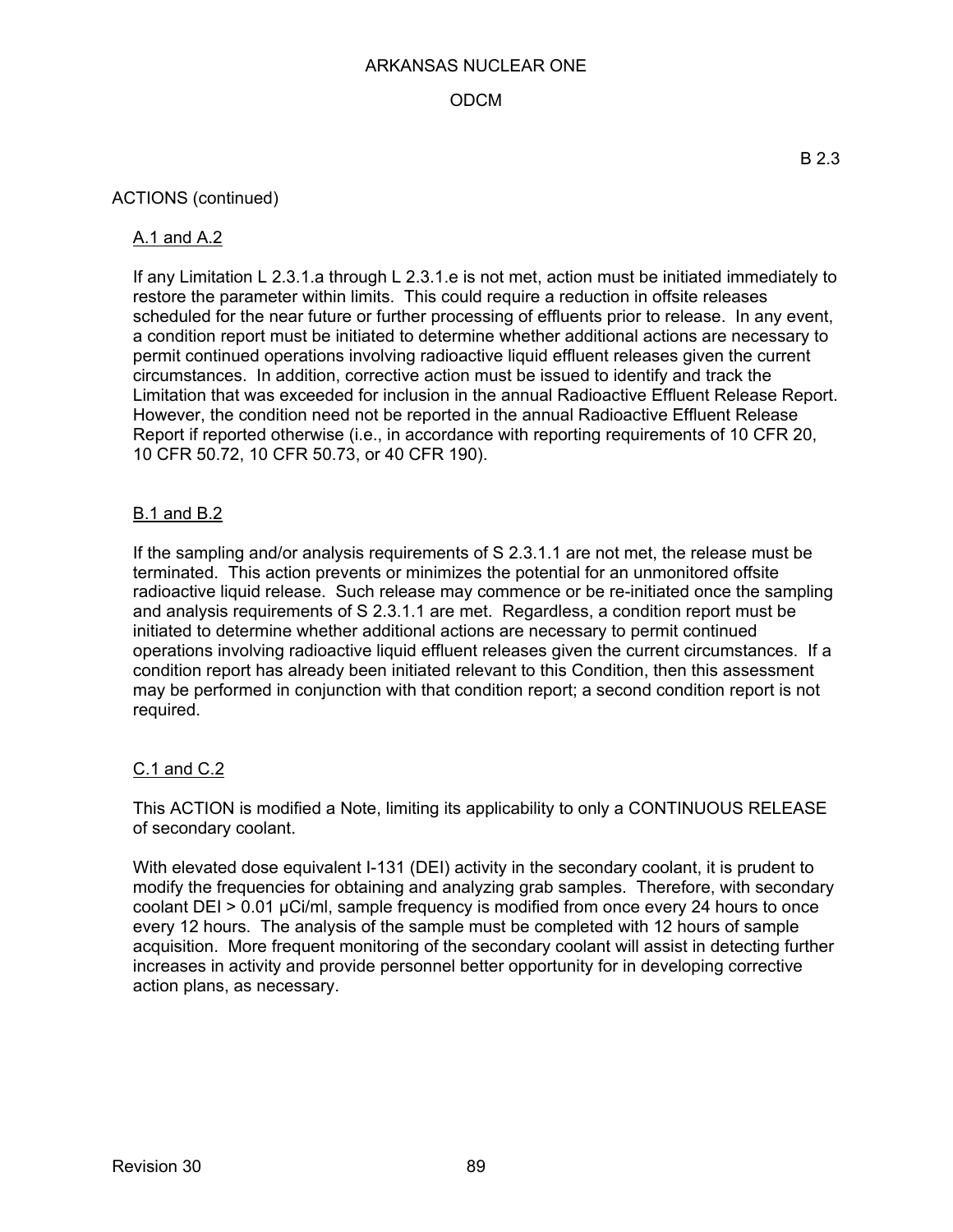B 2.3

ACTIONS (continued)

A.1 and A.2

If any Limitation L 2.3.1.a through L 2.3.1.e is not met, action must be initiated immediately to restore the parameter within limits. This could require a reduction in offsite releases scheduled for the near future or further processing of effluents prior to release. In any event, a condition report must be initiated to determine whether additional actions are necessary to permit continued operations involving radioactive liquid effluent releases given the current circumstances. In addition, corrective action must be issued to identify and track the Limitation that was exceeded for inclusion in the annual Radioactive Effluent Release Report. However, the condition need not be reported in the annual Radioactive Effluent Release Report if reported otherwise (i.e., in accordance with reporting requirements of 10 CFR 20, 10 CFR 50.72, 10 CFR 50.73, or 40 CFR 190).

B.1 and B.2

If the sampling and/or analysis requirements of S 2.3.1.1 are not met, the release must be terminated. This action prevents or minimizes the potential for an unmonitored offsite radioactive liquid release. Such release may commence or be re-initiated once the sampling and analysis requirements of S 2.3.1.1 are met. Regardless, a condition report must be initiated to determine whether additional actions are necessary to permit continued operations involving radioactive liquid effluent releases given the current circumstances. If a condition report has already been initiated relevant to this Condition, then this assessment may be performed in conjunction with that condition report; a second condition report is not required.

C.1 and C.2

This ACTION is modified a Note, limiting its applicability to only a CONTINUOUS RELEASE of secondary coolant.

With elevated dose equivalent I-131 (DEI) activity in the secondary coolant, it is prudent to modify the frequencies for obtaining and analyzing grab samples. Therefore, with secondary coolant DEI > 0.01 µCi/ml, sample frequency is modified from once every 24 hours to once every 12 hours. The analysis of the sample must be completed with 12 hours of sample acquisition. More frequent monitoring of the secondary coolant will assist in detecting further increases in activity and provide personnel better opportunity for in developing corrective action plans, as necessary.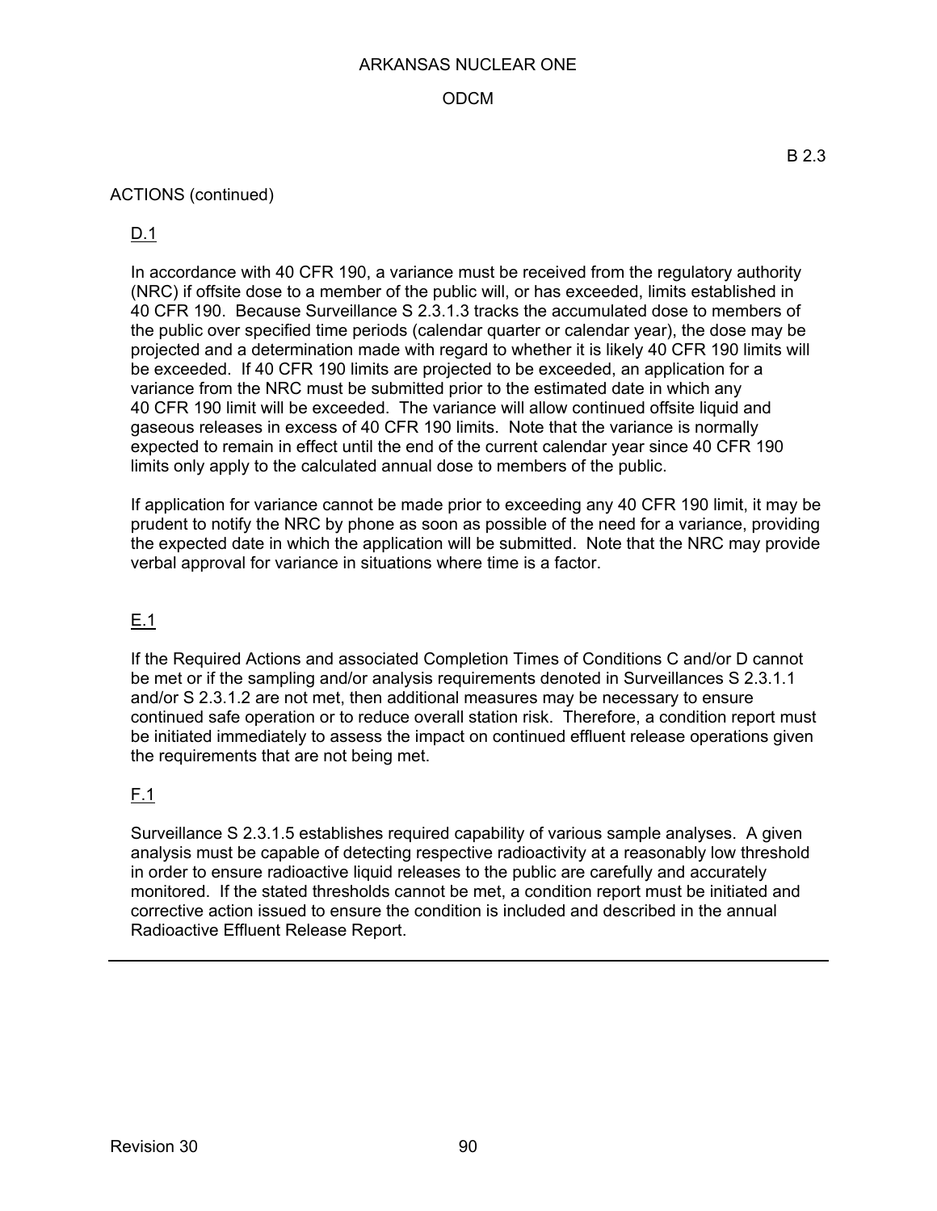B 2.3

ACTIONS (continued)

D.1

In accordance with 40 CFR 190, a variance must be received from the regulatory authority (NRC) if offsite dose to a member of the public will, or has exceeded, limits established in 40 CFR 190. Because Surveillance S 2.3.1.3 tracks the accumulated dose to members of the public over specified time periods (calendar quarter or calendar year), the dose may be projected and a determination made with regard to whether it is likely 40 CFR 190 limits will be exceeded. If 40 CFR 190 limits are projected to be exceeded, an application for a variance from the NRC must be submitted prior to the estimated date in which any 40 CFR 190 limit will be exceeded. The variance will allow continued offsite liquid and gaseous releases in excess of 40 CFR 190 limits. Note that the variance is normally expected to remain in effect until the end of the current calendar year since 40 CFR 190 limits only apply to the calculated annual dose to members of the public.

If application for variance cannot be made prior to exceeding any 40 CFR 190 limit, it may be prudent to notify the NRC by phone as soon as possible of the need for a variance, providing the expected date in which the application will be submitted. Note that the NRC may provide verbal approval for variance in situations where time is a factor.

E.1

If the Required Actions and associated Completion Times of Conditions C and/or D cannot be met or if the sampling and/or analysis requirements denoted in Surveillances S 2.3.1.1 and/or S 2.3.1.2 are not met, then additional measures may be necessary to ensure continued safe operation or to reduce overall station risk. Therefore, a condition report must be initiated immediately to assess the impact on continued effluent release operations given the requirements that are not being met.

F.1

Surveillance S 2.3.1.5 establishes required capability of various sample analyses. A given analysis must be capable of detecting respective radioactivity at a reasonably low threshold in order to ensure radioactive liquid releases to the public are carefully and accurately monitored. If the stated thresholds cannot be met, a condition report must be initiated and corrective action issued to ensure the condition is included and described in the annual Radioactive Effluent Release Report.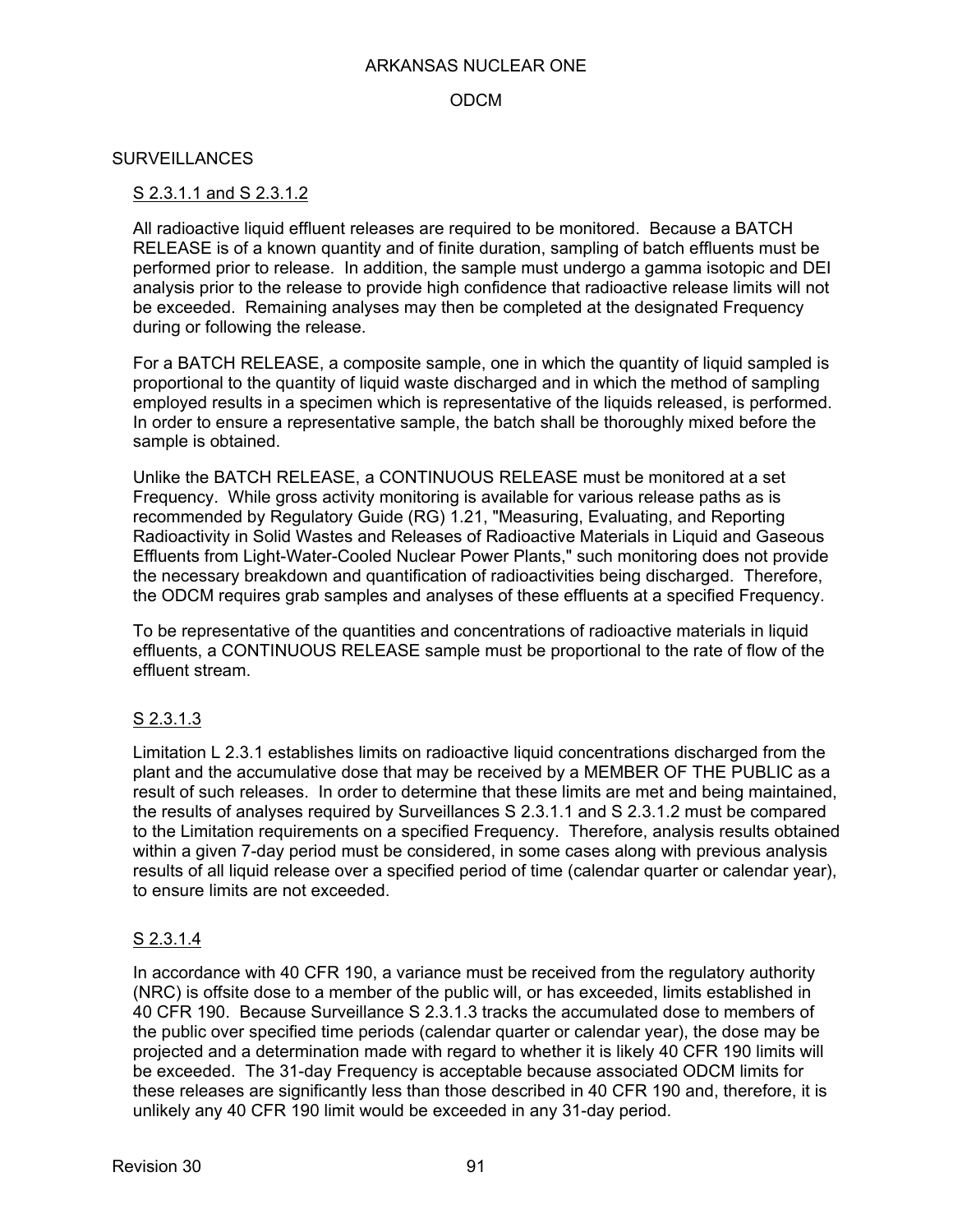## SURVEILLANCES

### S 2.3.1.1 and S 2.3.1.2

All radioactive liquid effluent releases are required to be monitored. Because a BATCH RELEASE is of a known quantity and of finite duration, sampling of batch effluents must be performed prior to release. In addition, the sample must undergo a gamma isotopic and DEI analysis prior to the release to provide high confidence that radioactive release limits will not be exceeded. Remaining analyses may then be completed at the designated Frequency during or following the release.

For a BATCH RELEASE, a composite sample, one in which the quantity of liquid sampled is proportional to the quantity of liquid waste discharged and in which the method of sampling employed results in a specimen which is representative of the liquids released, is performed. In order to ensure a representative sample, the batch shall be thoroughly mixed before the sample is obtained.

Unlike the BATCH RELEASE, a CONTINUOUS RELEASE must be monitored at a set Frequency. While gross activity monitoring is available for various release paths as is recommended by Regulatory Guide (RG) 1.21, "Measuring, Evaluating, and Reporting Radioactivity in Solid Wastes and Releases of Radioactive Materials in Liquid and Gaseous Effluents from Light-Water-Cooled Nuclear Power Plants," such monitoring does not provide the necessary breakdown and quantification of radioactivities being discharged. Therefore, the ODCM requires grab samples and analyses of these effluents at a specified Frequency.

To be representative of the quantities and concentrations of radioactive materials in liquid effluents, a CONTINUOUS RELEASE sample must be proportional to the rate of flow of the effluent stream.

### S 2.3.1.3

Limitation L 2.3.1 establishes limits on radioactive liquid concentrations discharged from the plant and the accumulative dose that may be received by a MEMBER OF THE PUBLIC as a result of such releases. In order to determine that these limits are met and being maintained, the results of analyses required by Surveillances S 2.3.1.1 and S 2.3.1.2 must be compared to the Limitation requirements on a specified Frequency. Therefore, analysis results obtained within a given 7-day period must be considered, in some cases along with previous analysis results of all liquid release over a specified period of time (calendar quarter or calendar year), to ensure limits are not exceeded.

### S 2.3.1.4

In accordance with 40 CFR 190, a variance must be received from the regulatory authority (NRC) is offsite dose to a member of the public will, or has exceeded, limits established in 40 CFR 190. Because Surveillance S 2.3.1.3 tracks the accumulated dose to members of the public over specified time periods (calendar quarter or calendar year), the dose may be projected and a determination made with regard to whether it is likely 40 CFR 190 limits will be exceeded. The 31-day Frequency is acceptable because associated ODCM limits for these releases are significantly less than those described in 40 CFR 190 and, therefore, it is unlikely any 40 CFR 190 limit would be exceeded in any 31-day period.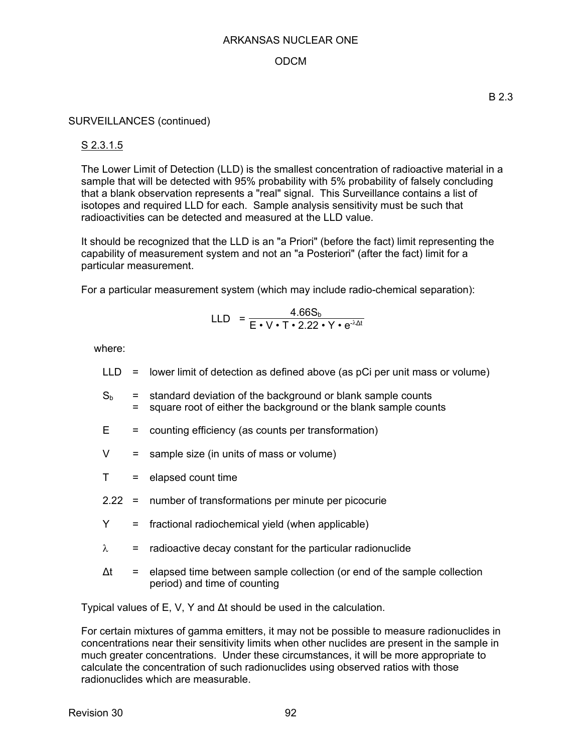B 2.3

SURVEILLANCES (continued)

S 2.3.1.5

The Lower Limit of Detection (LLD) is the smallest concentration of radioactive material in a sample that will be detected with 95% probability with 5% probability of falsely concluding that a blank observation represents a "real" signal. This Surveillance contains a list of isotopes and required LLD for each. Sample analysis sensitivity must be such that radioactivities can be detected and measured at the LLD value.

It should be recognized that the LLD is an "a Priori" (before the fact) limit representing the capability of measurement system and not an "a Posteriori" (after the fact) limit for a particular measurement.

For a particular measurement system (which may include radio-chemical separation):

$$LLD = \frac{4.66 S_b}{E \cdot V \cdot T \cdot 2.22 \cdot Y \cdot e^{-\lambda \Delta t}}$$

where:

- LLD = lower limit of detection as defined above (as pCi per unit mass or volume)
- $S_b$ = standard deviation of the background or blank sample counts
  = square root of either the background or the blank sample counts
- E = counting efficiency (as counts per transformation)
- V = sample size (in units of mass or volume)
- T = elapsed count time
- 2.22 = number of transformations per minute per picocurie
- Y = fractional radiochemical yield (when applicable)
- $\lambda$ = radioactive decay constant for the particular radionuclide
- $\Delta t$ = elapsed time between sample collection (or end of the sample collection period) and time of counting

Typical values of E, V, Y and $\Delta t$ should be used in the calculation.

For certain mixtures of gamma emitters, it may not be possible to measure radionuclides in concentrations near their sensitivity limits when other nuclides are present in the sample in much greater concentrations. Under these circumstances, it will be more appropriate to calculate the concentration of such radionuclides using observed ratios with those radionuclides which are measurable.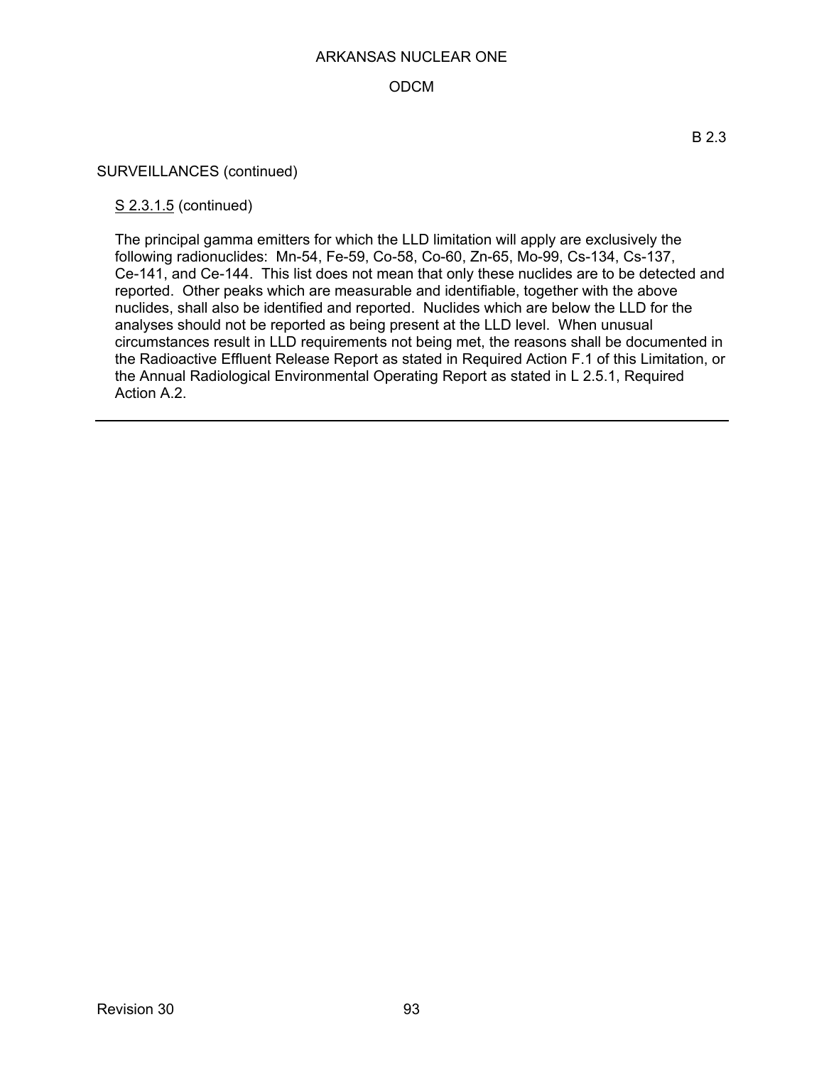B 2.3

SURVEILLANCES (continued)

S 2.3.1.5 (continued)

The principal gamma emitters for which the LLD limitation will apply are exclusively the following radionuclides: Mn-54, Fe-59, Co-58, Co-60, Zn-65, Mo-99, Cs-134, Cs-137, Ce-141, and Ce-144. This list does not mean that only these nuclides are to be detected and reported. Other peaks which are measurable and identifiable, together with the above nuclides, shall also be identified and reported. Nuclides which are below the LLD for the analyses should not be reported as being present at the LLD level. When unusual circumstances result in LLD requirements not being met, the reasons shall be documented in the Radioactive Effluent Release Report as stated in Required Action F.1 of this Limitation, or the Annual Radiological Environmental Operating Report as stated in L 2.5.1, Required Action A.2.

---

Revision 30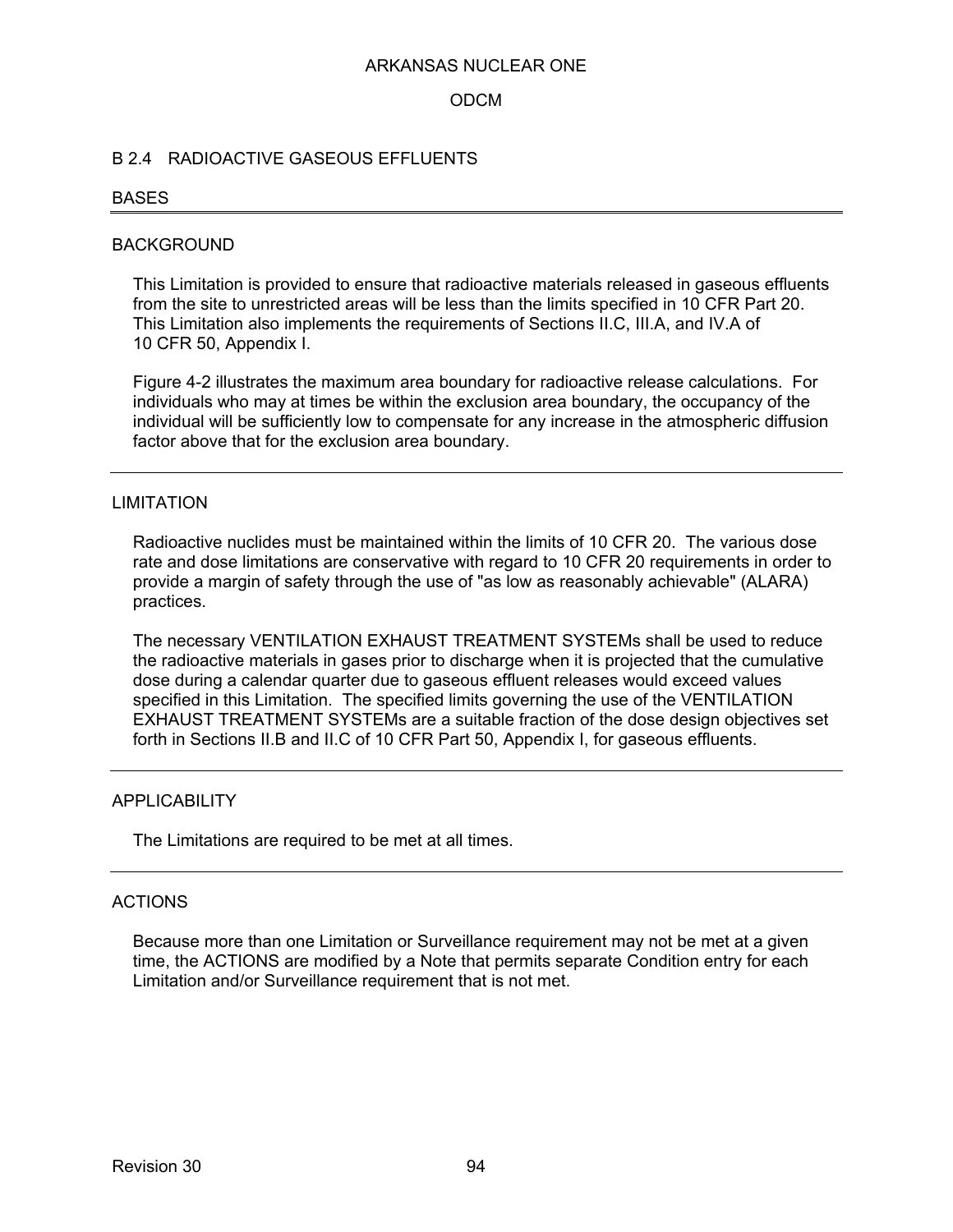## B 2.4 RADIOACTIVE GASEOUS EFFLUENTS

### BASES

---

### BACKGROUND

This Limitation is provided to ensure that radioactive materials released in gaseous effluents from the site to unrestricted areas will be less than the limits specified in 10 CFR Part 20. This Limitation also implements the requirements of Sections II.C, III.A, and IV.A of 10 CFR 50, Appendix I.

Figure 4-2 illustrates the maximum area boundary for radioactive release calculations. For individuals who may at times be within the exclusion area boundary, the occupancy of the individual will be sufficiently low to compensate for any increase in the atmospheric diffusion factor above that for the exclusion area boundary.

---

### LIMITATION

Radioactive nuclides must be maintained within the limits of 10 CFR 20. The various dose rate and dose limitations are conservative with regard to 10 CFR 20 requirements in order to provide a margin of safety through the use of "as low as reasonably achievable" (ALARA) practices.

The necessary VENTILATION EXHAUST TREATMENT SYSTEMs shall be used to reduce the radioactive materials in gases prior to discharge when it is projected that the cumulative dose during a calendar quarter due to gaseous effluent releases would exceed values specified in this Limitation. The specified limits governing the use of the VENTILATION EXHAUST TREATMENT SYSTEMs are a suitable fraction of the dose design objectives set forth in Sections II.B and II.C of 10 CFR Part 50, Appendix I, for gaseous effluents.

---

### APPLICABILITY

The Limitations are required to be met at all times.

---

### ACTIONS

Because more than one Limitation or Surveillance requirement may not be met at a given time, the ACTIONS are modified by a Note that permits separate Condition entry for each Limitation and/or Surveillance requirement that is not met.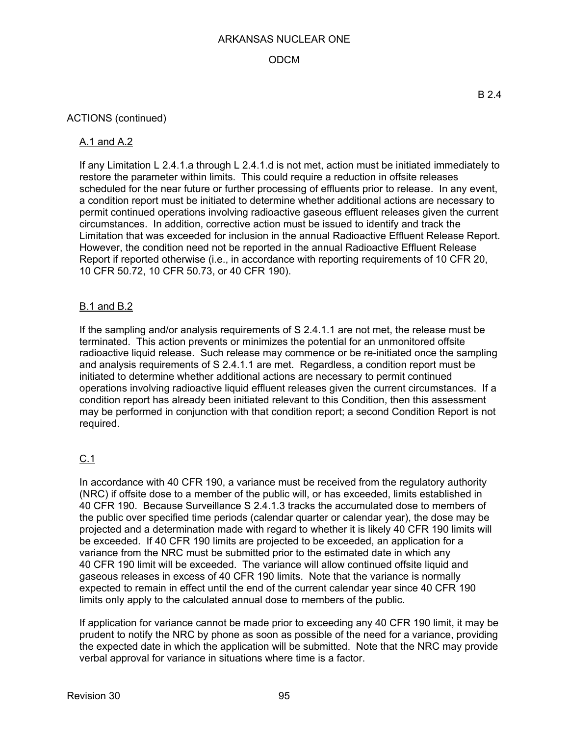B 2.4

ACTIONS (continued)

A.1 and A.2

If any Limitation L 2.4.1.a through L 2.4.1.d is not met, action must be initiated immediately to restore the parameter within limits. This could require a reduction in offsite releases scheduled for the near future or further processing of effluents prior to release. In any event, a condition report must be initiated to determine whether additional actions are necessary to permit continued operations involving radioactive gaseous effluent releases given the current circumstances. In addition, corrective action must be issued to identify and track the Limitation that was exceeded for inclusion in the annual Radioactive Effluent Release Report. However, the condition need not be reported in the annual Radioactive Effluent Release Report if reported otherwise (i.e., in accordance with reporting requirements of 10 CFR 20, 10 CFR 50.72, 10 CFR 50.73, or 40 CFR 190).

B.1 and B.2

If the sampling and/or analysis requirements of S 2.4.1.1 are not met, the release must be terminated. This action prevents or minimizes the potential for an unmonitored offsite radioactive liquid release. Such release may commence or be re-initiated once the sampling and analysis requirements of S 2.4.1.1 are met. Regardless, a condition report must be initiated to determine whether additional actions are necessary to permit continued operations involving radioactive liquid effluent releases given the current circumstances. If a condition report has already been initiated relevant to this Condition, then this assessment may be performed in conjunction with that condition report; a second Condition Report is not required.

C.1

In accordance with 40 CFR 190, a variance must be received from the regulatory authority (NRC) if offsite dose to a member of the public will, or has exceeded, limits established in 40 CFR 190. Because Surveillance S 2.4.1.3 tracks the accumulated dose to members of the public over specified time periods (calendar quarter or calendar year), the dose may be projected and a determination made with regard to whether it is likely 40 CFR 190 limits will be exceeded. If 40 CFR 190 limits are projected to be exceeded, an application for a variance from the NRC must be submitted prior to the estimated date in which any 40 CFR 190 limit will be exceeded. The variance will allow continued offsite liquid and gaseous releases in excess of 40 CFR 190 limits. Note that the variance is normally expected to remain in effect until the end of the current calendar year since 40 CFR 190 limits only apply to the calculated annual dose to members of the public.

If application for variance cannot be made prior to exceeding any 40 CFR 190 limit, it may be prudent to notify the NRC by phone as soon as possible of the need for a variance, providing the expected date in which the application will be submitted. Note that the NRC may provide verbal approval for variance in situations where time is a factor.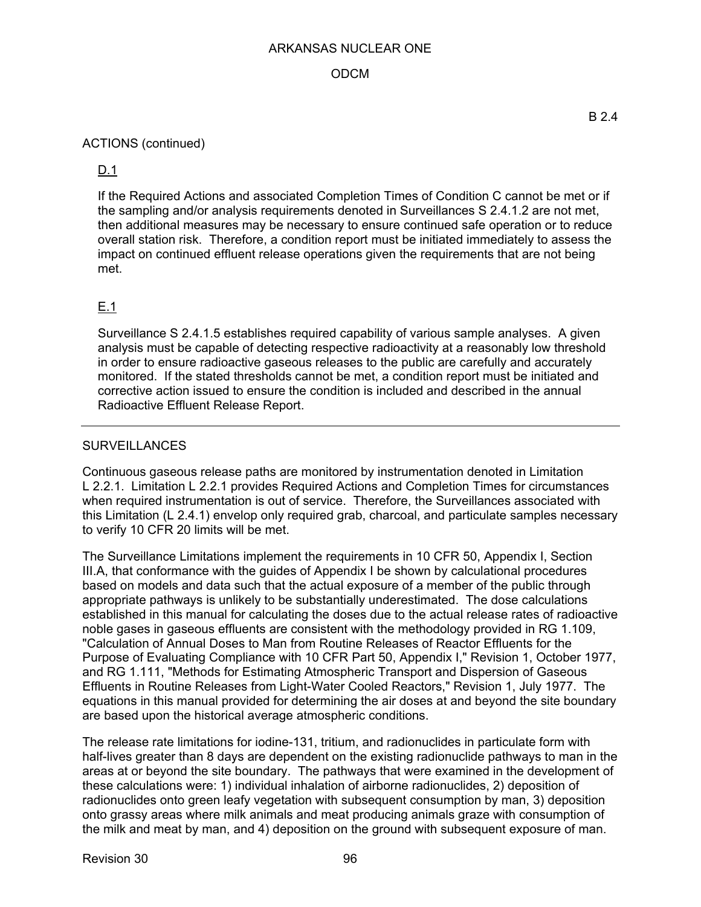B 2.4

ACTIONS (continued)

D.1

If the Required Actions and associated Completion Times of Condition C cannot be met or if the sampling and/or analysis requirements denoted in Surveillances S 2.4.1.2 are not met, then additional measures may be necessary to ensure continued safe operation or to reduce overall station risk. Therefore, a condition report must be initiated immediately to assess the impact on continued effluent release operations given the requirements that are not being met.

E.1

Surveillance S 2.4.1.5 establishes required capability of various sample analyses. A given analysis must be capable of detecting respective radioactivity at a reasonably low threshold in order to ensure radioactive gaseous releases to the public are carefully and accurately monitored. If the stated thresholds cannot be met, a condition report must be initiated and corrective action issued to ensure the condition is included and described in the annual Radioactive Effluent Release Report.

---

SURVEILLANCES

Continuous gaseous release paths are monitored by instrumentation denoted in Limitation L 2.2.1. Limitation L 2.2.1 provides Required Actions and Completion Times for circumstances when required instrumentation is out of service. Therefore, the Surveillances associated with this Limitation (L 2.4.1) envelop only required grab, charcoal, and particulate samples necessary to verify 10 CFR 20 limits will be met.

The Surveillance Limitations implement the requirements in 10 CFR 50, Appendix I, Section III.A, that conformance with the guides of Appendix I be shown by calculational procedures based on models and data such that the actual exposure of a member of the public through appropriate pathways is unlikely to be substantially underestimated. The dose calculations established in this manual for calculating the doses due to the actual release rates of radioactive noble gases in gaseous effluents are consistent with the methodology provided in RG 1.109, "Calculation of Annual Doses to Man from Routine Releases of Reactor Effluents for the Purpose of Evaluating Compliance with 10 CFR Part 50, Appendix I," Revision 1, October 1977, and RG 1.111, "Methods for Estimating Atmospheric Transport and Dispersion of Gaseous Effluents in Routine Releases from Light-Water Cooled Reactors," Revision 1, July 1977. The equations in this manual provided for determining the air doses at and beyond the site boundary are based upon the historical average atmospheric conditions.

The release rate limitations for iodine-131, tritium, and radionuclides in particulate form with half-lives greater than 8 days are dependent on the existing radionuclide pathways to man in the areas at or beyond the site boundary. The pathways that were examined in the development of these calculations were: 1) individual inhalation of airborne radionuclides, 2) deposition of radionuclides onto green leafy vegetation with subsequent consumption by man, 3) deposition onto grassy areas where milk animals and meat producing animals graze with consumption of the milk and meat by man, and 4) deposition on the ground with subsequent exposure of man.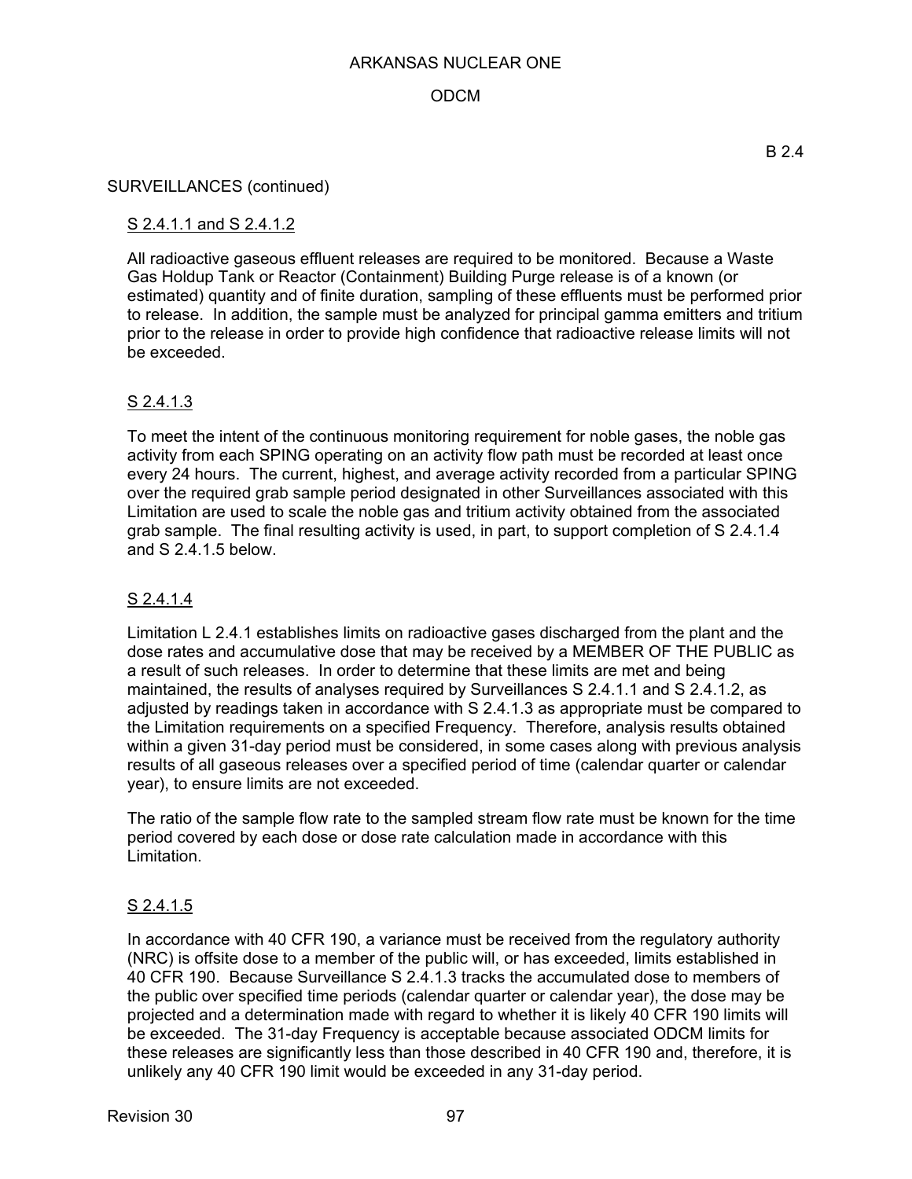B 2.4

SURVEILLANCES (continued)

S 2.4.1.1 and S 2.4.1.2

All radioactive gaseous effluent releases are required to be monitored. Because a Waste Gas Holdup Tank or Reactor (Containment) Building Purge release is of a known (or estimated) quantity and of finite duration, sampling of these effluents must be performed prior to release. In addition, the sample must be analyzed for principal gamma emitters and tritium prior to the release in order to provide high confidence that radioactive release limits will not be exceeded.

S 2.4.1.3

To meet the intent of the continuous monitoring requirement for noble gases, the noble gas activity from each SPING operating on an activity flow path must be recorded at least once every 24 hours. The current, highest, and average activity recorded from a particular SPING over the required grab sample period designated in other Surveillances associated with this Limitation are used to scale the noble gas and tritium activity obtained from the associated grab sample. The final resulting activity is used, in part, to support completion of S 2.4.1.4 and S 2.4.1.5 below.

S 2.4.1.4

Limitation L 2.4.1 establishes limits on radioactive gases discharged from the plant and the dose rates and accumulative dose that may be received by a MEMBER OF THE PUBLIC as a result of such releases. In order to determine that these limits are met and being maintained, the results of analyses required by Surveillances S 2.4.1.1 and S 2.4.1.2, as adjusted by readings taken in accordance with S 2.4.1.3 as appropriate must be compared to the Limitation requirements on a specified Frequency. Therefore, analysis results obtained within a given 31-day period must be considered, in some cases along with previous analysis results of all gaseous releases over a specified period of time (calendar quarter or calendar year), to ensure limits are not exceeded.

The ratio of the sample flow rate to the sampled stream flow rate must be known for the time period covered by each dose or dose rate calculation made in accordance with this Limitation.

S 2.4.1.5

In accordance with 40 CFR 190, a variance must be received from the regulatory authority (NRC) is offsite dose to a member of the public will, or has exceeded, limits established in 40 CFR 190. Because Surveillance S 2.4.1.3 tracks the accumulated dose to members of the public over specified time periods (calendar quarter or calendar year), the dose may be projected and a determination made with regard to whether it is likely 40 CFR 190 limits will be exceeded. The 31-day Frequency is acceptable because associated ODCM limits for these releases are significantly less than those described in 40 CFR 190 and, therefore, it is unlikely any 40 CFR 190 limit would be exceeded in any 31-day period.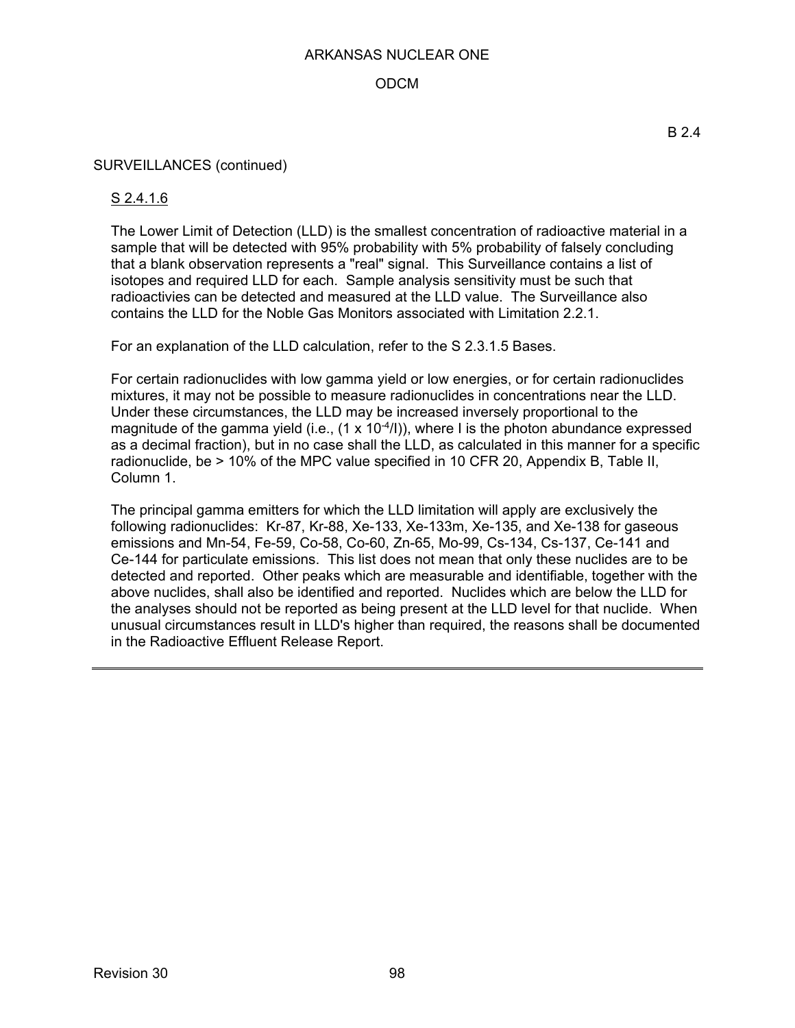B 2.4

SURVEILLANCES (continued)

S 2.4.1.6

The Lower Limit of Detection (LLD) is the smallest concentration of radioactive material in a sample that will be detected with 95% probability with 5% probability of falsely concluding that a blank observation represents a "real" signal. This Surveillance contains a list of isotopes and required LLD for each. Sample analysis sensitivity must be such that radioactivies can be detected and measured at the LLD value. The Surveillance also contains the LLD for the Noble Gas Monitors associated with Limitation 2.2.1.

For an explanation of the LLD calculation, refer to the S 2.3.1.5 Bases.

For certain radionuclides with low gamma yield or low energies, or for certain radionuclides mixtures, it may not be possible to measure radionuclides in concentrations near the LLD. Under these circumstances, the LLD may be increased inversely proportional to the magnitude of the gamma yield (i.e., ($1 \times 10^{-4}/I$)), where I is the photon abundance expressed as a decimal fraction), but in no case shall the LLD, as calculated in this manner for a specific radionuclide, be > 10% of the MPC value specified in 10 CFR 20, Appendix B, Table II, Column 1.

The principal gamma emitters for which the LLD limitation will apply are exclusively the following radionuclides: Kr-87, Kr-88, Xe-133, Xe-133m, Xe-135, and Xe-138 for gaseous emissions and Mn-54, Fe-59, Co-58, Co-60, Zn-65, Mo-99, Cs-134, Cs-137, Ce-141 and Ce-144 for particulate emissions. This list does not mean that only these nuclides are to be detected and reported. Other peaks which are measurable and identifiable, together with the above nuclides, shall also be identified and reported. Nuclides which are below the LLD for the analyses should not be reported as being present at the LLD level for that nuclide. When unusual circumstances result in LLD's higher than required, the reasons shall be documented in the Radioactive Effluent Release Report.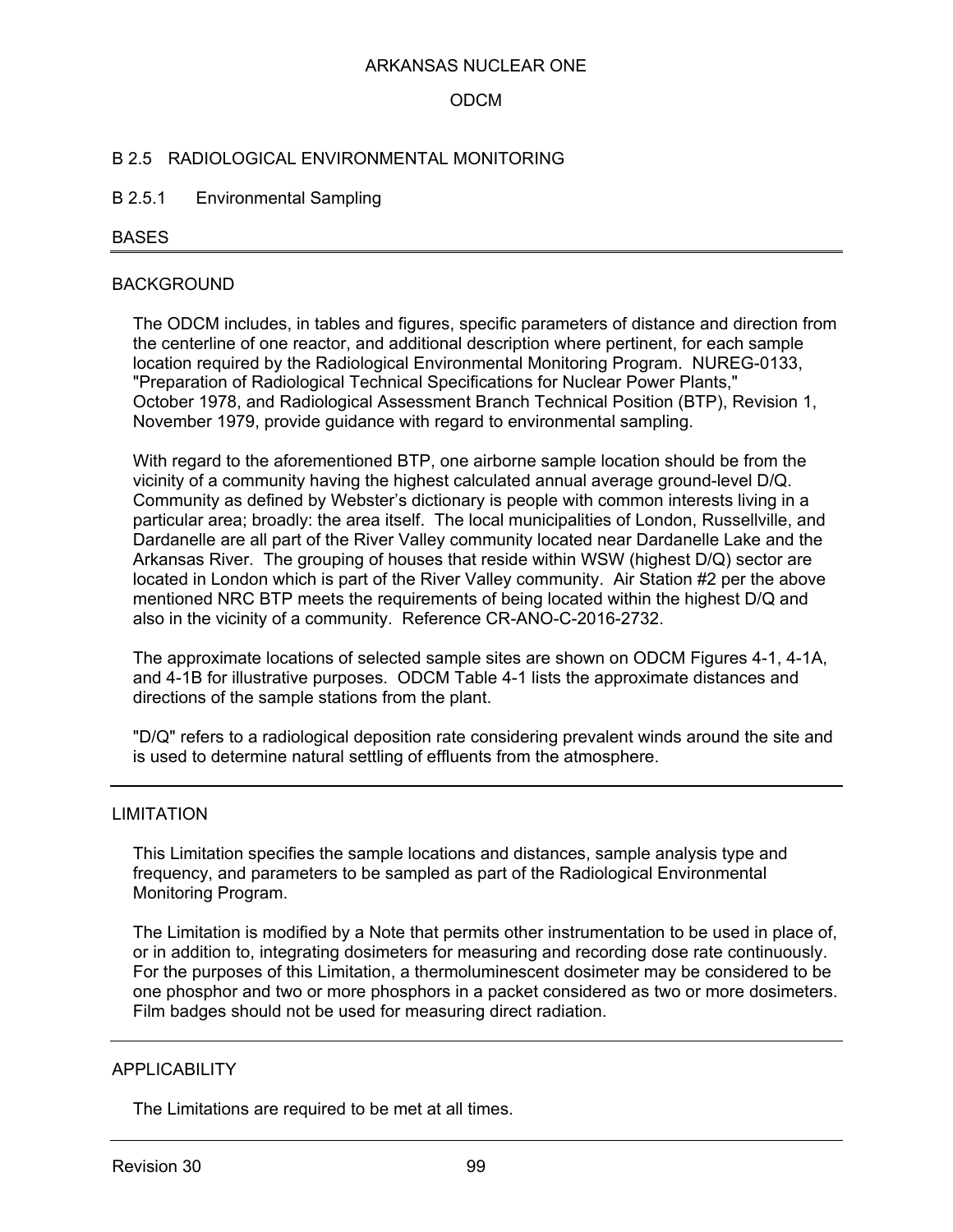## B 2.5 RADIOLOGICAL ENVIRONMENTAL MONITORING

### B 2.5.1 Environmental Sampling

BASES

#### BACKGROUND

The ODCM includes, in tables and figures, specific parameters of distance and direction from the centerline of one reactor, and additional description where pertinent, for each sample location required by the Radiological Environmental Monitoring Program. NUREG-0133, "Preparation of Radiological Technical Specifications for Nuclear Power Plants," October 1978, and Radiological Assessment Branch Technical Position (BTP), Revision 1, November 1979, provide guidance with regard to environmental sampling.

With regard to the aforementioned BTP, one airborne sample location should be from the vicinity of a community having the highest calculated annual average ground-level D/Q. Community as defined by Webster's dictionary is people with common interests living in a particular area; broadly: the area itself. The local municipalities of London, Russellville, and Dardanelle are all part of the River Valley community located near Dardanelle Lake and the Arkansas River. The grouping of houses that reside within WSW (highest D/Q) sector are located in London which is part of the River Valley community. Air Station #2 per the above mentioned NRC BTP meets the requirements of being located within the highest D/Q and also in the vicinity of a community. Reference CR-ANO-C-2016-2732.

The approximate locations of selected sample sites are shown on ODCM Figures 4-1, 4-1A, and 4-1B for illustrative purposes. ODCM Table 4-1 lists the approximate distances and directions of the sample stations from the plant.

"D/Q" refers to a radiological deposition rate considering prevalent winds around the site and is used to determine natural settling of effluents from the atmosphere.

#### LIMITATION

This Limitation specifies the sample locations and distances, sample analysis type and frequency, and parameters to be sampled as part of the Radiological Environmental Monitoring Program.

The Limitation is modified by a Note that permits other instrumentation to be used in place of, or in addition to, integrating dosimeters for measuring and recording dose rate continuously. For the purposes of this Limitation, a thermoluminescent dosimeter may be considered to be one phosphor and two or more phosphors in a packet considered as two or more dosimeters. Film badges should not be used for measuring direct radiation.

#### APPLICABILITY

The Limitations are required to be met at all times.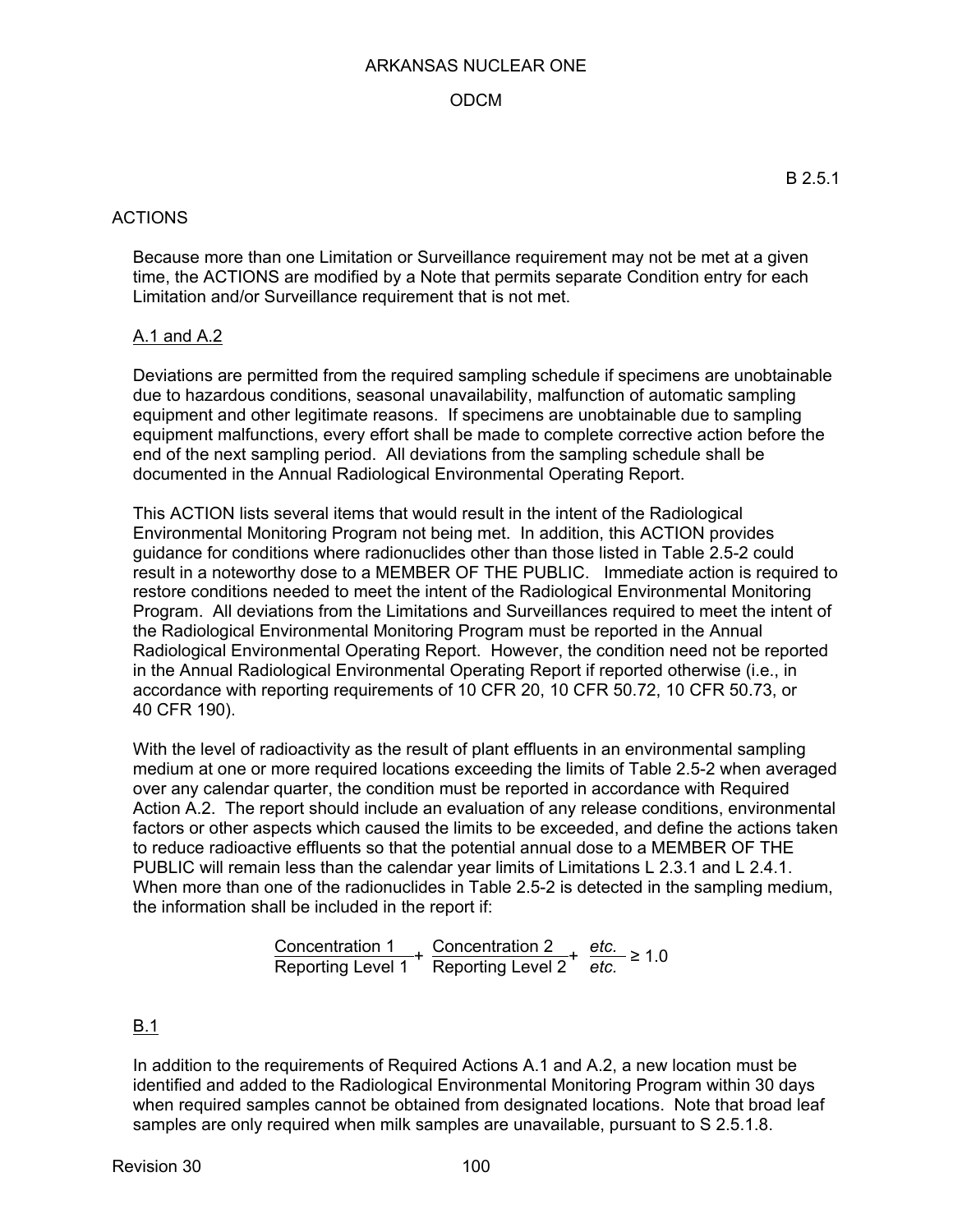B 2.5.1

## ACTIONS

Because more than one Limitation or Surveillance requirement may not be met at a given time, the ACTIONS are modified by a Note that permits separate Condition entry for each Limitation and/or Surveillance requirement that is not met.

### A.1 and A.2

Deviations are permitted from the required sampling schedule if specimens are unobtainable due to hazardous conditions, seasonal unavailability, malfunction of automatic sampling equipment and other legitimate reasons. If specimens are unobtainable due to sampling equipment malfunctions, every effort shall be made to complete corrective action before the end of the next sampling period. All deviations from the sampling schedule shall be documented in the Annual Radiological Environmental Operating Report.

This ACTION lists several items that would result in the intent of the Radiological Environmental Monitoring Program not being met. In addition, this ACTION provides guidance for conditions where radionuclides other than those listed in Table 2.5-2 could result in a noteworthy dose to a MEMBER OF THE PUBLIC. Immediate action is required to restore conditions needed to meet the intent of the Radiological Environmental Monitoring Program. All deviations from the Limitations and Surveillances required to meet the intent of the Radiological Environmental Monitoring Program must be reported in the Annual Radiological Environmental Operating Report. However, the condition need not be reported in the Annual Radiological Environmental Operating Report if reported otherwise (i.e., in accordance with reporting requirements of 10 CFR 20, 10 CFR 50.72, 10 CFR 50.73, or 40 CFR 190).

With the level of radioactivity as the result of plant effluents in an environmental sampling medium at one or more required locations exceeding the limits of Table 2.5-2 when averaged over any calendar quarter, the condition must be reported in accordance with Required Action A.2. The report should include an evaluation of any release conditions, environmental factors or other aspects which caused the limits to be exceeded, and define the actions taken to reduce radioactive effluents so that the potential annual dose to a MEMBER OF THE PUBLIC will remain less than the calendar year limits of Limitations L 2.3.1 and L 2.4.1. When more than one of the radionuclides in Table 2.5-2 is detected in the sampling medium, the information shall be included in the report if:

$$\frac{\text{Concentration 1}}{\text{Reporting Level 1}} + \frac{\text{Concentration 2}}{\text{Reporting Level 2}} + \frac{etc.}{etc.} \geq 1.0$$

### B.1

In addition to the requirements of Required Actions A.1 and A.2, a new location must be identified and added to the Radiological Environmental Monitoring Program within 30 days when required samples cannot be obtained from designated locations. Note that broad leaf samples are only required when milk samples are unavailable, pursuant to S 2.5.1.8.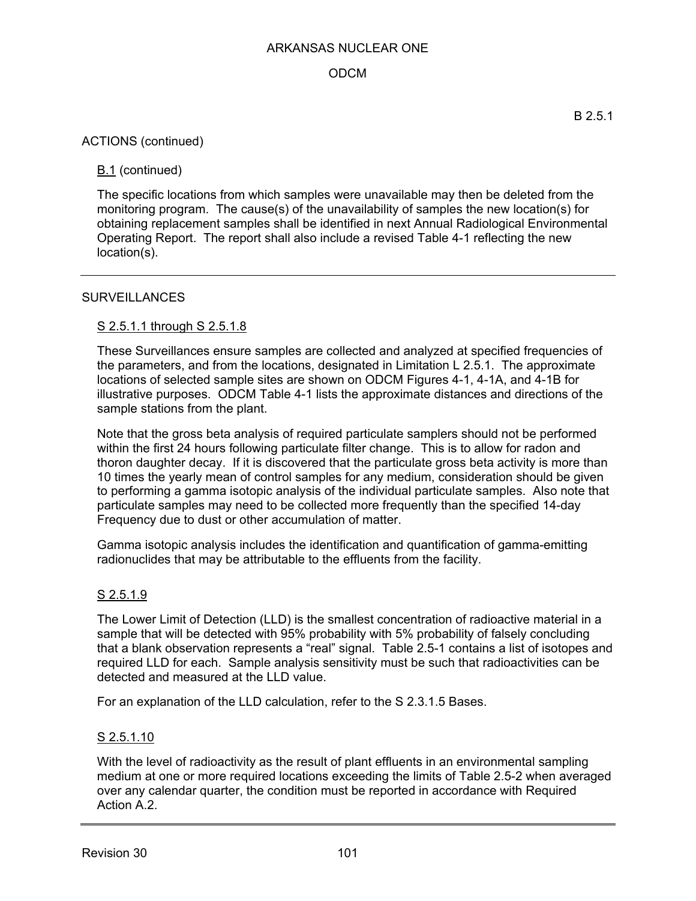B 2.5.1

ACTIONS (continued)

B.1 (continued)

The specific locations from which samples were unavailable may then be deleted from the monitoring program. The cause(s) of the unavailability of samples the new location(s) for obtaining replacement samples shall be identified in next Annual Radiological Environmental Operating Report. The report shall also include a revised Table 4-1 reflecting the new location(s).

---

SURVEILLANCES

S 2.5.1.1 through S 2.5.1.8

These Surveillances ensure samples are collected and analyzed at specified frequencies of the parameters, and from the locations, designated in Limitation L 2.5.1. The approximate locations of selected sample sites are shown on ODCM Figures 4-1, 4-1A, and 4-1B for illustrative purposes. ODCM Table 4-1 lists the approximate distances and directions of the sample stations from the plant.

Note that the gross beta analysis of required particulate samplers should not be performed within the first 24 hours following particulate filter change. This is to allow for radon and thoron daughter decay. If it is discovered that the particulate gross beta activity is more than 10 times the yearly mean of control samples for any medium, consideration should be given to performing a gamma isotopic analysis of the individual particulate samples. Also note that particulate samples may need to be collected more frequently than the specified 14-day Frequency due to dust or other accumulation of matter.

Gamma isotopic analysis includes the identification and quantification of gamma-emitting radionuclides that may be attributable to the effluents from the facility.

S 2.5.1.9

The Lower Limit of Detection (LLD) is the smallest concentration of radioactive material in a sample that will be detected with 95% probability with 5% probability of falsely concluding that a blank observation represents a "real" signal. Table 2.5-1 contains a list of isotopes and required LLD for each. Sample analysis sensitivity must be such that radioactivities can be detected and measured at the LLD value.

For an explanation of the LLD calculation, refer to the S 2.3.1.5 Bases.

S 2.5.1.10

With the level of radioactivity as the result of plant effluents in an environmental sampling medium at one or more required locations exceeding the limits of Table 2.5-2 when averaged over any calendar quarter, the condition must be reported in accordance with Required Action A.2.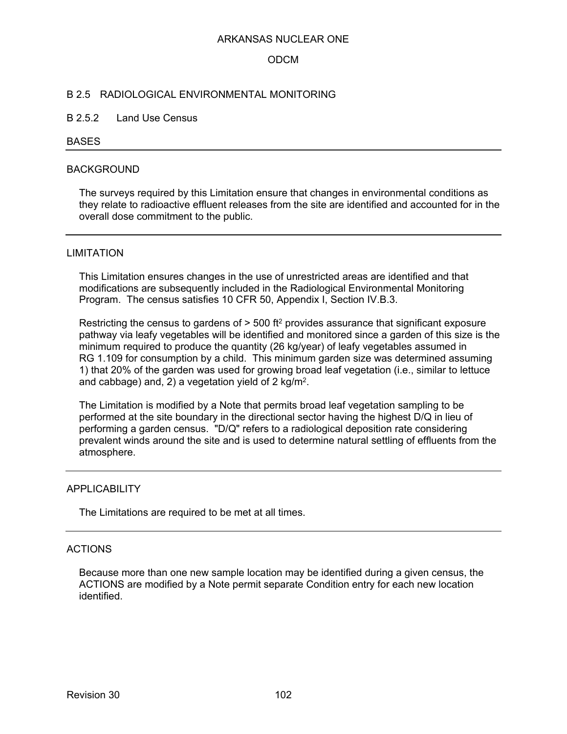## B 2.5 RADIOLOGICAL ENVIRONMENTAL MONITORING

### B 2.5.2 Land Use Census

#### BASES

---

#### BACKGROUND

The surveys required by this Limitation ensure that changes in environmental conditions as they relate to radioactive effluent releases from the site are identified and accounted for in the overall dose commitment to the public.

---

#### LIMITATION

This Limitation ensures changes in the use of unrestricted areas are identified and that modifications are subsequently included in the Radiological Environmental Monitoring Program. The census satisfies 10 CFR 50, Appendix I, Section IV.B.3.

Restricting the census to gardens of > 500 $ft^2$ provides assurance that significant exposure pathway via leafy vegetables will be identified and monitored since a garden of this size is the minimum required to produce the quantity (26 kg/year) of leafy vegetables assumed in RG 1.109 for consumption by a child. This minimum garden size was determined assuming 1) that 20% of the garden was used for growing broad leaf vegetation (i.e., similar to lettuce and cabbage) and, 2) a vegetation yield of 2 $kg/m^2$.

The Limitation is modified by a Note that permits broad leaf vegetation sampling to be performed at the site boundary in the directional sector having the highest D/Q in lieu of performing a garden census. "D/Q" refers to a radiological deposition rate considering prevalent winds around the site and is used to determine natural settling of effluents from the atmosphere.

---

#### APPLICABILITY

The Limitations are required to be met at all times.

---

#### ACTIONS

Because more than one new sample location may be identified during a given census, the ACTIONS are modified by a Note permit separate Condition entry for each new location identified.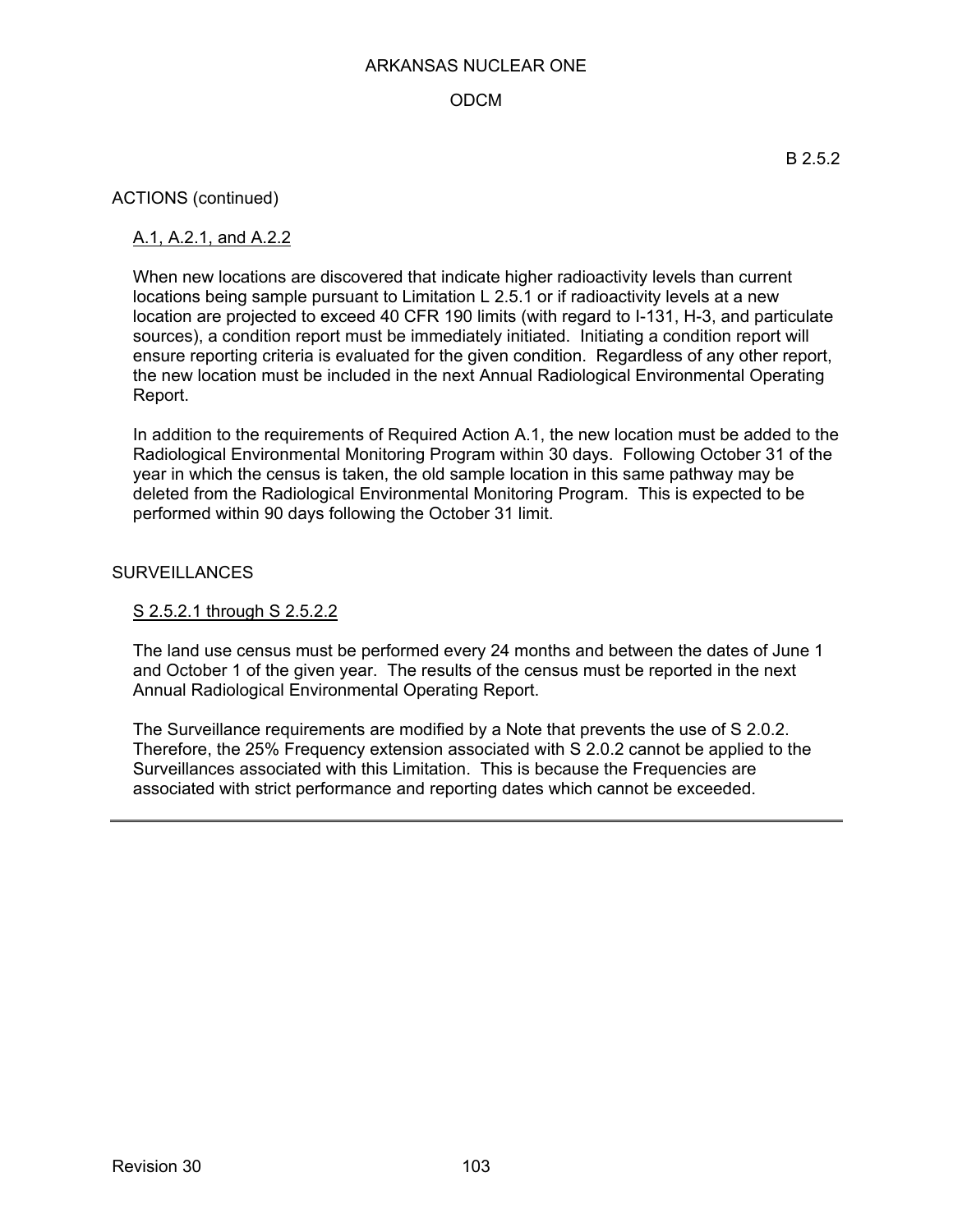B 2.5.2

ACTIONS (continued)

A.1, A.2.1, and A.2.2

When new locations are discovered that indicate higher radioactivity levels than current locations being sample pursuant to Limitation L 2.5.1 or if radioactivity levels at a new location are projected to exceed 40 CFR 190 limits (with regard to I-131, H-3, and particulate sources), a condition report must be immediately initiated. Initiating a condition report will ensure reporting criteria is evaluated for the given condition. Regardless of any other report, the new location must be included in the next Annual Radiological Environmental Operating Report.

In addition to the requirements of Required Action A.1, the new location must be added to the Radiological Environmental Monitoring Program within 30 days. Following October 31 of the year in which the census is taken, the old sample location in this same pathway may be deleted from the Radiological Environmental Monitoring Program. This is expected to be performed within 90 days following the October 31 limit.

SURVEILLANCES

S 2.5.2.1 through S 2.5.2.2

The land use census must be performed every 24 months and between the dates of June 1 and October 1 of the given year. The results of the census must be reported in the next Annual Radiological Environmental Operating Report.

The Surveillance requirements are modified by a Note that prevents the use of S 2.0.2. Therefore, the 25% Frequency extension associated with S 2.0.2 cannot be applied to the Surveillances associated with this Limitation. This is because the Frequencies are associated with strict performance and reporting dates which cannot be exceeded.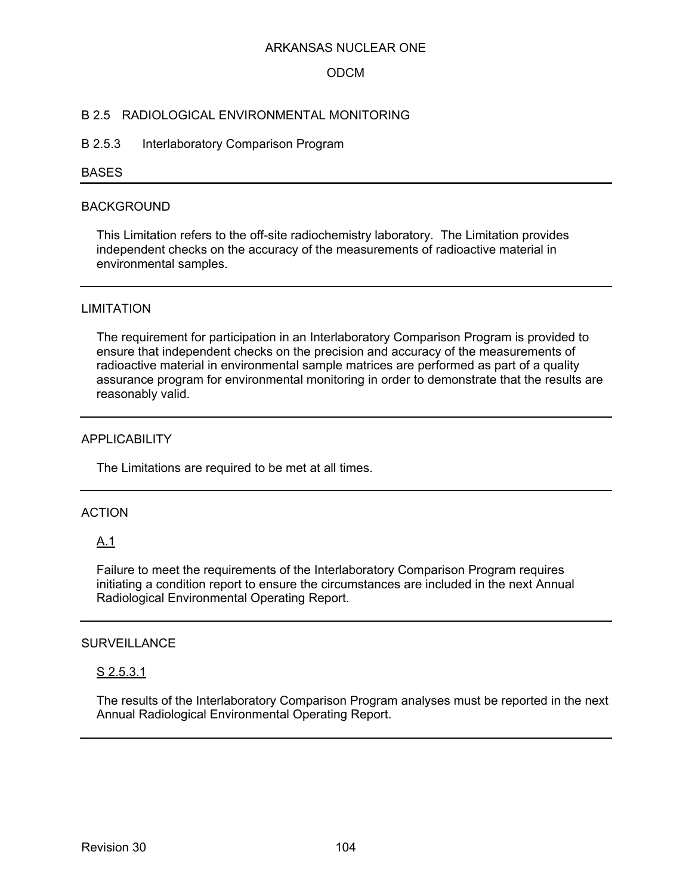## B 2.5 RADIOLOGICAL ENVIRONMENTAL MONITORING

### B 2.5.3 Interlaboratory Comparison Program

BASES

---

BACKGROUND

This Limitation refers to the off-site radiochemistry laboratory. The Limitation provides independent checks on the accuracy of the measurements of radioactive material in environmental samples.

---

LIMITATION

The requirement for participation in an Interlaboratory Comparison Program is provided to ensure that independent checks on the precision and accuracy of the measurements of radioactive material in environmental sample matrices are performed as part of a quality assurance program for environmental monitoring in order to demonstrate that the results are reasonably valid.

---

APPLICABILITY

The Limitations are required to be met at all times.

---

ACTION

A.1

Failure to meet the requirements of the Interlaboratory Comparison Program requires initiating a condition report to ensure the circumstances are included in the next Annual Radiological Environmental Operating Report.

---

SURVEILLANCE

S 2.5.3.1

The results of the Interlaboratory Comparison Program analyses must be reported in the next Annual Radiological Environmental Operating Report.

---

Revision 30